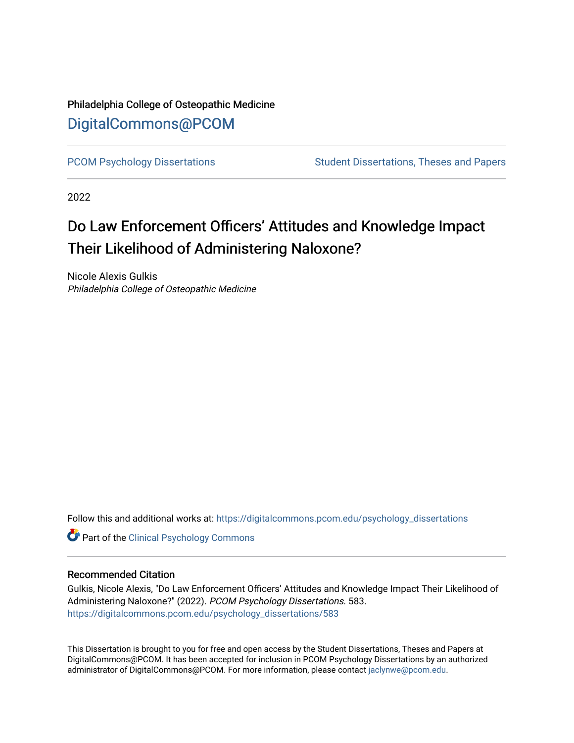Philadelphia College of Osteopathic Medicine

# DigitalCommons@PCOM

PCOM Psychology Dissertations | Student Dissertations, Theses and Papers

2022

# Do Law Enforcement Officers' Attitudes and Knowledge Impact Their Likelihood of Administering Naloxone?

Nicole Alexis Gulkis
*Philadelphia College of Osteopathic Medicine*

Follow this and additional works at: https://digitalcommons.pcom.edu/psychology_dissertations

Part of the Clinical Psychology Commons

## Recommended Citation

Gulkis, Nicole Alexis, "Do Law Enforcement Officers' Attitudes and Knowledge Impact Their Likelihood of Administering Naloxone?" (2022). *PCOM Psychology Dissertations.* 583.
https://digitalcommons.pcom.edu/psychology_dissertations/583

This Dissertation is brought to you for free and open access by the Student Dissertations, Theses and Papers at DigitalCommons@PCOM. It has been accepted for inclusion in PCOM Psychology Dissertations by an authorized administrator of DigitalCommons@PCOM. For more information, please contact jaclynwe@pcom.edu.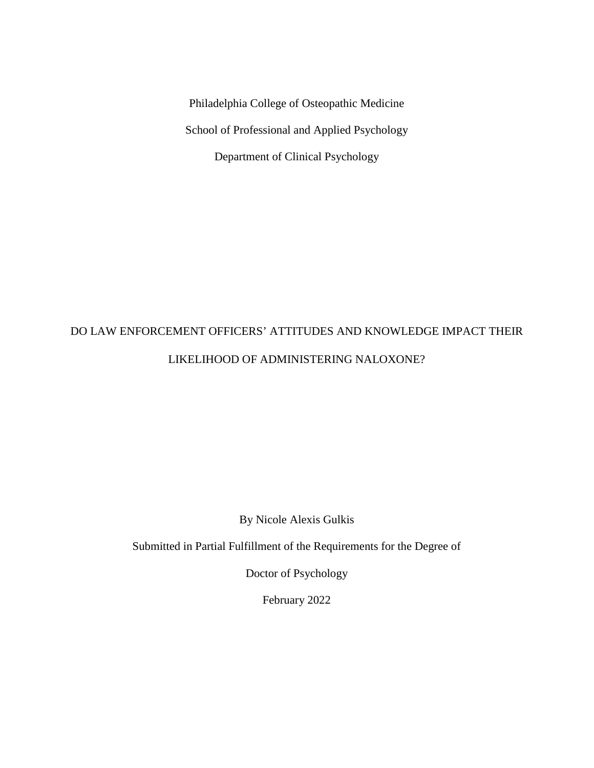Philadelphia College of Osteopathic Medicine

School of Professional and Applied Psychology

Department of Clinical Psychology

# DO LAW ENFORCEMENT OFFICERS' ATTITUDES AND KNOWLEDGE IMPACT THEIR LIKELIHOOD OF ADMINISTERING NALOXONE?

By Nicole Alexis Gulkis

Submitted in Partial Fulfillment of the Requirements for the Degree of

Doctor of Psychology

February 2022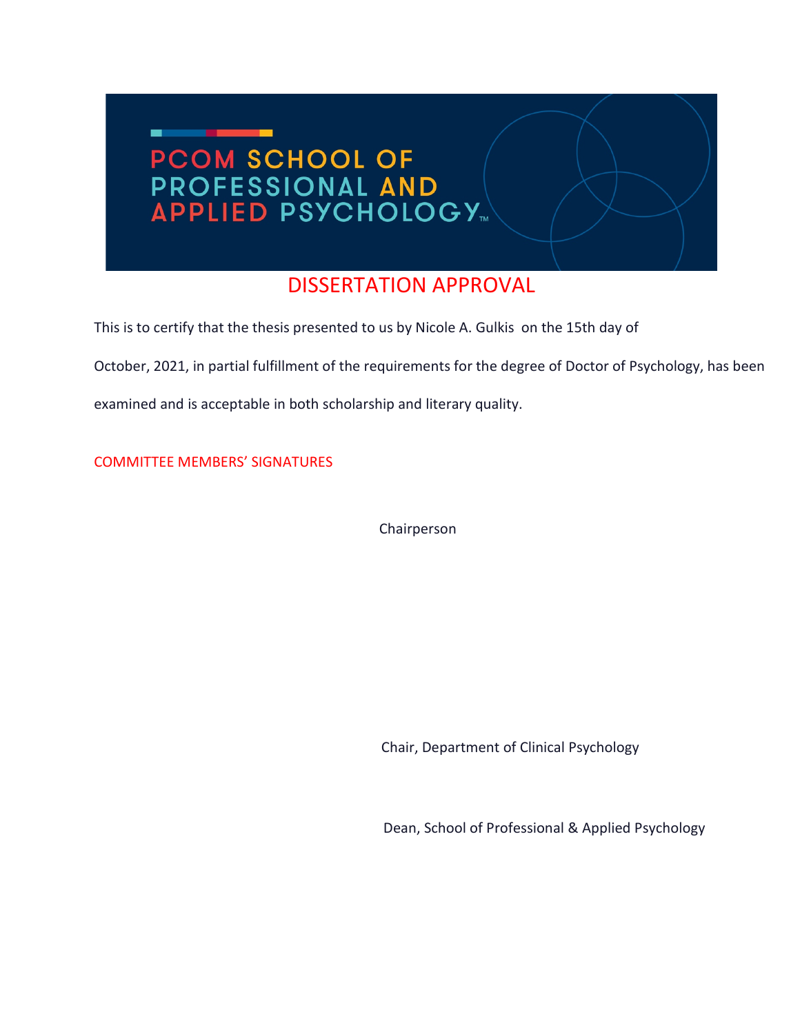PCOM SCHOOL OF PROFESSIONAL AND APPLIED PSYCHOLOGY™

# DISSERTATION APPROVAL

This is to certify that the thesis presented to us by Nicole A. Gulkis on the 15th day of October, 2021, in partial fulfillment of the requirements for the degree of Doctor of Psychology, has been examined and is acceptable in both scholarship and literary quality.

COMMITTEE MEMBERS' SIGNATURES

Chairperson

Chair, Department of Clinical Psychology

Dean, School of Professional & Applied Psychology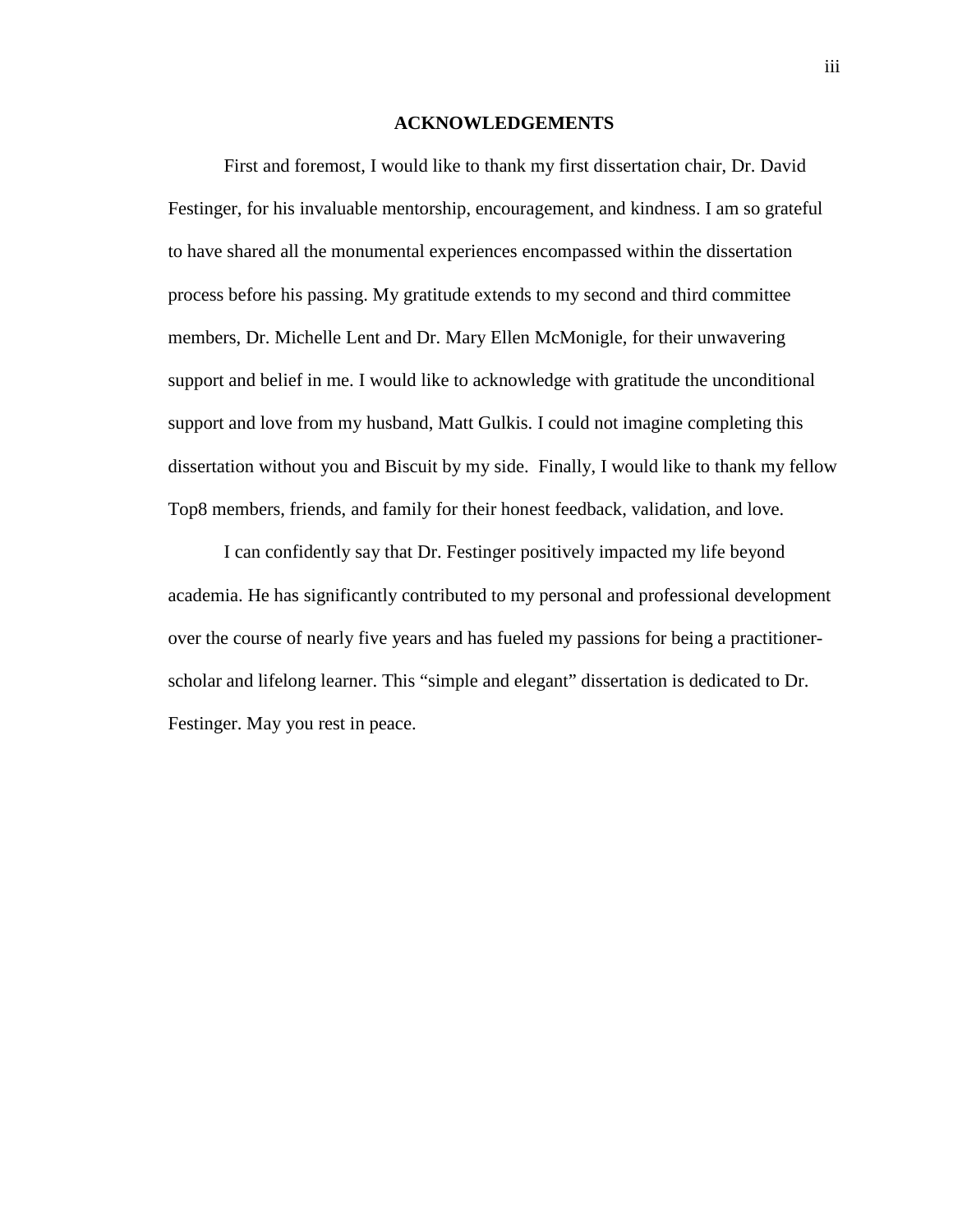## ACKNOWLEDGEMENTS

First and foremost, I would like to thank my first dissertation chair, Dr. David Festinger, for his invaluable mentorship, encouragement, and kindness. I am so grateful to have shared all the monumental experiences encompassed within the dissertation process before his passing. My gratitude extends to my second and third committee members, Dr. Michelle Lent and Dr. Mary Ellen McMonigle, for their unwavering support and belief in me. I would like to acknowledge with gratitude the unconditional support and love from my husband, Matt Gulkis. I could not imagine completing this dissertation without you and Biscuit by my side. Finally, I would like to thank my fellow Top8 members, friends, and family for their honest feedback, validation, and love.

I can confidently say that Dr. Festinger positively impacted my life beyond academia. He has significantly contributed to my personal and professional development over the course of nearly five years and has fueled my passions for being a practitioner-scholar and lifelong learner. This "simple and elegant" dissertation is dedicated to Dr. Festinger. May you rest in peace.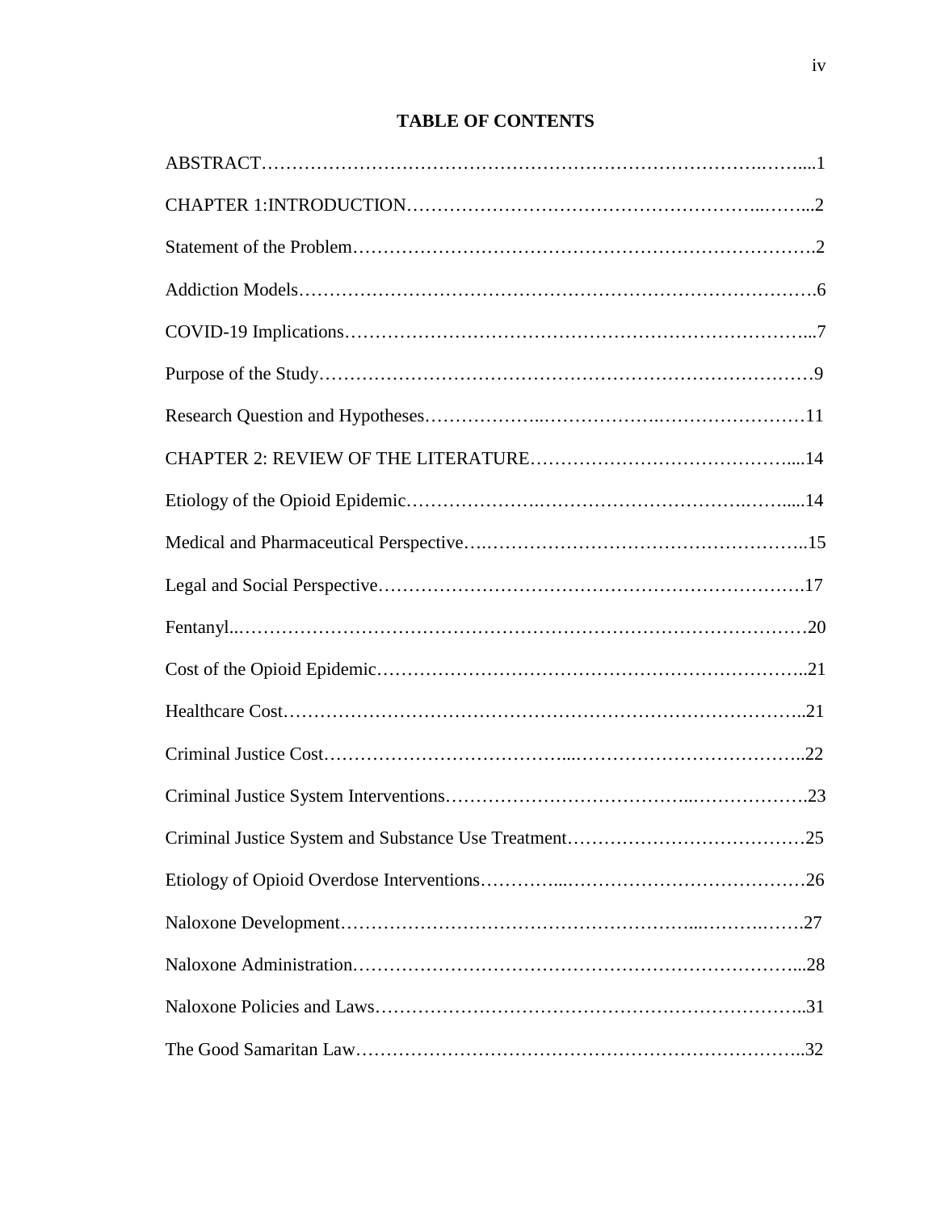# TABLE OF CONTENTS

ABSTRACT……………………………………………………………………………….…....1

CHAPTER 1:INTRODUCTION…………………………………………………..……...2

Statement of the Problem……………………………………………………………….2

Addiction Models…………………………………………………………………………6

COVID-19 Implications………………………………………………………………...7

Purpose of the Study……………………………………………………………………9

Research Question and Hypotheses………………..……………….……………………11

CHAPTER 2: REVIEW OF THE LITERATURE…………………………………….....14

Etiology of the Opioid Epidemic…………………………………………………….….....14

Medical and Pharmaceutical Perspective….…………………………………………..15

Legal and Social Perspective………………………………………………………….17

Fentanyl..………………………………………………………………………………20

Cost of the Opioid Epidemic…………………………………………………………..21

Healthcare Cost………………………………………………………………………..21

Criminal Justice Cost………………………………...………………………………..22

Criminal Justice System Interventions……………………………….……………….23

Criminal Justice System and Substance Use Treatment…………………………………25

Etiology of Opioid Overdose Interventions…………...…………………………………26

Naloxone Development……………………………………………...……….…….27

Naloxone Administration……………………………………………………………...28

Naloxone Policies and Laws…………………………………………………………..31

The Good Samaritan Law……………………………………………………………..32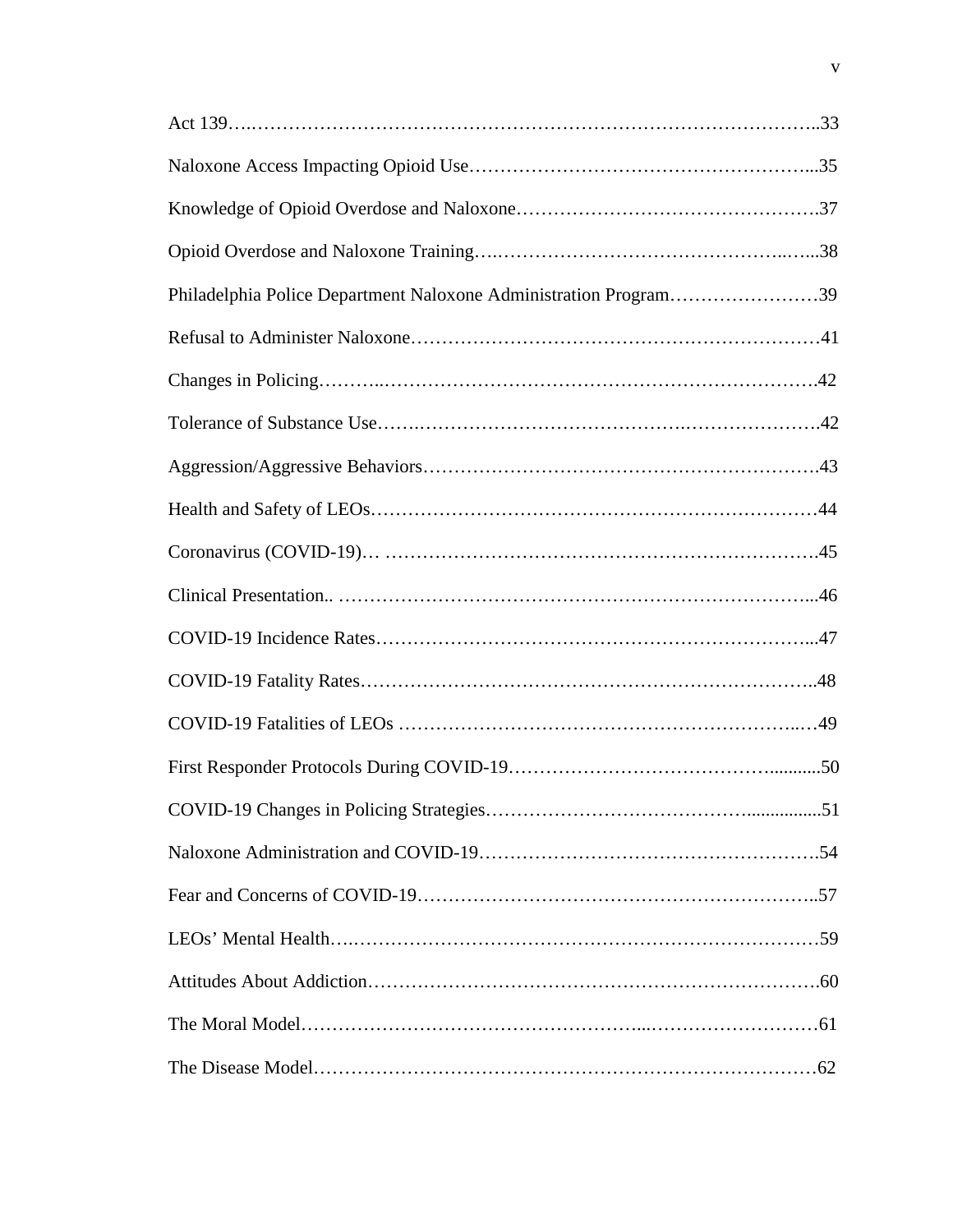Act 139 ... 33

Naloxone Access Impacting Opioid Use ... 35

Knowledge of Opioid Overdose and Naloxone ... 37

Opioid Overdose and Naloxone Training ... 38

Philadelphia Police Department Naloxone Administration Program ... 39

Refusal to Administer Naloxone ... 41

Changes in Policing ... 42

Tolerance of Substance Use ... 42

Aggression/Aggressive Behaviors ... 43

Health and Safety of LEOs ... 44

Coronavirus (COVID-19) ... 45

Clinical Presentation ... 46

COVID-19 Incidence Rates ... 47

COVID-19 Fatality Rates ... 48

COVID-19 Fatalities of LEOs ... 49

First Responder Protocols During COVID-19 ... 50

COVID-19 Changes in Policing Strategies ... 51

Naloxone Administration and COVID-19 ... 54

Fear and Concerns of COVID-19 ... 57

LEOs' Mental Health ... 59

Attitudes About Addiction ... 60

The Moral Model ... 61

The Disease Model ... 62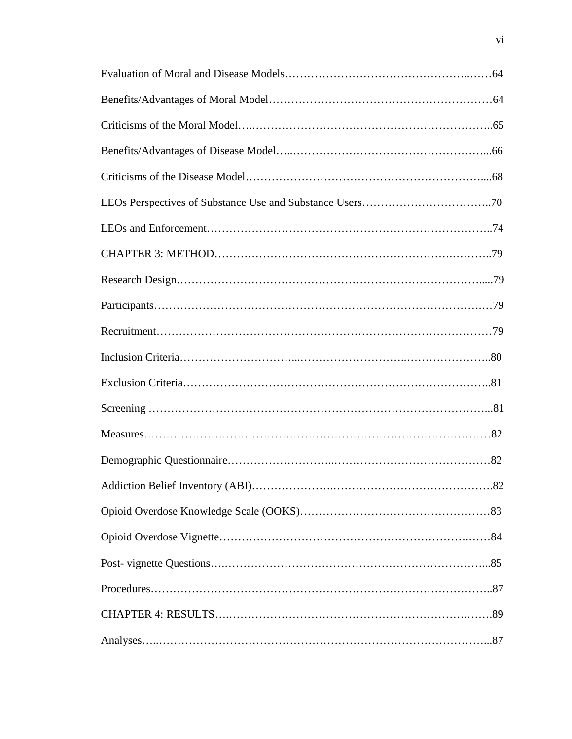Evaluation of Moral and Disease Models……………………………………………..……64

Benefits/Advantages of Moral Model……………………………………………………64

Criticisms of the Moral Model….……………………………………………………..65

Benefits/Advantages of Disease Model…..……………………………………………...66

Criticisms of the Disease Model……………….……………………….……………....68

LEOs Perspectives of Substance Use and Substance Users……………………………..70

LEOs and Enforcement…………………………………………………………………..74

CHAPTER 3: METHOD……………………………….…………………….……….79

Research Design…………………………………………………………………….....79

Participants……………………………………………………………………….…79

Recruitment………………………………………….……………………………79

Inclusion Criteria………………………...………………………..…………………..80

Exclusion Criteria………………………………………………………………………..81

Screening ………………………………………….……………………………………...81

Measures………………………………………………………………………………82

Demographic Questionnaire……………………..……………………………………82

Addiction Belief Inventory (ABI)………………….……………………………………82

Opioid Overdose Knowledge Scale (OOKS)…………………………………………83

Opioid Overdose Vignette………………………………………………………….……84

Post- vignette Questions….…………………………………………………………...85

Procedures………………………………………………………………………………..87

CHAPTER 4: RESULTS….………………………………………………….…….89

Analyses…..…………………………………………………………………………...87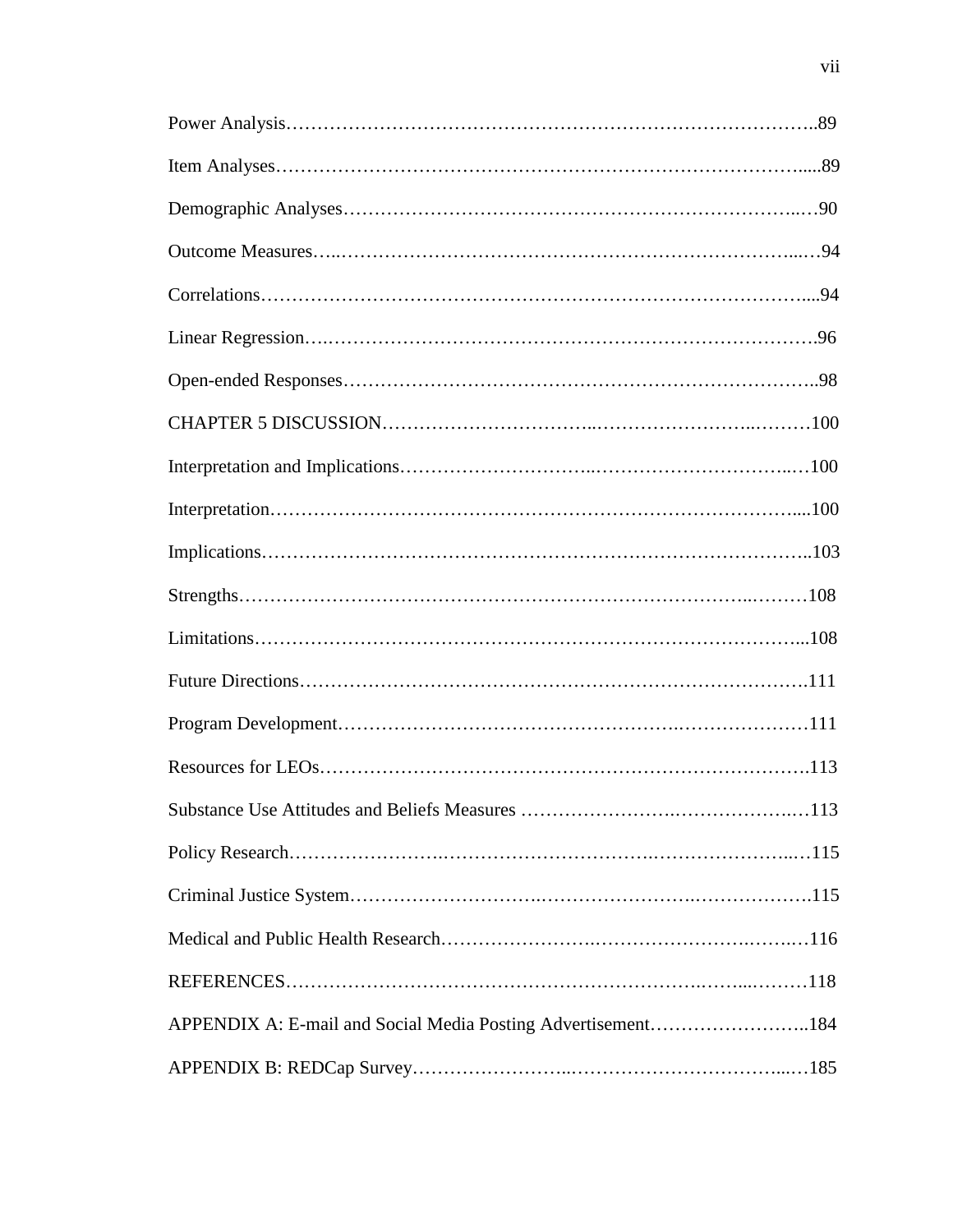Power Analysis……………………………………………………………………………..89

Item Analyses…………………………………………………………………………….....89

Demographic Analyses……………………………………………………………...…90

Outcome Measures…..…………………………………………………………………...…94

Correlations…………………………………………………………………………….....94

Linear Regression….……………………………………………………………………….96

Open-ended Responses…………………………………………………………………..98

CHAPTER 5 DISCUSSION……………………………..……………………...………100

Interpretation and Implications…………………………..…………………………..…100

Interpretation…………………………………………………………………………....100

Implications……………………………………………………………………………..103

Strengths……………………………………………………………………..………108

Limitations……………………………………………………………………………...108

Future Directions…………………………………………………………………….111

Program Development……………………………………………….…………………111

Resources for LEOs…………………………………………………………………….113

Substance Use Attitudes and Beliefs Measures ……………………….……………….…113

Policy Research……………………………………………………….…………………..…115

Criminal Justice System……………………….……………………….……………….115

Medical and Public Health Research…………………….……………………….…….…116

REFERENCES……………………………………………………….……...………118

APPENDIX A: E-mail and Social Media Posting Advertisement……………………..184

APPENDIX B: REDCap Survey……………………...……………………………...…185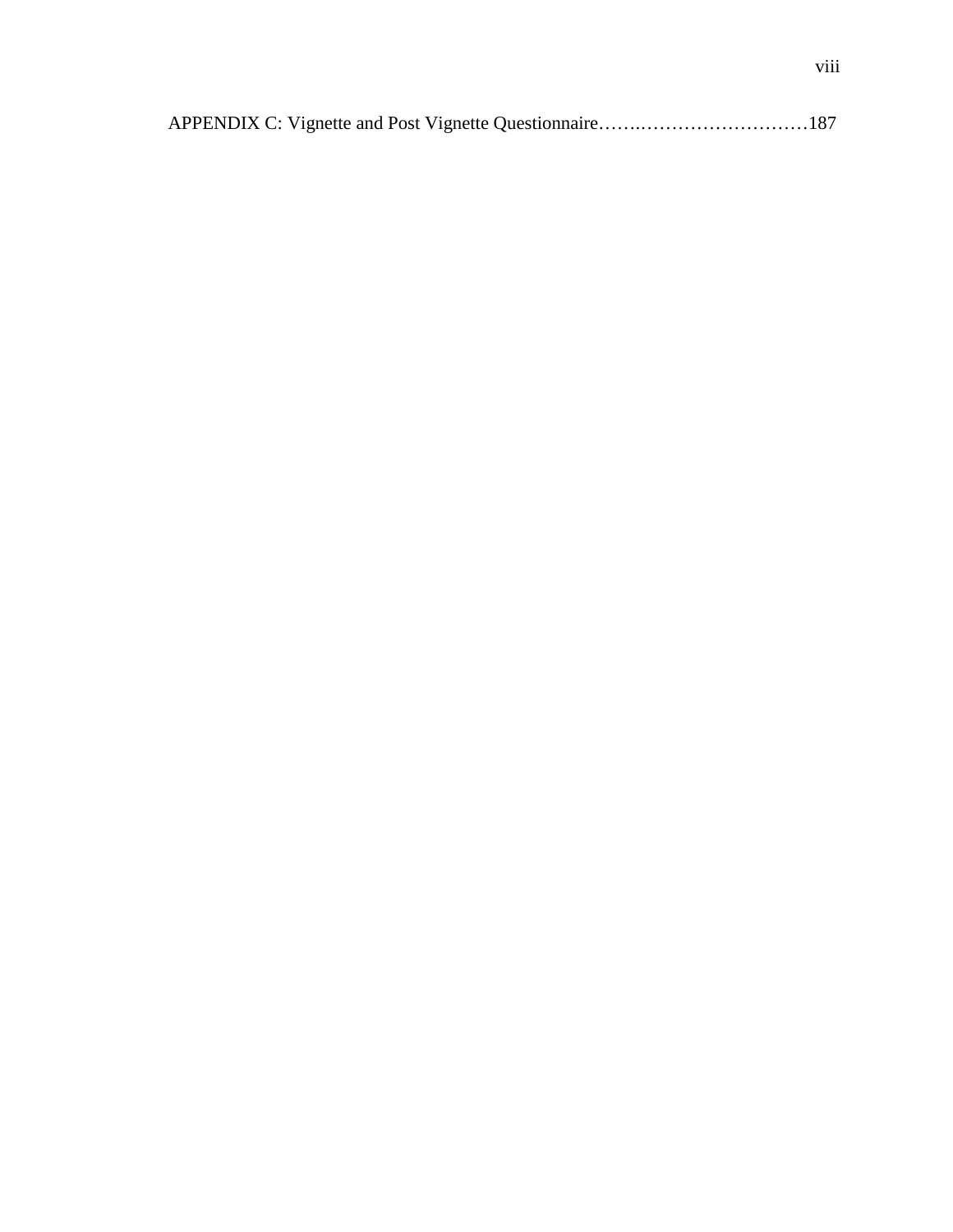APPENDIX C: Vignette and Post Vignette Questionnaire…….………………………187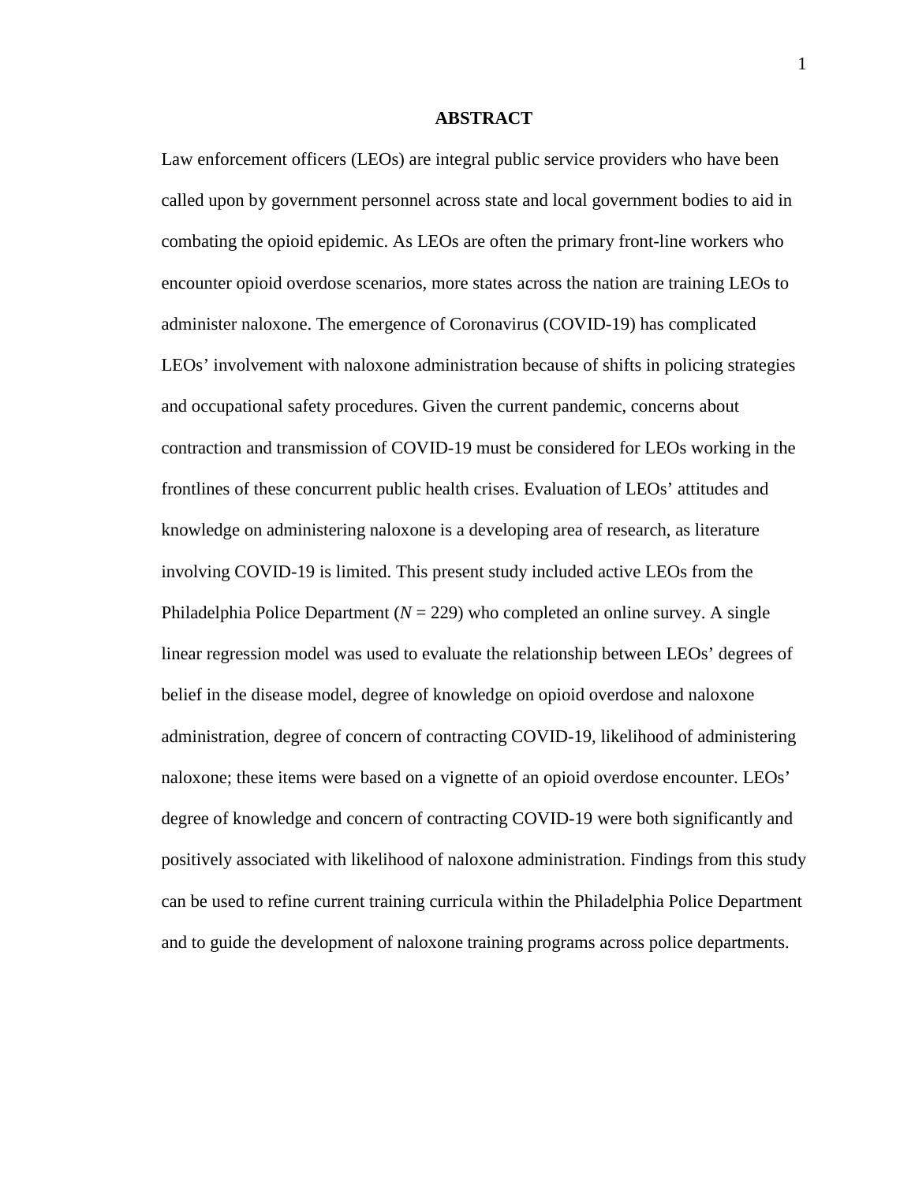# ABSTRACT

Law enforcement officers (LEOs) are integral public service providers who have been called upon by government personnel across state and local government bodies to aid in combating the opioid epidemic. As LEOs are often the primary front-line workers who encounter opioid overdose scenarios, more states across the nation are training LEOs to administer naloxone. The emergence of Coronavirus (COVID-19) has complicated LEOs' involvement with naloxone administration because of shifts in policing strategies and occupational safety procedures. Given the current pandemic, concerns about contraction and transmission of COVID-19 must be considered for LEOs working in the frontlines of these concurrent public health crises. Evaluation of LEOs' attitudes and knowledge on administering naloxone is a developing area of research, as literature involving COVID-19 is limited. This present study included active LEOs from the Philadelphia Police Department (*N* = 229) who completed an online survey. A single linear regression model was used to evaluate the relationship between LEOs' degrees of belief in the disease model, degree of knowledge on opioid overdose and naloxone administration, degree of concern of contracting COVID-19, likelihood of administering naloxone; these items were based on a vignette of an opioid overdose encounter. LEOs' degree of knowledge and concern of contracting COVID-19 were both significantly and positively associated with likelihood of naloxone administration. Findings from this study can be used to refine current training curricula within the Philadelphia Police Department and to guide the development of naloxone training programs across police departments.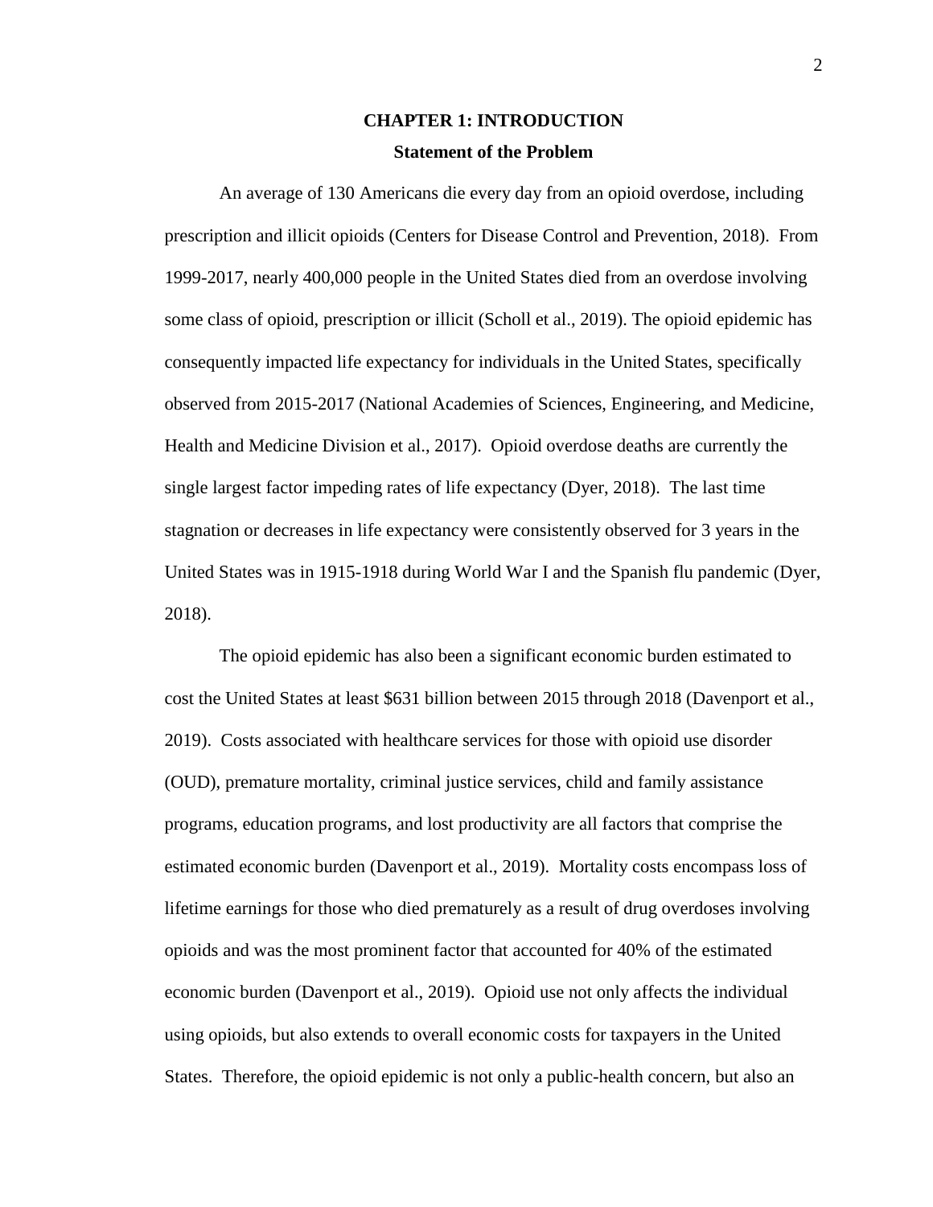# CHAPTER 1: INTRODUCTION

## Statement of the Problem

An average of 130 Americans die every day from an opioid overdose, including prescription and illicit opioids (Centers for Disease Control and Prevention, 2018). From 1999-2017, nearly 400,000 people in the United States died from an overdose involving some class of opioid, prescription or illicit (Scholl et al., 2019). The opioid epidemic has consequently impacted life expectancy for individuals in the United States, specifically observed from 2015-2017 (National Academies of Sciences, Engineering, and Medicine, Health and Medicine Division et al., 2017). Opioid overdose deaths are currently the single largest factor impeding rates of life expectancy (Dyer, 2018). The last time stagnation or decreases in life expectancy were consistently observed for 3 years in the United States was in 1915-1918 during World War I and the Spanish flu pandemic (Dyer, 2018).

The opioid epidemic has also been a significant economic burden estimated to cost the United States at least $631 billion between 2015 through 2018 (Davenport et al., 2019). Costs associated with healthcare services for those with opioid use disorder (OUD), premature mortality, criminal justice services, child and family assistance programs, education programs, and lost productivity are all factors that comprise the estimated economic burden (Davenport et al., 2019). Mortality costs encompass loss of lifetime earnings for those who died prematurely as a result of drug overdoses involving opioids and was the most prominent factor that accounted for 40% of the estimated economic burden (Davenport et al., 2019). Opioid use not only affects the individual using opioids, but also extends to overall economic costs for taxpayers in the United States. Therefore, the opioid epidemic is not only a public-health concern, but also an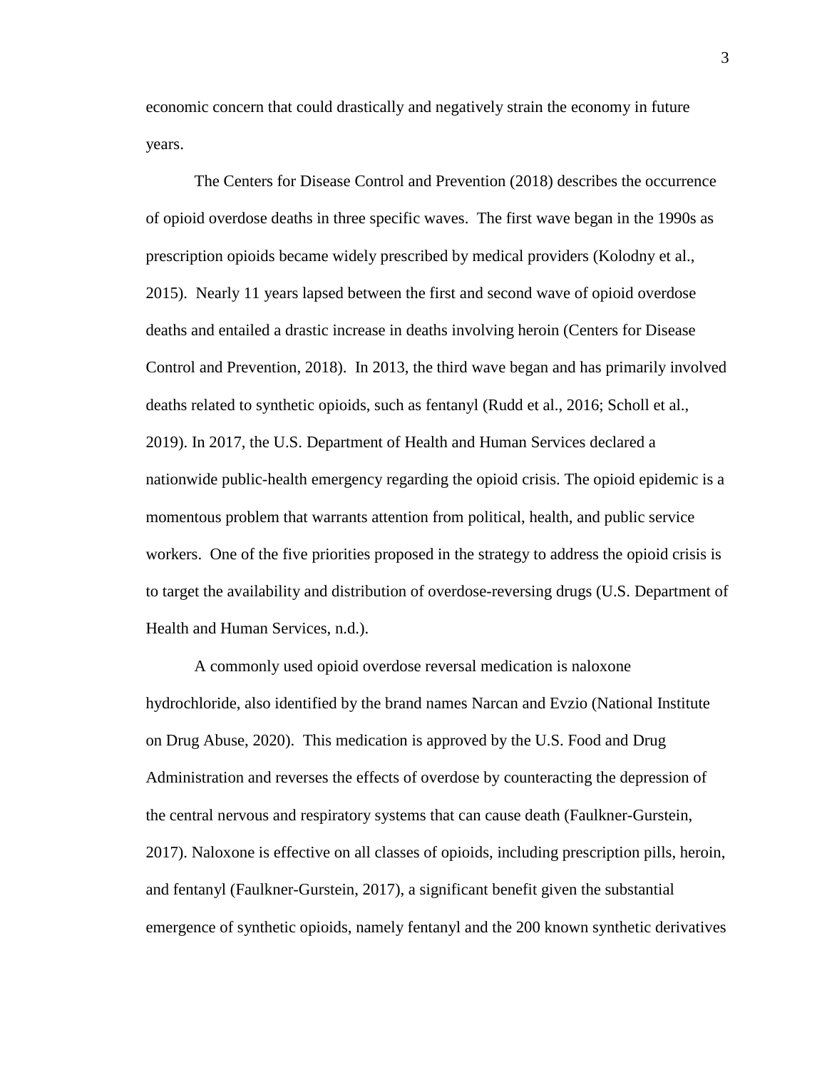economic concern that could drastically and negatively strain the economy in future years.

The Centers for Disease Control and Prevention (2018) describes the occurrence of opioid overdose deaths in three specific waves. The first wave began in the 1990s as prescription opioids became widely prescribed by medical providers (Kolodny et al., 2015). Nearly 11 years lapsed between the first and second wave of opioid overdose deaths and entailed a drastic increase in deaths involving heroin (Centers for Disease Control and Prevention, 2018). In 2013, the third wave began and has primarily involved deaths related to synthetic opioids, such as fentanyl (Rudd et al., 2016; Scholl et al., 2019). In 2017, the U.S. Department of Health and Human Services declared a nationwide public-health emergency regarding the opioid crisis. The opioid epidemic is a momentous problem that warrants attention from political, health, and public service workers. One of the five priorities proposed in the strategy to address the opioid crisis is to target the availability and distribution of overdose-reversing drugs (U.S. Department of Health and Human Services, n.d.).

A commonly used opioid overdose reversal medication is naloxone hydrochloride, also identified by the brand names Narcan and Evzio (National Institute on Drug Abuse, 2020). This medication is approved by the U.S. Food and Drug Administration and reverses the effects of overdose by counteracting the depression of the central nervous and respiratory systems that can cause death (Faulkner-Gurstein, 2017). Naloxone is effective on all classes of opioids, including prescription pills, heroin, and fentanyl (Faulkner-Gurstein, 2017), a significant benefit given the substantial emergence of synthetic opioids, namely fentanyl and the 200 known synthetic derivatives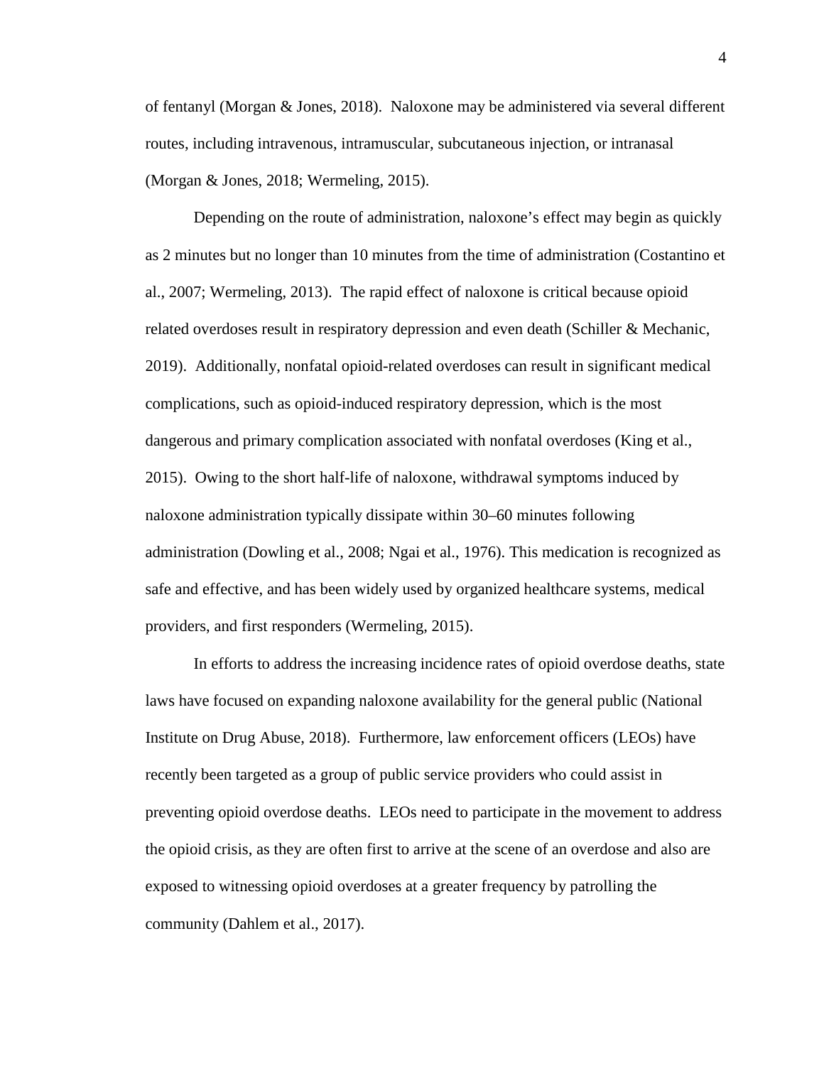of fentanyl (Morgan & Jones, 2018). Naloxone may be administered via several different routes, including intravenous, intramuscular, subcutaneous injection, or intranasal (Morgan & Jones, 2018; Wermeling, 2015).

Depending on the route of administration, naloxone's effect may begin as quickly as 2 minutes but no longer than 10 minutes from the time of administration (Costantino et al., 2007; Wermeling, 2013). The rapid effect of naloxone is critical because opioid related overdoses result in respiratory depression and even death (Schiller & Mechanic, 2019). Additionally, nonfatal opioid-related overdoses can result in significant medical complications, such as opioid-induced respiratory depression, which is the most dangerous and primary complication associated with nonfatal overdoses (King et al., 2015). Owing to the short half-life of naloxone, withdrawal symptoms induced by naloxone administration typically dissipate within 30–60 minutes following administration (Dowling et al., 2008; Ngai et al., 1976). This medication is recognized as safe and effective, and has been widely used by organized healthcare systems, medical providers, and first responders (Wermeling, 2015).

In efforts to address the increasing incidence rates of opioid overdose deaths, state laws have focused on expanding naloxone availability for the general public (National Institute on Drug Abuse, 2018). Furthermore, law enforcement officers (LEOs) have recently been targeted as a group of public service providers who could assist in preventing opioid overdose deaths. LEOs need to participate in the movement to address the opioid crisis, as they are often first to arrive at the scene of an overdose and also are exposed to witnessing opioid overdoses at a greater frequency by patrolling the community (Dahlem et al., 2017).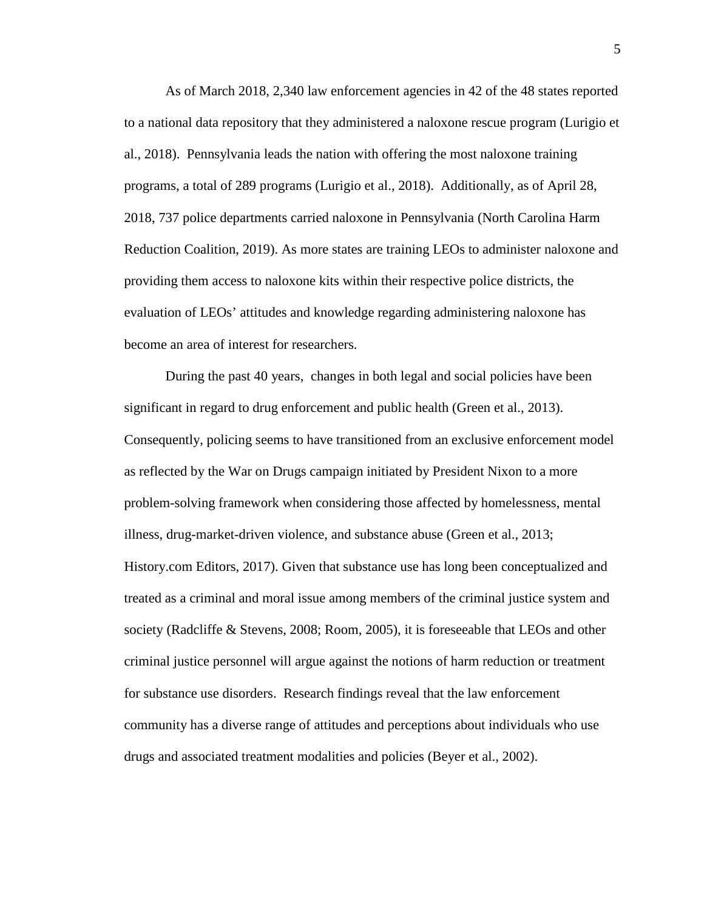As of March 2018, 2,340 law enforcement agencies in 42 of the 48 states reported to a national data repository that they administered a naloxone rescue program (Lurigio et al., 2018). Pennsylvania leads the nation with offering the most naloxone training programs, a total of 289 programs (Lurigio et al., 2018). Additionally, as of April 28, 2018, 737 police departments carried naloxone in Pennsylvania (North Carolina Harm Reduction Coalition, 2019). As more states are training LEOs to administer naloxone and providing them access to naloxone kits within their respective police districts, the evaluation of LEOs' attitudes and knowledge regarding administering naloxone has become an area of interest for researchers.

During the past 40 years, changes in both legal and social policies have been significant in regard to drug enforcement and public health (Green et al., 2013). Consequently, policing seems to have transitioned from an exclusive enforcement model as reflected by the War on Drugs campaign initiated by President Nixon to a more problem-solving framework when considering those affected by homelessness, mental illness, drug-market-driven violence, and substance abuse (Green et al., 2013; History.com Editors, 2017). Given that substance use has long been conceptualized and treated as a criminal and moral issue among members of the criminal justice system and society (Radcliffe & Stevens, 2008; Room, 2005), it is foreseeable that LEOs and other criminal justice personnel will argue against the notions of harm reduction or treatment for substance use disorders. Research findings reveal that the law enforcement community has a diverse range of attitudes and perceptions about individuals who use drugs and associated treatment modalities and policies (Beyer et al., 2002).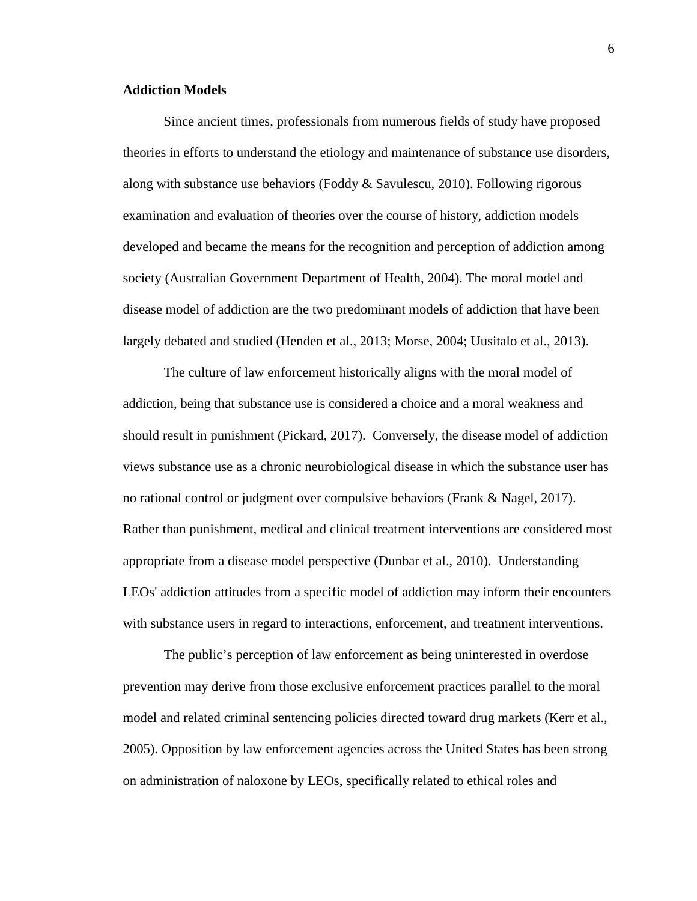**Addiction Models**

Since ancient times, professionals from numerous fields of study have proposed theories in efforts to understand the etiology and maintenance of substance use disorders, along with substance use behaviors (Foddy & Savulescu, 2010). Following rigorous examination and evaluation of theories over the course of history, addiction models developed and became the means for the recognition and perception of addiction among society (Australian Government Department of Health, 2004). The moral model and disease model of addiction are the two predominant models of addiction that have been largely debated and studied (Henden et al., 2013; Morse, 2004; Uusitalo et al., 2013).

The culture of law enforcement historically aligns with the moral model of addiction, being that substance use is considered a choice and a moral weakness and should result in punishment (Pickard, 2017). Conversely, the disease model of addiction views substance use as a chronic neurobiological disease in which the substance user has no rational control or judgment over compulsive behaviors (Frank & Nagel, 2017). Rather than punishment, medical and clinical treatment interventions are considered most appropriate from a disease model perspective (Dunbar et al., 2010). Understanding LEOs' addiction attitudes from a specific model of addiction may inform their encounters with substance users in regard to interactions, enforcement, and treatment interventions.

The public's perception of law enforcement as being uninterested in overdose prevention may derive from those exclusive enforcement practices parallel to the moral model and related criminal sentencing policies directed toward drug markets (Kerr et al., 2005). Opposition by law enforcement agencies across the United States has been strong on administration of naloxone by LEOs, specifically related to ethical roles and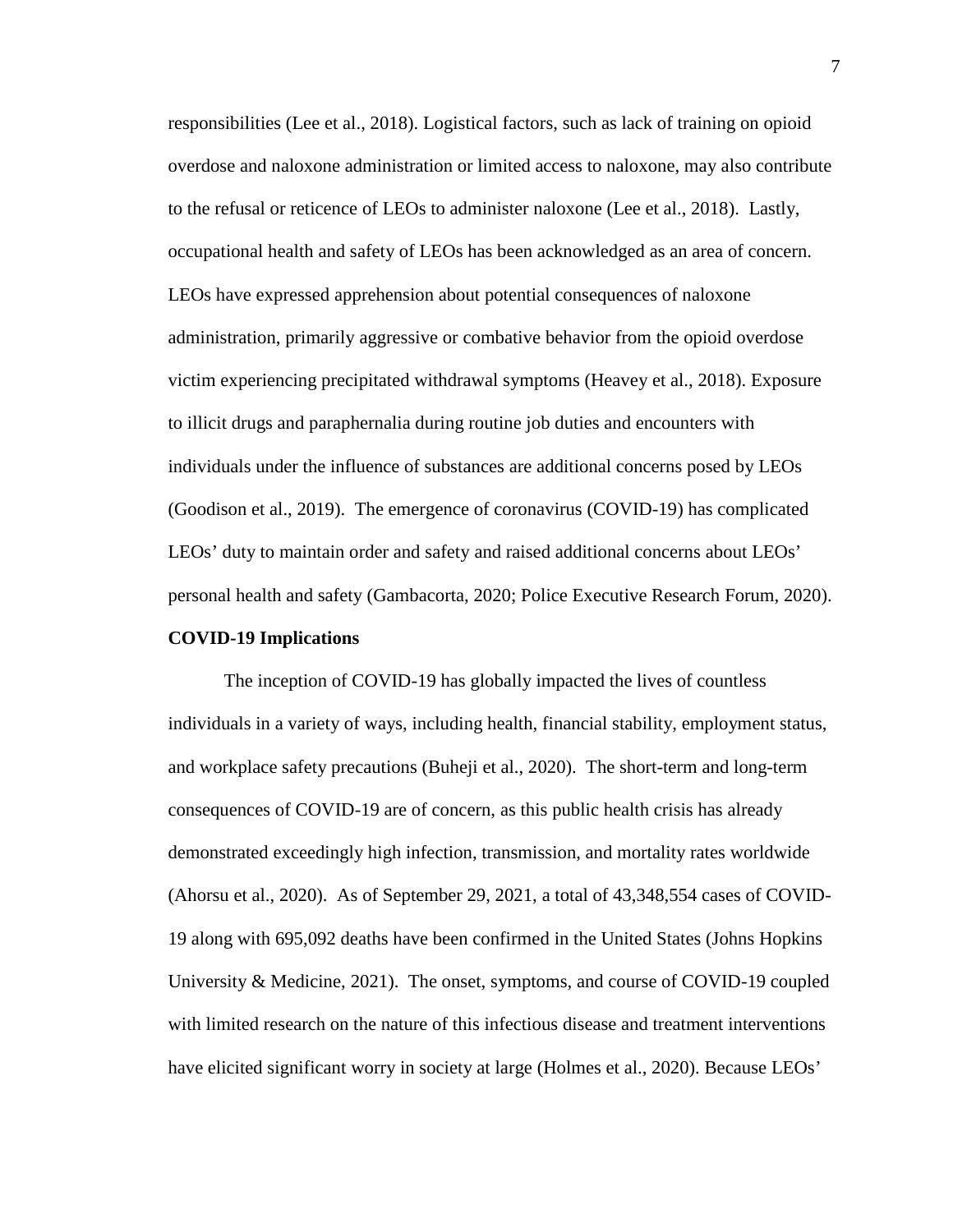responsibilities (Lee et al., 2018). Logistical factors, such as lack of training on opioid overdose and naloxone administration or limited access to naloxone, may also contribute to the refusal or reticence of LEOs to administer naloxone (Lee et al., 2018). Lastly, occupational health and safety of LEOs has been acknowledged as an area of concern. LEOs have expressed apprehension about potential consequences of naloxone administration, primarily aggressive or combative behavior from the opioid overdose victim experiencing precipitated withdrawal symptoms (Heavey et al., 2018). Exposure to illicit drugs and paraphernalia during routine job duties and encounters with individuals under the influence of substances are additional concerns posed by LEOs (Goodison et al., 2019). The emergence of coronavirus (COVID-19) has complicated LEOs' duty to maintain order and safety and raised additional concerns about LEOs' personal health and safety (Gambacorta, 2020; Police Executive Research Forum, 2020).

**COVID-19 Implications**

The inception of COVID-19 has globally impacted the lives of countless individuals in a variety of ways, including health, financial stability, employment status, and workplace safety precautions (Buheji et al., 2020). The short-term and long-term consequences of COVID-19 are of concern, as this public health crisis has already demonstrated exceedingly high infection, transmission, and mortality rates worldwide (Ahorsu et al., 2020). As of September 29, 2021, a total of 43,348,554 cases of COVID-19 along with 695,092 deaths have been confirmed in the United States (Johns Hopkins University & Medicine, 2021). The onset, symptoms, and course of COVID-19 coupled with limited research on the nature of this infectious disease and treatment interventions have elicited significant worry in society at large (Holmes et al., 2020). Because LEOs'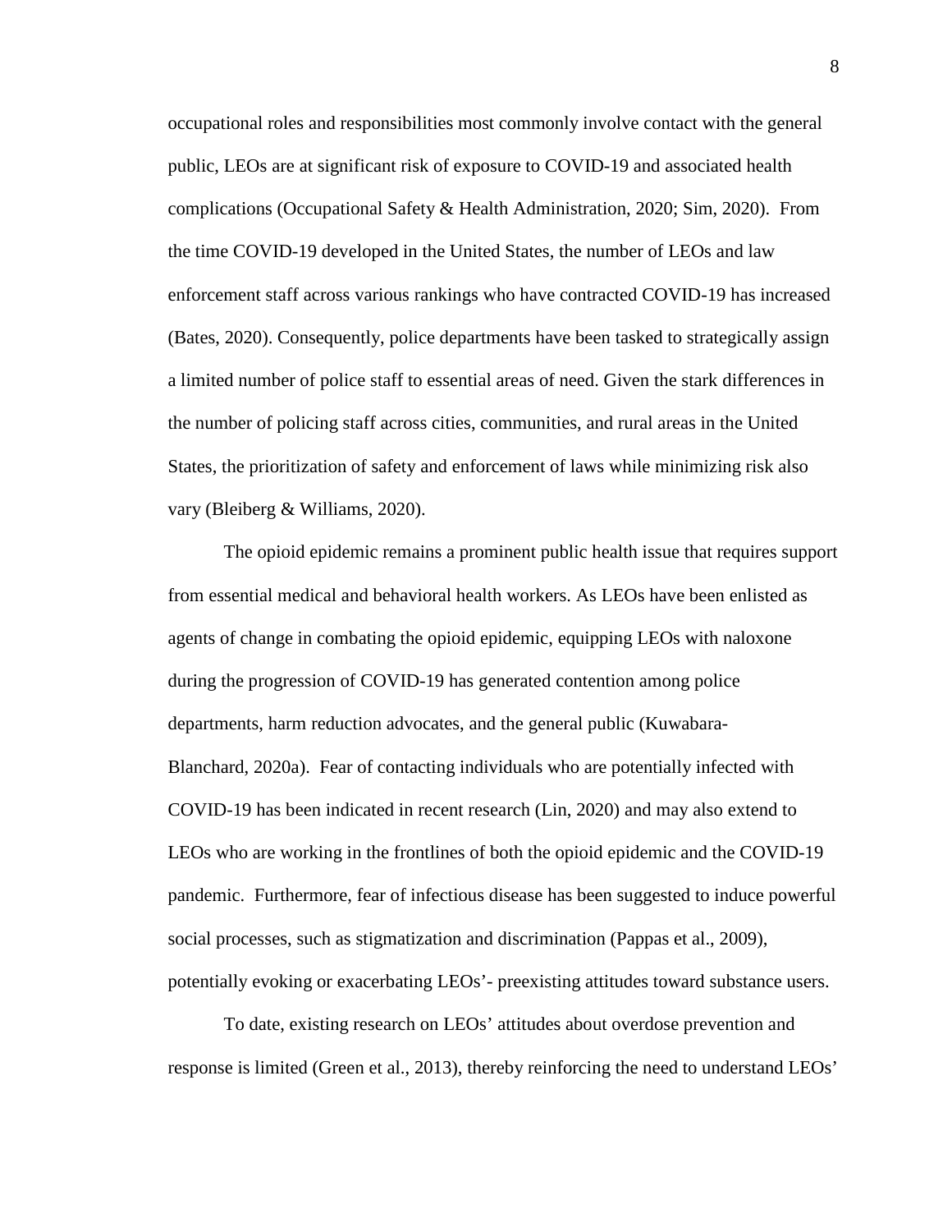occupational roles and responsibilities most commonly involve contact with the general public, LEOs are at significant risk of exposure to COVID-19 and associated health complications (Occupational Safety & Health Administration, 2020; Sim, 2020). From the time COVID-19 developed in the United States, the number of LEOs and law enforcement staff across various rankings who have contracted COVID-19 has increased (Bates, 2020). Consequently, police departments have been tasked to strategically assign a limited number of police staff to essential areas of need. Given the stark differences in the number of policing staff across cities, communities, and rural areas in the United States, the prioritization of safety and enforcement of laws while minimizing risk also vary (Bleiberg & Williams, 2020).

The opioid epidemic remains a prominent public health issue that requires support from essential medical and behavioral health workers. As LEOs have been enlisted as agents of change in combating the opioid epidemic, equipping LEOs with naloxone during the progression of COVID-19 has generated contention among police departments, harm reduction advocates, and the general public (Kuwabara-Blanchard, 2020a). Fear of contacting individuals who are potentially infected with COVID-19 has been indicated in recent research (Lin, 2020) and may also extend to LEOs who are working in the frontlines of both the opioid epidemic and the COVID-19 pandemic. Furthermore, fear of infectious disease has been suggested to induce powerful social processes, such as stigmatization and discrimination (Pappas et al., 2009), potentially evoking or exacerbating LEOs'- preexisting attitudes toward substance users.

To date, existing research on LEOs' attitudes about overdose prevention and response is limited (Green et al., 2013), thereby reinforcing the need to understand LEOs'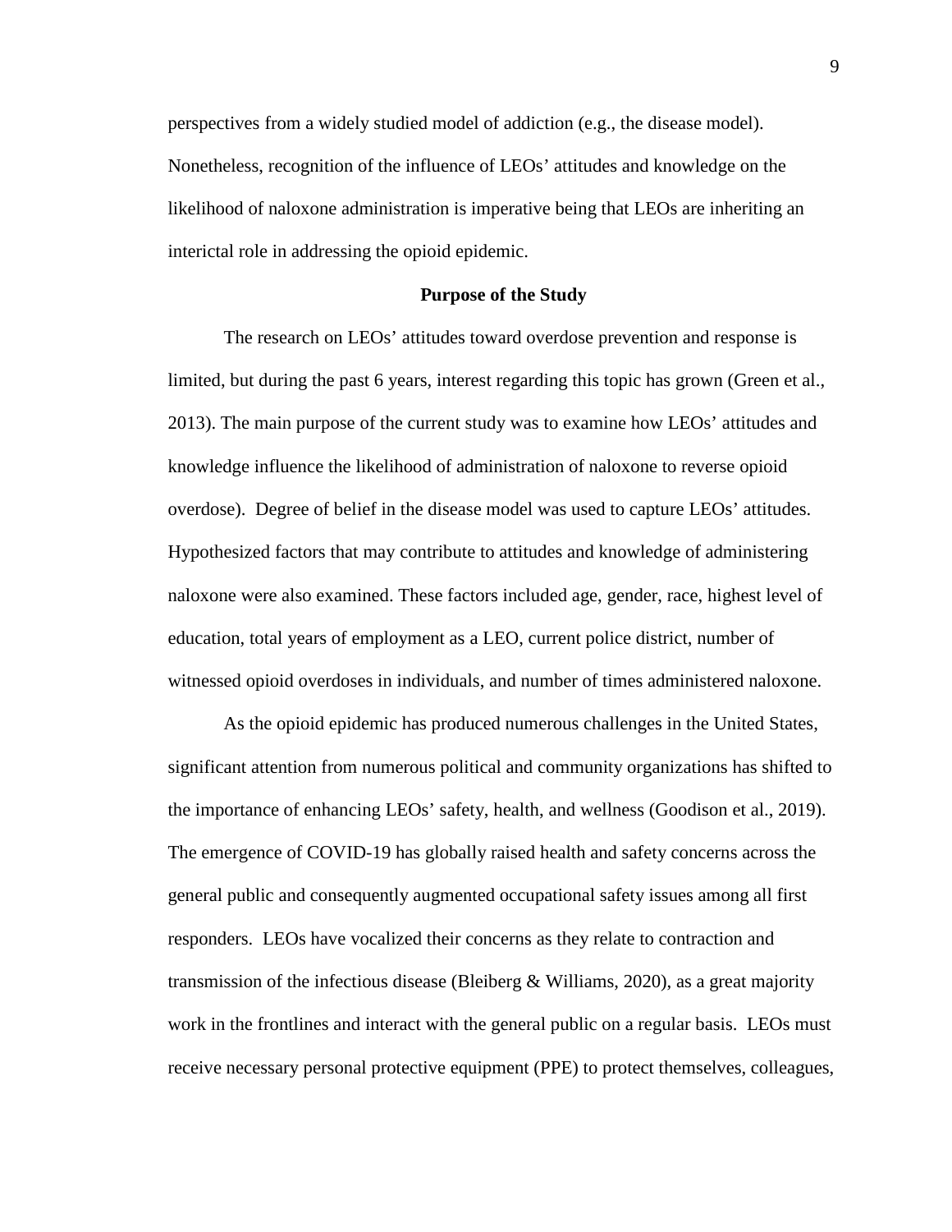perspectives from a widely studied model of addiction (e.g., the disease model). Nonetheless, recognition of the influence of LEOs' attitudes and knowledge on the likelihood of naloxone administration is imperative being that LEOs are inheriting an interictal role in addressing the opioid epidemic.

## Purpose of the Study

The research on LEOs' attitudes toward overdose prevention and response is limited, but during the past 6 years, interest regarding this topic has grown (Green et al., 2013). The main purpose of the current study was to examine how LEOs' attitudes and knowledge influence the likelihood of administration of naloxone to reverse opioid overdose). Degree of belief in the disease model was used to capture LEOs' attitudes. Hypothesized factors that may contribute to attitudes and knowledge of administering naloxone were also examined. These factors included age, gender, race, highest level of education, total years of employment as a LEO, current police district, number of witnessed opioid overdoses in individuals, and number of times administered naloxone.

As the opioid epidemic has produced numerous challenges in the United States, significant attention from numerous political and community organizations has shifted to the importance of enhancing LEOs' safety, health, and wellness (Goodison et al., 2019). The emergence of COVID-19 has globally raised health and safety concerns across the general public and consequently augmented occupational safety issues among all first responders. LEOs have vocalized their concerns as they relate to contraction and transmission of the infectious disease (Bleiberg & Williams, 2020), as a great majority work in the frontlines and interact with the general public on a regular basis. LEOs must receive necessary personal protective equipment (PPE) to protect themselves, colleagues,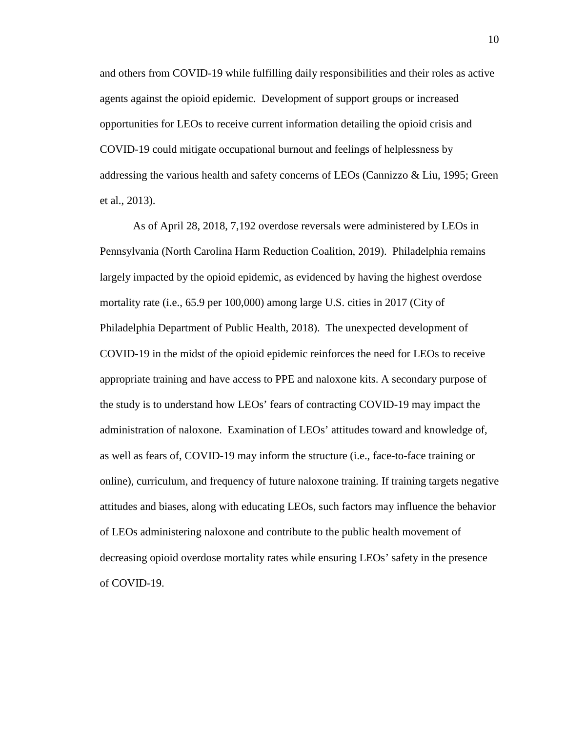and others from COVID-19 while fulfilling daily responsibilities and their roles as active agents against the opioid epidemic. Development of support groups or increased opportunities for LEOs to receive current information detailing the opioid crisis and COVID-19 could mitigate occupational burnout and feelings of helplessness by addressing the various health and safety concerns of LEOs (Cannizzo & Liu, 1995; Green et al., 2013).

As of April 28, 2018, 7,192 overdose reversals were administered by LEOs in Pennsylvania (North Carolina Harm Reduction Coalition, 2019). Philadelphia remains largely impacted by the opioid epidemic, as evidenced by having the highest overdose mortality rate (i.e., 65.9 per 100,000) among large U.S. cities in 2017 (City of Philadelphia Department of Public Health, 2018). The unexpected development of COVID-19 in the midst of the opioid epidemic reinforces the need for LEOs to receive appropriate training and have access to PPE and naloxone kits. A secondary purpose of the study is to understand how LEOs' fears of contracting COVID-19 may impact the administration of naloxone. Examination of LEOs' attitudes toward and knowledge of, as well as fears of, COVID-19 may inform the structure (i.e., face-to-face training or online), curriculum, and frequency of future naloxone training. If training targets negative attitudes and biases, along with educating LEOs, such factors may influence the behavior of LEOs administering naloxone and contribute to the public health movement of decreasing opioid overdose mortality rates while ensuring LEOs' safety in the presence of COVID-19.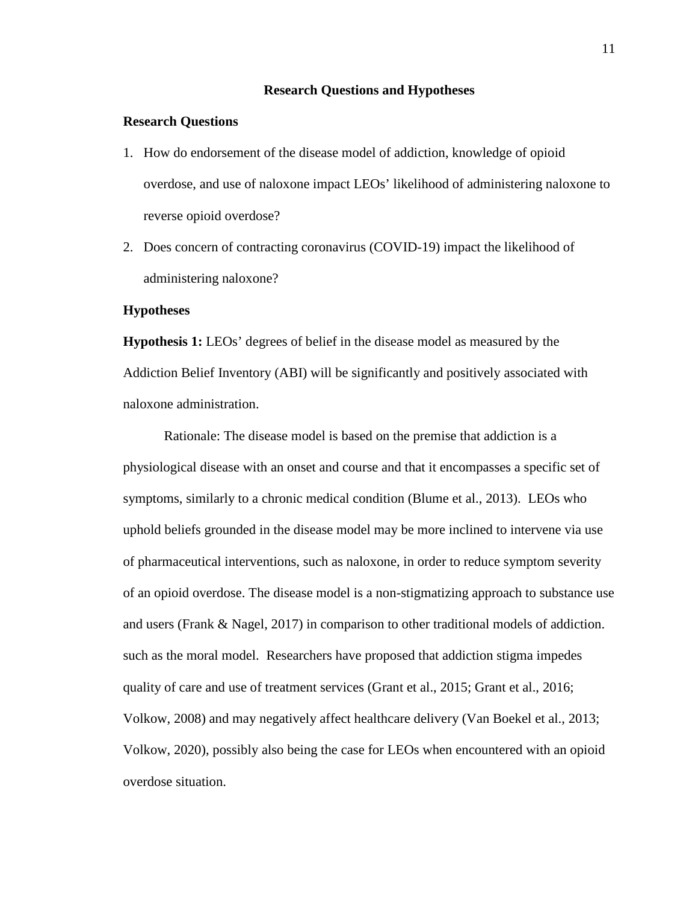## Research Questions and Hypotheses

### Research Questions

1. How do endorsement of the disease model of addiction, knowledge of opioid overdose, and use of naloxone impact LEOs' likelihood of administering naloxone to reverse opioid overdose?
2. Does concern of contracting coronavirus (COVID-19) impact the likelihood of administering naloxone?

### Hypotheses

**Hypothesis 1:** LEOs' degrees of belief in the disease model as measured by the Addiction Belief Inventory (ABI) will be significantly and positively associated with naloxone administration.

Rationale: The disease model is based on the premise that addiction is a physiological disease with an onset and course and that it encompasses a specific set of symptoms, similarly to a chronic medical condition (Blume et al., 2013). LEOs who uphold beliefs grounded in the disease model may be more inclined to intervene via use of pharmaceutical interventions, such as naloxone, in order to reduce symptom severity of an opioid overdose. The disease model is a non-stigmatizing approach to substance use and users (Frank & Nagel, 2017) in comparison to other traditional models of addiction. such as the moral model. Researchers have proposed that addiction stigma impedes quality of care and use of treatment services (Grant et al., 2015; Grant et al., 2016; Volkow, 2008) and may negatively affect healthcare delivery (Van Boekel et al., 2013; Volkow, 2020), possibly also being the case for LEOs when encountered with an opioid overdose situation.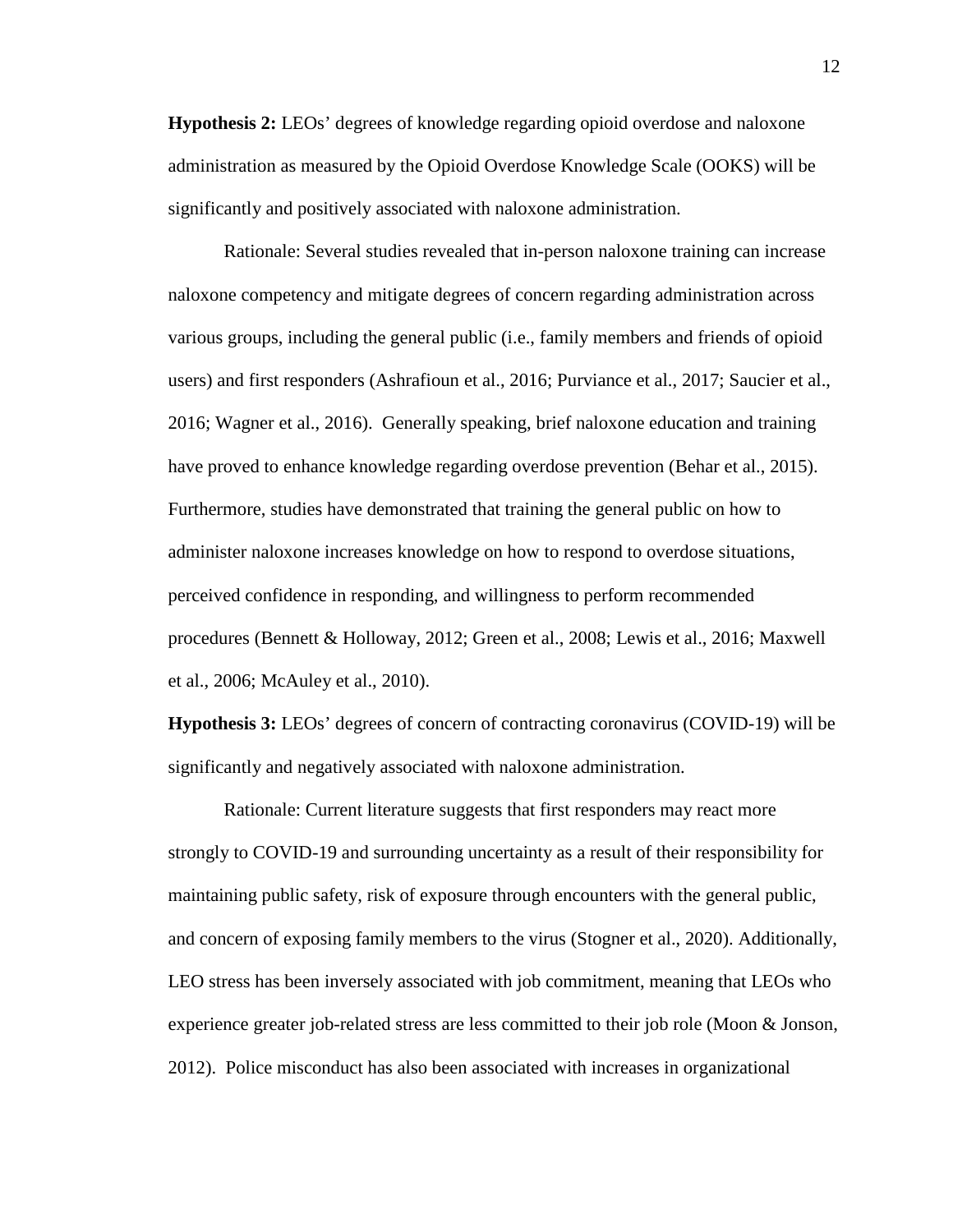**Hypothesis 2:** LEOs' degrees of knowledge regarding opioid overdose and naloxone administration as measured by the Opioid Overdose Knowledge Scale (OOKS) will be significantly and positively associated with naloxone administration.

Rationale: Several studies revealed that in-person naloxone training can increase naloxone competency and mitigate degrees of concern regarding administration across various groups, including the general public (i.e., family members and friends of opioid users) and first responders (Ashrafioun et al., 2016; Purviance et al., 2017; Saucier et al., 2016; Wagner et al., 2016). Generally speaking, brief naloxone education and training have proved to enhance knowledge regarding overdose prevention (Behar et al., 2015). Furthermore, studies have demonstrated that training the general public on how to administer naloxone increases knowledge on how to respond to overdose situations, perceived confidence in responding, and willingness to perform recommended procedures (Bennett & Holloway, 2012; Green et al., 2008; Lewis et al., 2016; Maxwell et al., 2006; McAuley et al., 2010).

**Hypothesis 3:** LEOs' degrees of concern of contracting coronavirus (COVID-19) will be significantly and negatively associated with naloxone administration.

Rationale: Current literature suggests that first responders may react more strongly to COVID-19 and surrounding uncertainty as a result of their responsibility for maintaining public safety, risk of exposure through encounters with the general public, and concern of exposing family members to the virus (Stogner et al., 2020). Additionally, LEO stress has been inversely associated with job commitment, meaning that LEOs who experience greater job-related stress are less committed to their job role (Moon & Jonson, 2012). Police misconduct has also been associated with increases in organizational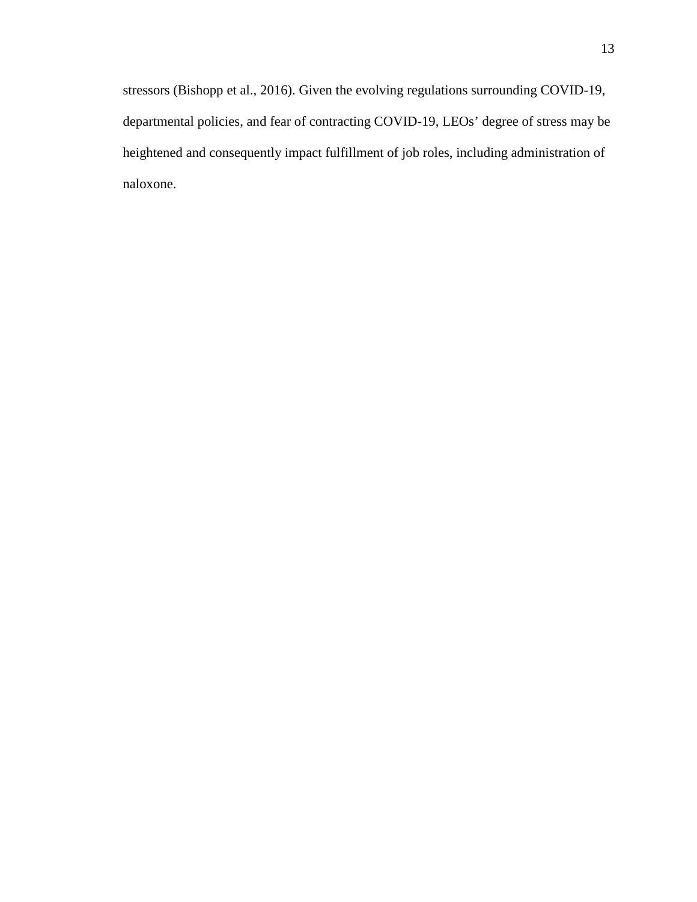stressors (Bishopp et al., 2016). Given the evolving regulations surrounding COVID-19, departmental policies, and fear of contracting COVID-19, LEOs' degree of stress may be heightened and consequently impact fulfillment of job roles, including administration of naloxone.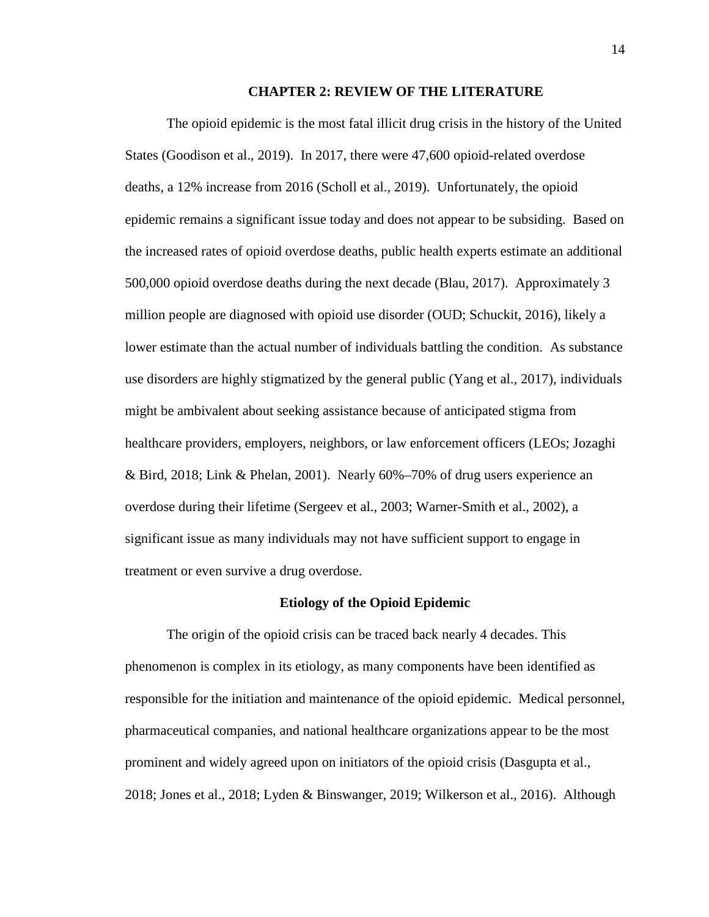# CHAPTER 2: REVIEW OF THE LITERATURE

The opioid epidemic is the most fatal illicit drug crisis in the history of the United States (Goodison et al., 2019). In 2017, there were 47,600 opioid-related overdose deaths, a 12% increase from 2016 (Scholl et al., 2019). Unfortunately, the opioid epidemic remains a significant issue today and does not appear to be subsiding. Based on the increased rates of opioid overdose deaths, public health experts estimate an additional 500,000 opioid overdose deaths during the next decade (Blau, 2017). Approximately 3 million people are diagnosed with opioid use disorder (OUD; Schuckit, 2016), likely a lower estimate than the actual number of individuals battling the condition. As substance use disorders are highly stigmatized by the general public (Yang et al., 2017), individuals might be ambivalent about seeking assistance because of anticipated stigma from healthcare providers, employers, neighbors, or law enforcement officers (LEOs; Jozaghi & Bird, 2018; Link & Phelan, 2001). Nearly 60%–70% of drug users experience an overdose during their lifetime (Sergeev et al., 2003; Warner-Smith et al., 2002), a significant issue as many individuals may not have sufficient support to engage in treatment or even survive a drug overdose.

## Etiology of the Opioid Epidemic

The origin of the opioid crisis can be traced back nearly 4 decades. This phenomenon is complex in its etiology, as many components have been identified as responsible for the initiation and maintenance of the opioid epidemic. Medical personnel, pharmaceutical companies, and national healthcare organizations appear to be the most prominent and widely agreed upon on initiators of the opioid crisis (Dasgupta et al., 2018; Jones et al., 2018; Lyden & Binswanger, 2019; Wilkerson et al., 2016). Although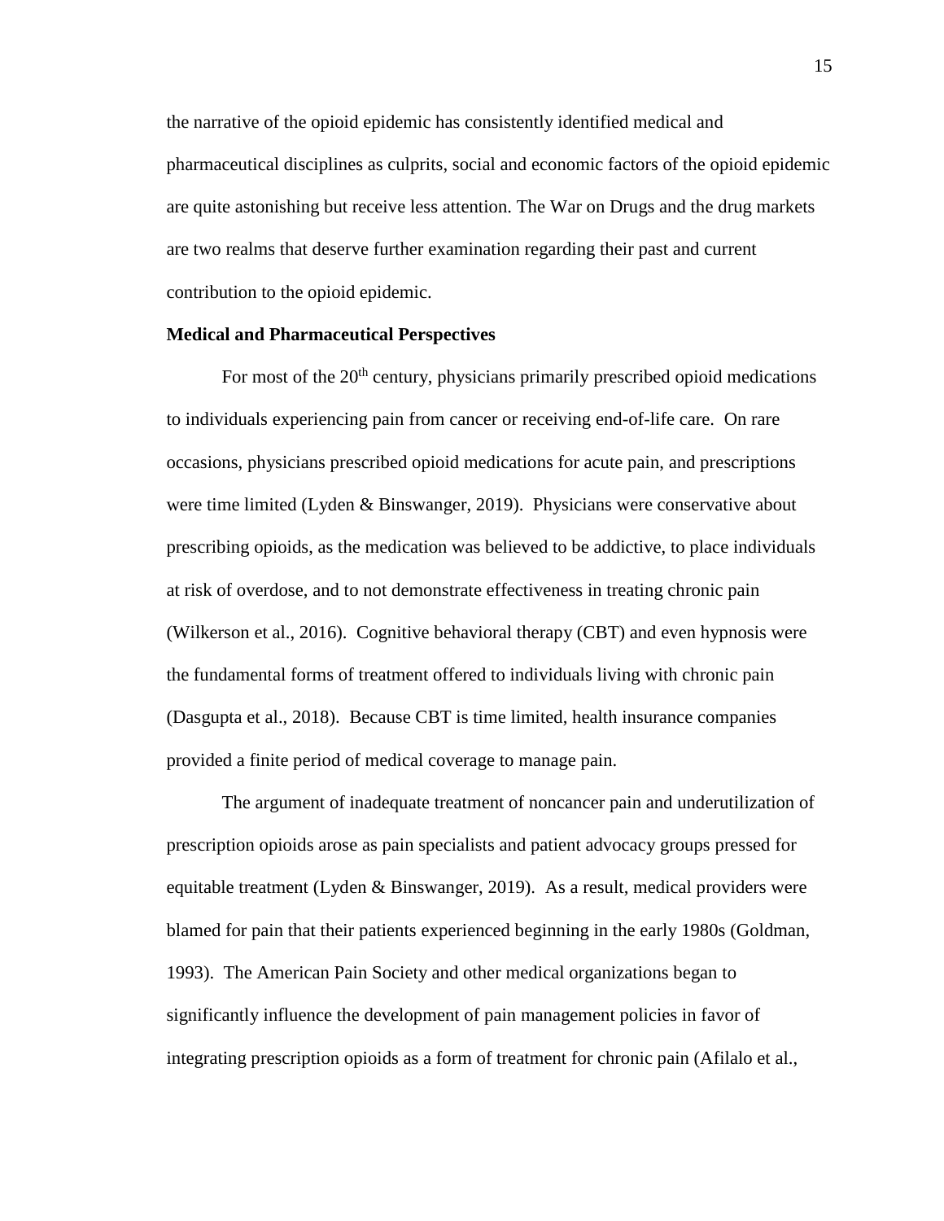the narrative of the opioid epidemic has consistently identified medical and pharmaceutical disciplines as culprits, social and economic factors of the opioid epidemic are quite astonishing but receive less attention. The War on Drugs and the drug markets are two realms that deserve further examination regarding their past and current contribution to the opioid epidemic.

**Medical and Pharmaceutical Perspectives**

For most of the 20th century, physicians primarily prescribed opioid medications to individuals experiencing pain from cancer or receiving end-of-life care. On rare occasions, physicians prescribed opioid medications for acute pain, and prescriptions were time limited (Lyden & Binswanger, 2019). Physicians were conservative about prescribing opioids, as the medication was believed to be addictive, to place individuals at risk of overdose, and to not demonstrate effectiveness in treating chronic pain (Wilkerson et al., 2016). Cognitive behavioral therapy (CBT) and even hypnosis were the fundamental forms of treatment offered to individuals living with chronic pain (Dasgupta et al., 2018). Because CBT is time limited, health insurance companies provided a finite period of medical coverage to manage pain.

The argument of inadequate treatment of noncancer pain and underutilization of prescription opioids arose as pain specialists and patient advocacy groups pressed for equitable treatment (Lyden & Binswanger, 2019). As a result, medical providers were blamed for pain that their patients experienced beginning in the early 1980s (Goldman, 1993). The American Pain Society and other medical organizations began to significantly influence the development of pain management policies in favor of integrating prescription opioids as a form of treatment for chronic pain (Afilalo et al.,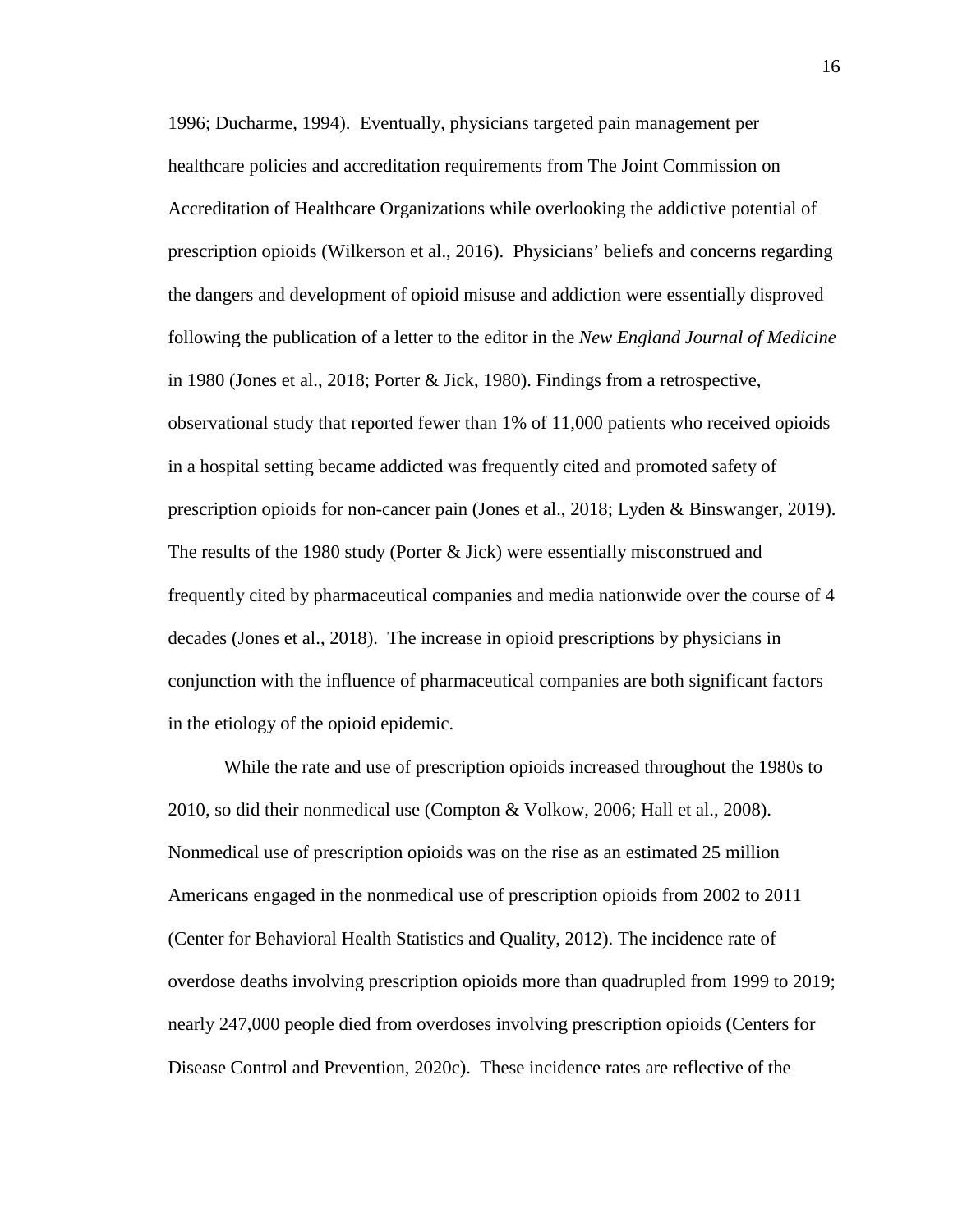1996; Ducharme, 1994). Eventually, physicians targeted pain management per healthcare policies and accreditation requirements from The Joint Commission on Accreditation of Healthcare Organizations while overlooking the addictive potential of prescription opioids (Wilkerson et al., 2016). Physicians' beliefs and concerns regarding the dangers and development of opioid misuse and addiction were essentially disproved following the publication of a letter to the editor in the *New England Journal of Medicine* in 1980 (Jones et al., 2018; Porter & Jick, 1980). Findings from a retrospective, observational study that reported fewer than 1% of 11,000 patients who received opioids in a hospital setting became addicted was frequently cited and promoted safety of prescription opioids for non-cancer pain (Jones et al., 2018; Lyden & Binswanger, 2019). The results of the 1980 study (Porter & Jick) were essentially misconstrued and frequently cited by pharmaceutical companies and media nationwide over the course of 4 decades (Jones et al., 2018). The increase in opioid prescriptions by physicians in conjunction with the influence of pharmaceutical companies are both significant factors in the etiology of the opioid epidemic.

While the rate and use of prescription opioids increased throughout the 1980s to 2010, so did their nonmedical use (Compton & Volkow, 2006; Hall et al., 2008). Nonmedical use of prescription opioids was on the rise as an estimated 25 million Americans engaged in the nonmedical use of prescription opioids from 2002 to 2011 (Center for Behavioral Health Statistics and Quality, 2012). The incidence rate of overdose deaths involving prescription opioids more than quadrupled from 1999 to 2019; nearly 247,000 people died from overdoses involving prescription opioids (Centers for Disease Control and Prevention, 2020c). These incidence rates are reflective of the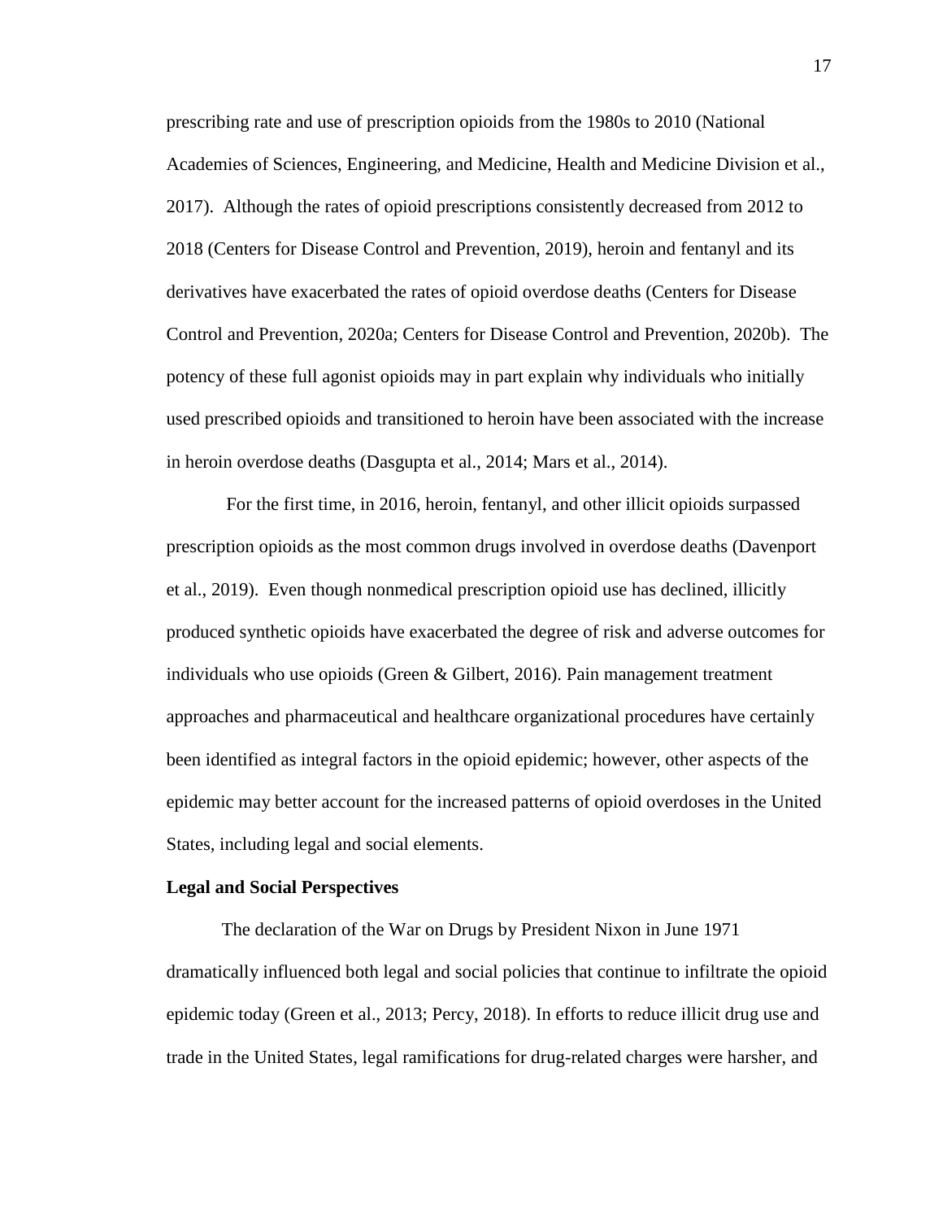prescribing rate and use of prescription opioids from the 1980s to 2010 (National Academies of Sciences, Engineering, and Medicine, Health and Medicine Division et al., 2017). Although the rates of opioid prescriptions consistently decreased from 2012 to 2018 (Centers for Disease Control and Prevention, 2019), heroin and fentanyl and its derivatives have exacerbated the rates of opioid overdose deaths (Centers for Disease Control and Prevention, 2020a; Centers for Disease Control and Prevention, 2020b). The potency of these full agonist opioids may in part explain why individuals who initially used prescribed opioids and transitioned to heroin have been associated with the increase in heroin overdose deaths (Dasgupta et al., 2014; Mars et al., 2014).

For the first time, in 2016, heroin, fentanyl, and other illicit opioids surpassed prescription opioids as the most common drugs involved in overdose deaths (Davenport et al., 2019). Even though nonmedical prescription opioid use has declined, illicitly produced synthetic opioids have exacerbated the degree of risk and adverse outcomes for individuals who use opioids (Green & Gilbert, 2016). Pain management treatment approaches and pharmaceutical and healthcare organizational procedures have certainly been identified as integral factors in the opioid epidemic; however, other aspects of the epidemic may better account for the increased patterns of opioid overdoses in the United States, including legal and social elements.

**Legal and Social Perspectives**

The declaration of the War on Drugs by President Nixon in June 1971 dramatically influenced both legal and social policies that continue to infiltrate the opioid epidemic today (Green et al., 2013; Percy, 2018). In efforts to reduce illicit drug use and trade in the United States, legal ramifications for drug-related charges were harsher, and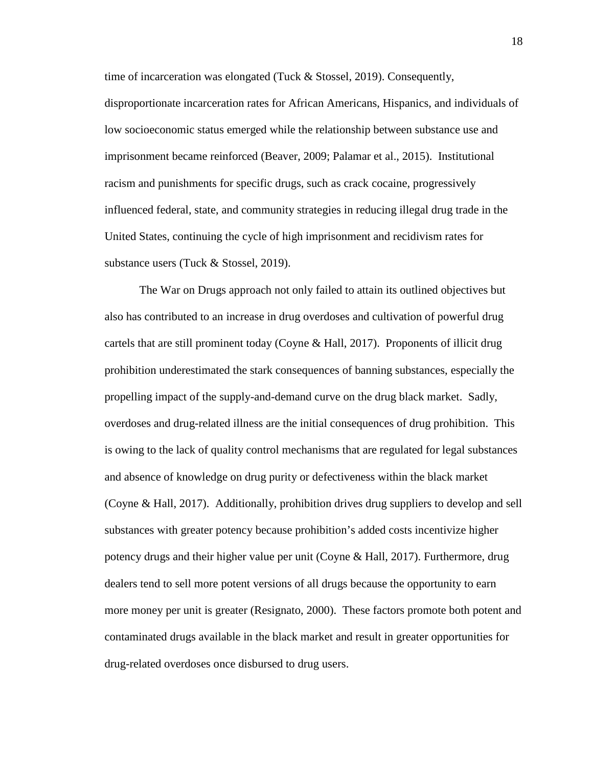time of incarceration was elongated (Tuck & Stossel, 2019). Consequently, disproportionate incarceration rates for African Americans, Hispanics, and individuals of low socioeconomic status emerged while the relationship between substance use and imprisonment became reinforced (Beaver, 2009; Palamar et al., 2015). Institutional racism and punishments for specific drugs, such as crack cocaine, progressively influenced federal, state, and community strategies in reducing illegal drug trade in the United States, continuing the cycle of high imprisonment and recidivism rates for substance users (Tuck & Stossel, 2019).

The War on Drugs approach not only failed to attain its outlined objectives but also has contributed to an increase in drug overdoses and cultivation of powerful drug cartels that are still prominent today (Coyne & Hall, 2017). Proponents of illicit drug prohibition underestimated the stark consequences of banning substances, especially the propelling impact of the supply-and-demand curve on the drug black market. Sadly, overdoses and drug-related illness are the initial consequences of drug prohibition. This is owing to the lack of quality control mechanisms that are regulated for legal substances and absence of knowledge on drug purity or defectiveness within the black market (Coyne & Hall, 2017). Additionally, prohibition drives drug suppliers to develop and sell substances with greater potency because prohibition's added costs incentivize higher potency drugs and their higher value per unit (Coyne & Hall, 2017). Furthermore, drug dealers tend to sell more potent versions of all drugs because the opportunity to earn more money per unit is greater (Resignato, 2000). These factors promote both potent and contaminated drugs available in the black market and result in greater opportunities for drug-related overdoses once disbursed to drug users.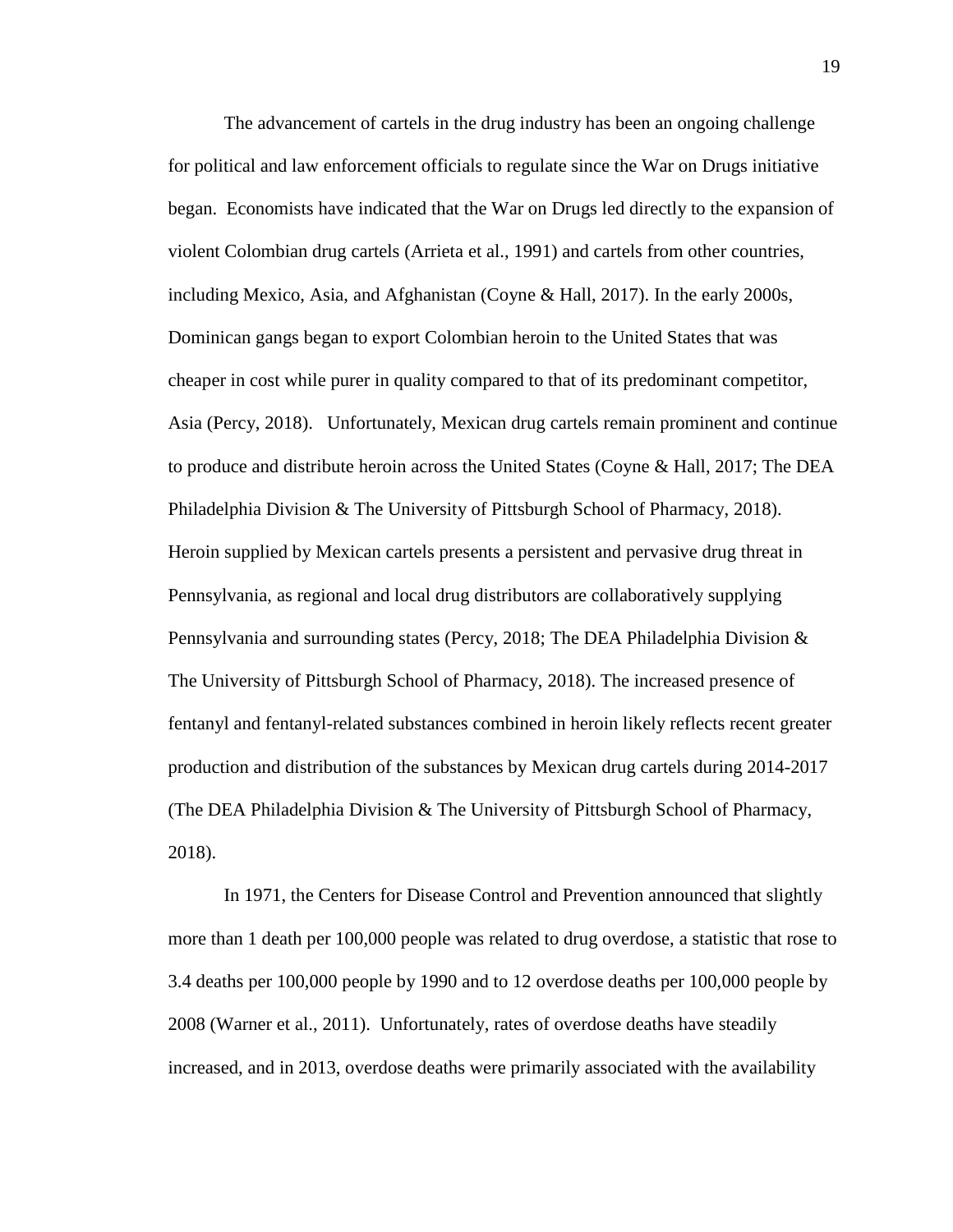The advancement of cartels in the drug industry has been an ongoing challenge for political and law enforcement officials to regulate since the War on Drugs initiative began. Economists have indicated that the War on Drugs led directly to the expansion of violent Colombian drug cartels (Arrieta et al., 1991) and cartels from other countries, including Mexico, Asia, and Afghanistan (Coyne & Hall, 2017). In the early 2000s, Dominican gangs began to export Colombian heroin to the United States that was cheaper in cost while purer in quality compared to that of its predominant competitor, Asia (Percy, 2018). Unfortunately, Mexican drug cartels remain prominent and continue to produce and distribute heroin across the United States (Coyne & Hall, 2017; The DEA Philadelphia Division & The University of Pittsburgh School of Pharmacy, 2018). Heroin supplied by Mexican cartels presents a persistent and pervasive drug threat in Pennsylvania, as regional and local drug distributors are collaboratively supplying Pennsylvania and surrounding states (Percy, 2018; The DEA Philadelphia Division & The University of Pittsburgh School of Pharmacy, 2018). The increased presence of fentanyl and fentanyl-related substances combined in heroin likely reflects recent greater production and distribution of the substances by Mexican drug cartels during 2014-2017 (The DEA Philadelphia Division & The University of Pittsburgh School of Pharmacy, 2018).

In 1971, the Centers for Disease Control and Prevention announced that slightly more than 1 death per 100,000 people was related to drug overdose, a statistic that rose to 3.4 deaths per 100,000 people by 1990 and to 12 overdose deaths per 100,000 people by 2008 (Warner et al., 2011). Unfortunately, rates of overdose deaths have steadily increased, and in 2013, overdose deaths were primarily associated with the availability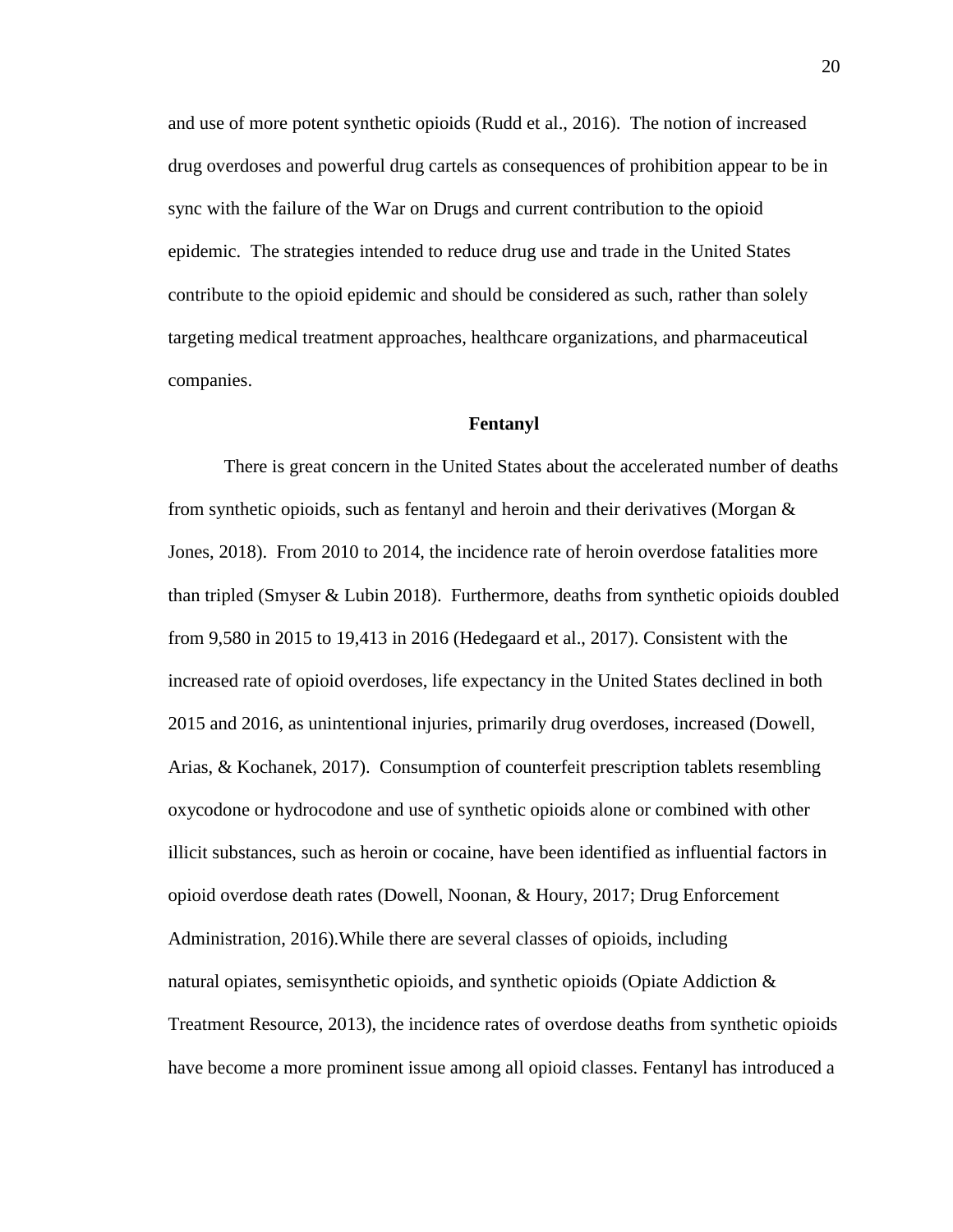and use of more potent synthetic opioids (Rudd et al., 2016). The notion of increased drug overdoses and powerful drug cartels as consequences of prohibition appear to be in sync with the failure of the War on Drugs and current contribution to the opioid epidemic. The strategies intended to reduce drug use and trade in the United States contribute to the opioid epidemic and should be considered as such, rather than solely targeting medical treatment approaches, healthcare organizations, and pharmaceutical companies.

## Fentanyl

There is great concern in the United States about the accelerated number of deaths from synthetic opioids, such as fentanyl and heroin and their derivatives (Morgan & Jones, 2018). From 2010 to 2014, the incidence rate of heroin overdose fatalities more than tripled (Smyser & Lubin 2018). Furthermore, deaths from synthetic opioids doubled from 9,580 in 2015 to 19,413 in 2016 (Hedegaard et al., 2017). Consistent with the increased rate of opioid overdoses, life expectancy in the United States declined in both 2015 and 2016, as unintentional injuries, primarily drug overdoses, increased (Dowell, Arias, & Kochanek, 2017). Consumption of counterfeit prescription tablets resembling oxycodone or hydrocodone and use of synthetic opioids alone or combined with other illicit substances, such as heroin or cocaine, have been identified as influential factors in opioid overdose death rates (Dowell, Noonan, & Houry, 2017; Drug Enforcement Administration, 2016).While there are several classes of opioids, including natural opiates, semisynthetic opioids, and synthetic opioids (Opiate Addiction & Treatment Resource, 2013), the incidence rates of overdose deaths from synthetic opioids have become a more prominent issue among all opioid classes. Fentanyl has introduced a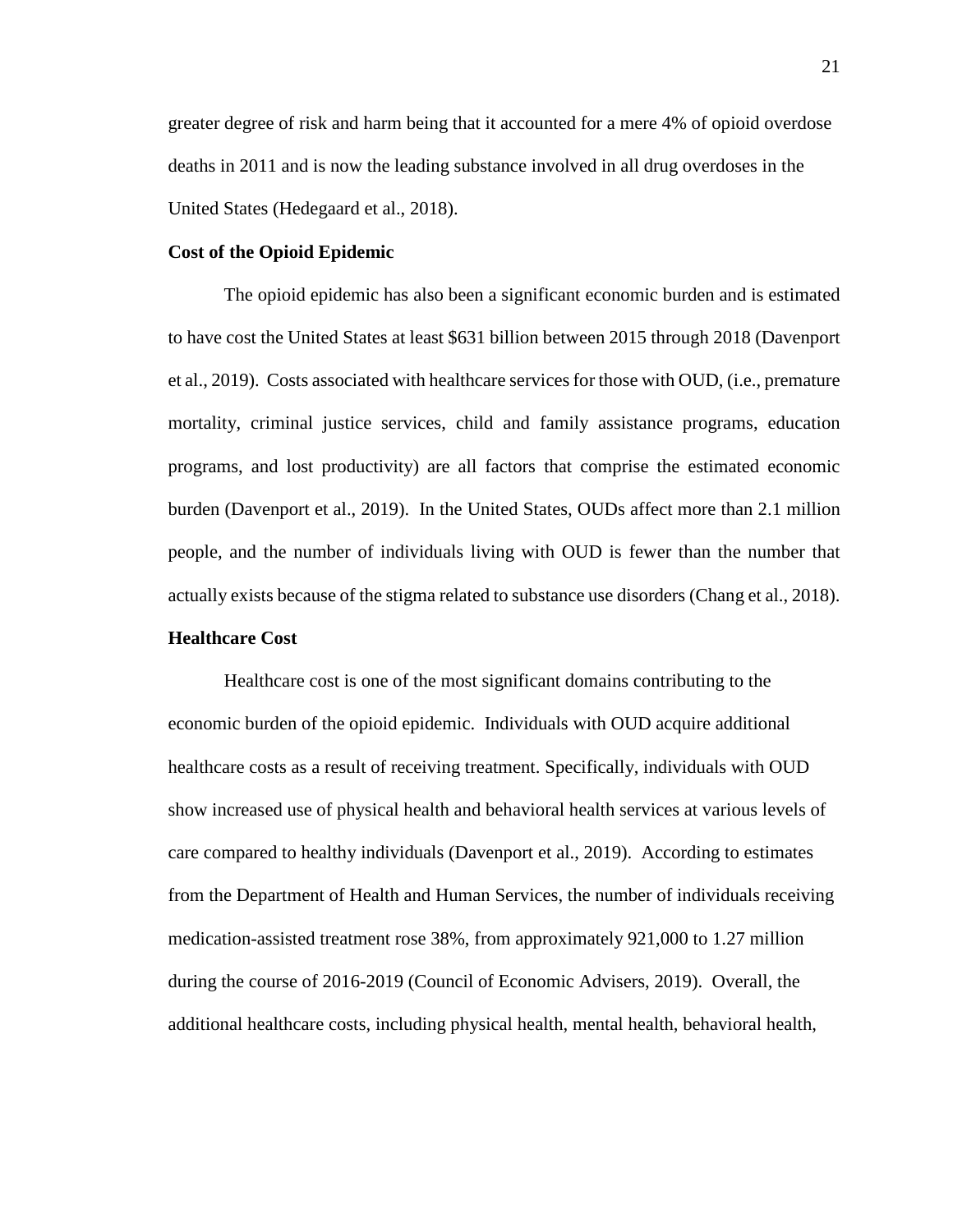greater degree of risk and harm being that it accounted for a mere 4% of opioid overdose deaths in 2011 and is now the leading substance involved in all drug overdoses in the United States (Hedegaard et al., 2018).

**Cost of the Opioid Epidemic**

The opioid epidemic has also been a significant economic burden and is estimated to have cost the United States at least $631 billion between 2015 through 2018 (Davenport et al., 2019). Costs associated with healthcare services for those with OUD, (i.e., premature mortality, criminal justice services, child and family assistance programs, education programs, and lost productivity) are all factors that comprise the estimated economic burden (Davenport et al., 2019). In the United States, OUDs affect more than 2.1 million people, and the number of individuals living with OUD is fewer than the number that actually exists because of the stigma related to substance use disorders (Chang et al., 2018).

**Healthcare Cost**

Healthcare cost is one of the most significant domains contributing to the economic burden of the opioid epidemic. Individuals with OUD acquire additional healthcare costs as a result of receiving treatment. Specifically, individuals with OUD show increased use of physical health and behavioral health services at various levels of care compared to healthy individuals (Davenport et al., 2019). According to estimates from the Department of Health and Human Services, the number of individuals receiving medication-assisted treatment rose 38%, from approximately 921,000 to 1.27 million during the course of 2016-2019 (Council of Economic Advisers, 2019). Overall, the additional healthcare costs, including physical health, mental health, behavioral health,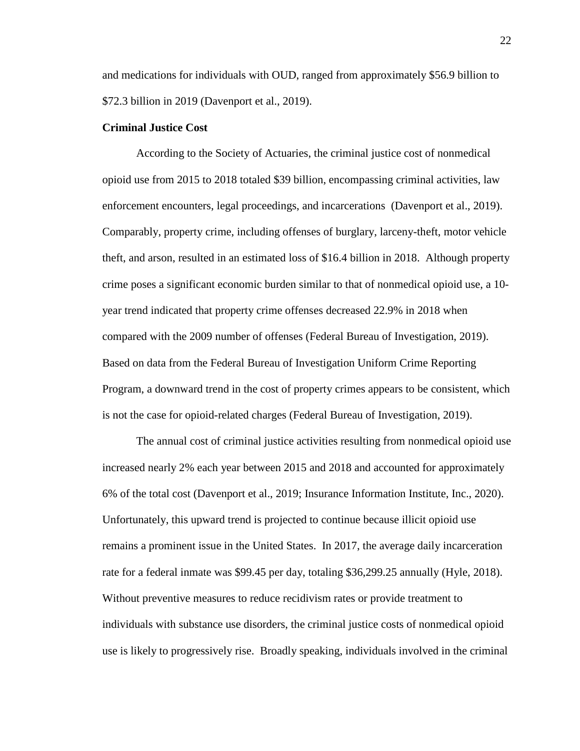and medications for individuals with OUD, ranged from approximately $56.9 billion to $72.3 billion in 2019 (Davenport et al., 2019).

**Criminal Justice Cost**

According to the Society of Actuaries, the criminal justice cost of nonmedical opioid use from 2015 to 2018 totaled $39 billion, encompassing criminal activities, law enforcement encounters, legal proceedings, and incarcerations (Davenport et al., 2019). Comparably, property crime, including offenses of burglary, larceny-theft, motor vehicle theft, and arson, resulted in an estimated loss of $16.4 billion in 2018. Although property crime poses a significant economic burden similar to that of nonmedical opioid use, a 10-year trend indicated that property crime offenses decreased 22.9% in 2018 when compared with the 2009 number of offenses (Federal Bureau of Investigation, 2019). Based on data from the Federal Bureau of Investigation Uniform Crime Reporting Program, a downward trend in the cost of property crimes appears to be consistent, which is not the case for opioid-related charges (Federal Bureau of Investigation, 2019).

The annual cost of criminal justice activities resulting from nonmedical opioid use increased nearly 2% each year between 2015 and 2018 and accounted for approximately 6% of the total cost (Davenport et al., 2019; Insurance Information Institute, Inc., 2020). Unfortunately, this upward trend is projected to continue because illicit opioid use remains a prominent issue in the United States. In 2017, the average daily incarceration rate for a federal inmate was $99.45 per day, totaling $36,299.25 annually (Hyle, 2018). Without preventive measures to reduce recidivism rates or provide treatment to individuals with substance use disorders, the criminal justice costs of nonmedical opioid use is likely to progressively rise. Broadly speaking, individuals involved in the criminal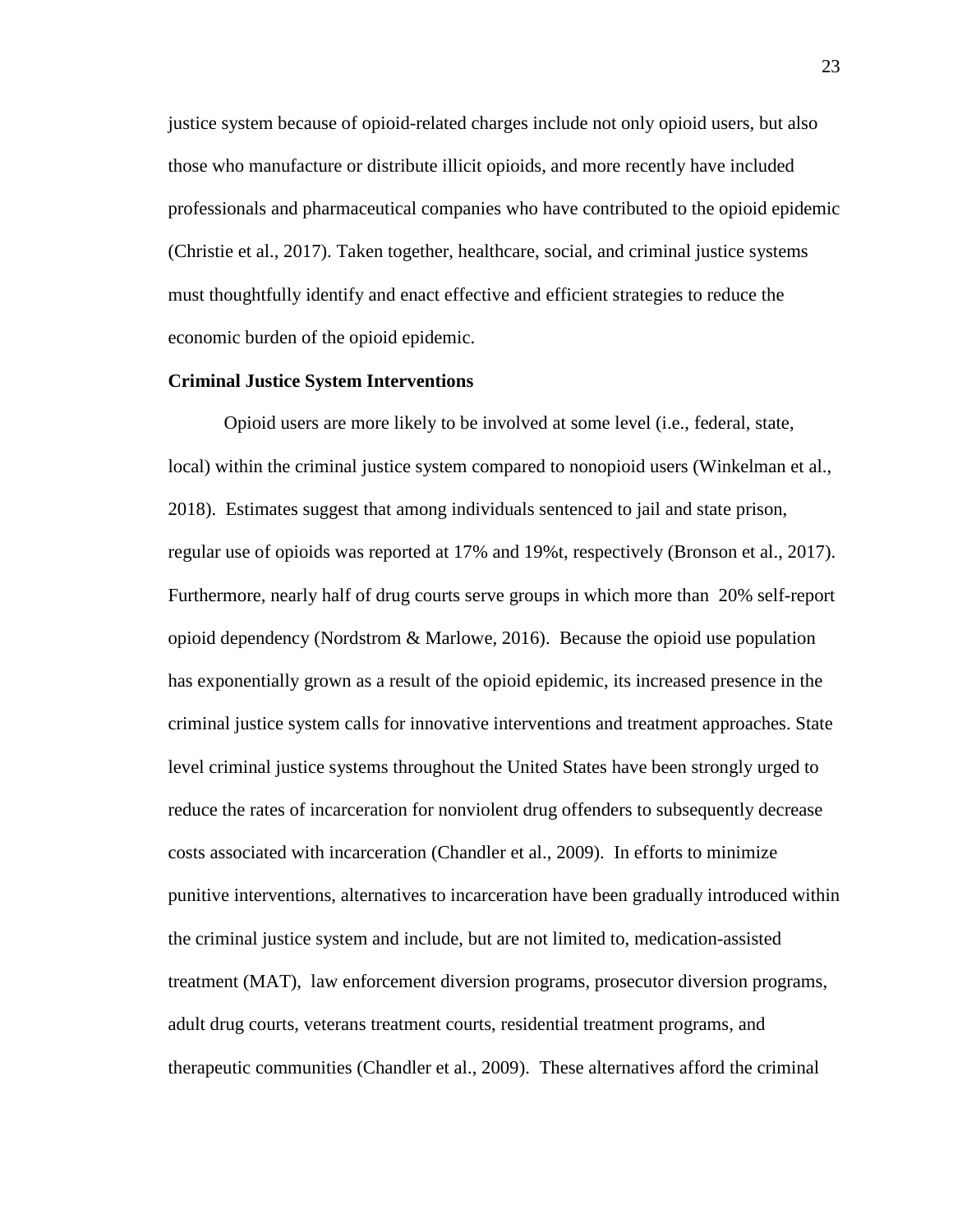justice system because of opioid-related charges include not only opioid users, but also those who manufacture or distribute illicit opioids, and more recently have included professionals and pharmaceutical companies who have contributed to the opioid epidemic (Christie et al., 2017). Taken together, healthcare, social, and criminal justice systems must thoughtfully identify and enact effective and efficient strategies to reduce the economic burden of the opioid epidemic.

### Criminal Justice System Interventions

Opioid users are more likely to be involved at some level (i.e., federal, state, local) within the criminal justice system compared to nonopioid users (Winkelman et al., 2018). Estimates suggest that among individuals sentenced to jail and state prison, regular use of opioids was reported at 17% and 19%t, respectively (Bronson et al., 2017). Furthermore, nearly half of drug courts serve groups in which more than 20% self-report opioid dependency (Nordstrom & Marlowe, 2016). Because the opioid use population has exponentially grown as a result of the opioid epidemic, its increased presence in the criminal justice system calls for innovative interventions and treatment approaches. State level criminal justice systems throughout the United States have been strongly urged to reduce the rates of incarceration for nonviolent drug offenders to subsequently decrease costs associated with incarceration (Chandler et al., 2009). In efforts to minimize punitive interventions, alternatives to incarceration have been gradually introduced within the criminal justice system and include, but are not limited to, medication-assisted treatment (MAT), law enforcement diversion programs, prosecutor diversion programs, adult drug courts, veterans treatment courts, residential treatment programs, and therapeutic communities (Chandler et al., 2009). These alternatives afford the criminal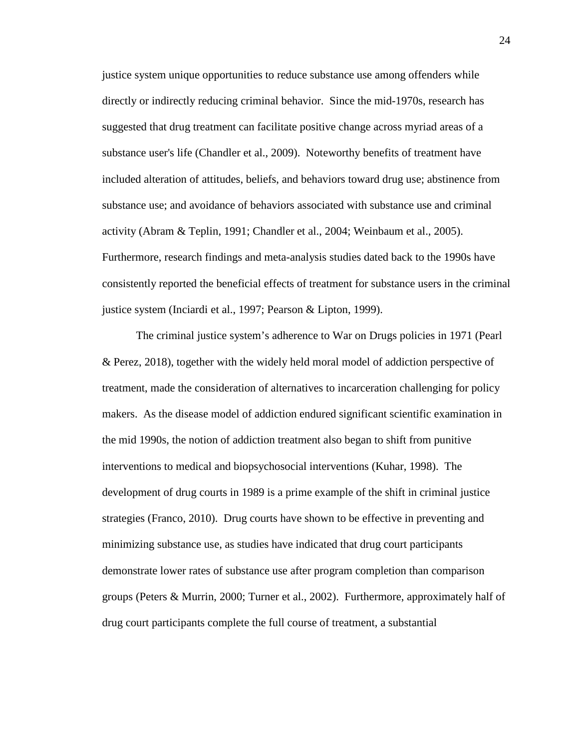justice system unique opportunities to reduce substance use among offenders while directly or indirectly reducing criminal behavior. Since the mid-1970s, research has suggested that drug treatment can facilitate positive change across myriad areas of a substance user's life (Chandler et al., 2009). Noteworthy benefits of treatment have included alteration of attitudes, beliefs, and behaviors toward drug use; abstinence from substance use; and avoidance of behaviors associated with substance use and criminal activity (Abram & Teplin, 1991; Chandler et al., 2004; Weinbaum et al., 2005). Furthermore, research findings and meta-analysis studies dated back to the 1990s have consistently reported the beneficial effects of treatment for substance users in the criminal justice system (Inciardi et al., 1997; Pearson & Lipton, 1999).

The criminal justice system's adherence to War on Drugs policies in 1971 (Pearl & Perez, 2018), together with the widely held moral model of addiction perspective of treatment, made the consideration of alternatives to incarceration challenging for policy makers. As the disease model of addiction endured significant scientific examination in the mid 1990s, the notion of addiction treatment also began to shift from punitive interventions to medical and biopsychosocial interventions (Kuhar, 1998). The development of drug courts in 1989 is a prime example of the shift in criminal justice strategies (Franco, 2010). Drug courts have shown to be effective in preventing and minimizing substance use, as studies have indicated that drug court participants demonstrate lower rates of substance use after program completion than comparison groups (Peters & Murrin, 2000; Turner et al., 2002). Furthermore, approximately half of drug court participants complete the full course of treatment, a substantial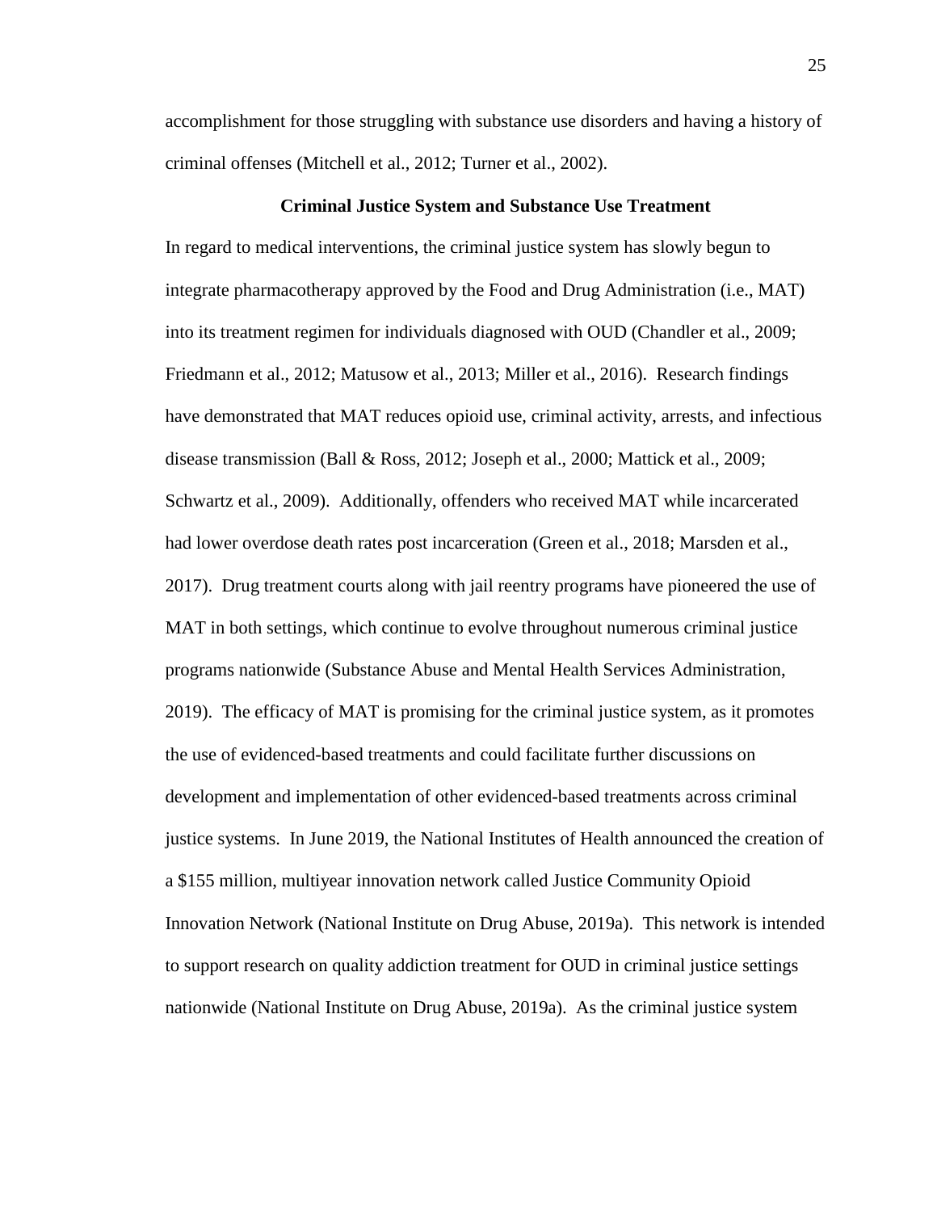accomplishment for those struggling with substance use disorders and having a history of criminal offenses (Mitchell et al., 2012; Turner et al., 2002).

## Criminal Justice System and Substance Use Treatment

In regard to medical interventions, the criminal justice system has slowly begun to integrate pharmacotherapy approved by the Food and Drug Administration (i.e., MAT) into its treatment regimen for individuals diagnosed with OUD (Chandler et al., 2009; Friedmann et al., 2012; Matusow et al., 2013; Miller et al., 2016). Research findings have demonstrated that MAT reduces opioid use, criminal activity, arrests, and infectious disease transmission (Ball & Ross, 2012; Joseph et al., 2000; Mattick et al., 2009; Schwartz et al., 2009). Additionally, offenders who received MAT while incarcerated had lower overdose death rates post incarceration (Green et al., 2018; Marsden et al., 2017). Drug treatment courts along with jail reentry programs have pioneered the use of MAT in both settings, which continue to evolve throughout numerous criminal justice programs nationwide (Substance Abuse and Mental Health Services Administration, 2019). The efficacy of MAT is promising for the criminal justice system, as it promotes the use of evidenced-based treatments and could facilitate further discussions on development and implementation of other evidenced-based treatments across criminal justice systems. In June 2019, the National Institutes of Health announced the creation of a $155 million, multiyear innovation network called Justice Community Opioid Innovation Network (National Institute on Drug Abuse, 2019a). This network is intended to support research on quality addiction treatment for OUD in criminal justice settings nationwide (National Institute on Drug Abuse, 2019a). As the criminal justice system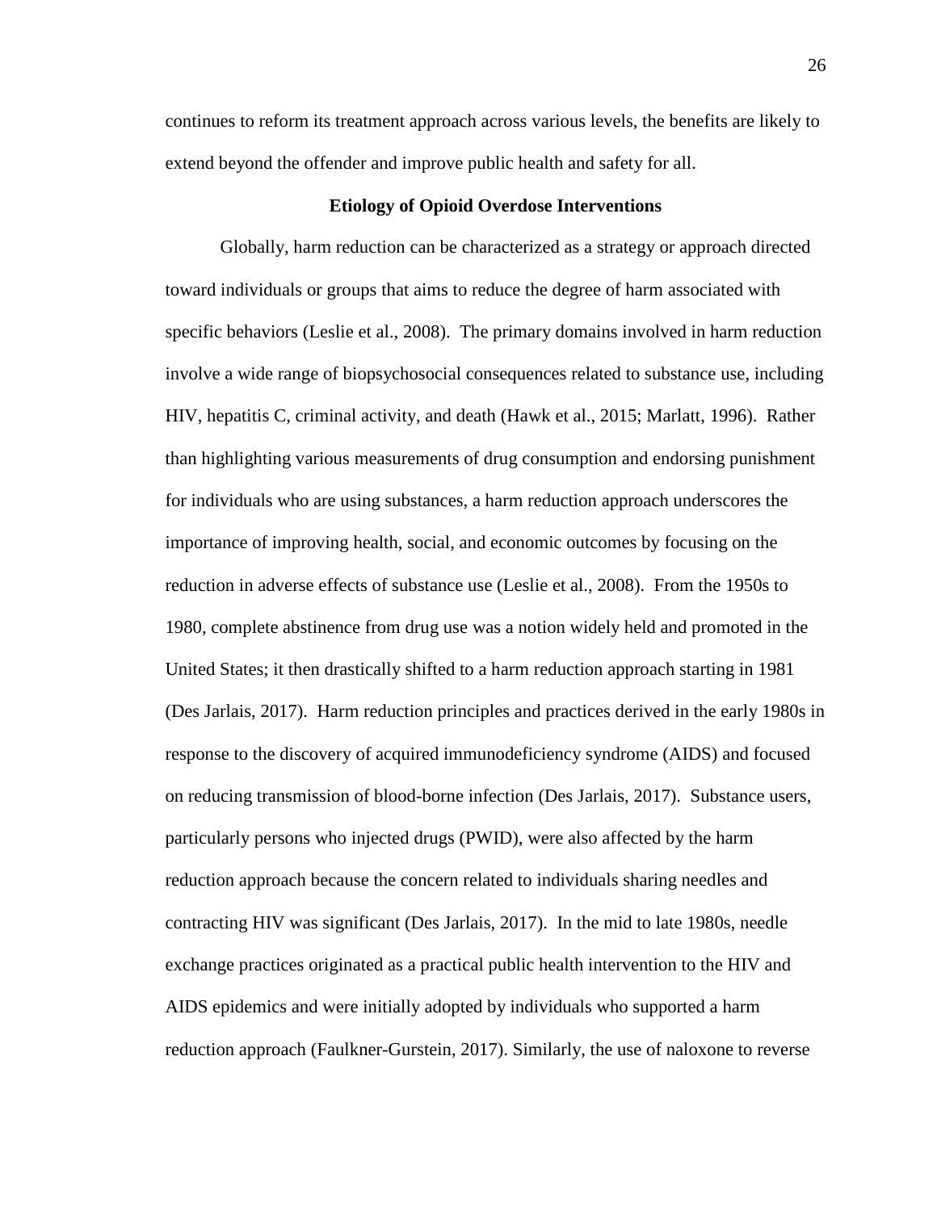continues to reform its treatment approach across various levels, the benefits are likely to extend beyond the offender and improve public health and safety for all.

## Etiology of Opioid Overdose Interventions

Globally, harm reduction can be characterized as a strategy or approach directed toward individuals or groups that aims to reduce the degree of harm associated with specific behaviors (Leslie et al., 2008). The primary domains involved in harm reduction involve a wide range of biopsychosocial consequences related to substance use, including HIV, hepatitis C, criminal activity, and death (Hawk et al., 2015; Marlatt, 1996). Rather than highlighting various measurements of drug consumption and endorsing punishment for individuals who are using substances, a harm reduction approach underscores the importance of improving health, social, and economic outcomes by focusing on the reduction in adverse effects of substance use (Leslie et al., 2008). From the 1950s to 1980, complete abstinence from drug use was a notion widely held and promoted in the United States; it then drastically shifted to a harm reduction approach starting in 1981 (Des Jarlais, 2017). Harm reduction principles and practices derived in the early 1980s in response to the discovery of acquired immunodeficiency syndrome (AIDS) and focused on reducing transmission of blood-borne infection (Des Jarlais, 2017). Substance users, particularly persons who injected drugs (PWID), were also affected by the harm reduction approach because the concern related to individuals sharing needles and contracting HIV was significant (Des Jarlais, 2017). In the mid to late 1980s, needle exchange practices originated as a practical public health intervention to the HIV and AIDS epidemics and were initially adopted by individuals who supported a harm reduction approach (Faulkner-Gurstein, 2017). Similarly, the use of naloxone to reverse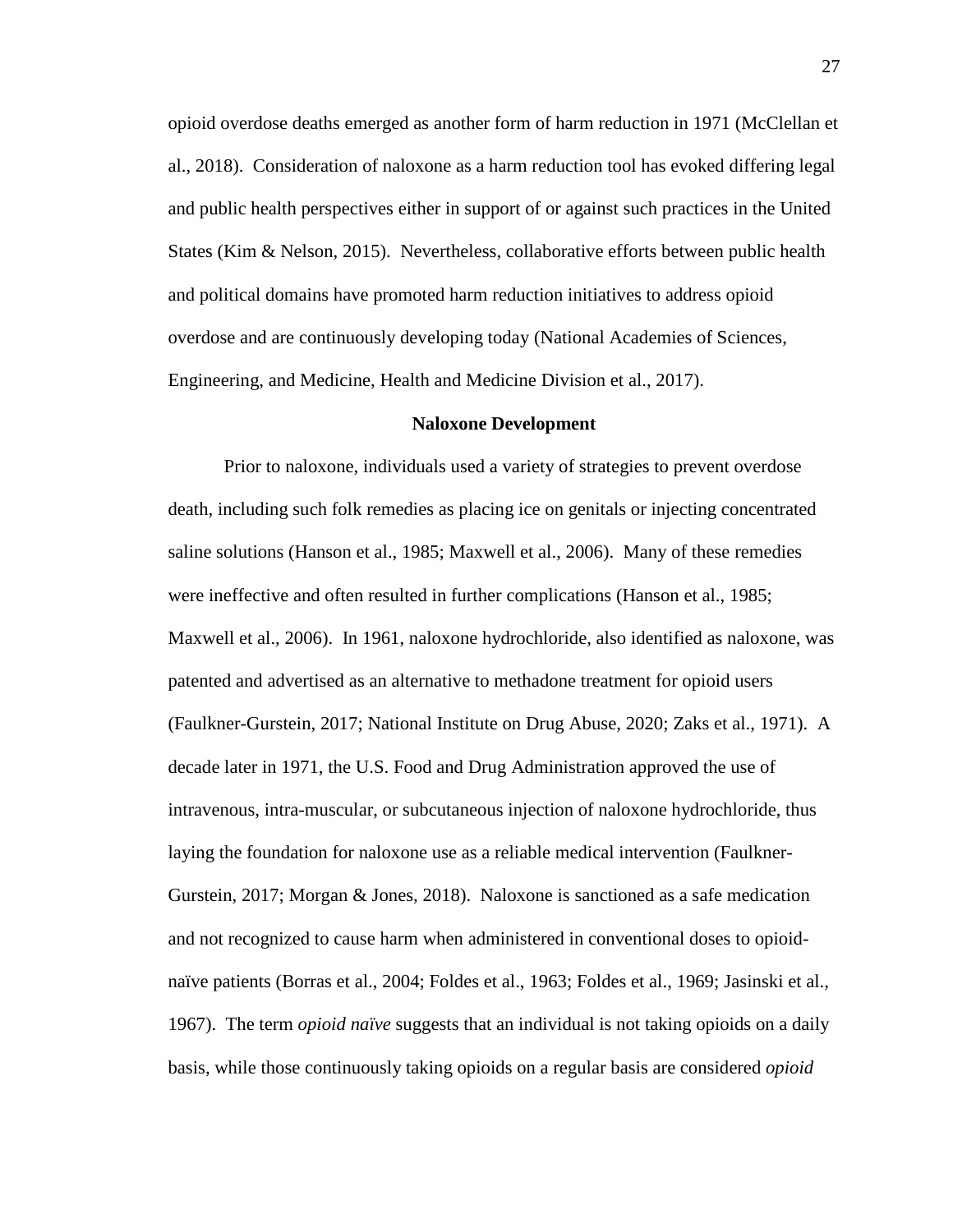opioid overdose deaths emerged as another form of harm reduction in 1971 (McClellan et al., 2018). Consideration of naloxone as a harm reduction tool has evoked differing legal and public health perspectives either in support of or against such practices in the United States (Kim & Nelson, 2015). Nevertheless, collaborative efforts between public health and political domains have promoted harm reduction initiatives to address opioid overdose and are continuously developing today (National Academies of Sciences, Engineering, and Medicine, Health and Medicine Division et al., 2017).

## Naloxone Development

Prior to naloxone, individuals used a variety of strategies to prevent overdose death, including such folk remedies as placing ice on genitals or injecting concentrated saline solutions (Hanson et al., 1985; Maxwell et al., 2006). Many of these remedies were ineffective and often resulted in further complications (Hanson et al., 1985; Maxwell et al., 2006). In 1961, naloxone hydrochloride, also identified as naloxone, was patented and advertised as an alternative to methadone treatment for opioid users (Faulkner-Gurstein, 2017; National Institute on Drug Abuse, 2020; Zaks et al., 1971). A decade later in 1971, the U.S. Food and Drug Administration approved the use of intravenous, intra-muscular, or subcutaneous injection of naloxone hydrochloride, thus laying the foundation for naloxone use as a reliable medical intervention (Faulkner-Gurstein, 2017; Morgan & Jones, 2018). Naloxone is sanctioned as a safe medication and not recognized to cause harm when administered in conventional doses to opioid-naïve patients (Borras et al., 2004; Foldes et al., 1963; Foldes et al., 1969; Jasinski et al., 1967). The term *opioid naïve* suggests that an individual is not taking opioids on a daily basis, while those continuously taking opioids on a regular basis are considered *opioid*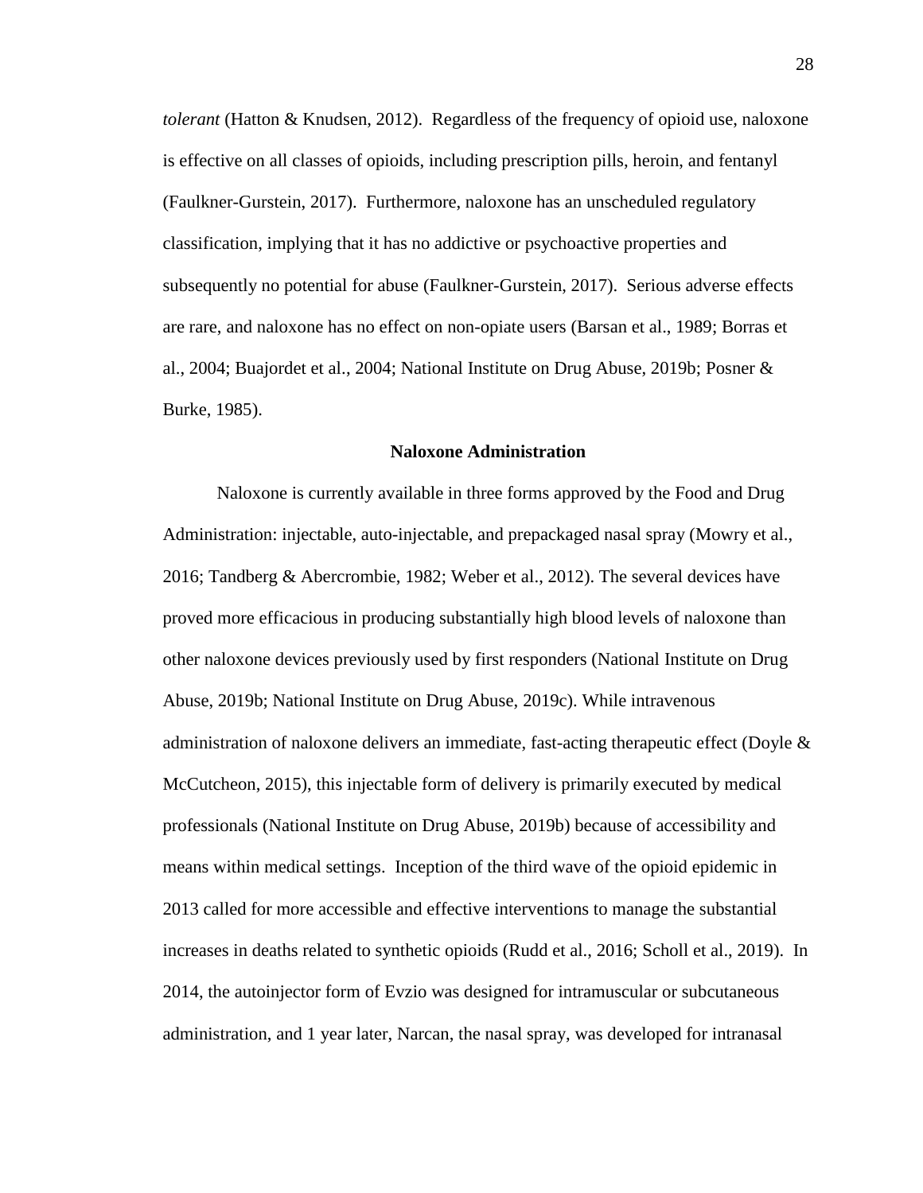*tolerant* (Hatton & Knudsen, 2012). Regardless of the frequency of opioid use, naloxone is effective on all classes of opioids, including prescription pills, heroin, and fentanyl (Faulkner-Gurstein, 2017). Furthermore, naloxone has an unscheduled regulatory classification, implying that it has no addictive or psychoactive properties and subsequently no potential for abuse (Faulkner-Gurstein, 2017). Serious adverse effects are rare, and naloxone has no effect on non-opiate users (Barsan et al., 1989; Borras et al., 2004; Buajordet et al., 2004; National Institute on Drug Abuse, 2019b; Posner & Burke, 1985).

## Naloxone Administration

Naloxone is currently available in three forms approved by the Food and Drug Administration: injectable, auto-injectable, and prepackaged nasal spray (Mowry et al., 2016; Tandberg & Abercrombie, 1982; Weber et al., 2012). The several devices have proved more efficacious in producing substantially high blood levels of naloxone than other naloxone devices previously used by first responders (National Institute on Drug Abuse, 2019b; National Institute on Drug Abuse, 2019c). While intravenous administration of naloxone delivers an immediate, fast-acting therapeutic effect (Doyle & McCutcheon, 2015), this injectable form of delivery is primarily executed by medical professionals (National Institute on Drug Abuse, 2019b) because of accessibility and means within medical settings. Inception of the third wave of the opioid epidemic in 2013 called for more accessible and effective interventions to manage the substantial increases in deaths related to synthetic opioids (Rudd et al., 2016; Scholl et al., 2019). In 2014, the autoinjector form of Evzio was designed for intramuscular or subcutaneous administration, and 1 year later, Narcan, the nasal spray, was developed for intranasal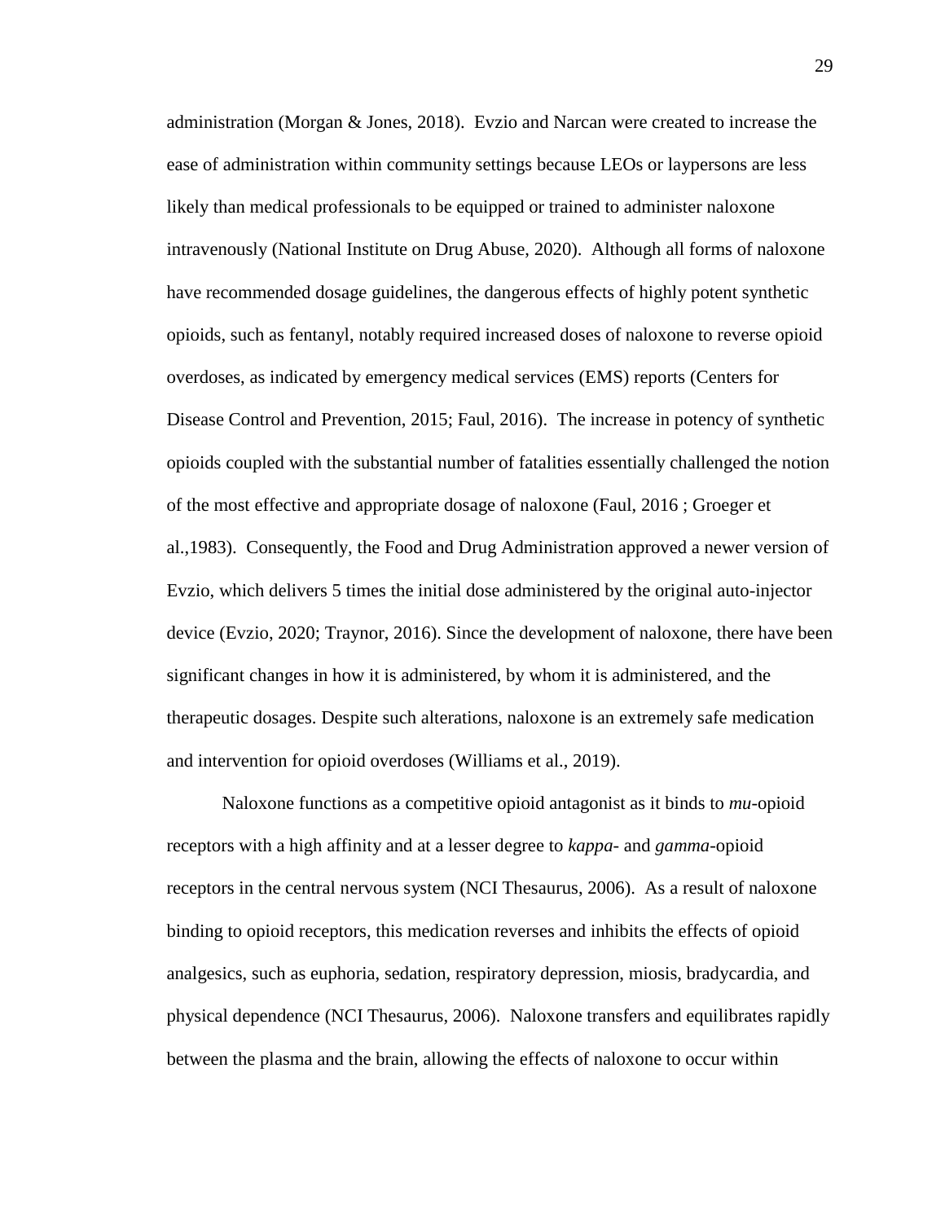administration (Morgan & Jones, 2018). Evzio and Narcan were created to increase the ease of administration within community settings because LEOs or laypersons are less likely than medical professionals to be equipped or trained to administer naloxone intravenously (National Institute on Drug Abuse, 2020). Although all forms of naloxone have recommended dosage guidelines, the dangerous effects of highly potent synthetic opioids, such as fentanyl, notably required increased doses of naloxone to reverse opioid overdoses, as indicated by emergency medical services (EMS) reports (Centers for Disease Control and Prevention, 2015; Faul, 2016). The increase in potency of synthetic opioids coupled with the substantial number of fatalities essentially challenged the notion of the most effective and appropriate dosage of naloxone (Faul, 2016 ; Groeger et al.,1983). Consequently, the Food and Drug Administration approved a newer version of Evzio, which delivers 5 times the initial dose administered by the original auto-injector device (Evzio, 2020; Traynor, 2016). Since the development of naloxone, there have been significant changes in how it is administered, by whom it is administered, and the therapeutic dosages. Despite such alterations, naloxone is an extremely safe medication and intervention for opioid overdoses (Williams et al., 2019).

Naloxone functions as a competitive opioid antagonist as it binds to *mu*-opioid receptors with a high affinity and at a lesser degree to *kappa*- and *gamma*-opioid receptors in the central nervous system (NCI Thesaurus, 2006). As a result of naloxone binding to opioid receptors, this medication reverses and inhibits the effects of opioid analgesics, such as euphoria, sedation, respiratory depression, miosis, bradycardia, and physical dependence (NCI Thesaurus, 2006). Naloxone transfers and equilibrates rapidly between the plasma and the brain, allowing the effects of naloxone to occur within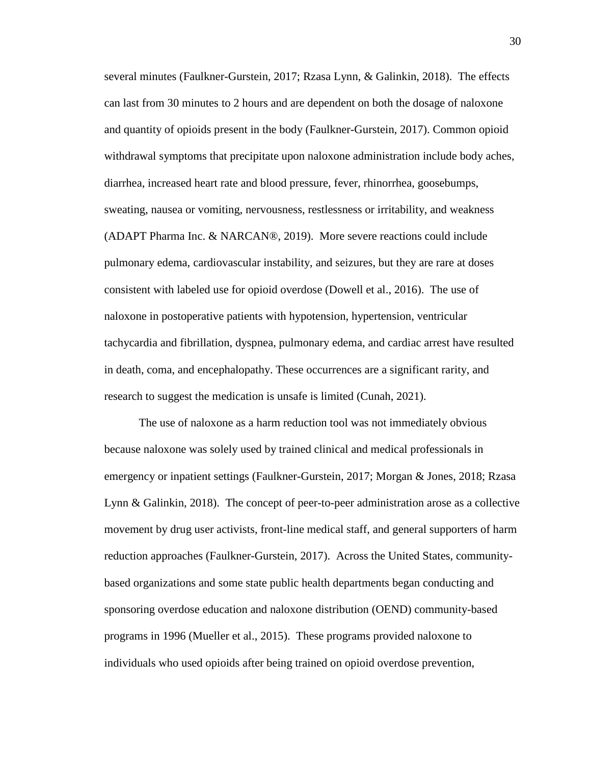several minutes (Faulkner-Gurstein, 2017; Rzasa Lynn, & Galinkin, 2018). The effects can last from 30 minutes to 2 hours and are dependent on both the dosage of naloxone and quantity of opioids present in the body (Faulkner-Gurstein, 2017). Common opioid withdrawal symptoms that precipitate upon naloxone administration include body aches, diarrhea, increased heart rate and blood pressure, fever, rhinorrhea, goosebumps, sweating, nausea or vomiting, nervousness, restlessness or irritability, and weakness (ADAPT Pharma Inc. & NARCAN®, 2019). More severe reactions could include pulmonary edema, cardiovascular instability, and seizures, but they are rare at doses consistent with labeled use for opioid overdose (Dowell et al., 2016). The use of naloxone in postoperative patients with hypotension, hypertension, ventricular tachycardia and fibrillation, dyspnea, pulmonary edema, and cardiac arrest have resulted in death, coma, and encephalopathy. These occurrences are a significant rarity, and research to suggest the medication is unsafe is limited (Cunah, 2021).

The use of naloxone as a harm reduction tool was not immediately obvious because naloxone was solely used by trained clinical and medical professionals in emergency or inpatient settings (Faulkner-Gurstein, 2017; Morgan & Jones, 2018; Rzasa Lynn & Galinkin, 2018). The concept of peer-to-peer administration arose as a collective movement by drug user activists, front-line medical staff, and general supporters of harm reduction approaches (Faulkner-Gurstein, 2017). Across the United States, community-based organizations and some state public health departments began conducting and sponsoring overdose education and naloxone distribution (OEND) community-based programs in 1996 (Mueller et al., 2015). These programs provided naloxone to individuals who used opioids after being trained on opioid overdose prevention,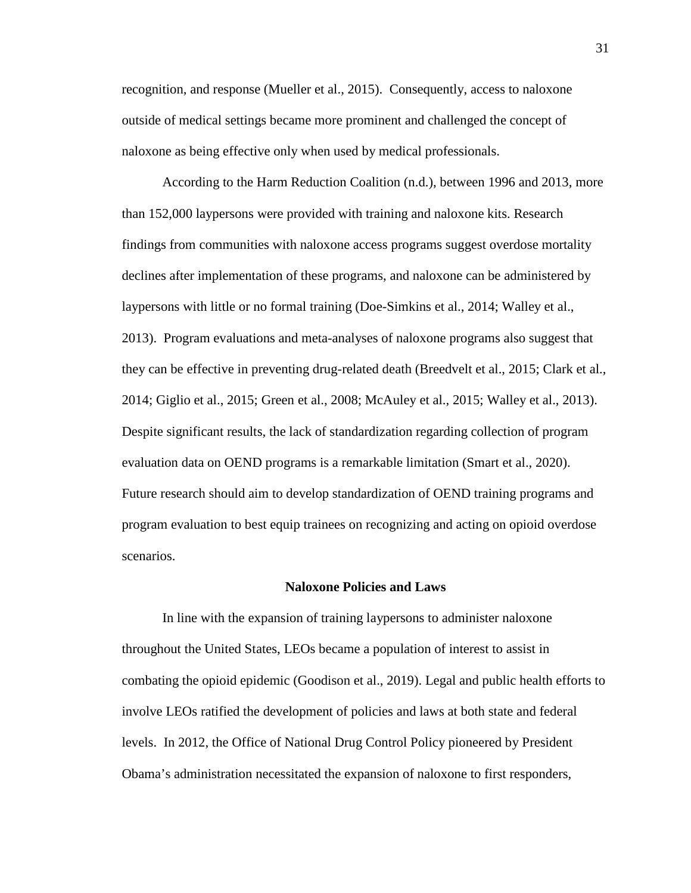recognition, and response (Mueller et al., 2015). Consequently, access to naloxone outside of medical settings became more prominent and challenged the concept of naloxone as being effective only when used by medical professionals.

According to the Harm Reduction Coalition (n.d.), between 1996 and 2013, more than 152,000 laypersons were provided with training and naloxone kits. Research findings from communities with naloxone access programs suggest overdose mortality declines after implementation of these programs, and naloxone can be administered by laypersons with little or no formal training (Doe-Simkins et al., 2014; Walley et al., 2013). Program evaluations and meta-analyses of naloxone programs also suggest that they can be effective in preventing drug-related death (Breedvelt et al., 2015; Clark et al., 2014; Giglio et al., 2015; Green et al., 2008; McAuley et al., 2015; Walley et al., 2013). Despite significant results, the lack of standardization regarding collection of program evaluation data on OEND programs is a remarkable limitation (Smart et al., 2020). Future research should aim to develop standardization of OEND training programs and program evaluation to best equip trainees on recognizing and acting on opioid overdose scenarios.

## Naloxone Policies and Laws

In line with the expansion of training laypersons to administer naloxone throughout the United States, LEOs became a population of interest to assist in combating the opioid epidemic (Goodison et al., 2019). Legal and public health efforts to involve LEOs ratified the development of policies and laws at both state and federal levels. In 2012, the Office of National Drug Control Policy pioneered by President Obama's administration necessitated the expansion of naloxone to first responders,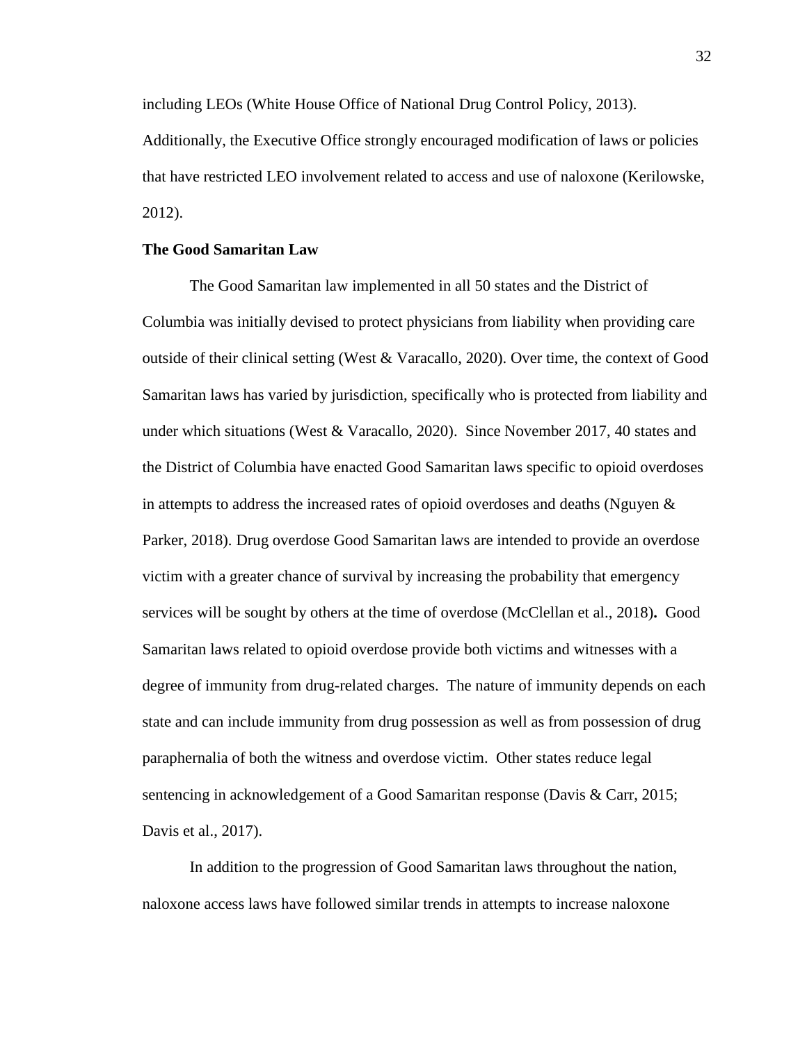including LEOs (White House Office of National Drug Control Policy, 2013). Additionally, the Executive Office strongly encouraged modification of laws or policies that have restricted LEO involvement related to access and use of naloxone (Kerilowske, 2012).

**The Good Samaritan Law**

The Good Samaritan law implemented in all 50 states and the District of Columbia was initially devised to protect physicians from liability when providing care outside of their clinical setting (West & Varacallo, 2020). Over time, the context of Good Samaritan laws has varied by jurisdiction, specifically who is protected from liability and under which situations (West & Varacallo, 2020). Since November 2017, 40 states and the District of Columbia have enacted Good Samaritan laws specific to opioid overdoses in attempts to address the increased rates of opioid overdoses and deaths (Nguyen & Parker, 2018). Drug overdose Good Samaritan laws are intended to provide an overdose victim with a greater chance of survival by increasing the probability that emergency services will be sought by others at the time of overdose (McClellan et al., 2018). Good Samaritan laws related to opioid overdose provide both victims and witnesses with a degree of immunity from drug-related charges. The nature of immunity depends on each state and can include immunity from drug possession as well as from possession of drug paraphernalia of both the witness and overdose victim. Other states reduce legal sentencing in acknowledgement of a Good Samaritan response (Davis & Carr, 2015; Davis et al., 2017).

In addition to the progression of Good Samaritan laws throughout the nation, naloxone access laws have followed similar trends in attempts to increase naloxone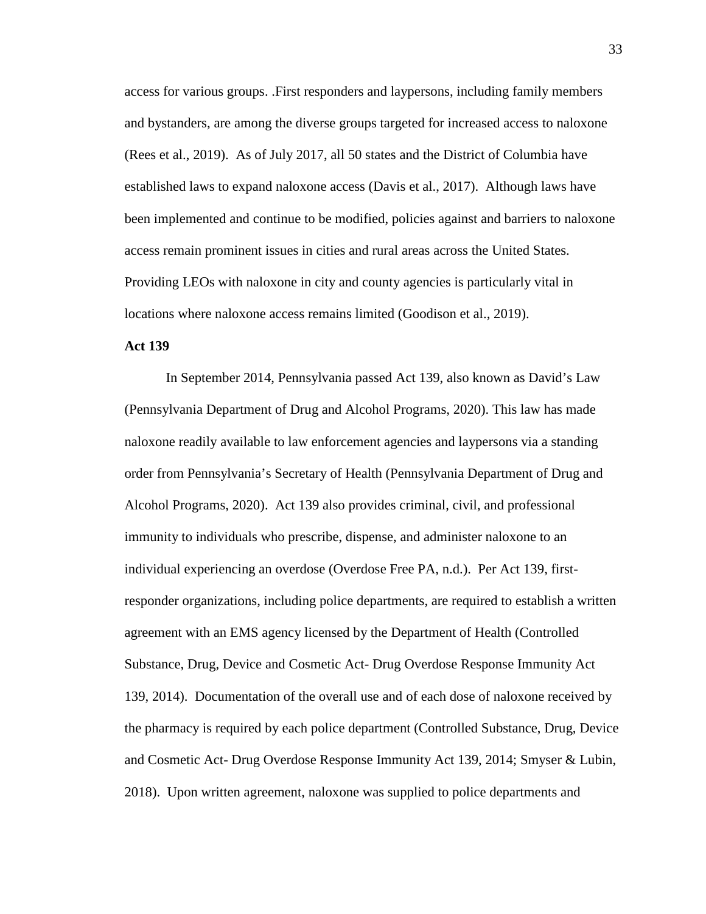access for various groups. .First responders and laypersons, including family members and bystanders, are among the diverse groups targeted for increased access to naloxone (Rees et al., 2019). As of July 2017, all 50 states and the District of Columbia have established laws to expand naloxone access (Davis et al., 2017). Although laws have been implemented and continue to be modified, policies against and barriers to naloxone access remain prominent issues in cities and rural areas across the United States. Providing LEOs with naloxone in city and county agencies is particularly vital in locations where naloxone access remains limited (Goodison et al., 2019).

**Act 139**

In September 2014, Pennsylvania passed Act 139, also known as David's Law (Pennsylvania Department of Drug and Alcohol Programs, 2020). This law has made naloxone readily available to law enforcement agencies and laypersons via a standing order from Pennsylvania's Secretary of Health (Pennsylvania Department of Drug and Alcohol Programs, 2020). Act 139 also provides criminal, civil, and professional immunity to individuals who prescribe, dispense, and administer naloxone to an individual experiencing an overdose (Overdose Free PA, n.d.). Per Act 139, first-responder organizations, including police departments, are required to establish a written agreement with an EMS agency licensed by the Department of Health (Controlled Substance, Drug, Device and Cosmetic Act- Drug Overdose Response Immunity Act 139, 2014). Documentation of the overall use and of each dose of naloxone received by the pharmacy is required by each police department (Controlled Substance, Drug, Device and Cosmetic Act- Drug Overdose Response Immunity Act 139, 2014; Smyser & Lubin, 2018). Upon written agreement, naloxone was supplied to police departments and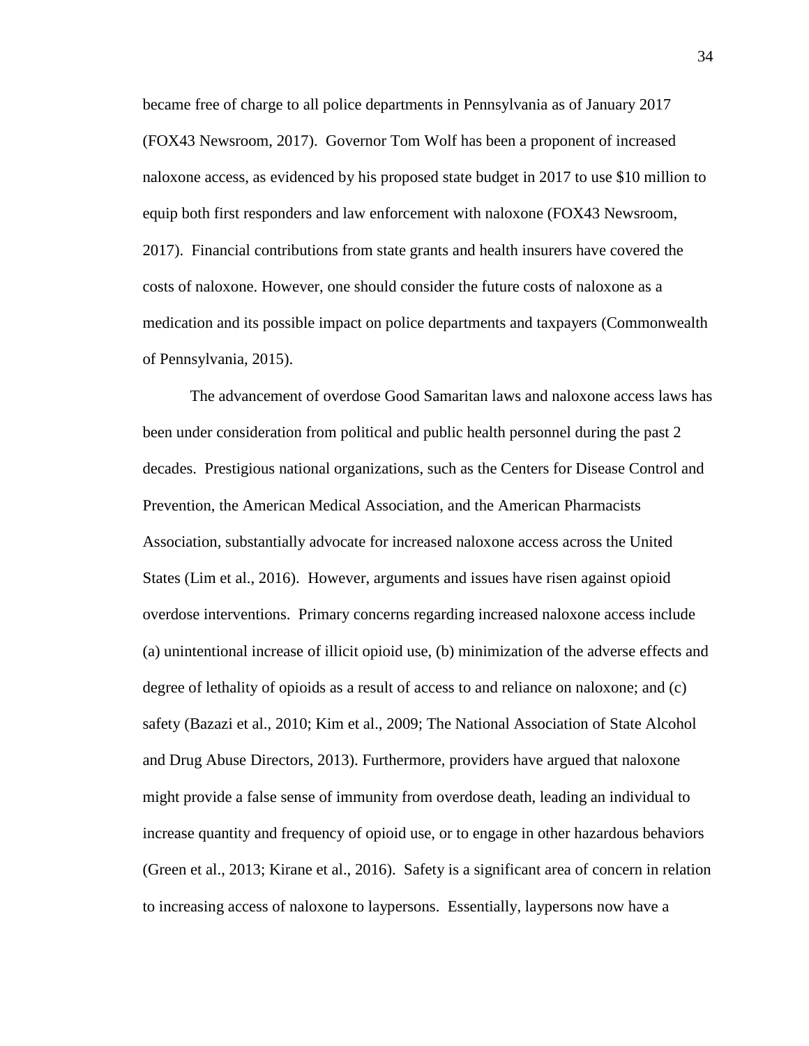became free of charge to all police departments in Pennsylvania as of January 2017 (FOX43 Newsroom, 2017). Governor Tom Wolf has been a proponent of increased naloxone access, as evidenced by his proposed state budget in 2017 to use $10 million to equip both first responders and law enforcement with naloxone (FOX43 Newsroom, 2017). Financial contributions from state grants and health insurers have covered the costs of naloxone. However, one should consider the future costs of naloxone as a medication and its possible impact on police departments and taxpayers (Commonwealth of Pennsylvania, 2015).

The advancement of overdose Good Samaritan laws and naloxone access laws has been under consideration from political and public health personnel during the past 2 decades. Prestigious national organizations, such as the Centers for Disease Control and Prevention, the American Medical Association, and the American Pharmacists Association, substantially advocate for increased naloxone access across the United States (Lim et al., 2016). However, arguments and issues have risen against opioid overdose interventions. Primary concerns regarding increased naloxone access include (a) unintentional increase of illicit opioid use, (b) minimization of the adverse effects and degree of lethality of opioids as a result of access to and reliance on naloxone; and (c) safety (Bazazi et al., 2010; Kim et al., 2009; The National Association of State Alcohol and Drug Abuse Directors, 2013). Furthermore, providers have argued that naloxone might provide a false sense of immunity from overdose death, leading an individual to increase quantity and frequency of opioid use, or to engage in other hazardous behaviors (Green et al., 2013; Kirane et al., 2016). Safety is a significant area of concern in relation to increasing access of naloxone to laypersons. Essentially, laypersons now have a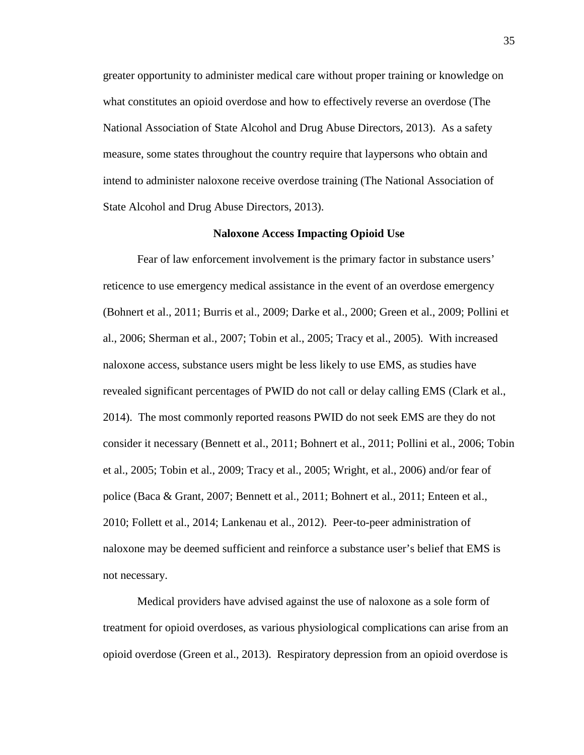greater opportunity to administer medical care without proper training or knowledge on what constitutes an opioid overdose and how to effectively reverse an overdose (The National Association of State Alcohol and Drug Abuse Directors, 2013). As a safety measure, some states throughout the country require that laypersons who obtain and intend to administer naloxone receive overdose training (The National Association of State Alcohol and Drug Abuse Directors, 2013).

## Naloxone Access Impacting Opioid Use

Fear of law enforcement involvement is the primary factor in substance users' reticence to use emergency medical assistance in the event of an overdose emergency (Bohnert et al., 2011; Burris et al., 2009; Darke et al., 2000; Green et al., 2009; Pollini et al., 2006; Sherman et al., 2007; Tobin et al., 2005; Tracy et al., 2005). With increased naloxone access, substance users might be less likely to use EMS, as studies have revealed significant percentages of PWID do not call or delay calling EMS (Clark et al., 2014). The most commonly reported reasons PWID do not seek EMS are they do not consider it necessary (Bennett et al., 2011; Bohnert et al., 2011; Pollini et al., 2006; Tobin et al., 2005; Tobin et al., 2009; Tracy et al., 2005; Wright, et al., 2006) and/or fear of police (Baca & Grant, 2007; Bennett et al., 2011; Bohnert et al., 2011; Enteen et al., 2010; Follett et al., 2014; Lankenau et al., 2012). Peer-to-peer administration of naloxone may be deemed sufficient and reinforce a substance user's belief that EMS is not necessary.

Medical providers have advised against the use of naloxone as a sole form of treatment for opioid overdoses, as various physiological complications can arise from an opioid overdose (Green et al., 2013). Respiratory depression from an opioid overdose is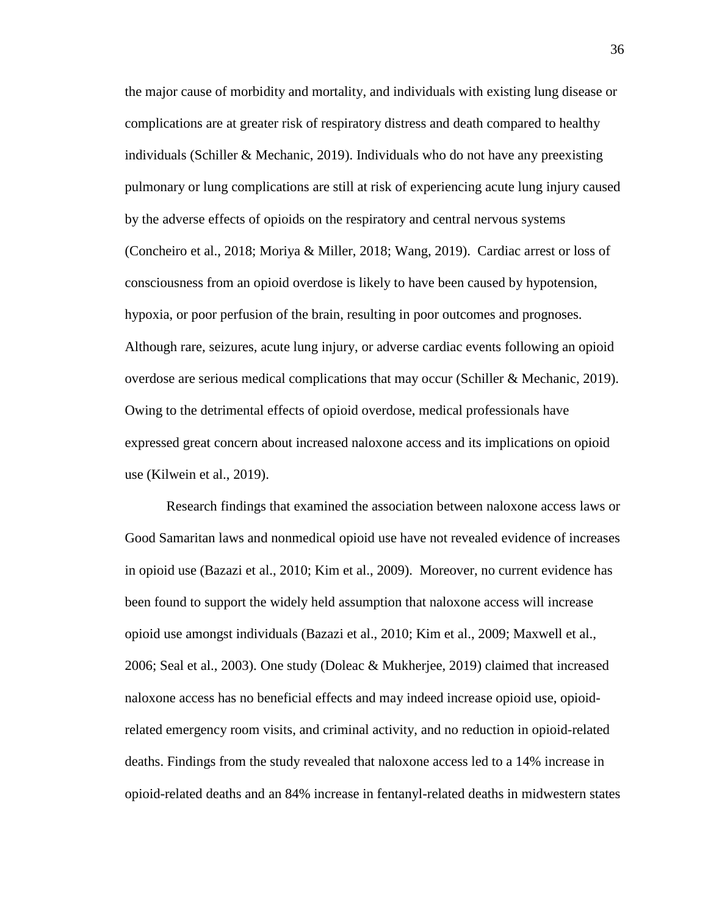the major cause of morbidity and mortality, and individuals with existing lung disease or complications are at greater risk of respiratory distress and death compared to healthy individuals (Schiller & Mechanic, 2019). Individuals who do not have any preexisting pulmonary or lung complications are still at risk of experiencing acute lung injury caused by the adverse effects of opioids on the respiratory and central nervous systems (Concheiro et al., 2018; Moriya & Miller, 2018; Wang, 2019). Cardiac arrest or loss of consciousness from an opioid overdose is likely to have been caused by hypotension, hypoxia, or poor perfusion of the brain, resulting in poor outcomes and prognoses. Although rare, seizures, acute lung injury, or adverse cardiac events following an opioid overdose are serious medical complications that may occur (Schiller & Mechanic, 2019). Owing to the detrimental effects of opioid overdose, medical professionals have expressed great concern about increased naloxone access and its implications on opioid use (Kilwein et al., 2019).

Research findings that examined the association between naloxone access laws or Good Samaritan laws and nonmedical opioid use have not revealed evidence of increases in opioid use (Bazazi et al., 2010; Kim et al., 2009). Moreover, no current evidence has been found to support the widely held assumption that naloxone access will increase opioid use amongst individuals (Bazazi et al., 2010; Kim et al., 2009; Maxwell et al., 2006; Seal et al., 2003). One study (Doleac & Mukherjee, 2019) claimed that increased naloxone access has no beneficial effects and may indeed increase opioid use, opioid-related emergency room visits, and criminal activity, and no reduction in opioid-related deaths. Findings from the study revealed that naloxone access led to a 14% increase in opioid-related deaths and an 84% increase in fentanyl-related deaths in midwestern states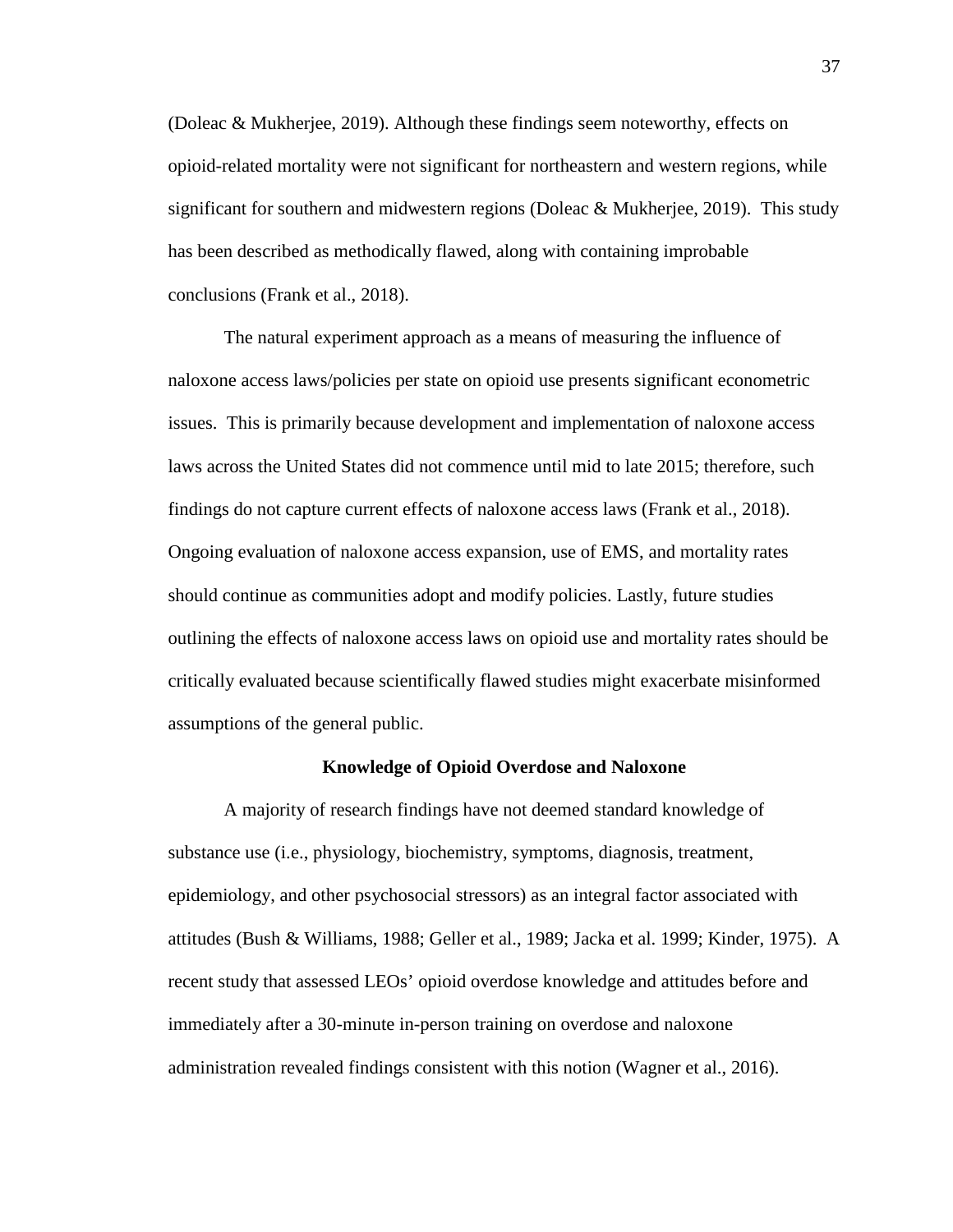(Doleac & Mukherjee, 2019). Although these findings seem noteworthy, effects on opioid-related mortality were not significant for northeastern and western regions, while significant for southern and midwestern regions (Doleac & Mukherjee, 2019). This study has been described as methodically flawed, along with containing improbable conclusions (Frank et al., 2018).

The natural experiment approach as a means of measuring the influence of naloxone access laws/policies per state on opioid use presents significant econometric issues. This is primarily because development and implementation of naloxone access laws across the United States did not commence until mid to late 2015; therefore, such findings do not capture current effects of naloxone access laws (Frank et al., 2018). Ongoing evaluation of naloxone access expansion, use of EMS, and mortality rates should continue as communities adopt and modify policies. Lastly, future studies outlining the effects of naloxone access laws on opioid use and mortality rates should be critically evaluated because scientifically flawed studies might exacerbate misinformed assumptions of the general public.

### Knowledge of Opioid Overdose and Naloxone

A majority of research findings have not deemed standard knowledge of substance use (i.e., physiology, biochemistry, symptoms, diagnosis, treatment, epidemiology, and other psychosocial stressors) as an integral factor associated with attitudes (Bush & Williams, 1988; Geller et al., 1989; Jacka et al. 1999; Kinder, 1975). A recent study that assessed LEOs' opioid overdose knowledge and attitudes before and immediately after a 30-minute in-person training on overdose and naloxone administration revealed findings consistent with this notion (Wagner et al., 2016).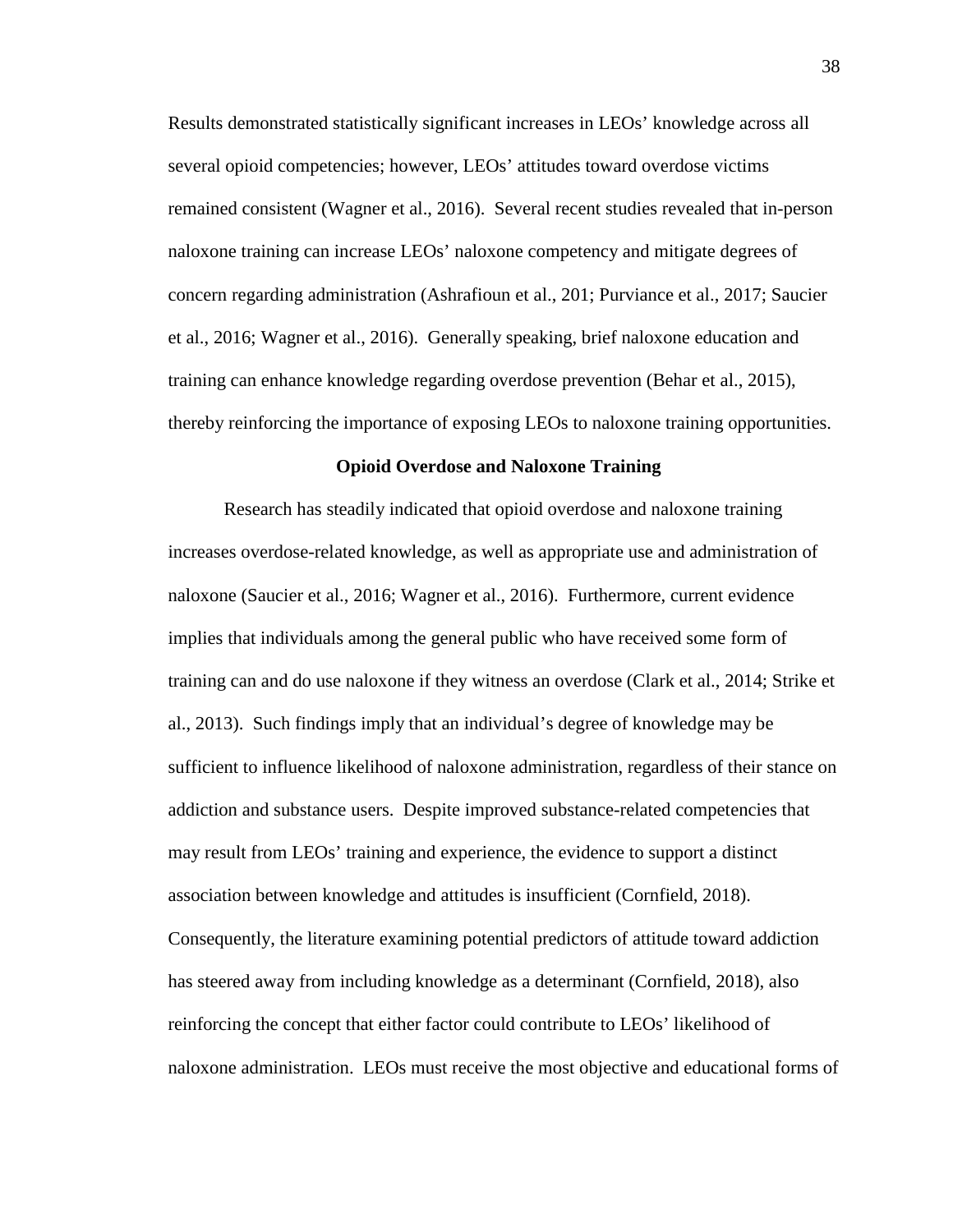Results demonstrated statistically significant increases in LEOs' knowledge across all several opioid competencies; however, LEOs' attitudes toward overdose victims remained consistent (Wagner et al., 2016). Several recent studies revealed that in-person naloxone training can increase LEOs' naloxone competency and mitigate degrees of concern regarding administration (Ashrafioun et al., 201; Purviance et al., 2017; Saucier et al., 2016; Wagner et al., 2016). Generally speaking, brief naloxone education and training can enhance knowledge regarding overdose prevention (Behar et al., 2015), thereby reinforcing the importance of exposing LEOs to naloxone training opportunities.

## Opioid Overdose and Naloxone Training

Research has steadily indicated that opioid overdose and naloxone training increases overdose-related knowledge, as well as appropriate use and administration of naloxone (Saucier et al., 2016; Wagner et al., 2016). Furthermore, current evidence implies that individuals among the general public who have received some form of training can and do use naloxone if they witness an overdose (Clark et al., 2014; Strike et al., 2013). Such findings imply that an individual's degree of knowledge may be sufficient to influence likelihood of naloxone administration, regardless of their stance on addiction and substance users. Despite improved substance-related competencies that may result from LEOs' training and experience, the evidence to support a distinct association between knowledge and attitudes is insufficient (Cornfield, 2018). Consequently, the literature examining potential predictors of attitude toward addiction has steered away from including knowledge as a determinant (Cornfield, 2018), also reinforcing the concept that either factor could contribute to LEOs' likelihood of naloxone administration. LEOs must receive the most objective and educational forms of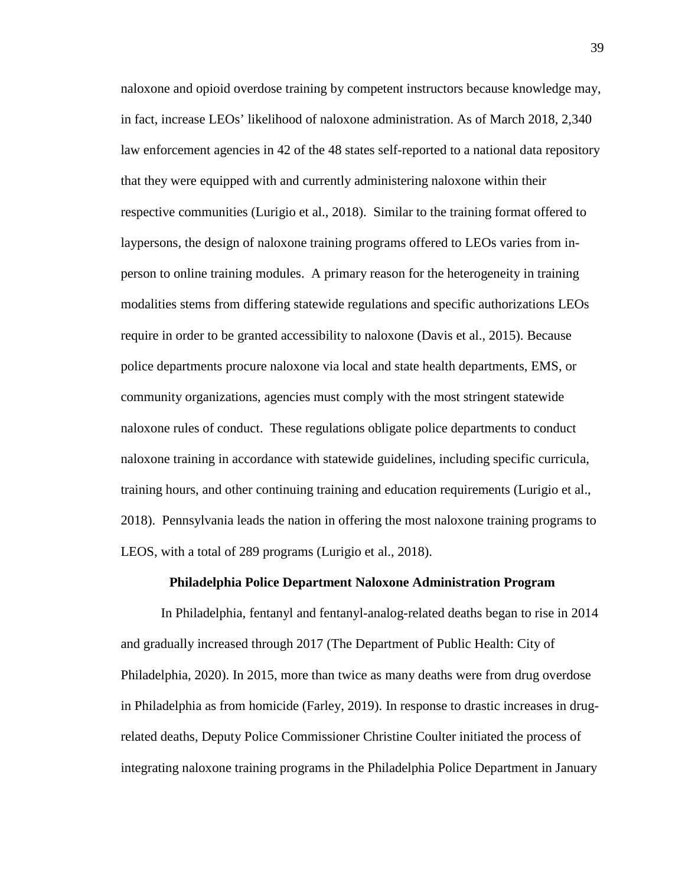naloxone and opioid overdose training by competent instructors because knowledge may, in fact, increase LEOs' likelihood of naloxone administration. As of March 2018, 2,340 law enforcement agencies in 42 of the 48 states self-reported to a national data repository that they were equipped with and currently administering naloxone within their respective communities (Lurigio et al., 2018). Similar to the training format offered to laypersons, the design of naloxone training programs offered to LEOs varies from in-person to online training modules. A primary reason for the heterogeneity in training modalities stems from differing statewide regulations and specific authorizations LEOs require in order to be granted accessibility to naloxone (Davis et al., 2015). Because police departments procure naloxone via local and state health departments, EMS, or community organizations, agencies must comply with the most stringent statewide naloxone rules of conduct. These regulations obligate police departments to conduct naloxone training in accordance with statewide guidelines, including specific curricula, training hours, and other continuing training and education requirements (Lurigio et al., 2018). Pennsylvania leads the nation in offering the most naloxone training programs to LEOS, with a total of 289 programs (Lurigio et al., 2018).

## Philadelphia Police Department Naloxone Administration Program

In Philadelphia, fentanyl and fentanyl-analog-related deaths began to rise in 2014 and gradually increased through 2017 (The Department of Public Health: City of Philadelphia, 2020). In 2015, more than twice as many deaths were from drug overdose in Philadelphia as from homicide (Farley, 2019). In response to drastic increases in drug-related deaths, Deputy Police Commissioner Christine Coulter initiated the process of integrating naloxone training programs in the Philadelphia Police Department in January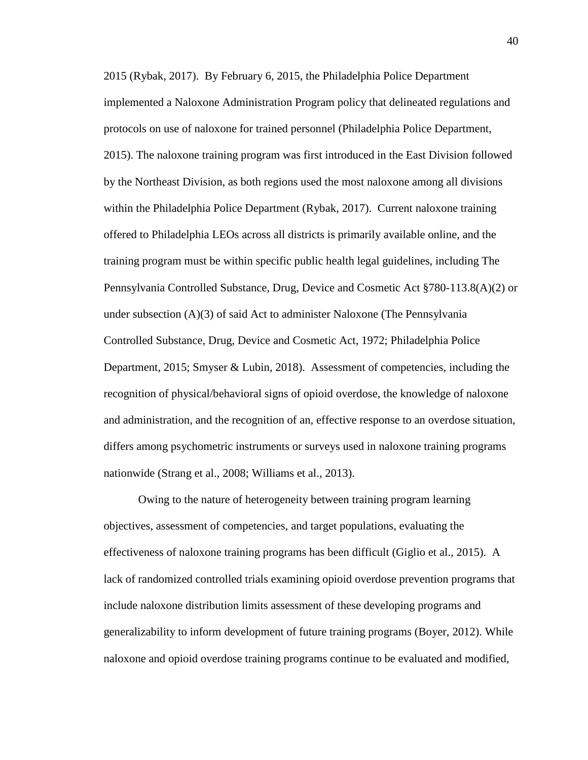2015 (Rybak, 2017). By February 6, 2015, the Philadelphia Police Department implemented a Naloxone Administration Program policy that delineated regulations and protocols on use of naloxone for trained personnel (Philadelphia Police Department, 2015). The naloxone training program was first introduced in the East Division followed by the Northeast Division, as both regions used the most naloxone among all divisions within the Philadelphia Police Department (Rybak, 2017). Current naloxone training offered to Philadelphia LEOs across all districts is primarily available online, and the training program must be within specific public health legal guidelines, including The Pennsylvania Controlled Substance, Drug, Device and Cosmetic Act §780-113.8(A)(2) or under subsection (A)(3) of said Act to administer Naloxone (The Pennsylvania Controlled Substance, Drug, Device and Cosmetic Act, 1972; Philadelphia Police Department, 2015; Smyser & Lubin, 2018). Assessment of competencies, including the recognition of physical/behavioral signs of opioid overdose, the knowledge of naloxone and administration, and the recognition of an, effective response to an overdose situation, differs among psychometric instruments or surveys used in naloxone training programs nationwide (Strang et al., 2008; Williams et al., 2013).

Owing to the nature of heterogeneity between training program learning objectives, assessment of competencies, and target populations, evaluating the effectiveness of naloxone training programs has been difficult (Giglio et al., 2015). A lack of randomized controlled trials examining opioid overdose prevention programs that include naloxone distribution limits assessment of these developing programs and generalizability to inform development of future training programs (Boyer, 2012). While naloxone and opioid overdose training programs continue to be evaluated and modified,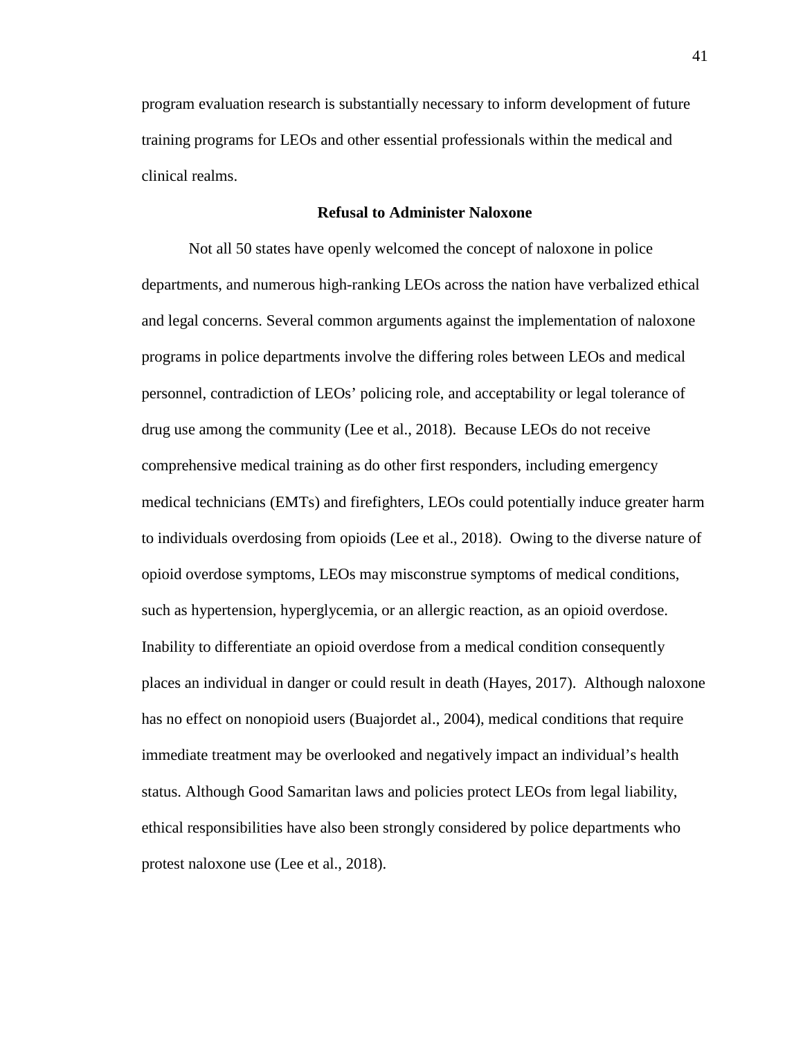program evaluation research is substantially necessary to inform development of future training programs for LEOs and other essential professionals within the medical and clinical realms.

## Refusal to Administer Naloxone

Not all 50 states have openly welcomed the concept of naloxone in police departments, and numerous high-ranking LEOs across the nation have verbalized ethical and legal concerns. Several common arguments against the implementation of naloxone programs in police departments involve the differing roles between LEOs and medical personnel, contradiction of LEOs' policing role, and acceptability or legal tolerance of drug use among the community (Lee et al., 2018). Because LEOs do not receive comprehensive medical training as do other first responders, including emergency medical technicians (EMTs) and firefighters, LEOs could potentially induce greater harm to individuals overdosing from opioids (Lee et al., 2018). Owing to the diverse nature of opioid overdose symptoms, LEOs may misconstrue symptoms of medical conditions, such as hypertension, hyperglycemia, or an allergic reaction, as an opioid overdose. Inability to differentiate an opioid overdose from a medical condition consequently places an individual in danger or could result in death (Hayes, 2017). Although naloxone has no effect on nonopioid users (Buajordet al., 2004), medical conditions that require immediate treatment may be overlooked and negatively impact an individual's health status. Although Good Samaritan laws and policies protect LEOs from legal liability, ethical responsibilities have also been strongly considered by police departments who protest naloxone use (Lee et al., 2018).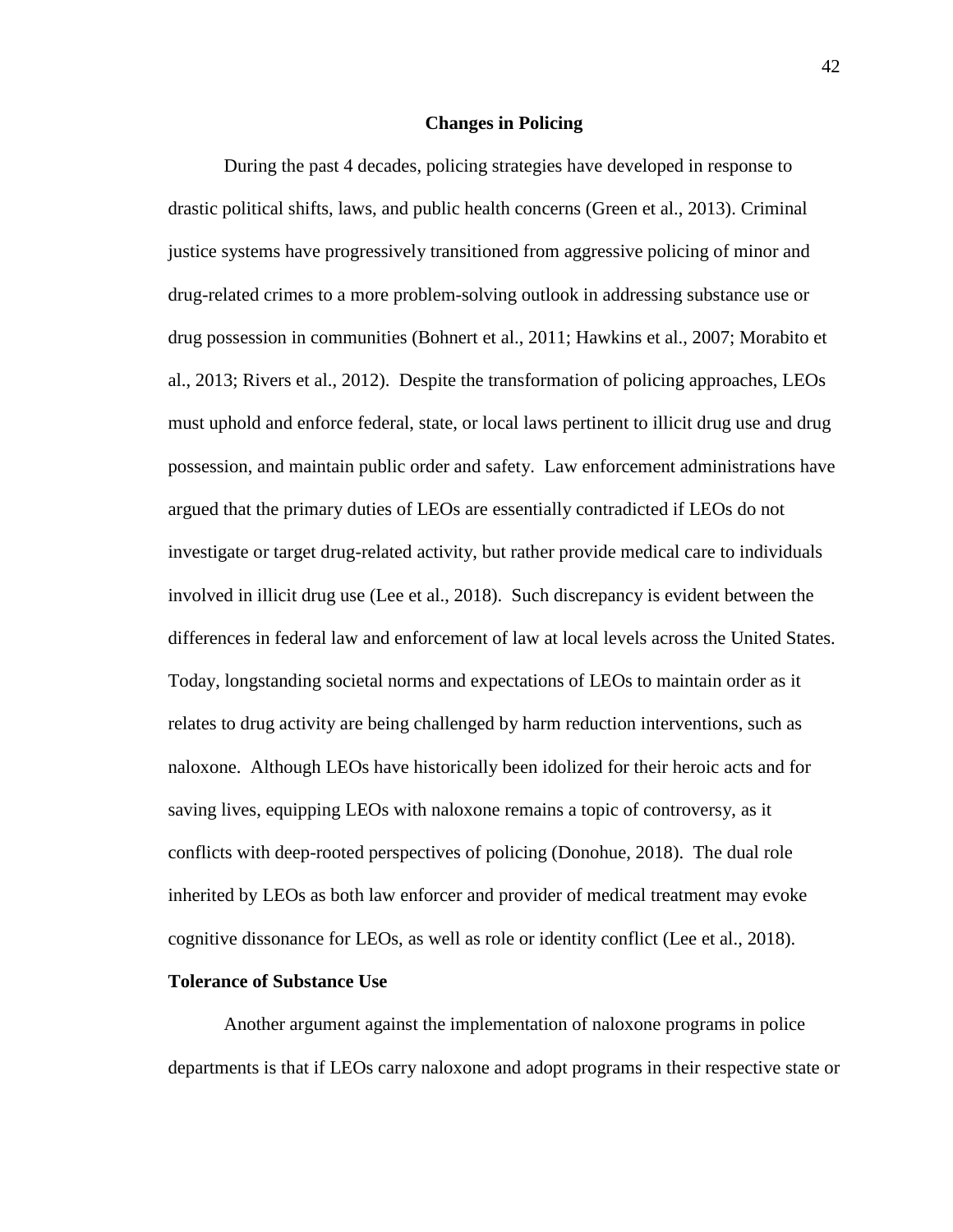## Changes in Policing

During the past 4 decades, policing strategies have developed in response to drastic political shifts, laws, and public health concerns (Green et al., 2013). Criminal justice systems have progressively transitioned from aggressive policing of minor and drug-related crimes to a more problem-solving outlook in addressing substance use or drug possession in communities (Bohnert et al., 2011; Hawkins et al., 2007; Morabito et al., 2013; Rivers et al., 2012). Despite the transformation of policing approaches, LEOs must uphold and enforce federal, state, or local laws pertinent to illicit drug use and drug possession, and maintain public order and safety. Law enforcement administrations have argued that the primary duties of LEOs are essentially contradicted if LEOs do not investigate or target drug-related activity, but rather provide medical care to individuals involved in illicit drug use (Lee et al., 2018). Such discrepancy is evident between the differences in federal law and enforcement of law at local levels across the United States. Today, longstanding societal norms and expectations of LEOs to maintain order as it relates to drug activity are being challenged by harm reduction interventions, such as naloxone. Although LEOs have historically been idolized for their heroic acts and for saving lives, equipping LEOs with naloxone remains a topic of controversy, as it conflicts with deep-rooted perspectives of policing (Donohue, 2018). The dual role inherited by LEOs as both law enforcer and provider of medical treatment may evoke cognitive dissonance for LEOs, as well as role or identity conflict (Lee et al., 2018).

### Tolerance of Substance Use

Another argument against the implementation of naloxone programs in police departments is that if LEOs carry naloxone and adopt programs in their respective state or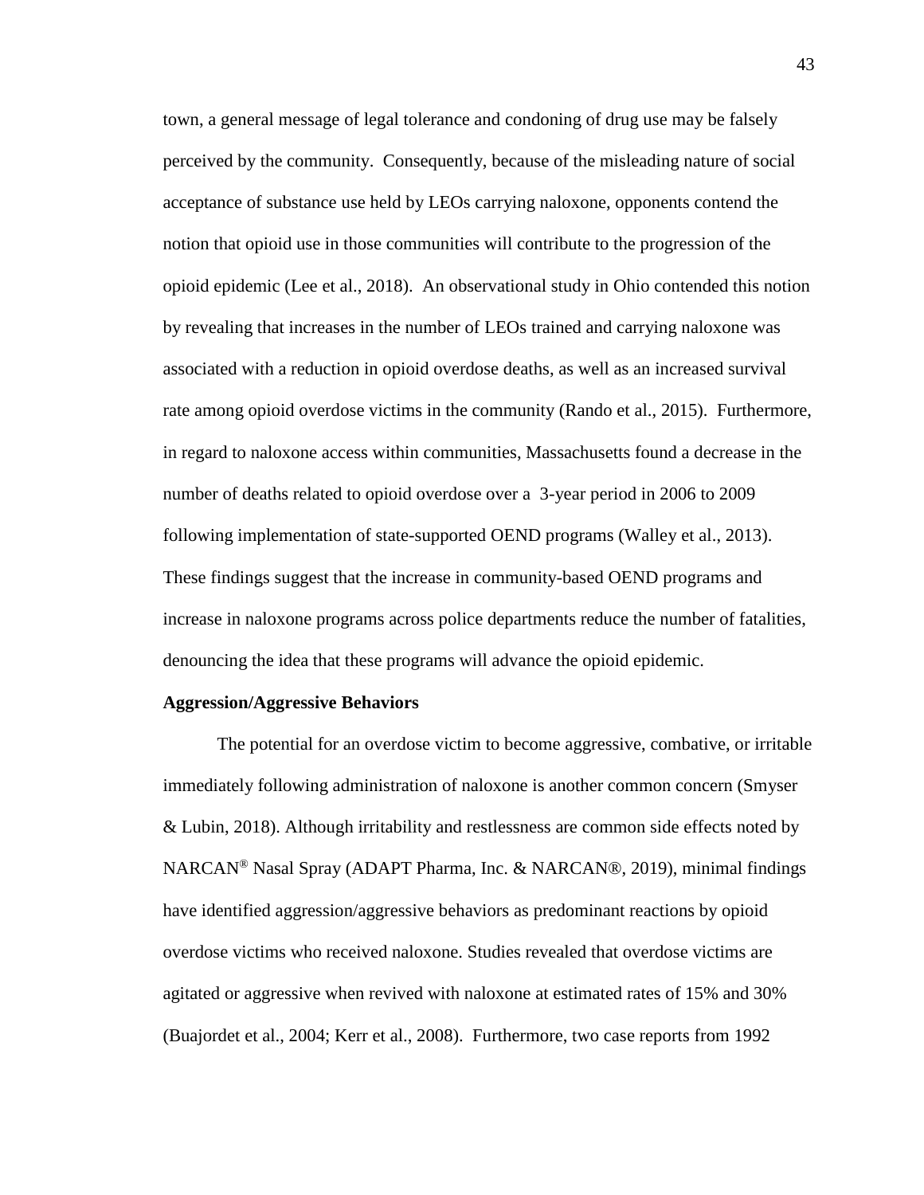town, a general message of legal tolerance and condoning of drug use may be falsely perceived by the community. Consequently, because of the misleading nature of social acceptance of substance use held by LEOs carrying naloxone, opponents contend the notion that opioid use in those communities will contribute to the progression of the opioid epidemic (Lee et al., 2018). An observational study in Ohio contended this notion by revealing that increases in the number of LEOs trained and carrying naloxone was associated with a reduction in opioid overdose deaths, as well as an increased survival rate among opioid overdose victims in the community (Rando et al., 2015). Furthermore, in regard to naloxone access within communities, Massachusetts found a decrease in the number of deaths related to opioid overdose over a 3-year period in 2006 to 2009 following implementation of state-supported OEND programs (Walley et al., 2013). These findings suggest that the increase in community-based OEND programs and increase in naloxone programs across police departments reduce the number of fatalities, denouncing the idea that these programs will advance the opioid epidemic.

**Aggression/Aggressive Behaviors**

The potential for an overdose victim to become aggressive, combative, or irritable immediately following administration of naloxone is another common concern (Smyser & Lubin, 2018). Although irritability and restlessness are common side effects noted by NARCAN® Nasal Spray (ADAPT Pharma, Inc. & NARCAN®, 2019), minimal findings have identified aggression/aggressive behaviors as predominant reactions by opioid overdose victims who received naloxone. Studies revealed that overdose victims are agitated or aggressive when revived with naloxone at estimated rates of 15% and 30% (Buajordet et al., 2004; Kerr et al., 2008). Furthermore, two case reports from 1992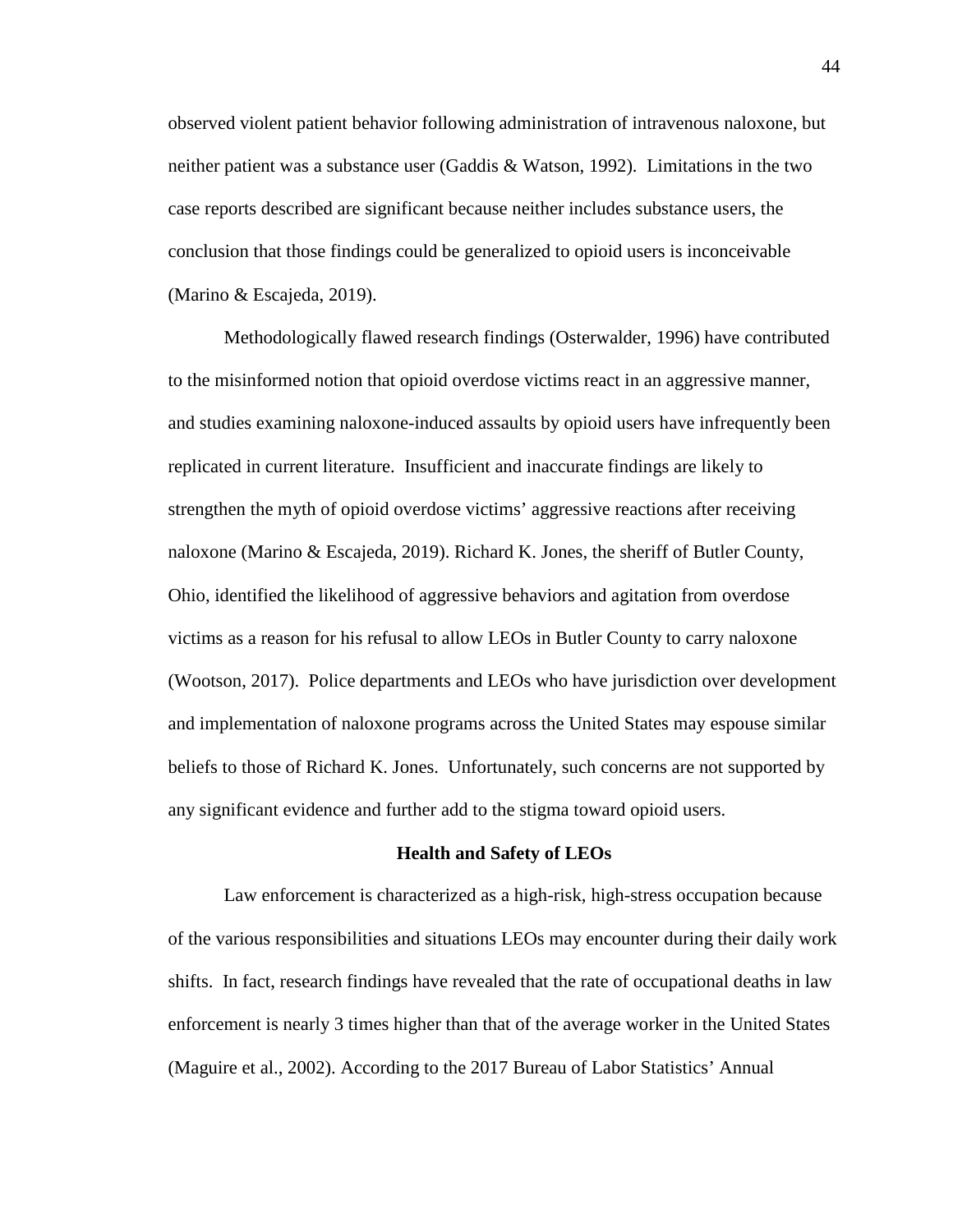observed violent patient behavior following administration of intravenous naloxone, but neither patient was a substance user (Gaddis & Watson, 1992). Limitations in the two case reports described are significant because neither includes substance users, the conclusion that those findings could be generalized to opioid users is inconceivable (Marino & Escajeda, 2019).

Methodologically flawed research findings (Osterwalder, 1996) have contributed to the misinformed notion that opioid overdose victims react in an aggressive manner, and studies examining naloxone-induced assaults by opioid users have infrequently been replicated in current literature. Insufficient and inaccurate findings are likely to strengthen the myth of opioid overdose victims' aggressive reactions after receiving naloxone (Marino & Escajeda, 2019). Richard K. Jones, the sheriff of Butler County, Ohio, identified the likelihood of aggressive behaviors and agitation from overdose victims as a reason for his refusal to allow LEOs in Butler County to carry naloxone (Wootson, 2017). Police departments and LEOs who have jurisdiction over development and implementation of naloxone programs across the United States may espouse similar beliefs to those of Richard K. Jones. Unfortunately, such concerns are not supported by any significant evidence and further add to the stigma toward opioid users.

## Health and Safety of LEOs

Law enforcement is characterized as a high-risk, high-stress occupation because of the various responsibilities and situations LEOs may encounter during their daily work shifts. In fact, research findings have revealed that the rate of occupational deaths in law enforcement is nearly 3 times higher than that of the average worker in the United States (Maguire et al., 2002). According to the 2017 Bureau of Labor Statistics' Annual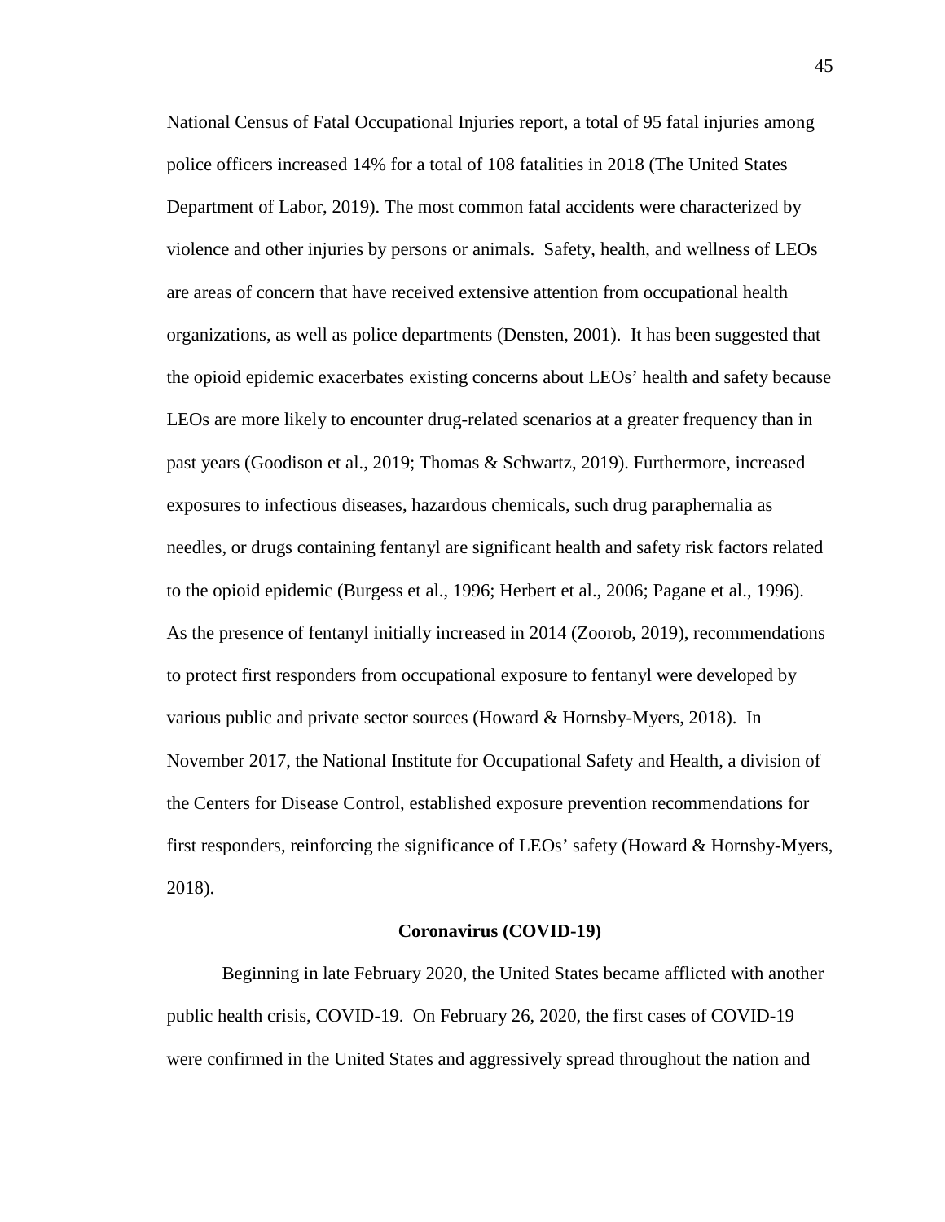National Census of Fatal Occupational Injuries report, a total of 95 fatal injuries among police officers increased 14% for a total of 108 fatalities in 2018 (The United States Department of Labor, 2019). The most common fatal accidents were characterized by violence and other injuries by persons or animals. Safety, health, and wellness of LEOs are areas of concern that have received extensive attention from occupational health organizations, as well as police departments (Densten, 2001). It has been suggested that the opioid epidemic exacerbates existing concerns about LEOs' health and safety because LEOs are more likely to encounter drug-related scenarios at a greater frequency than in past years (Goodison et al., 2019; Thomas & Schwartz, 2019). Furthermore, increased exposures to infectious diseases, hazardous chemicals, such drug paraphernalia as needles, or drugs containing fentanyl are significant health and safety risk factors related to the opioid epidemic (Burgess et al., 1996; Herbert et al., 2006; Pagane et al., 1996). As the presence of fentanyl initially increased in 2014 (Zoorob, 2019), recommendations to protect first responders from occupational exposure to fentanyl were developed by various public and private sector sources (Howard & Hornsby-Myers, 2018). In November 2017, the National Institute for Occupational Safety and Health, a division of the Centers for Disease Control, established exposure prevention recommendations for first responders, reinforcing the significance of LEOs' safety (Howard & Hornsby-Myers, 2018).

## Coronavirus (COVID-19)

Beginning in late February 2020, the United States became afflicted with another public health crisis, COVID-19. On February 26, 2020, the first cases of COVID-19 were confirmed in the United States and aggressively spread throughout the nation and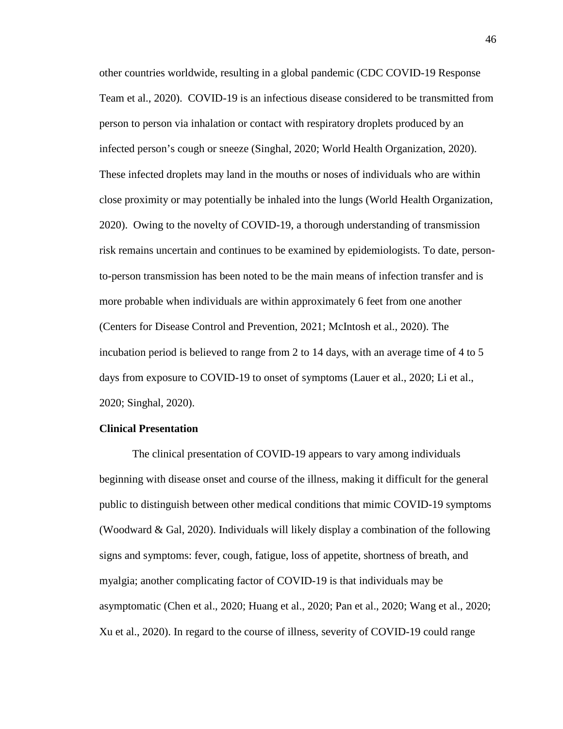other countries worldwide, resulting in a global pandemic (CDC COVID-19 Response Team et al., 2020). COVID-19 is an infectious disease considered to be transmitted from person to person via inhalation or contact with respiratory droplets produced by an infected person's cough or sneeze (Singhal, 2020; World Health Organization, 2020). These infected droplets may land in the mouths or noses of individuals who are within close proximity or may potentially be inhaled into the lungs (World Health Organization, 2020). Owing to the novelty of COVID-19, a thorough understanding of transmission risk remains uncertain and continues to be examined by epidemiologists. To date, person-to-person transmission has been noted to be the main means of infection transfer and is more probable when individuals are within approximately 6 feet from one another (Centers for Disease Control and Prevention, 2021; McIntosh et al., 2020). The incubation period is believed to range from 2 to 14 days, with an average time of 4 to 5 days from exposure to COVID-19 to onset of symptoms (Lauer et al., 2020; Li et al., 2020; Singhal, 2020).

**Clinical Presentation**

The clinical presentation of COVID-19 appears to vary among individuals beginning with disease onset and course of the illness, making it difficult for the general public to distinguish between other medical conditions that mimic COVID-19 symptoms (Woodward & Gal, 2020). Individuals will likely display a combination of the following signs and symptoms: fever, cough, fatigue, loss of appetite, shortness of breath, and myalgia; another complicating factor of COVID-19 is that individuals may be asymptomatic (Chen et al., 2020; Huang et al., 2020; Pan et al., 2020; Wang et al., 2020; Xu et al., 2020). In regard to the course of illness, severity of COVID-19 could range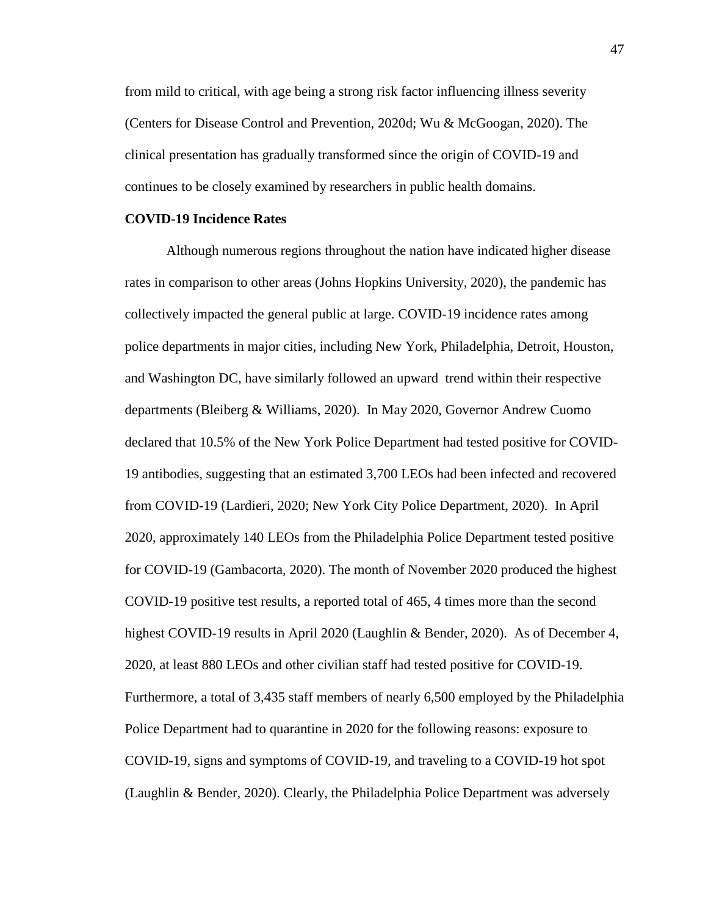from mild to critical, with age being a strong risk factor influencing illness severity (Centers for Disease Control and Prevention, 2020d; Wu & McGoogan, 2020). The clinical presentation has gradually transformed since the origin of COVID-19 and continues to be closely examined by researchers in public health domains.

**COVID-19 Incidence Rates**

Although numerous regions throughout the nation have indicated higher disease rates in comparison to other areas (Johns Hopkins University, 2020), the pandemic has collectively impacted the general public at large. COVID-19 incidence rates among police departments in major cities, including New York, Philadelphia, Detroit, Houston, and Washington DC, have similarly followed an upward trend within their respective departments (Bleiberg & Williams, 2020). In May 2020, Governor Andrew Cuomo declared that 10.5% of the New York Police Department had tested positive for COVID-19 antibodies, suggesting that an estimated 3,700 LEOs had been infected and recovered from COVID-19 (Lardieri, 2020; New York City Police Department, 2020). In April 2020, approximately 140 LEOs from the Philadelphia Police Department tested positive for COVID-19 (Gambacorta, 2020). The month of November 2020 produced the highest COVID-19 positive test results, a reported total of 465, 4 times more than the second highest COVID-19 results in April 2020 (Laughlin & Bender, 2020). As of December 4, 2020, at least 880 LEOs and other civilian staff had tested positive for COVID-19. Furthermore, a total of 3,435 staff members of nearly 6,500 employed by the Philadelphia Police Department had to quarantine in 2020 for the following reasons: exposure to COVID-19, signs and symptoms of COVID-19, and traveling to a COVID-19 hot spot (Laughlin & Bender, 2020). Clearly, the Philadelphia Police Department was adversely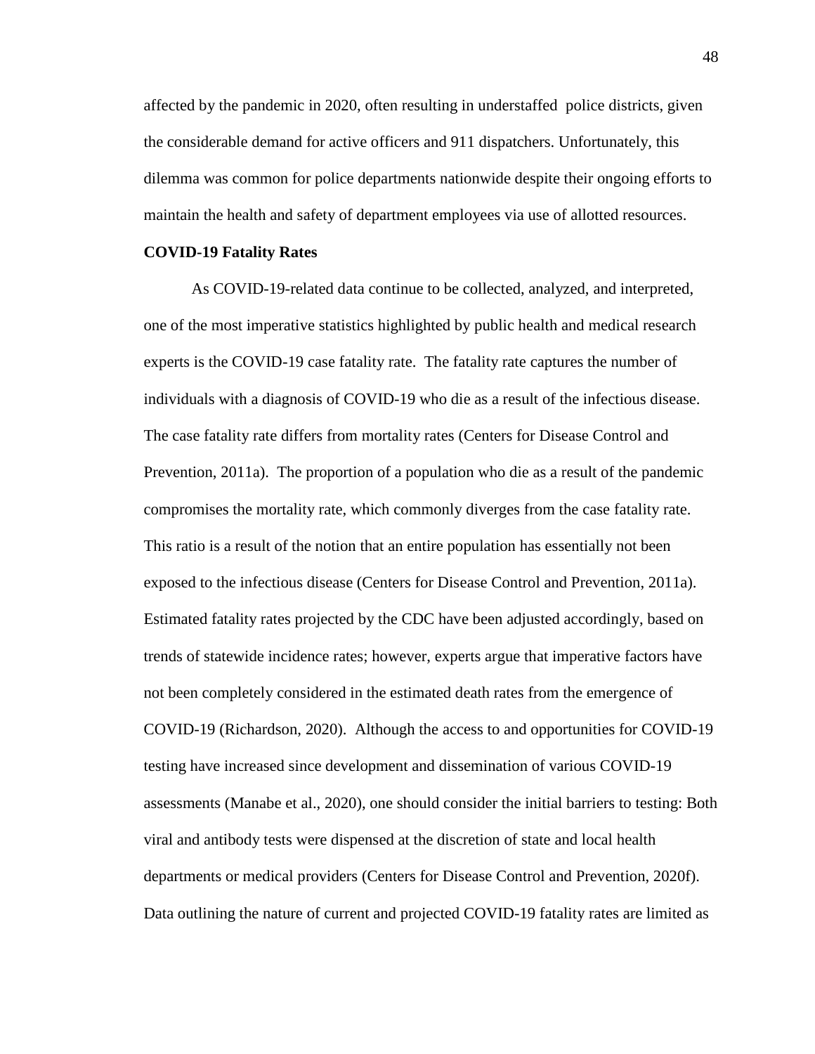affected by the pandemic in 2020, often resulting in understaffed police districts, given the considerable demand for active officers and 911 dispatchers. Unfortunately, this dilemma was common for police departments nationwide despite their ongoing efforts to maintain the health and safety of department employees via use of allotted resources.

**COVID-19 Fatality Rates**

As COVID-19-related data continue to be collected, analyzed, and interpreted, one of the most imperative statistics highlighted by public health and medical research experts is the COVID-19 case fatality rate. The fatality rate captures the number of individuals with a diagnosis of COVID-19 who die as a result of the infectious disease. The case fatality rate differs from mortality rates (Centers for Disease Control and Prevention, 2011a). The proportion of a population who die as a result of the pandemic compromises the mortality rate, which commonly diverges from the case fatality rate. This ratio is a result of the notion that an entire population has essentially not been exposed to the infectious disease (Centers for Disease Control and Prevention, 2011a). Estimated fatality rates projected by the CDC have been adjusted accordingly, based on trends of statewide incidence rates; however, experts argue that imperative factors have not been completely considered in the estimated death rates from the emergence of COVID-19 (Richardson, 2020). Although the access to and opportunities for COVID-19 testing have increased since development and dissemination of various COVID-19 assessments (Manabe et al., 2020), one should consider the initial barriers to testing: Both viral and antibody tests were dispensed at the discretion of state and local health departments or medical providers (Centers for Disease Control and Prevention, 2020f). Data outlining the nature of current and projected COVID-19 fatality rates are limited as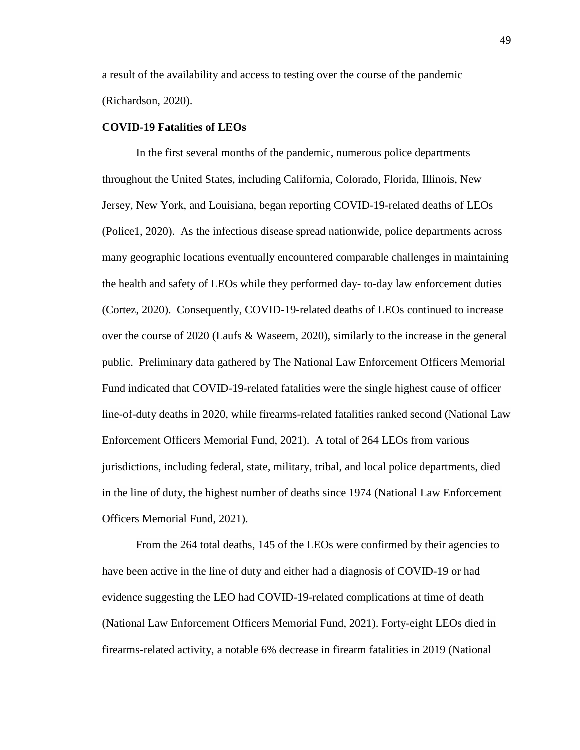a result of the availability and access to testing over the course of the pandemic (Richardson, 2020).

### COVID-19 Fatalities of LEOs

In the first several months of the pandemic, numerous police departments throughout the United States, including California, Colorado, Florida, Illinois, New Jersey, New York, and Louisiana, began reporting COVID-19-related deaths of LEOs (Police1, 2020). As the infectious disease spread nationwide, police departments across many geographic locations eventually encountered comparable challenges in maintaining the health and safety of LEOs while they performed day- to-day law enforcement duties (Cortez, 2020). Consequently, COVID-19-related deaths of LEOs continued to increase over the course of 2020 (Laufs & Waseem, 2020), similarly to the increase in the general public. Preliminary data gathered by The National Law Enforcement Officers Memorial Fund indicated that COVID-19-related fatalities were the single highest cause of officer line-of-duty deaths in 2020, while firearms-related fatalities ranked second (National Law Enforcement Officers Memorial Fund, 2021). A total of 264 LEOs from various jurisdictions, including federal, state, military, tribal, and local police departments, died in the line of duty, the highest number of deaths since 1974 (National Law Enforcement Officers Memorial Fund, 2021).

From the 264 total deaths, 145 of the LEOs were confirmed by their agencies to have been active in the line of duty and either had a diagnosis of COVID-19 or had evidence suggesting the LEO had COVID-19-related complications at time of death (National Law Enforcement Officers Memorial Fund, 2021). Forty-eight LEOs died in firearms-related activity, a notable 6% decrease in firearm fatalities in 2019 (National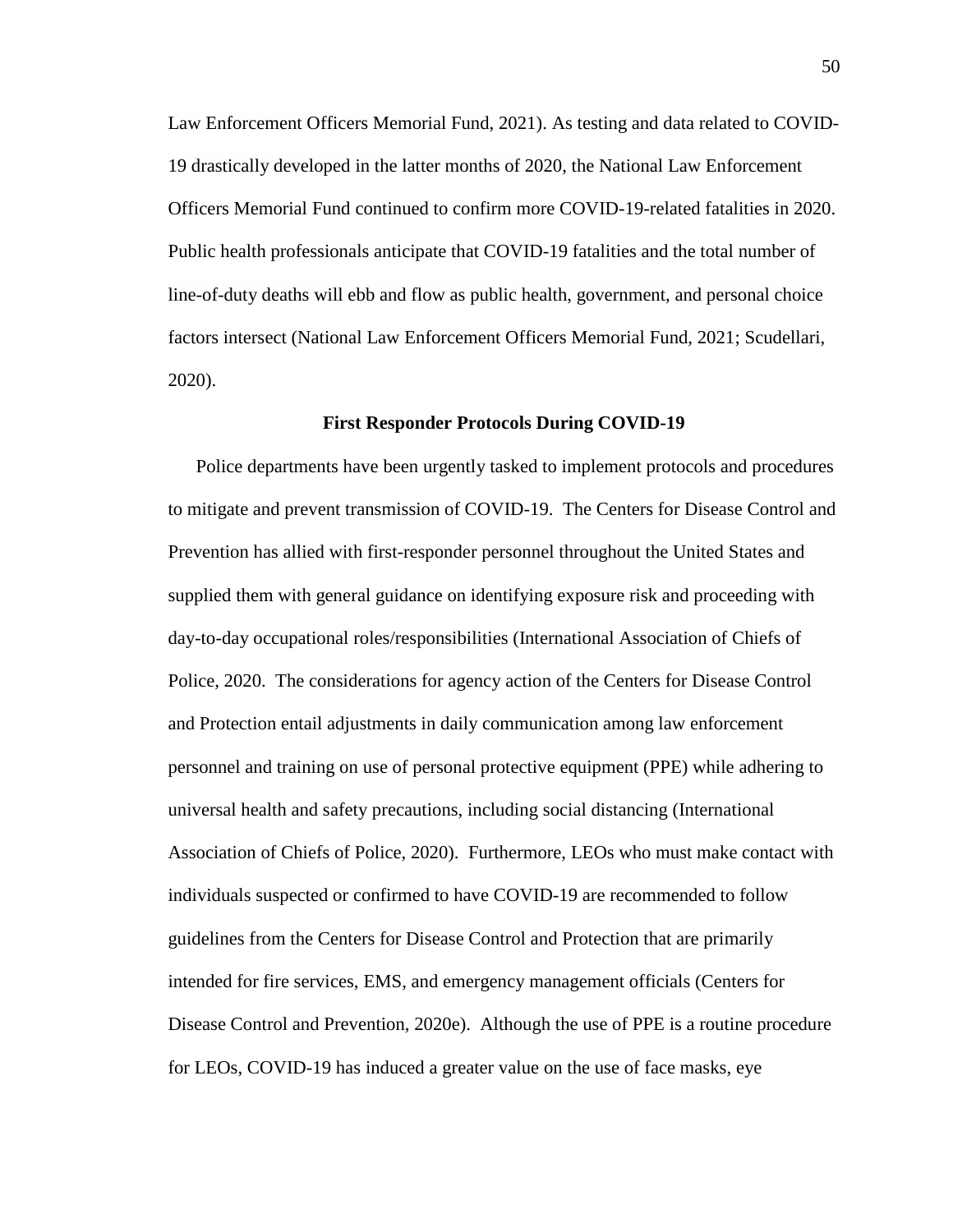Law Enforcement Officers Memorial Fund, 2021). As testing and data related to COVID-19 drastically developed in the latter months of 2020, the National Law Enforcement Officers Memorial Fund continued to confirm more COVID-19-related fatalities in 2020. Public health professionals anticipate that COVID-19 fatalities and the total number of line-of-duty deaths will ebb and flow as public health, government, and personal choice factors intersect (National Law Enforcement Officers Memorial Fund, 2021; Scudellari, 2020).

## First Responder Protocols During COVID-19

Police departments have been urgently tasked to implement protocols and procedures to mitigate and prevent transmission of COVID-19. The Centers for Disease Control and Prevention has allied with first-responder personnel throughout the United States and supplied them with general guidance on identifying exposure risk and proceeding with day-to-day occupational roles/responsibilities (International Association of Chiefs of Police, 2020. The considerations for agency action of the Centers for Disease Control and Protection entail adjustments in daily communication among law enforcement personnel and training on use of personal protective equipment (PPE) while adhering to universal health and safety precautions, including social distancing (International Association of Chiefs of Police, 2020). Furthermore, LEOs who must make contact with individuals suspected or confirmed to have COVID-19 are recommended to follow guidelines from the Centers for Disease Control and Protection that are primarily intended for fire services, EMS, and emergency management officials (Centers for Disease Control and Prevention, 2020e). Although the use of PPE is a routine procedure for LEOs, COVID-19 has induced a greater value on the use of face masks, eye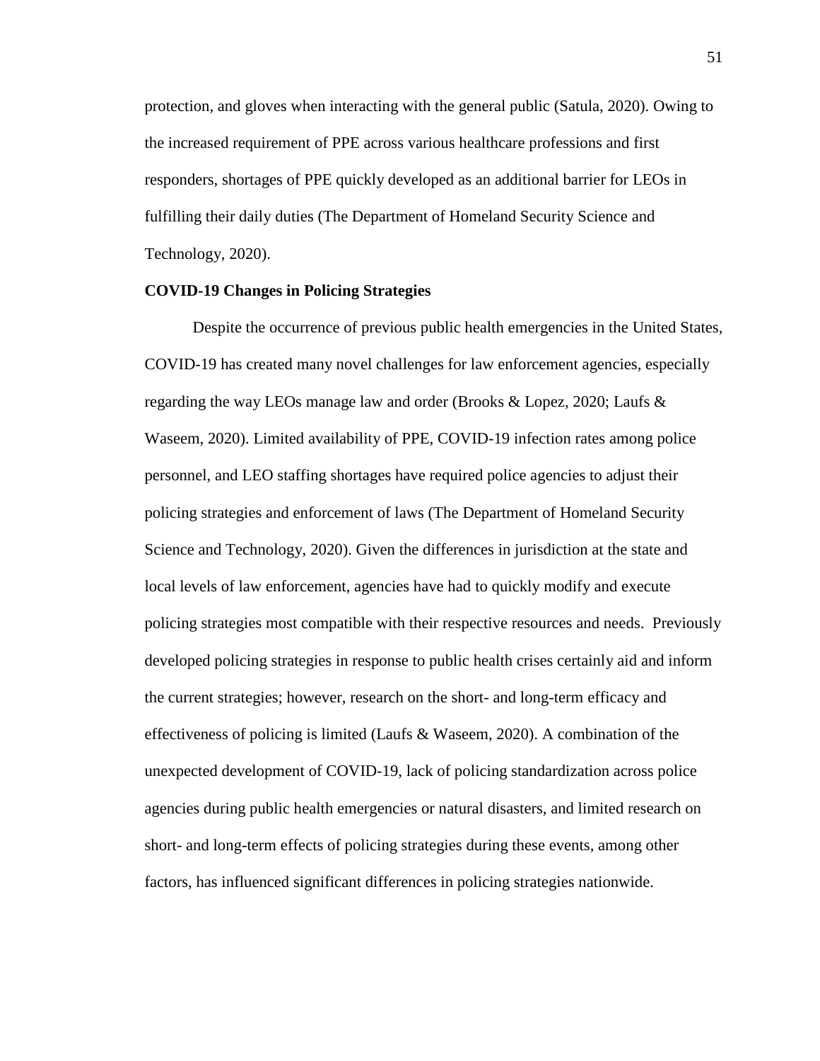protection, and gloves when interacting with the general public (Satula, 2020). Owing to the increased requirement of PPE across various healthcare professions and first responders, shortages of PPE quickly developed as an additional barrier for LEOs in fulfilling their daily duties (The Department of Homeland Security Science and Technology, 2020).

**COVID-19 Changes in Policing Strategies**

Despite the occurrence of previous public health emergencies in the United States, COVID-19 has created many novel challenges for law enforcement agencies, especially regarding the way LEOs manage law and order (Brooks & Lopez, 2020; Laufs & Waseem, 2020). Limited availability of PPE, COVID-19 infection rates among police personnel, and LEO staffing shortages have required police agencies to adjust their policing strategies and enforcement of laws (The Department of Homeland Security Science and Technology, 2020). Given the differences in jurisdiction at the state and local levels of law enforcement, agencies have had to quickly modify and execute policing strategies most compatible with their respective resources and needs. Previously developed policing strategies in response to public health crises certainly aid and inform the current strategies; however, research on the short- and long-term efficacy and effectiveness of policing is limited (Laufs & Waseem, 2020). A combination of the unexpected development of COVID-19, lack of policing standardization across police agencies during public health emergencies or natural disasters, and limited research on short- and long-term effects of policing strategies during these events, among other factors, has influenced significant differences in policing strategies nationwide.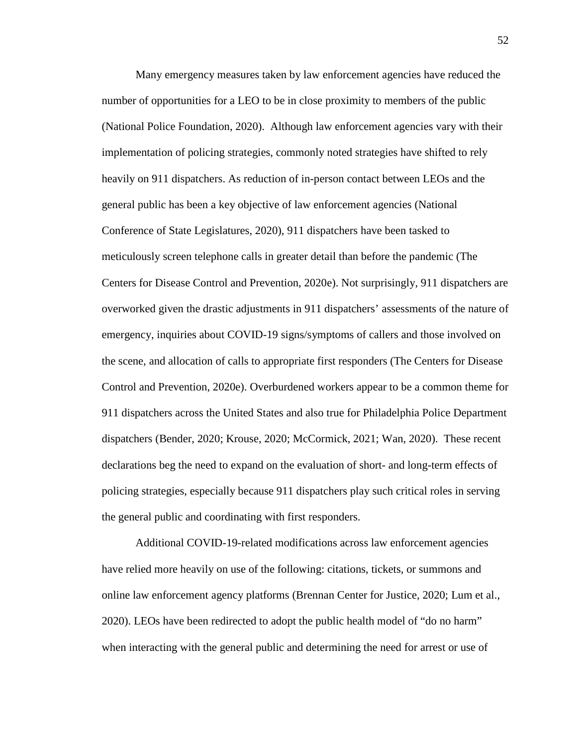Many emergency measures taken by law enforcement agencies have reduced the number of opportunities for a LEO to be in close proximity to members of the public (National Police Foundation, 2020). Although law enforcement agencies vary with their implementation of policing strategies, commonly noted strategies have shifted to rely heavily on 911 dispatchers. As reduction of in-person contact between LEOs and the general public has been a key objective of law enforcement agencies (National Conference of State Legislatures, 2020), 911 dispatchers have been tasked to meticulously screen telephone calls in greater detail than before the pandemic (The Centers for Disease Control and Prevention, 2020e). Not surprisingly, 911 dispatchers are overworked given the drastic adjustments in 911 dispatchers' assessments of the nature of emergency, inquiries about COVID-19 signs/symptoms of callers and those involved on the scene, and allocation of calls to appropriate first responders (The Centers for Disease Control and Prevention, 2020e). Overburdened workers appear to be a common theme for 911 dispatchers across the United States and also true for Philadelphia Police Department dispatchers (Bender, 2020; Krouse, 2020; McCormick, 2021; Wan, 2020). These recent declarations beg the need to expand on the evaluation of short- and long-term effects of policing strategies, especially because 911 dispatchers play such critical roles in serving the general public and coordinating with first responders.

Additional COVID-19-related modifications across law enforcement agencies have relied more heavily on use of the following: citations, tickets, or summons and online law enforcement agency platforms (Brennan Center for Justice, 2020; Lum et al., 2020). LEOs have been redirected to adopt the public health model of "do no harm" when interacting with the general public and determining the need for arrest or use of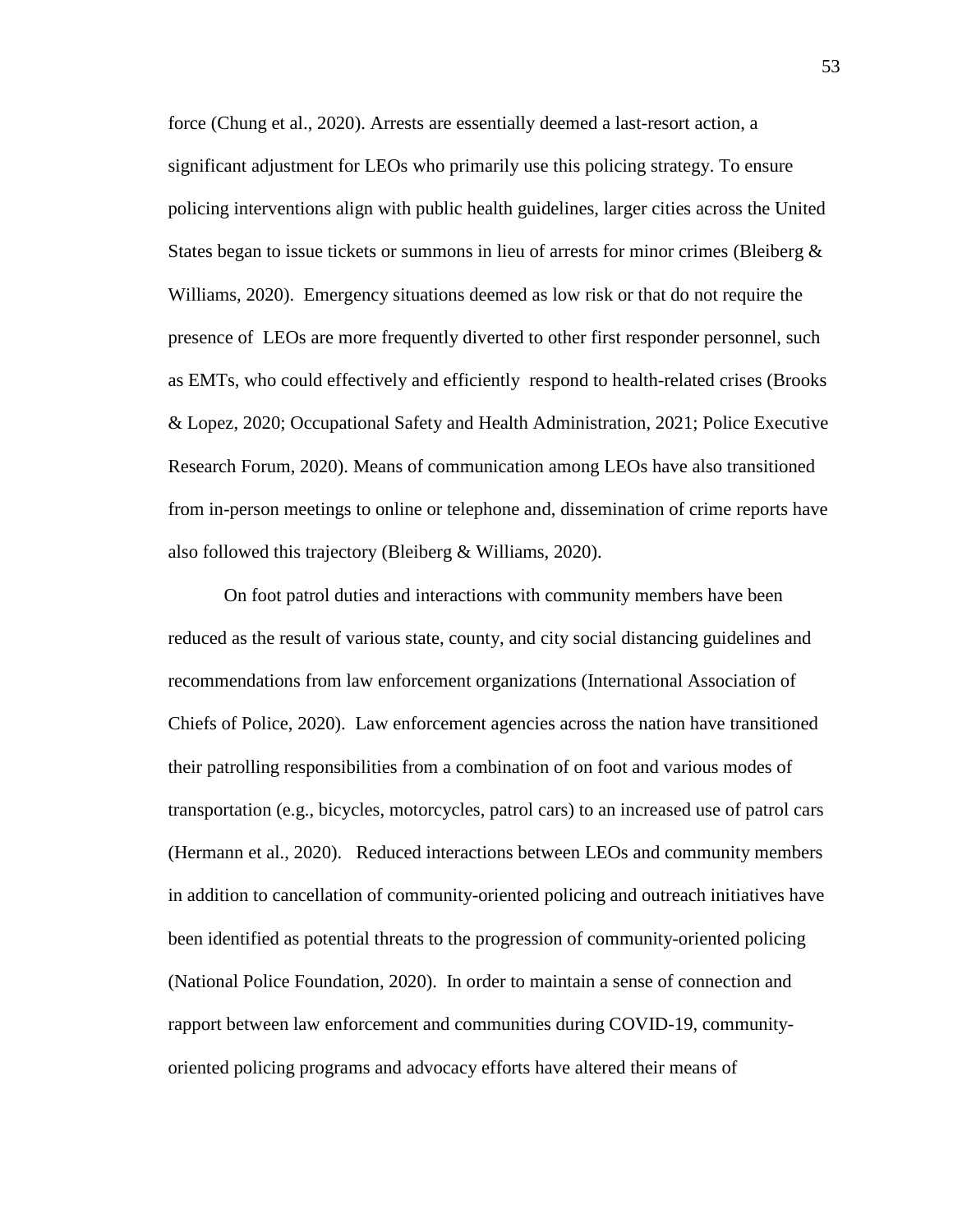force (Chung et al., 2020). Arrests are essentially deemed a last-resort action, a significant adjustment for LEOs who primarily use this policing strategy. To ensure policing interventions align with public health guidelines, larger cities across the United States began to issue tickets or summons in lieu of arrests for minor crimes (Bleiberg & Williams, 2020). Emergency situations deemed as low risk or that do not require the presence of LEOs are more frequently diverted to other first responder personnel, such as EMTs, who could effectively and efficiently respond to health-related crises (Brooks & Lopez, 2020; Occupational Safety and Health Administration, 2021; Police Executive Research Forum, 2020). Means of communication among LEOs have also transitioned from in-person meetings to online or telephone and, dissemination of crime reports have also followed this trajectory (Bleiberg & Williams, 2020).

On foot patrol duties and interactions with community members have been reduced as the result of various state, county, and city social distancing guidelines and recommendations from law enforcement organizations (International Association of Chiefs of Police, 2020). Law enforcement agencies across the nation have transitioned their patrolling responsibilities from a combination of on foot and various modes of transportation (e.g., bicycles, motorcycles, patrol cars) to an increased use of patrol cars (Hermann et al., 2020). Reduced interactions between LEOs and community members in addition to cancellation of community-oriented policing and outreach initiatives have been identified as potential threats to the progression of community-oriented policing (National Police Foundation, 2020). In order to maintain a sense of connection and rapport between law enforcement and communities during COVID-19, community-oriented policing programs and advocacy efforts have altered their means of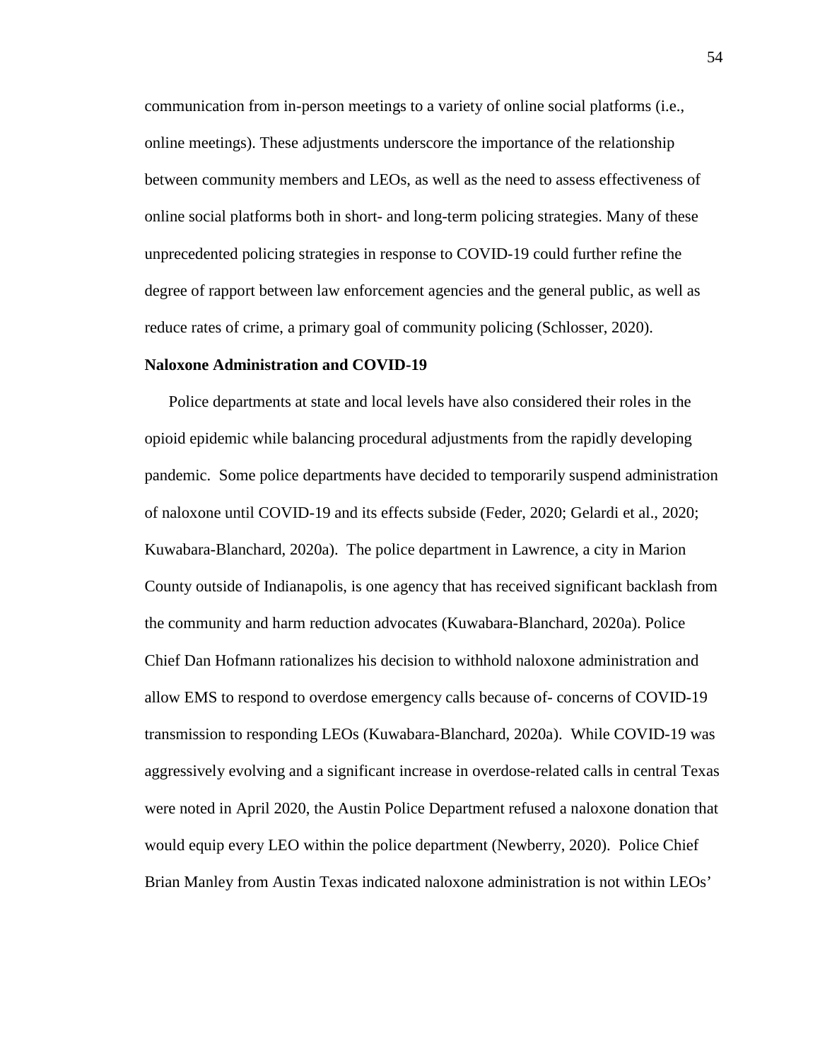communication from in-person meetings to a variety of online social platforms (i.e., online meetings). These adjustments underscore the importance of the relationship between community members and LEOs, as well as the need to assess effectiveness of online social platforms both in short- and long-term policing strategies. Many of these unprecedented policing strategies in response to COVID-19 could further refine the degree of rapport between law enforcement agencies and the general public, as well as reduce rates of crime, a primary goal of community policing (Schlosser, 2020).

**Naloxone Administration and COVID-19**

Police departments at state and local levels have also considered their roles in the opioid epidemic while balancing procedural adjustments from the rapidly developing pandemic. Some police departments have decided to temporarily suspend administration of naloxone until COVID-19 and its effects subside (Feder, 2020; Gelardi et al., 2020; Kuwabara-Blanchard, 2020a). The police department in Lawrence, a city in Marion County outside of Indianapolis, is one agency that has received significant backlash from the community and harm reduction advocates (Kuwabara-Blanchard, 2020a). Police Chief Dan Hofmann rationalizes his decision to withhold naloxone administration and allow EMS to respond to overdose emergency calls because of- concerns of COVID-19 transmission to responding LEOs (Kuwabara-Blanchard, 2020a). While COVID-19 was aggressively evolving and a significant increase in overdose-related calls in central Texas were noted in April 2020, the Austin Police Department refused a naloxone donation that would equip every LEO within the police department (Newberry, 2020). Police Chief Brian Manley from Austin Texas indicated naloxone administration is not within LEOs'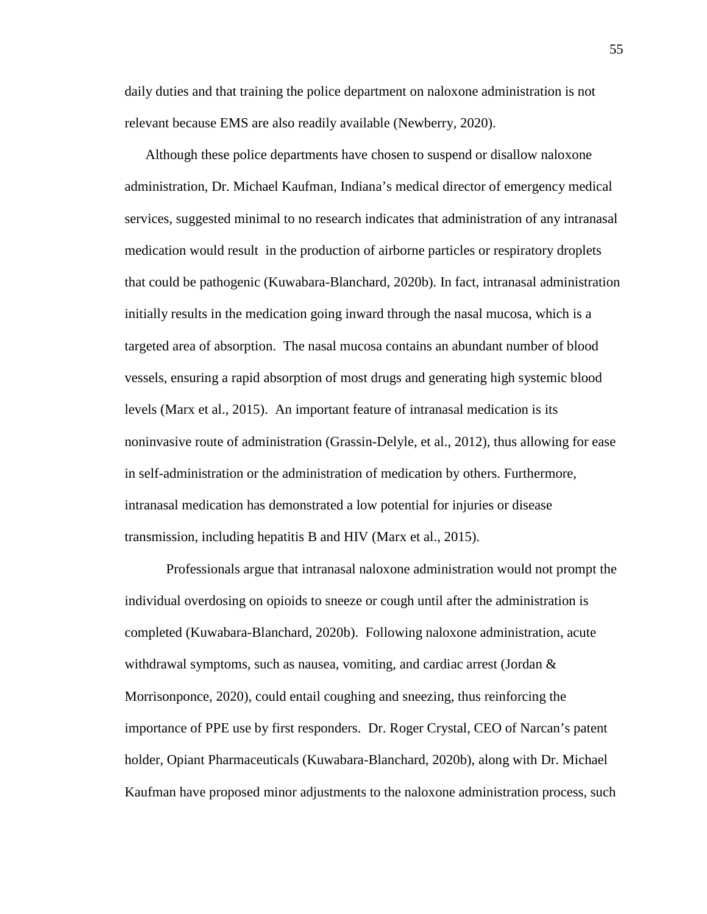daily duties and that training the police department on naloxone administration is not relevant because EMS are also readily available (Newberry, 2020).

Although these police departments have chosen to suspend or disallow naloxone administration, Dr. Michael Kaufman, Indiana's medical director of emergency medical services, suggested minimal to no research indicates that administration of any intranasal medication would result in the production of airborne particles or respiratory droplets that could be pathogenic (Kuwabara-Blanchard, 2020b). In fact, intranasal administration initially results in the medication going inward through the nasal mucosa, which is a targeted area of absorption. The nasal mucosa contains an abundant number of blood vessels, ensuring a rapid absorption of most drugs and generating high systemic blood levels (Marx et al., 2015). An important feature of intranasal medication is its noninvasive route of administration (Grassin-Delyle, et al., 2012), thus allowing for ease in self-administration or the administration of medication by others. Furthermore, intranasal medication has demonstrated a low potential for injuries or disease transmission, including hepatitis B and HIV (Marx et al., 2015).

Professionals argue that intranasal naloxone administration would not prompt the individual overdosing on opioids to sneeze or cough until after the administration is completed (Kuwabara-Blanchard, 2020b). Following naloxone administration, acute withdrawal symptoms, such as nausea, vomiting, and cardiac arrest (Jordan & Morrisonponce, 2020), could entail coughing and sneezing, thus reinforcing the importance of PPE use by first responders. Dr. Roger Crystal, CEO of Narcan's patent holder, Opiant Pharmaceuticals (Kuwabara-Blanchard, 2020b), along with Dr. Michael Kaufman have proposed minor adjustments to the naloxone administration process, such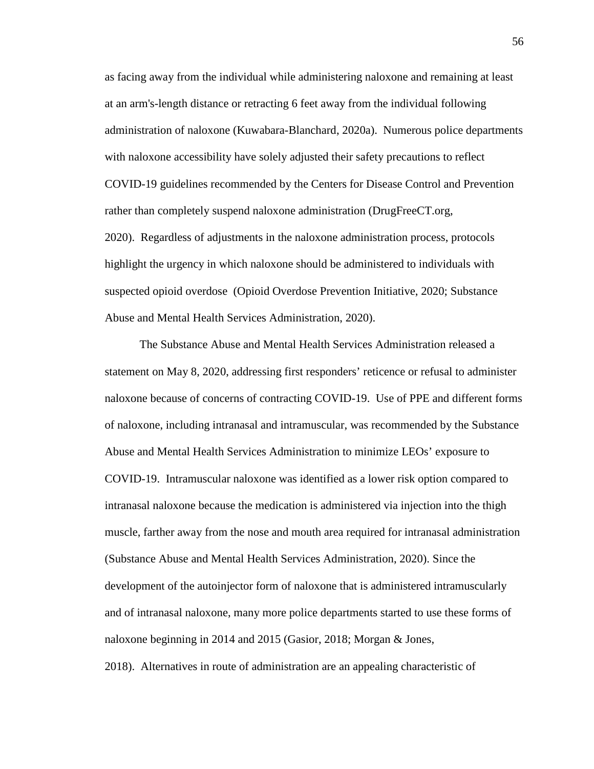as facing away from the individual while administering naloxone and remaining at least at an arm's-length distance or retracting 6 feet away from the individual following administration of naloxone (Kuwabara-Blanchard, 2020a). Numerous police departments with naloxone accessibility have solely adjusted their safety precautions to reflect COVID-19 guidelines recommended by the Centers for Disease Control and Prevention rather than completely suspend naloxone administration (DrugFreeCT.org, 2020). Regardless of adjustments in the naloxone administration process, protocols highlight the urgency in which naloxone should be administered to individuals with suspected opioid overdose (Opioid Overdose Prevention Initiative, 2020; Substance Abuse and Mental Health Services Administration, 2020).

The Substance Abuse and Mental Health Services Administration released a statement on May 8, 2020, addressing first responders' reticence or refusal to administer naloxone because of concerns of contracting COVID-19. Use of PPE and different forms of naloxone, including intranasal and intramuscular, was recommended by the Substance Abuse and Mental Health Services Administration to minimize LEOs' exposure to COVID-19. Intramuscular naloxone was identified as a lower risk option compared to intranasal naloxone because the medication is administered via injection into the thigh muscle, farther away from the nose and mouth area required for intranasal administration (Substance Abuse and Mental Health Services Administration, 2020). Since the development of the autoinjector form of naloxone that is administered intramuscularly and of intranasal naloxone, many more police departments started to use these forms of naloxone beginning in 2014 and 2015 (Gasior, 2018; Morgan & Jones, 2018). Alternatives in route of administration are an appealing characteristic of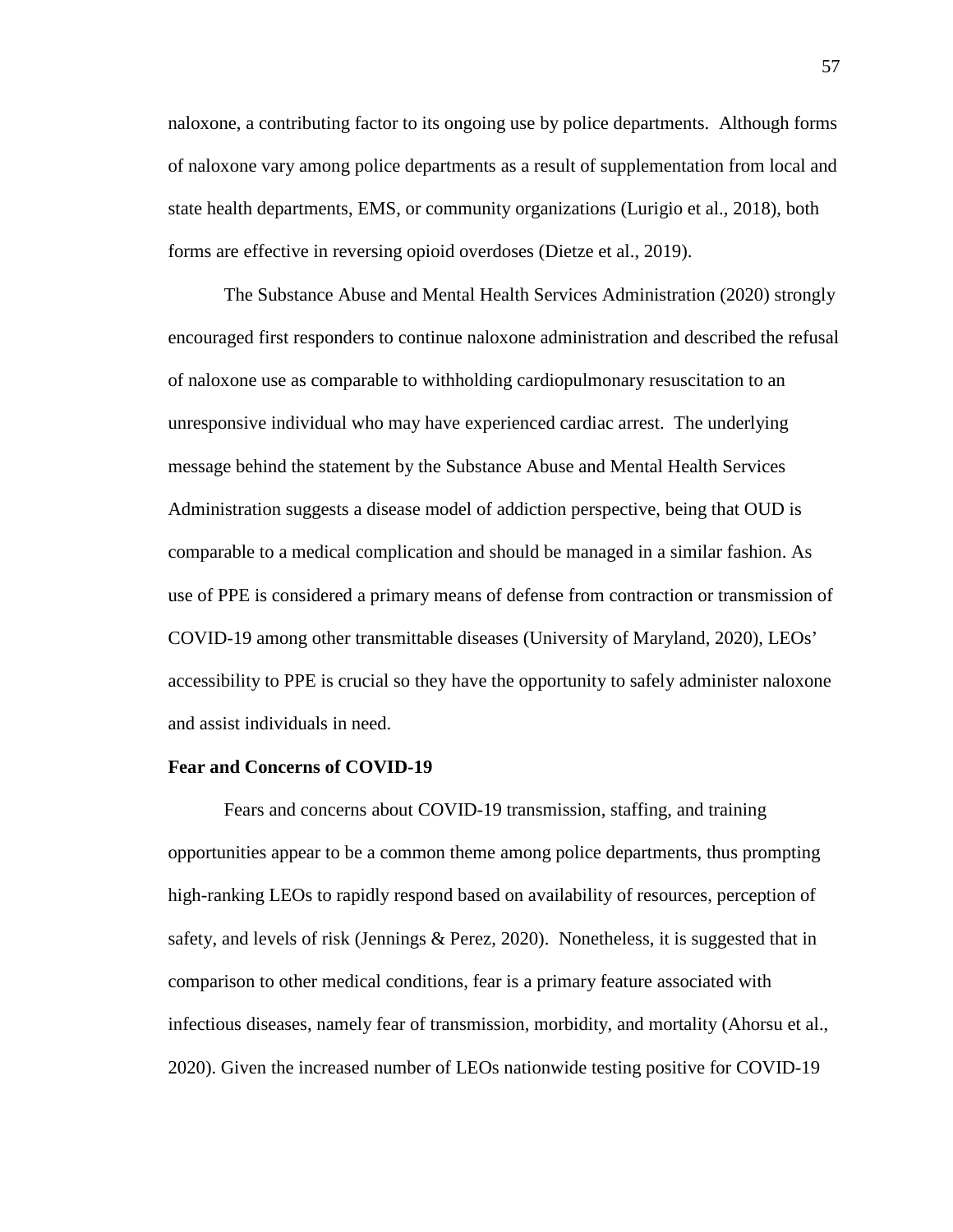naloxone, a contributing factor to its ongoing use by police departments. Although forms of naloxone vary among police departments as a result of supplementation from local and state health departments, EMS, or community organizations (Lurigio et al., 2018), both forms are effective in reversing opioid overdoses (Dietze et al., 2019).

The Substance Abuse and Mental Health Services Administration (2020) strongly encouraged first responders to continue naloxone administration and described the refusal of naloxone use as comparable to withholding cardiopulmonary resuscitation to an unresponsive individual who may have experienced cardiac arrest. The underlying message behind the statement by the Substance Abuse and Mental Health Services Administration suggests a disease model of addiction perspective, being that OUD is comparable to a medical complication and should be managed in a similar fashion. As use of PPE is considered a primary means of defense from contraction or transmission of COVID-19 among other transmittable diseases (University of Maryland, 2020), LEOs' accessibility to PPE is crucial so they have the opportunity to safely administer naloxone and assist individuals in need.

**Fear and Concerns of COVID-19**

Fears and concerns about COVID-19 transmission, staffing, and training opportunities appear to be a common theme among police departments, thus prompting high-ranking LEOs to rapidly respond based on availability of resources, perception of safety, and levels of risk (Jennings & Perez, 2020). Nonetheless, it is suggested that in comparison to other medical conditions, fear is a primary feature associated with infectious diseases, namely fear of transmission, morbidity, and mortality (Ahorsu et al., 2020). Given the increased number of LEOs nationwide testing positive for COVID-19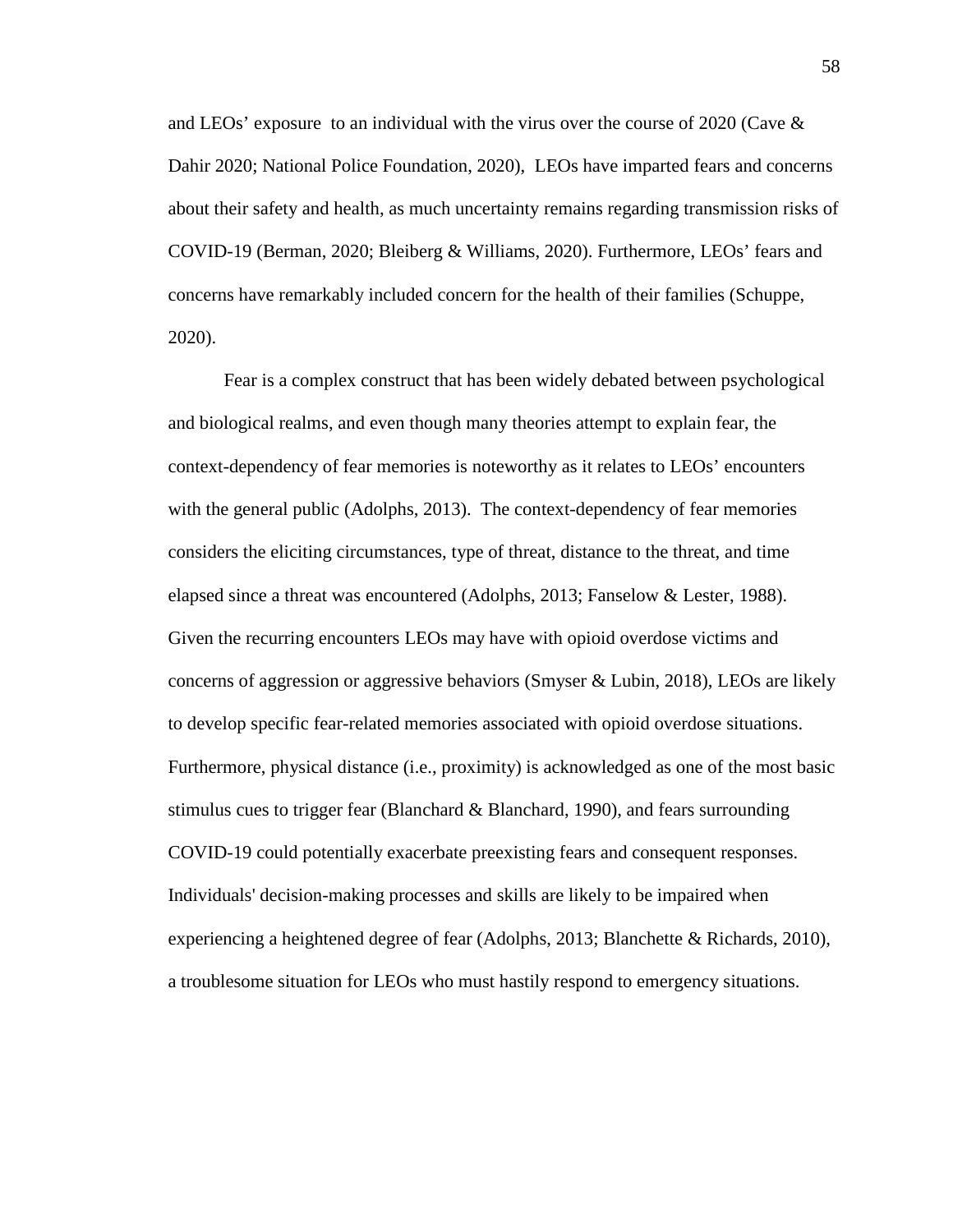and LEOs' exposure  to an individual with the virus over the course of 2020 (Cave & Dahir 2020; National Police Foundation, 2020),  LEOs have imparted fears and concerns about their safety and health, as much uncertainty remains regarding transmission risks of COVID-19 (Berman, 2020; Bleiberg & Williams, 2020). Furthermore, LEOs' fears and concerns have remarkably included concern for the health of their families (Schuppe, 2020).

Fear is a complex construct that has been widely debated between psychological and biological realms, and even though many theories attempt to explain fear, the context-dependency of fear memories is noteworthy as it relates to LEOs' encounters with the general public (Adolphs, 2013).  The context-dependency of fear memories considers the eliciting circumstances, type of threat, distance to the threat, and time elapsed since a threat was encountered (Adolphs, 2013; Fanselow & Lester, 1988). Given the recurring encounters LEOs may have with opioid overdose victims and concerns of aggression or aggressive behaviors (Smyser & Lubin, 2018), LEOs are likely to develop specific fear-related memories associated with opioid overdose situations. Furthermore, physical distance (i.e., proximity) is acknowledged as one of the most basic stimulus cues to trigger fear (Blanchard & Blanchard, 1990), and fears surrounding COVID-19 could potentially exacerbate preexisting fears and consequent responses. Individuals' decision-making processes and skills are likely to be impaired when experiencing a heightened degree of fear (Adolphs, 2013; Blanchette & Richards, 2010), a troublesome situation for LEOs who must hastily respond to emergency situations.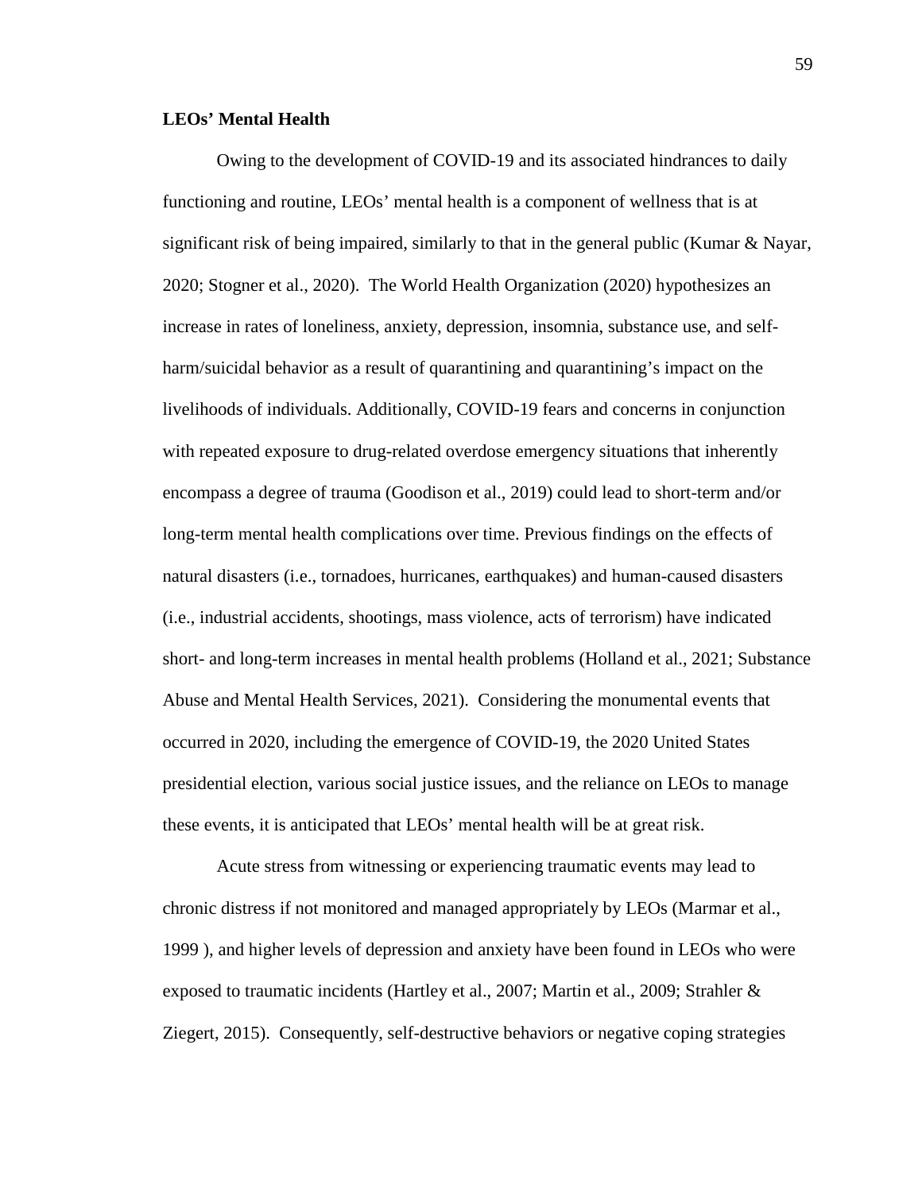**LEOs' Mental Health**

Owing to the development of COVID-19 and its associated hindrances to daily functioning and routine, LEOs' mental health is a component of wellness that is at significant risk of being impaired, similarly to that in the general public (Kumar & Nayar, 2020; Stogner et al., 2020). The World Health Organization (2020) hypothesizes an increase in rates of loneliness, anxiety, depression, insomnia, substance use, and self-harm/suicidal behavior as a result of quarantining and quarantining's impact on the livelihoods of individuals. Additionally, COVID-19 fears and concerns in conjunction with repeated exposure to drug-related overdose emergency situations that inherently encompass a degree of trauma (Goodison et al., 2019) could lead to short-term and/or long-term mental health complications over time. Previous findings on the effects of natural disasters (i.e., tornadoes, hurricanes, earthquakes) and human-caused disasters (i.e., industrial accidents, shootings, mass violence, acts of terrorism) have indicated short- and long-term increases in mental health problems (Holland et al., 2021; Substance Abuse and Mental Health Services, 2021). Considering the monumental events that occurred in 2020, including the emergence of COVID-19, the 2020 United States presidential election, various social justice issues, and the reliance on LEOs to manage these events, it is anticipated that LEOs' mental health will be at great risk.

Acute stress from witnessing or experiencing traumatic events may lead to chronic distress if not monitored and managed appropriately by LEOs (Marmar et al., 1999 ), and higher levels of depression and anxiety have been found in LEOs who were exposed to traumatic incidents (Hartley et al., 2007; Martin et al., 2009; Strahler & Ziegert, 2015). Consequently, self-destructive behaviors or negative coping strategies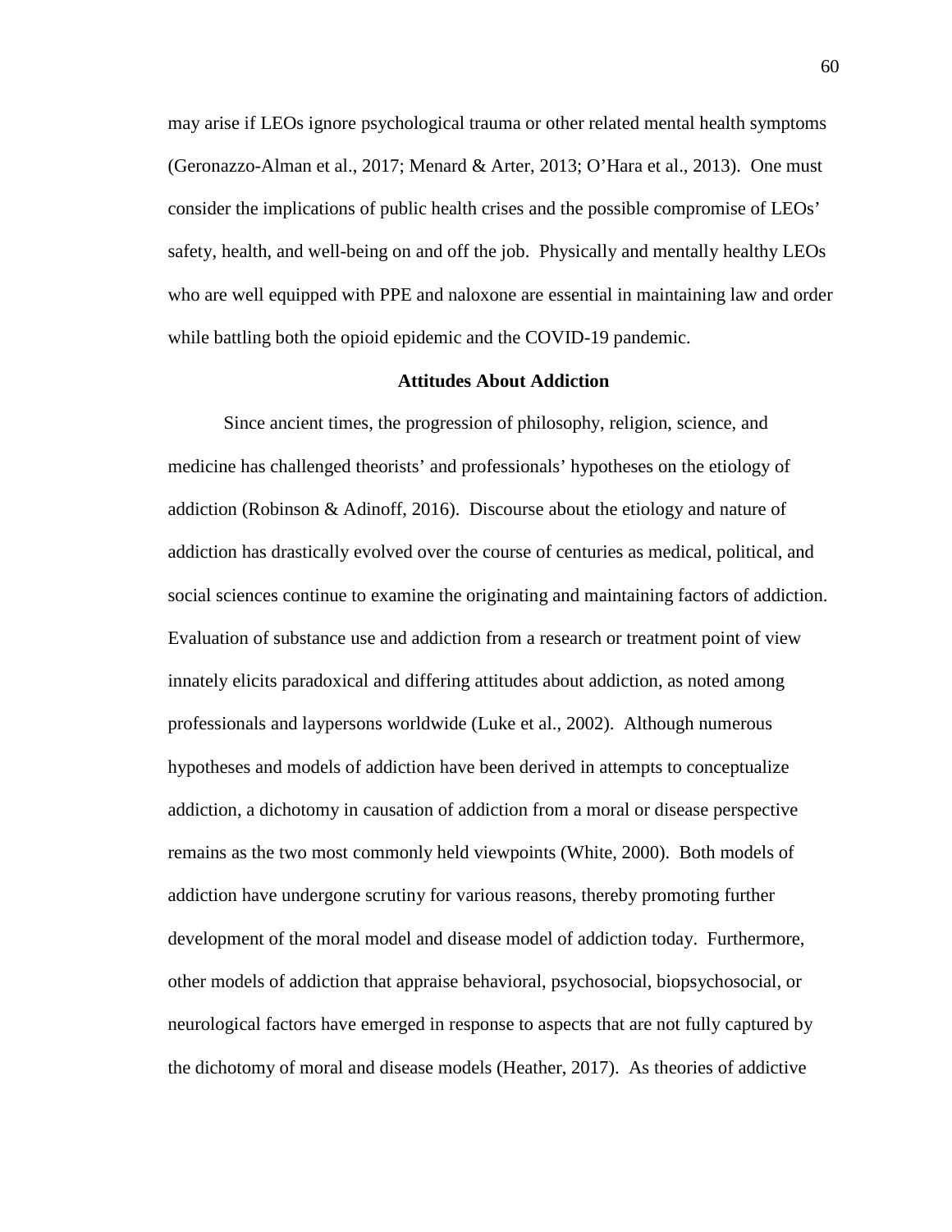may arise if LEOs ignore psychological trauma or other related mental health symptoms (Geronazzo-Alman et al., 2017; Menard & Arter, 2013; O'Hara et al., 2013). One must consider the implications of public health crises and the possible compromise of LEOs' safety, health, and well-being on and off the job. Physically and mentally healthy LEOs who are well equipped with PPE and naloxone are essential in maintaining law and order while battling both the opioid epidemic and the COVID-19 pandemic.

## Attitudes About Addiction

Since ancient times, the progression of philosophy, religion, science, and medicine has challenged theorists' and professionals' hypotheses on the etiology of addiction (Robinson & Adinoff, 2016). Discourse about the etiology and nature of addiction has drastically evolved over the course of centuries as medical, political, and social sciences continue to examine the originating and maintaining factors of addiction. Evaluation of substance use and addiction from a research or treatment point of view innately elicits paradoxical and differing attitudes about addiction, as noted among professionals and laypersons worldwide (Luke et al., 2002). Although numerous hypotheses and models of addiction have been derived in attempts to conceptualize addiction, a dichotomy in causation of addiction from a moral or disease perspective remains as the two most commonly held viewpoints (White, 2000). Both models of addiction have undergone scrutiny for various reasons, thereby promoting further development of the moral model and disease model of addiction today. Furthermore, other models of addiction that appraise behavioral, psychosocial, biopsychosocial, or neurological factors have emerged in response to aspects that are not fully captured by the dichotomy of moral and disease models (Heather, 2017). As theories of addictive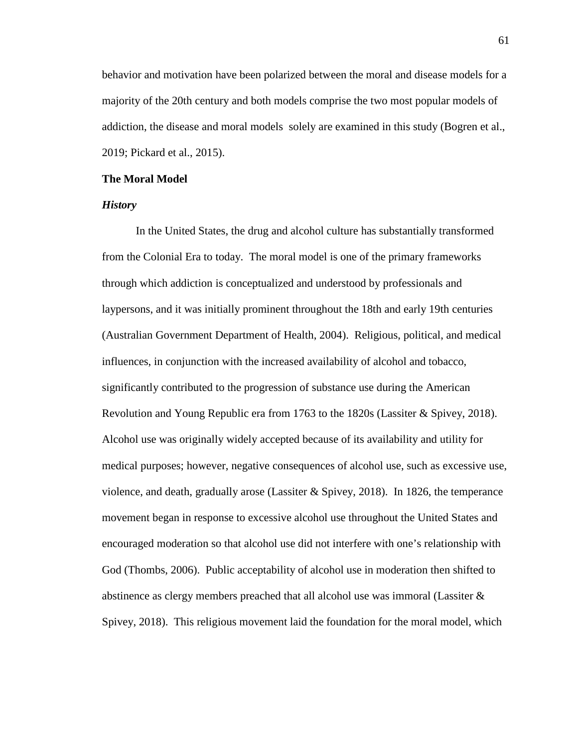behavior and motivation have been polarized between the moral and disease models for a majority of the 20th century and both models comprise the two most popular models of addiction, the disease and moral models solely are examined in this study (Bogren et al., 2019; Pickard et al., 2015).

## The Moral Model

### *History*

In the United States, the drug and alcohol culture has substantially transformed from the Colonial Era to today. The moral model is one of the primary frameworks through which addiction is conceptualized and understood by professionals and laypersons, and it was initially prominent throughout the 18th and early 19th centuries (Australian Government Department of Health, 2004). Religious, political, and medical influences, in conjunction with the increased availability of alcohol and tobacco, significantly contributed to the progression of substance use during the American Revolution and Young Republic era from 1763 to the 1820s (Lassiter & Spivey, 2018). Alcohol use was originally widely accepted because of its availability and utility for medical purposes; however, negative consequences of alcohol use, such as excessive use, violence, and death, gradually arose (Lassiter & Spivey, 2018). In 1826, the temperance movement began in response to excessive alcohol use throughout the United States and encouraged moderation so that alcohol use did not interfere with one's relationship with God (Thombs, 2006). Public acceptability of alcohol use in moderation then shifted to abstinence as clergy members preached that all alcohol use was immoral (Lassiter & Spivey, 2018). This religious movement laid the foundation for the moral model, which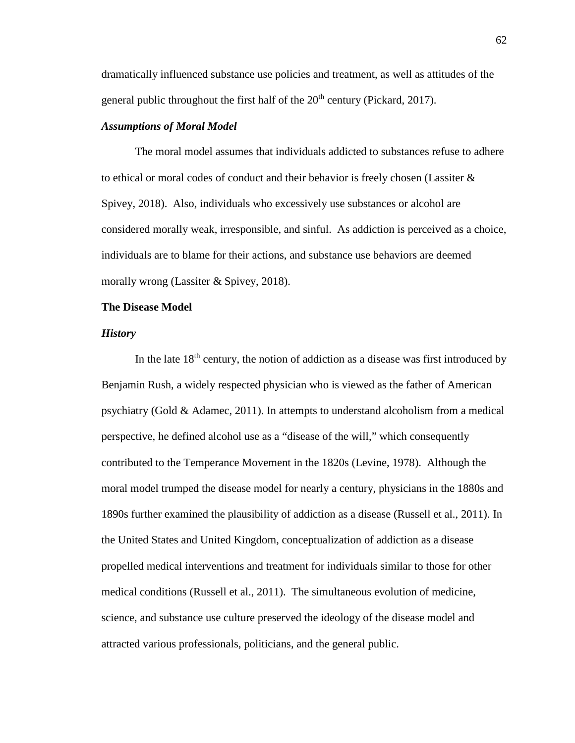dramatically influenced substance use policies and treatment, as well as attitudes of the general public throughout the first half of the 20th century (Pickard, 2017).

### *Assumptions of Moral Model*

The moral model assumes that individuals addicted to substances refuse to adhere to ethical or moral codes of conduct and their behavior is freely chosen (Lassiter & Spivey, 2018). Also, individuals who excessively use substances or alcohol are considered morally weak, irresponsible, and sinful. As addiction is perceived as a choice, individuals are to blame for their actions, and substance use behaviors are deemed morally wrong (Lassiter & Spivey, 2018).

## The Disease Model

### *History*

In the late 18th century, the notion of addiction as a disease was first introduced by Benjamin Rush, a widely respected physician who is viewed as the father of American psychiatry (Gold & Adamec, 2011). In attempts to understand alcoholism from a medical perspective, he defined alcohol use as a "disease of the will," which consequently contributed to the Temperance Movement in the 1820s (Levine, 1978). Although the moral model trumped the disease model for nearly a century, physicians in the 1880s and 1890s further examined the plausibility of addiction as a disease (Russell et al., 2011). In the United States and United Kingdom, conceptualization of addiction as a disease propelled medical interventions and treatment for individuals similar to those for other medical conditions (Russell et al., 2011). The simultaneous evolution of medicine, science, and substance use culture preserved the ideology of the disease model and attracted various professionals, politicians, and the general public.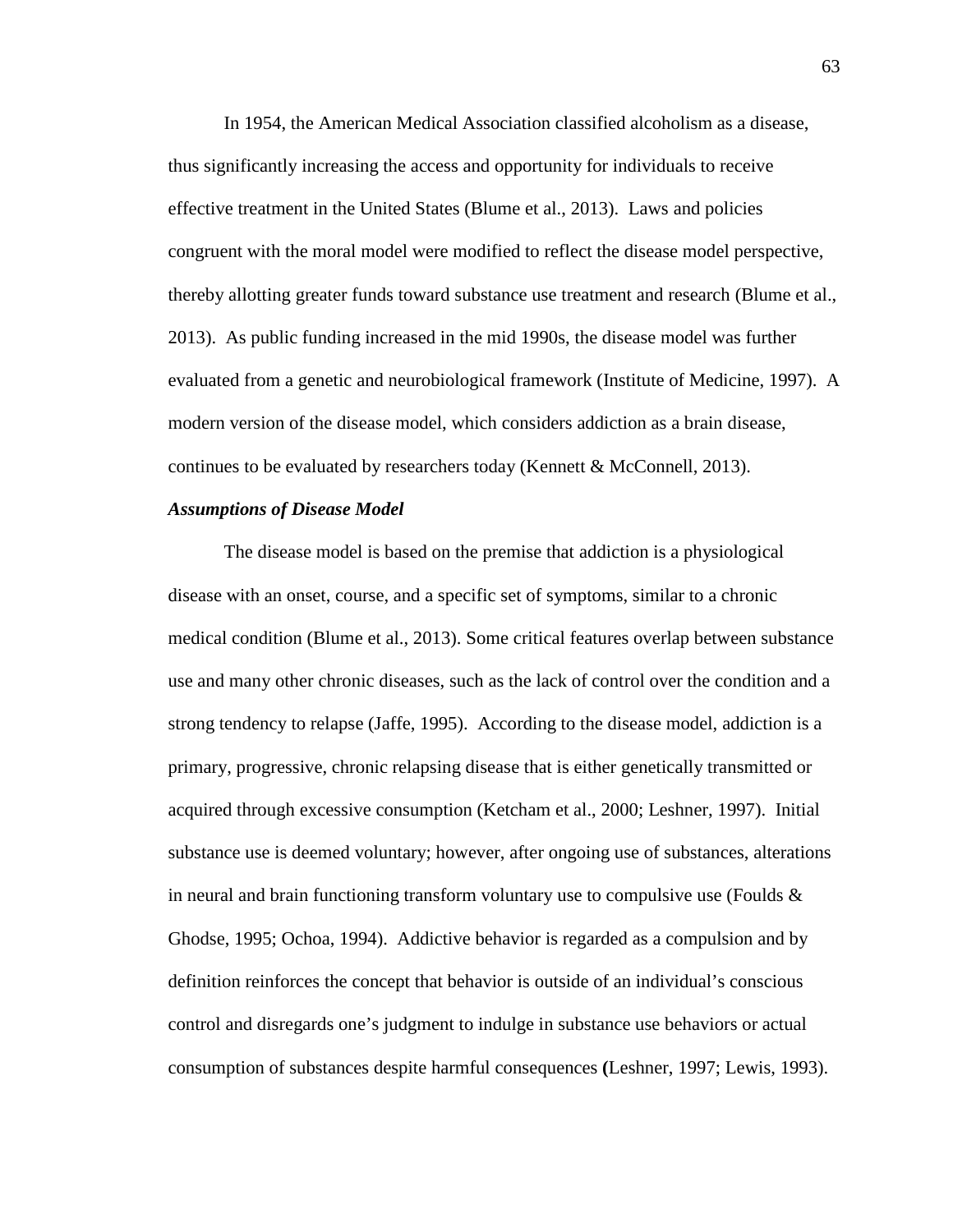In 1954, the American Medical Association classified alcoholism as a disease, thus significantly increasing the access and opportunity for individuals to receive effective treatment in the United States (Blume et al., 2013). Laws and policies congruent with the moral model were modified to reflect the disease model perspective, thereby allotting greater funds toward substance use treatment and research (Blume et al., 2013). As public funding increased in the mid 1990s, the disease model was further evaluated from a genetic and neurobiological framework (Institute of Medicine, 1997). A modern version of the disease model, which considers addiction as a brain disease, continues to be evaluated by researchers today (Kennett & McConnell, 2013).

***Assumptions of Disease Model***

The disease model is based on the premise that addiction is a physiological disease with an onset, course, and a specific set of symptoms, similar to a chronic medical condition (Blume et al., 2013). Some critical features overlap between substance use and many other chronic diseases, such as the lack of control over the condition and a strong tendency to relapse (Jaffe, 1995). According to the disease model, addiction is a primary, progressive, chronic relapsing disease that is either genetically transmitted or acquired through excessive consumption (Ketcham et al., 2000; Leshner, 1997). Initial substance use is deemed voluntary; however, after ongoing use of substances, alterations in neural and brain functioning transform voluntary use to compulsive use (Foulds & Ghodse, 1995; Ochoa, 1994). Addictive behavior is regarded as a compulsion and by definition reinforces the concept that behavior is outside of an individual's conscious control and disregards one's judgment to indulge in substance use behaviors or actual consumption of substances despite harmful consequences (Leshner, 1997; Lewis, 1993).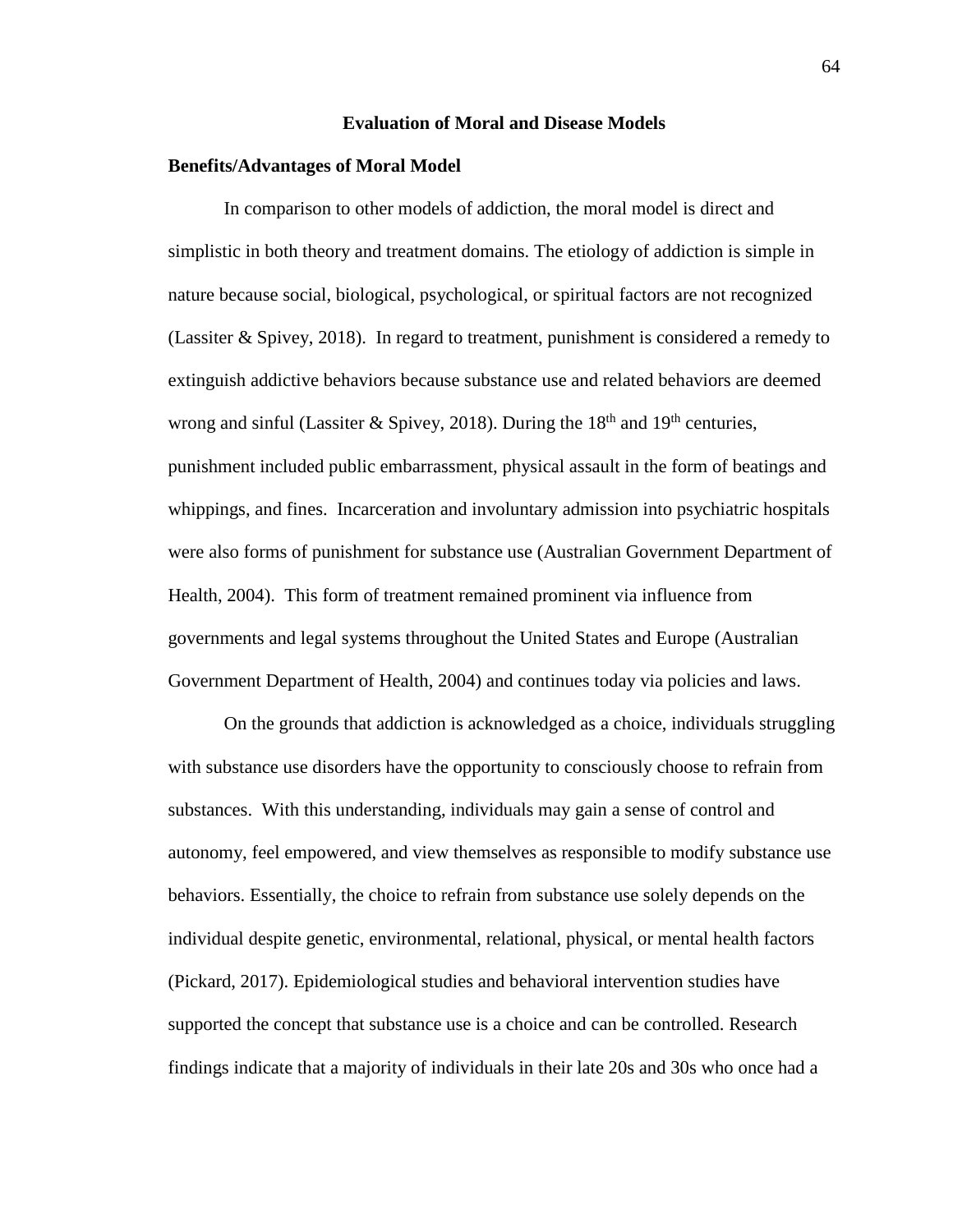## Evaluation of Moral and Disease Models

### Benefits/Advantages of Moral Model

In comparison to other models of addiction, the moral model is direct and simplistic in both theory and treatment domains. The etiology of addiction is simple in nature because social, biological, psychological, or spiritual factors are not recognized (Lassiter & Spivey, 2018). In regard to treatment, punishment is considered a remedy to extinguish addictive behaviors because substance use and related behaviors are deemed wrong and sinful (Lassiter & Spivey, 2018). During the 18th and 19th centuries, punishment included public embarrassment, physical assault in the form of beatings and whippings, and fines. Incarceration and involuntary admission into psychiatric hospitals were also forms of punishment for substance use (Australian Government Department of Health, 2004). This form of treatment remained prominent via influence from governments and legal systems throughout the United States and Europe (Australian Government Department of Health, 2004) and continues today via policies and laws.

On the grounds that addiction is acknowledged as a choice, individuals struggling with substance use disorders have the opportunity to consciously choose to refrain from substances. With this understanding, individuals may gain a sense of control and autonomy, feel empowered, and view themselves as responsible to modify substance use behaviors. Essentially, the choice to refrain from substance use solely depends on the individual despite genetic, environmental, relational, physical, or mental health factors (Pickard, 2017). Epidemiological studies and behavioral intervention studies have supported the concept that substance use is a choice and can be controlled. Research findings indicate that a majority of individuals in their late 20s and 30s who once had a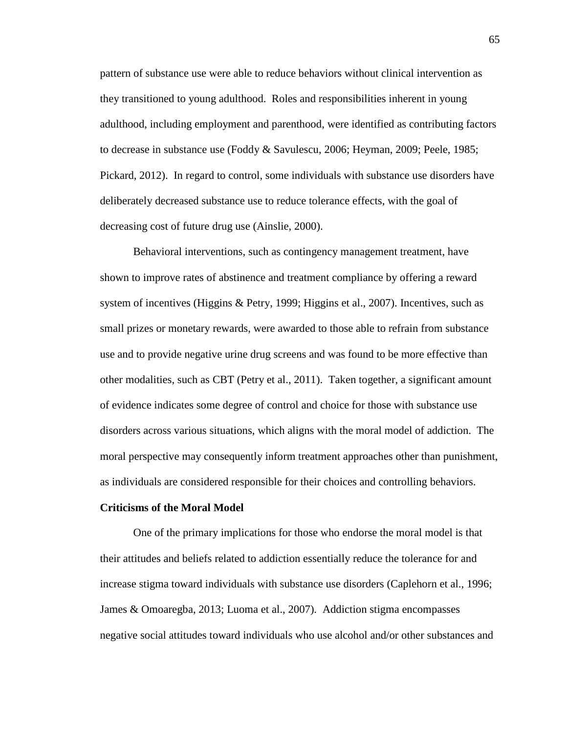pattern of substance use were able to reduce behaviors without clinical intervention as they transitioned to young adulthood. Roles and responsibilities inherent in young adulthood, including employment and parenthood, were identified as contributing factors to decrease in substance use (Foddy & Savulescu, 2006; Heyman, 2009; Peele, 1985; Pickard, 2012). In regard to control, some individuals with substance use disorders have deliberately decreased substance use to reduce tolerance effects, with the goal of decreasing cost of future drug use (Ainslie, 2000).

Behavioral interventions, such as contingency management treatment, have shown to improve rates of abstinence and treatment compliance by offering a reward system of incentives (Higgins & Petry, 1999; Higgins et al., 2007). Incentives, such as small prizes or monetary rewards, were awarded to those able to refrain from substance use and to provide negative urine drug screens and was found to be more effective than other modalities, such as CBT (Petry et al., 2011). Taken together, a significant amount of evidence indicates some degree of control and choice for those with substance use disorders across various situations, which aligns with the moral model of addiction. The moral perspective may consequently inform treatment approaches other than punishment, as individuals are considered responsible for their choices and controlling behaviors.

**Criticisms of the Moral Model**

One of the primary implications for those who endorse the moral model is that their attitudes and beliefs related to addiction essentially reduce the tolerance for and increase stigma toward individuals with substance use disorders (Caplehorn et al., 1996; James & Omoaregba, 2013; Luoma et al., 2007). Addiction stigma encompasses negative social attitudes toward individuals who use alcohol and/or other substances and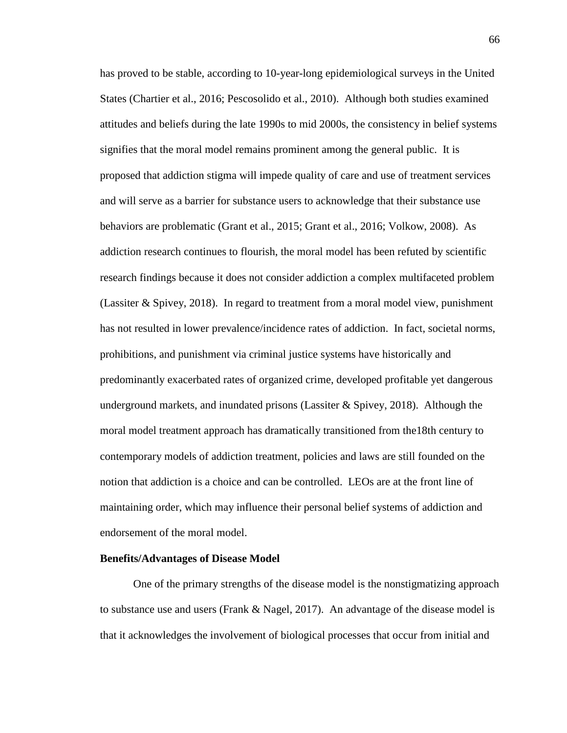has proved to be stable, according to 10-year-long epidemiological surveys in the United States (Chartier et al., 2016; Pescosolido et al., 2010). Although both studies examined attitudes and beliefs during the late 1990s to mid 2000s, the consistency in belief systems signifies that the moral model remains prominent among the general public. It is proposed that addiction stigma will impede quality of care and use of treatment services and will serve as a barrier for substance users to acknowledge that their substance use behaviors are problematic (Grant et al., 2015; Grant et al., 2016; Volkow, 2008). As addiction research continues to flourish, the moral model has been refuted by scientific research findings because it does not consider addiction a complex multifaceted problem (Lassiter & Spivey, 2018). In regard to treatment from a moral model view, punishment has not resulted in lower prevalence/incidence rates of addiction. In fact, societal norms, prohibitions, and punishment via criminal justice systems have historically and predominantly exacerbated rates of organized crime, developed profitable yet dangerous underground markets, and inundated prisons (Lassiter & Spivey, 2018). Although the moral model treatment approach has dramatically transitioned from the18th century to contemporary models of addiction treatment, policies and laws are still founded on the notion that addiction is a choice and can be controlled. LEOs are at the front line of maintaining order, which may influence their personal belief systems of addiction and endorsement of the moral model.

**Benefits/Advantages of Disease Model**

One of the primary strengths of the disease model is the nonstigmatizing approach to substance use and users (Frank & Nagel, 2017). An advantage of the disease model is that it acknowledges the involvement of biological processes that occur from initial and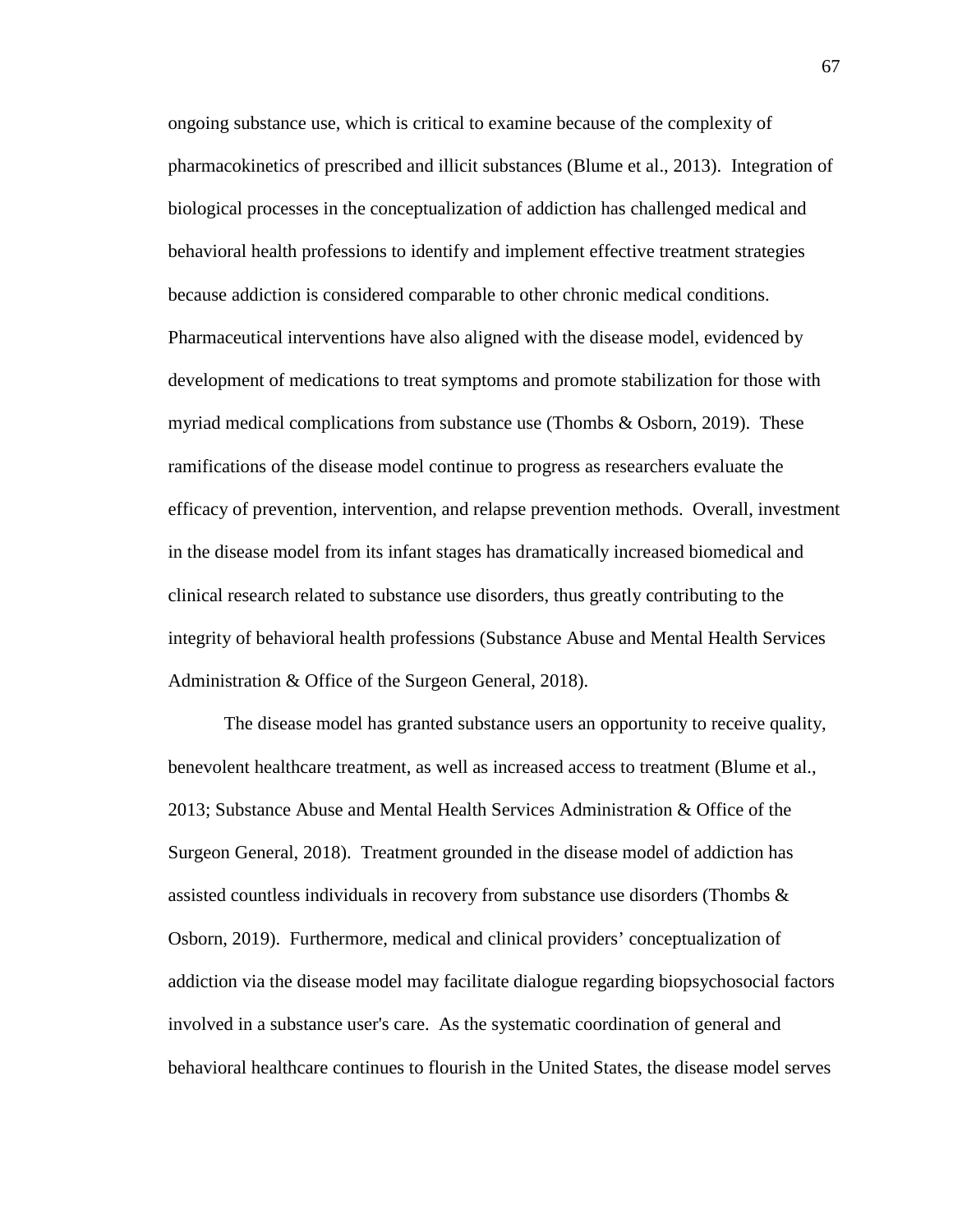ongoing substance use, which is critical to examine because of the complexity of pharmacokinetics of prescribed and illicit substances (Blume et al., 2013). Integration of biological processes in the conceptualization of addiction has challenged medical and behavioral health professions to identify and implement effective treatment strategies because addiction is considered comparable to other chronic medical conditions. Pharmaceutical interventions have also aligned with the disease model, evidenced by development of medications to treat symptoms and promote stabilization for those with myriad medical complications from substance use (Thombs & Osborn, 2019). These ramifications of the disease model continue to progress as researchers evaluate the efficacy of prevention, intervention, and relapse prevention methods. Overall, investment in the disease model from its infant stages has dramatically increased biomedical and clinical research related to substance use disorders, thus greatly contributing to the integrity of behavioral health professions (Substance Abuse and Mental Health Services Administration & Office of the Surgeon General, 2018).

The disease model has granted substance users an opportunity to receive quality, benevolent healthcare treatment, as well as increased access to treatment (Blume et al., 2013; Substance Abuse and Mental Health Services Administration & Office of the Surgeon General, 2018). Treatment grounded in the disease model of addiction has assisted countless individuals in recovery from substance use disorders (Thombs & Osborn, 2019). Furthermore, medical and clinical providers' conceptualization of addiction via the disease model may facilitate dialogue regarding biopsychosocial factors involved in a substance user's care. As the systematic coordination of general and behavioral healthcare continues to flourish in the United States, the disease model serves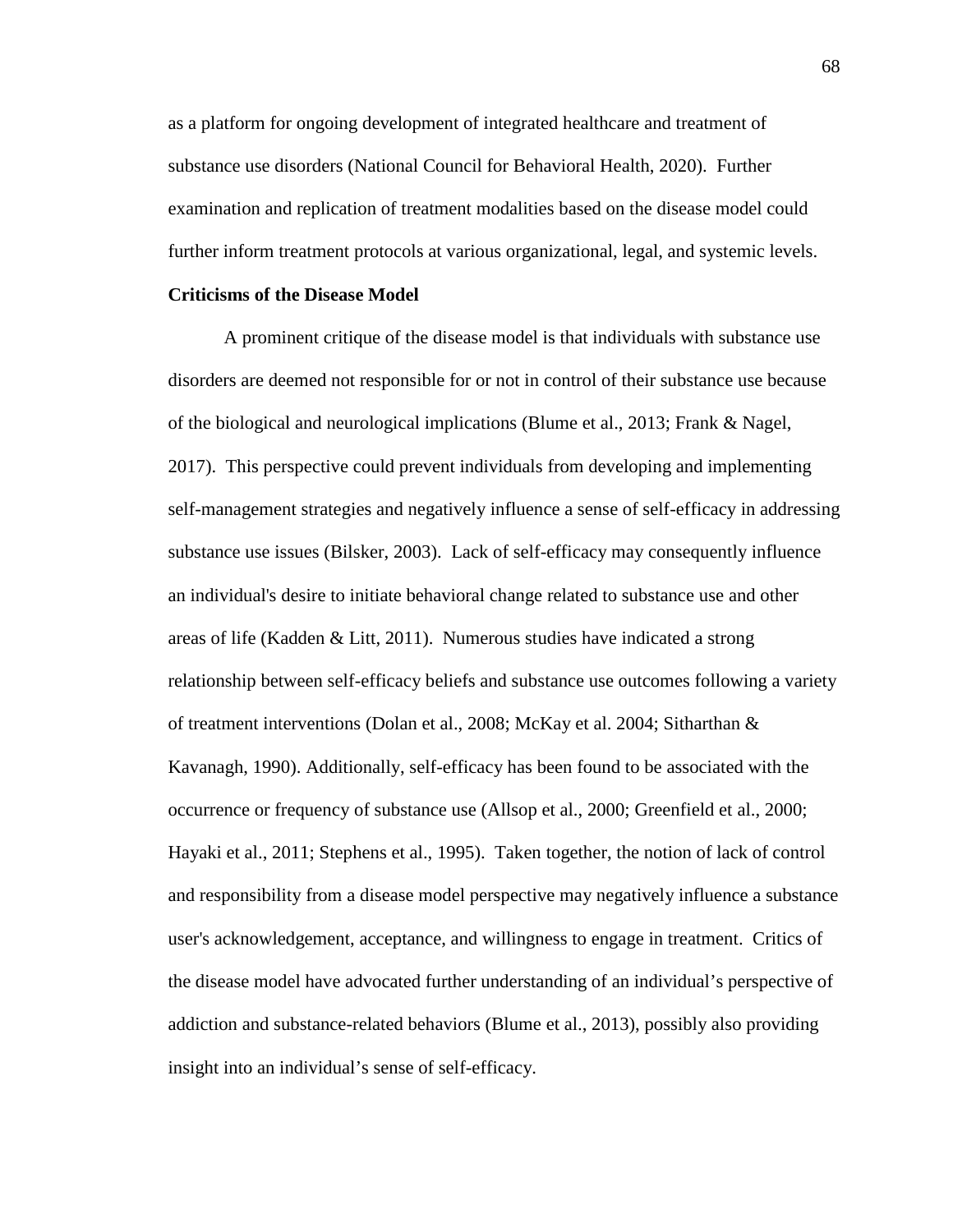as a platform for ongoing development of integrated healthcare and treatment of substance use disorders (National Council for Behavioral Health, 2020). Further examination and replication of treatment modalities based on the disease model could further inform treatment protocols at various organizational, legal, and systemic levels.

**Criticisms of the Disease Model**

A prominent critique of the disease model is that individuals with substance use disorders are deemed not responsible for or not in control of their substance use because of the biological and neurological implications (Blume et al., 2013; Frank & Nagel, 2017). This perspective could prevent individuals from developing and implementing self-management strategies and negatively influence a sense of self-efficacy in addressing substance use issues (Bilsker, 2003). Lack of self-efficacy may consequently influence an individual's desire to initiate behavioral change related to substance use and other areas of life (Kadden & Litt, 2011). Numerous studies have indicated a strong relationship between self-efficacy beliefs and substance use outcomes following a variety of treatment interventions (Dolan et al., 2008; McKay et al. 2004; Sitharthan & Kavanagh, 1990). Additionally, self-efficacy has been found to be associated with the occurrence or frequency of substance use (Allsop et al., 2000; Greenfield et al., 2000; Hayaki et al., 2011; Stephens et al., 1995). Taken together, the notion of lack of control and responsibility from a disease model perspective may negatively influence a substance user's acknowledgement, acceptance, and willingness to engage in treatment. Critics of the disease model have advocated further understanding of an individual's perspective of addiction and substance-related behaviors (Blume et al., 2013), possibly also providing insight into an individual's sense of self-efficacy.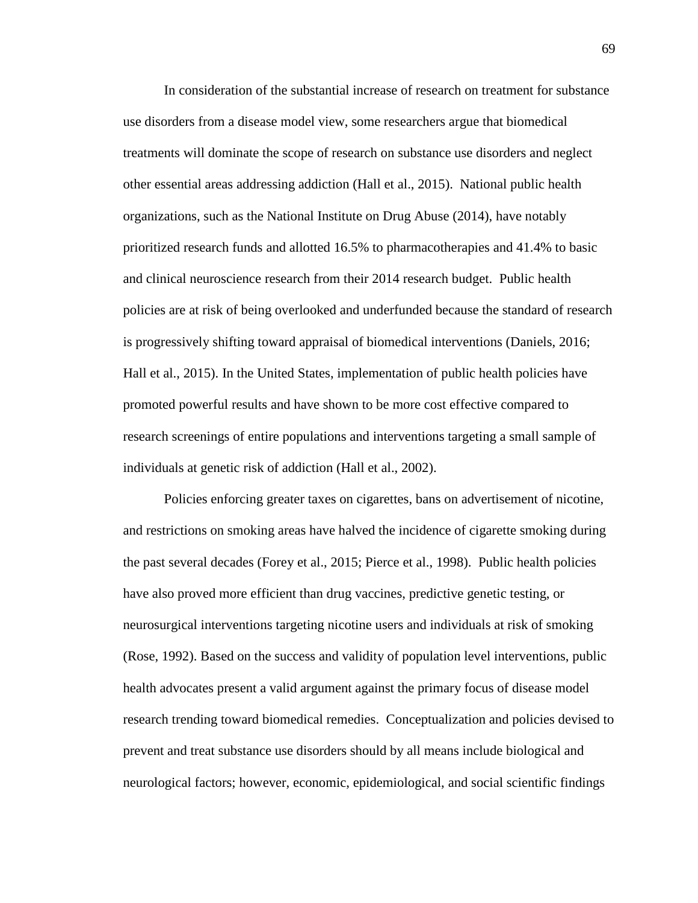In consideration of the substantial increase of research on treatment for substance use disorders from a disease model view, some researchers argue that biomedical treatments will dominate the scope of research on substance use disorders and neglect other essential areas addressing addiction (Hall et al., 2015). National public health organizations, such as the National Institute on Drug Abuse (2014), have notably prioritized research funds and allotted 16.5% to pharmacotherapies and 41.4% to basic and clinical neuroscience research from their 2014 research budget. Public health policies are at risk of being overlooked and underfunded because the standard of research is progressively shifting toward appraisal of biomedical interventions (Daniels, 2016; Hall et al., 2015). In the United States, implementation of public health policies have promoted powerful results and have shown to be more cost effective compared to research screenings of entire populations and interventions targeting a small sample of individuals at genetic risk of addiction (Hall et al., 2002).

Policies enforcing greater taxes on cigarettes, bans on advertisement of nicotine, and restrictions on smoking areas have halved the incidence of cigarette smoking during the past several decades (Forey et al., 2015; Pierce et al., 1998). Public health policies have also proved more efficient than drug vaccines, predictive genetic testing, or neurosurgical interventions targeting nicotine users and individuals at risk of smoking (Rose, 1992). Based on the success and validity of population level interventions, public health advocates present a valid argument against the primary focus of disease model research trending toward biomedical remedies. Conceptualization and policies devised to prevent and treat substance use disorders should by all means include biological and neurological factors; however, economic, epidemiological, and social scientific findings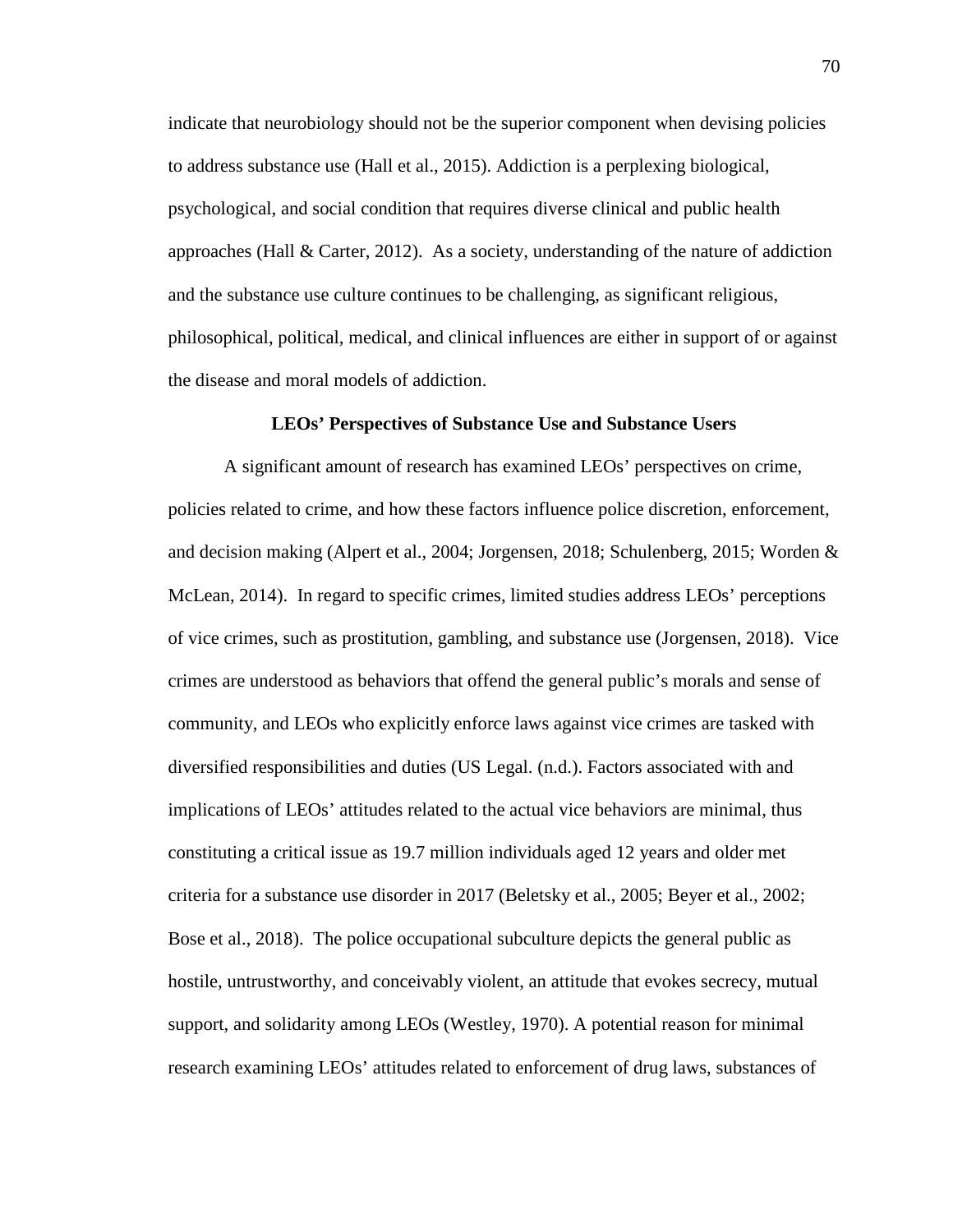indicate that neurobiology should not be the superior component when devising policies to address substance use (Hall et al., 2015). Addiction is a perplexing biological, psychological, and social condition that requires diverse clinical and public health approaches (Hall & Carter, 2012). As a society, understanding of the nature of addiction and the substance use culture continues to be challenging, as significant religious, philosophical, political, medical, and clinical influences are either in support of or against the disease and moral models of addiction.

## LEOs' Perspectives of Substance Use and Substance Users

A significant amount of research has examined LEOs' perspectives on crime, policies related to crime, and how these factors influence police discretion, enforcement, and decision making (Alpert et al., 2004; Jorgensen, 2018; Schulenberg, 2015; Worden & McLean, 2014). In regard to specific crimes, limited studies address LEOs' perceptions of vice crimes, such as prostitution, gambling, and substance use (Jorgensen, 2018). Vice crimes are understood as behaviors that offend the general public's morals and sense of community, and LEOs who explicitly enforce laws against vice crimes are tasked with diversified responsibilities and duties (US Legal. (n.d.). Factors associated with and implications of LEOs' attitudes related to the actual vice behaviors are minimal, thus constituting a critical issue as 19.7 million individuals aged 12 years and older met criteria for a substance use disorder in 2017 (Beletsky et al., 2005; Beyer et al., 2002; Bose et al., 2018). The police occupational subculture depicts the general public as hostile, untrustworthy, and conceivably violent, an attitude that evokes secrecy, mutual support, and solidarity among LEOs (Westley, 1970). A potential reason for minimal research examining LEOs' attitudes related to enforcement of drug laws, substances of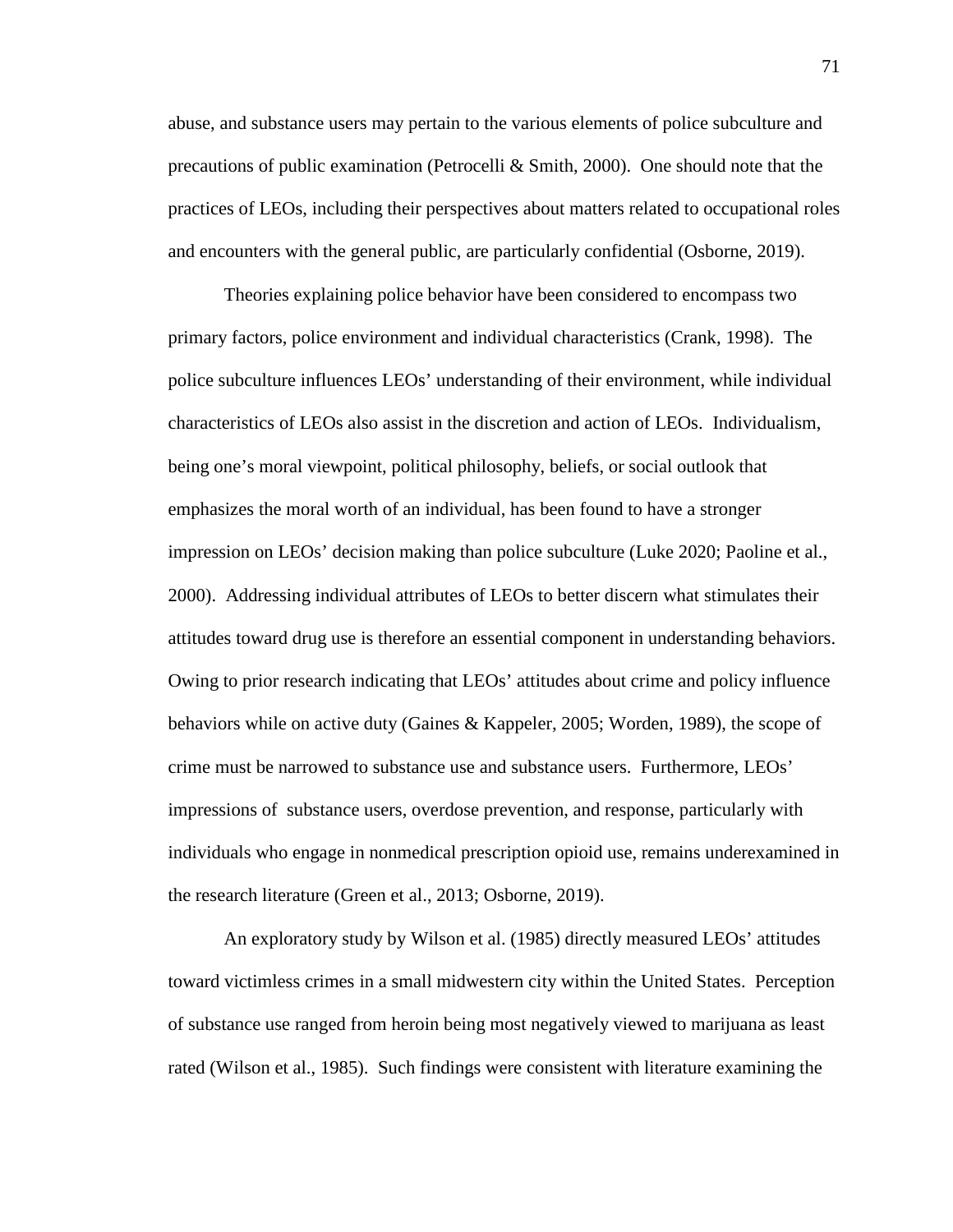abuse, and substance users may pertain to the various elements of police subculture and precautions of public examination (Petrocelli & Smith, 2000). One should note that the practices of LEOs, including their perspectives about matters related to occupational roles and encounters with the general public, are particularly confidential (Osborne, 2019).

Theories explaining police behavior have been considered to encompass two primary factors, police environment and individual characteristics (Crank, 1998). The police subculture influences LEOs' understanding of their environment, while individual characteristics of LEOs also assist in the discretion and action of LEOs. Individualism, being one's moral viewpoint, political philosophy, beliefs, or social outlook that emphasizes the moral worth of an individual, has been found to have a stronger impression on LEOs' decision making than police subculture (Luke 2020; Paoline et al., 2000). Addressing individual attributes of LEOs to better discern what stimulates their attitudes toward drug use is therefore an essential component in understanding behaviors. Owing to prior research indicating that LEOs' attitudes about crime and policy influence behaviors while on active duty (Gaines & Kappeler, 2005; Worden, 1989), the scope of crime must be narrowed to substance use and substance users. Furthermore, LEOs' impressions of substance users, overdose prevention, and response, particularly with individuals who engage in nonmedical prescription opioid use, remains underexamined in the research literature (Green et al., 2013; Osborne, 2019).

An exploratory study by Wilson et al. (1985) directly measured LEOs' attitudes toward victimless crimes in a small midwestern city within the United States. Perception of substance use ranged from heroin being most negatively viewed to marijuana as least rated (Wilson et al., 1985). Such findings were consistent with literature examining the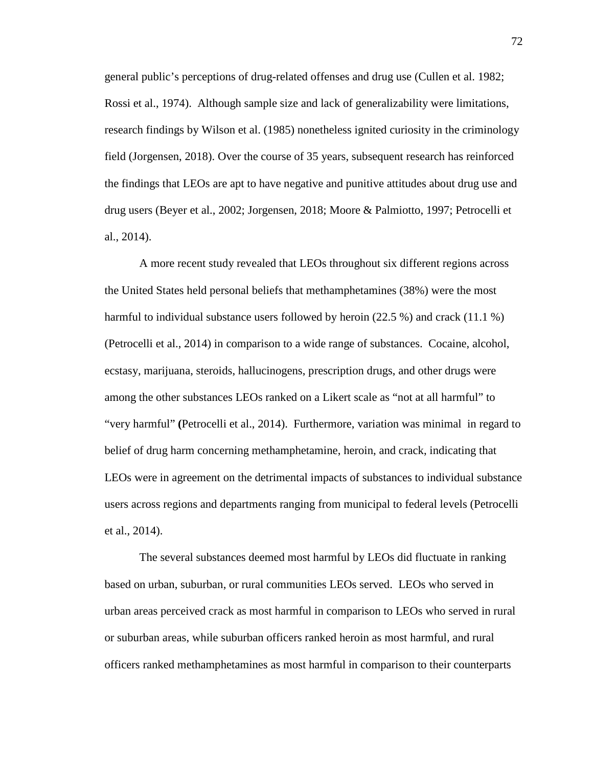general public's perceptions of drug-related offenses and drug use (Cullen et al. 1982; Rossi et al., 1974). Although sample size and lack of generalizability were limitations, research findings by Wilson et al. (1985) nonetheless ignited curiosity in the criminology field (Jorgensen, 2018). Over the course of 35 years, subsequent research has reinforced the findings that LEOs are apt to have negative and punitive attitudes about drug use and drug users (Beyer et al., 2002; Jorgensen, 2018; Moore & Palmiotto, 1997; Petrocelli et al., 2014).

A more recent study revealed that LEOs throughout six different regions across the United States held personal beliefs that methamphetamines (38%) were the most harmful to individual substance users followed by heroin (22.5 %) and crack (11.1 %) (Petrocelli et al., 2014) in comparison to a wide range of substances. Cocaine, alcohol, ecstasy, marijuana, steroids, hallucinogens, prescription drugs, and other drugs were among the other substances LEOs ranked on a Likert scale as "not at all harmful" to "very harmful" **(**Petrocelli et al., 2014). Furthermore, variation was minimal in regard to belief of drug harm concerning methamphetamine, heroin, and crack, indicating that LEOs were in agreement on the detrimental impacts of substances to individual substance users across regions and departments ranging from municipal to federal levels (Petrocelli et al., 2014).

The several substances deemed most harmful by LEOs did fluctuate in ranking based on urban, suburban, or rural communities LEOs served. LEOs who served in urban areas perceived crack as most harmful in comparison to LEOs who served in rural or suburban areas, while suburban officers ranked heroin as most harmful, and rural officers ranked methamphetamines as most harmful in comparison to their counterparts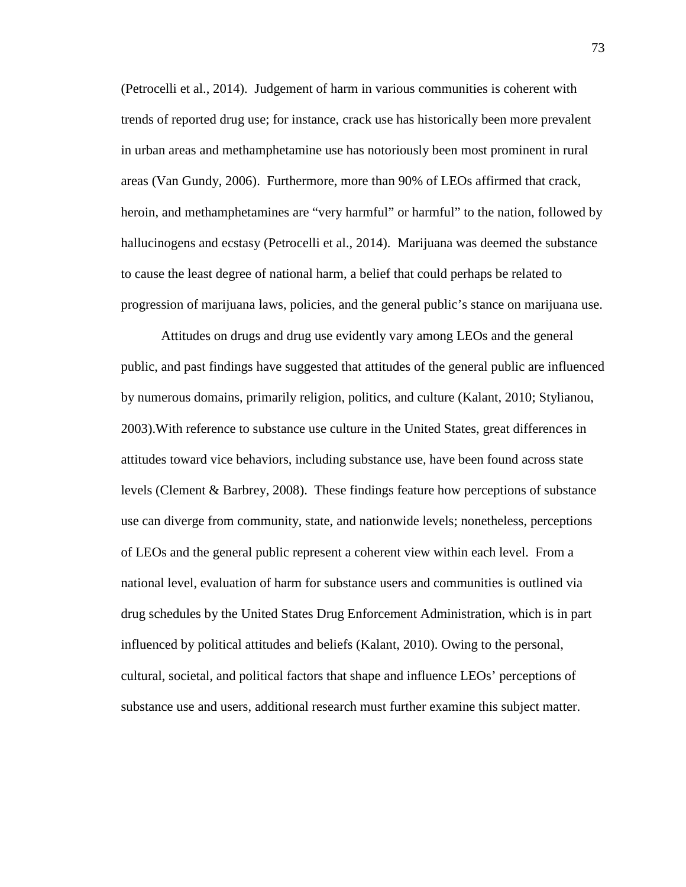(Petrocelli et al., 2014). Judgement of harm in various communities is coherent with trends of reported drug use; for instance, crack use has historically been more prevalent in urban areas and methamphetamine use has notoriously been most prominent in rural areas (Van Gundy, 2006). Furthermore, more than 90% of LEOs affirmed that crack, heroin, and methamphetamines are "very harmful" or harmful" to the nation, followed by hallucinogens and ecstasy (Petrocelli et al., 2014). Marijuana was deemed the substance to cause the least degree of national harm, a belief that could perhaps be related to progression of marijuana laws, policies, and the general public's stance on marijuana use.

Attitudes on drugs and drug use evidently vary among LEOs and the general public, and past findings have suggested that attitudes of the general public are influenced by numerous domains, primarily religion, politics, and culture (Kalant, 2010; Stylianou, 2003).With reference to substance use culture in the United States, great differences in attitudes toward vice behaviors, including substance use, have been found across state levels (Clement & Barbrey, 2008). These findings feature how perceptions of substance use can diverge from community, state, and nationwide levels; nonetheless, perceptions of LEOs and the general public represent a coherent view within each level. From a national level, evaluation of harm for substance users and communities is outlined via drug schedules by the United States Drug Enforcement Administration, which is in part influenced by political attitudes and beliefs (Kalant, 2010). Owing to the personal, cultural, societal, and political factors that shape and influence LEOs' perceptions of substance use and users, additional research must further examine this subject matter.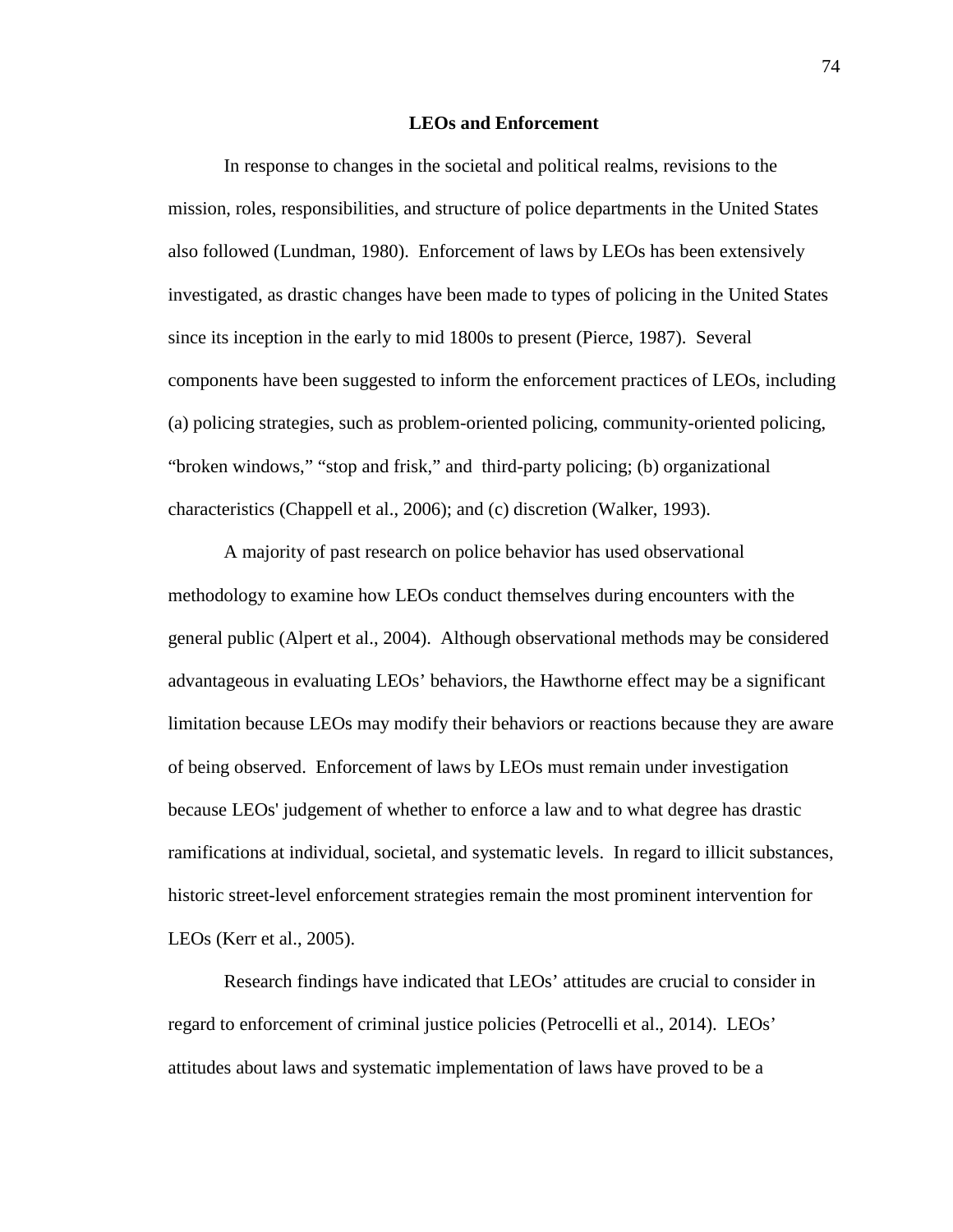## LEOs and Enforcement

In response to changes in the societal and political realms, revisions to the mission, roles, responsibilities, and structure of police departments in the United States also followed (Lundman, 1980). Enforcement of laws by LEOs has been extensively investigated, as drastic changes have been made to types of policing in the United States since its inception in the early to mid 1800s to present (Pierce, 1987). Several components have been suggested to inform the enforcement practices of LEOs, including (a) policing strategies, such as problem-oriented policing, community-oriented policing, "broken windows," "stop and frisk," and third-party policing; (b) organizational characteristics (Chappell et al., 2006); and (c) discretion (Walker, 1993).

A majority of past research on police behavior has used observational methodology to examine how LEOs conduct themselves during encounters with the general public (Alpert et al., 2004). Although observational methods may be considered advantageous in evaluating LEOs' behaviors, the Hawthorne effect may be a significant limitation because LEOs may modify their behaviors or reactions because they are aware of being observed. Enforcement of laws by LEOs must remain under investigation because LEOs' judgement of whether to enforce a law and to what degree has drastic ramifications at individual, societal, and systematic levels. In regard to illicit substances, historic street-level enforcement strategies remain the most prominent intervention for LEOs (Kerr et al., 2005).

Research findings have indicated that LEOs' attitudes are crucial to consider in regard to enforcement of criminal justice policies (Petrocelli et al., 2014). LEOs' attitudes about laws and systematic implementation of laws have proved to be a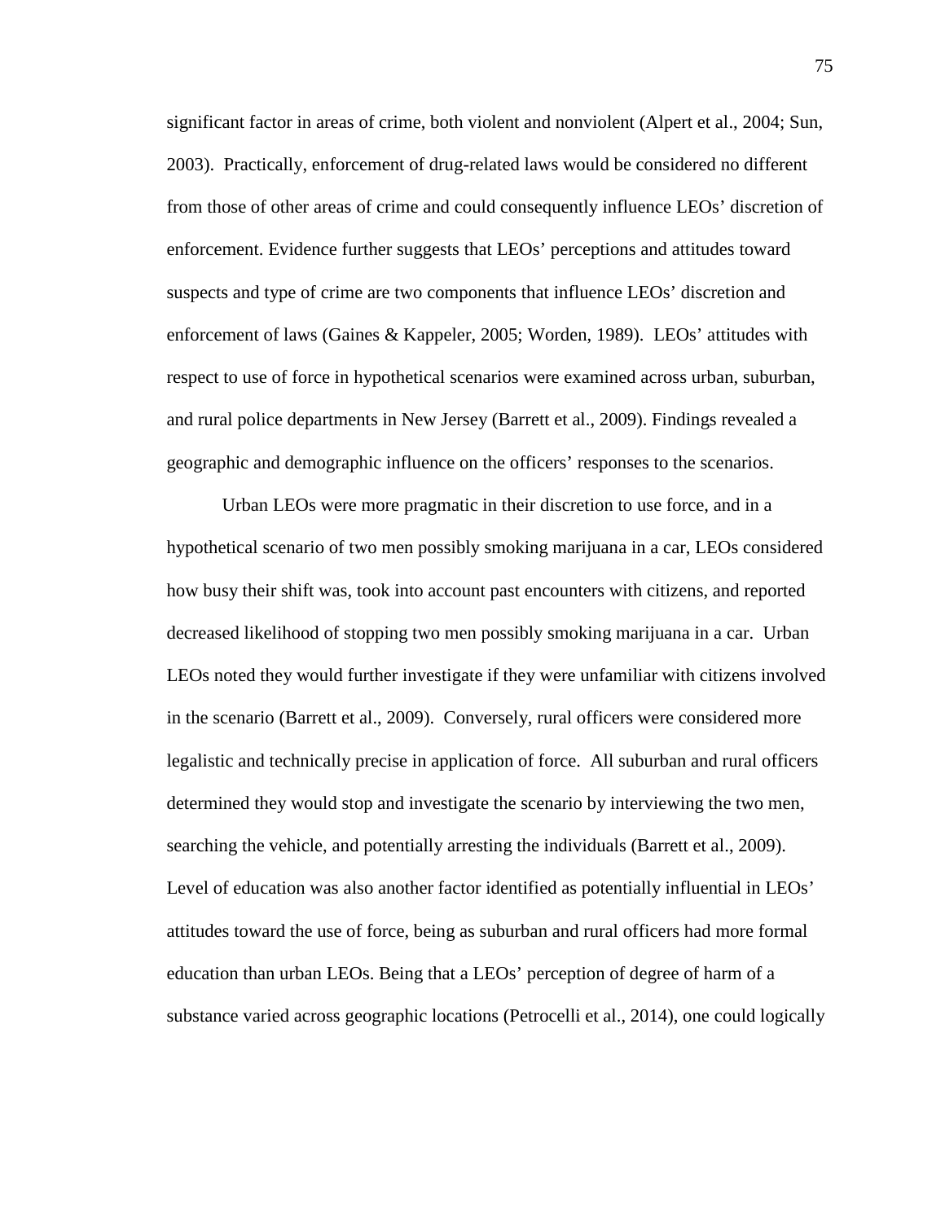significant factor in areas of crime, both violent and nonviolent (Alpert et al., 2004; Sun, 2003). Practically, enforcement of drug-related laws would be considered no different from those of other areas of crime and could consequently influence LEOs' discretion of enforcement. Evidence further suggests that LEOs' perceptions and attitudes toward suspects and type of crime are two components that influence LEOs' discretion and enforcement of laws (Gaines & Kappeler, 2005; Worden, 1989). LEOs' attitudes with respect to use of force in hypothetical scenarios were examined across urban, suburban, and rural police departments in New Jersey (Barrett et al., 2009). Findings revealed a geographic and demographic influence on the officers' responses to the scenarios.

Urban LEOs were more pragmatic in their discretion to use force, and in a hypothetical scenario of two men possibly smoking marijuana in a car, LEOs considered how busy their shift was, took into account past encounters with citizens, and reported decreased likelihood of stopping two men possibly smoking marijuana in a car. Urban LEOs noted they would further investigate if they were unfamiliar with citizens involved in the scenario (Barrett et al., 2009). Conversely, rural officers were considered more legalistic and technically precise in application of force. All suburban and rural officers determined they would stop and investigate the scenario by interviewing the two men, searching the vehicle, and potentially arresting the individuals (Barrett et al., 2009). Level of education was also another factor identified as potentially influential in LEOs' attitudes toward the use of force, being as suburban and rural officers had more formal education than urban LEOs. Being that a LEOs' perception of degree of harm of a substance varied across geographic locations (Petrocelli et al., 2014), one could logically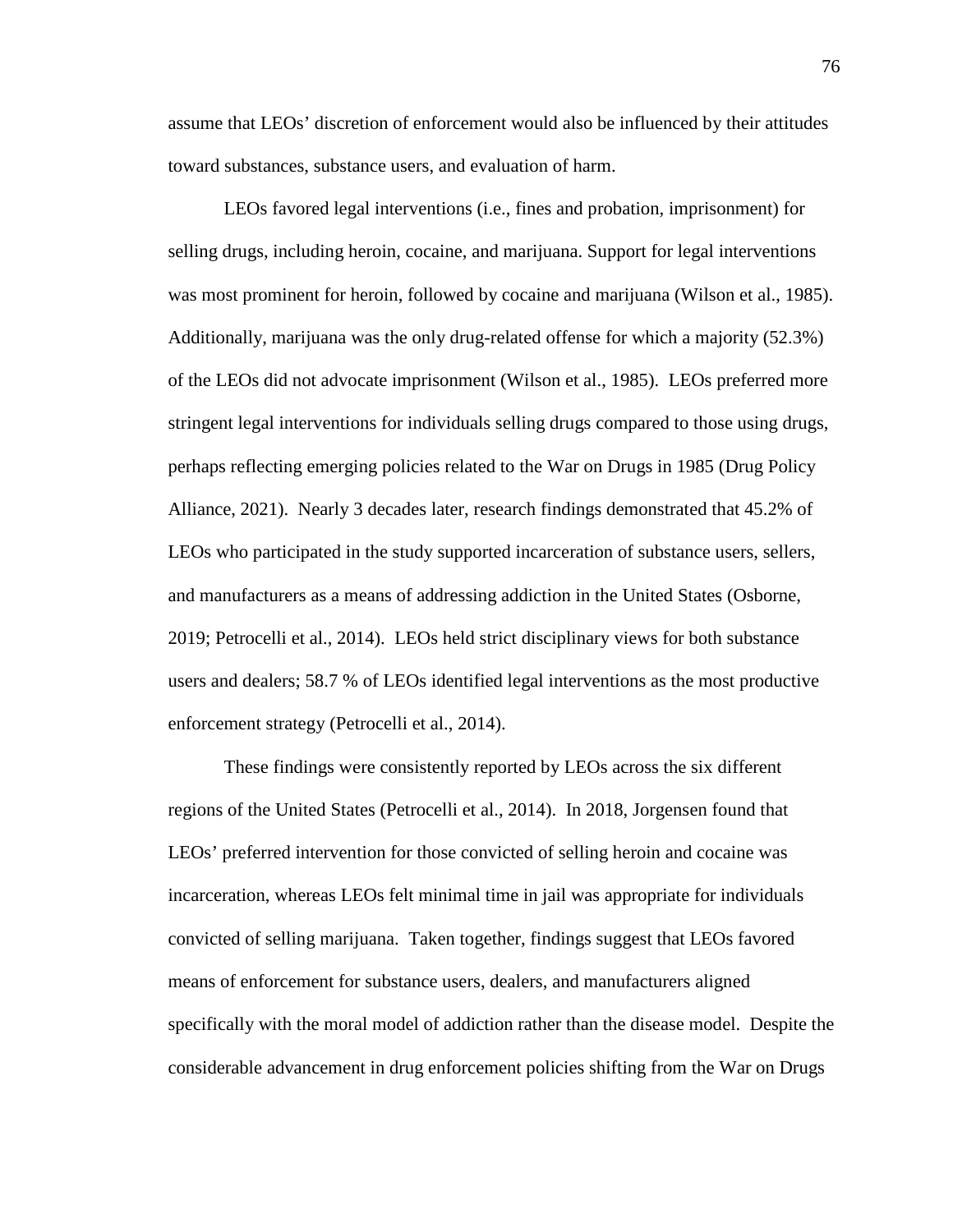assume that LEOs' discretion of enforcement would also be influenced by their attitudes toward substances, substance users, and evaluation of harm.

LEOs favored legal interventions (i.e., fines and probation, imprisonment) for selling drugs, including heroin, cocaine, and marijuana. Support for legal interventions was most prominent for heroin, followed by cocaine and marijuana (Wilson et al., 1985). Additionally, marijuana was the only drug-related offense for which a majority (52.3%) of the LEOs did not advocate imprisonment (Wilson et al., 1985). LEOs preferred more stringent legal interventions for individuals selling drugs compared to those using drugs, perhaps reflecting emerging policies related to the War on Drugs in 1985 (Drug Policy Alliance, 2021). Nearly 3 decades later, research findings demonstrated that 45.2% of LEOs who participated in the study supported incarceration of substance users, sellers, and manufacturers as a means of addressing addiction in the United States (Osborne, 2019; Petrocelli et al., 2014). LEOs held strict disciplinary views for both substance users and dealers; 58.7 % of LEOs identified legal interventions as the most productive enforcement strategy (Petrocelli et al., 2014).

These findings were consistently reported by LEOs across the six different regions of the United States (Petrocelli et al., 2014). In 2018, Jorgensen found that LEOs' preferred intervention for those convicted of selling heroin and cocaine was incarceration, whereas LEOs felt minimal time in jail was appropriate for individuals convicted of selling marijuana. Taken together, findings suggest that LEOs favored means of enforcement for substance users, dealers, and manufacturers aligned specifically with the moral model of addiction rather than the disease model. Despite the considerable advancement in drug enforcement policies shifting from the War on Drugs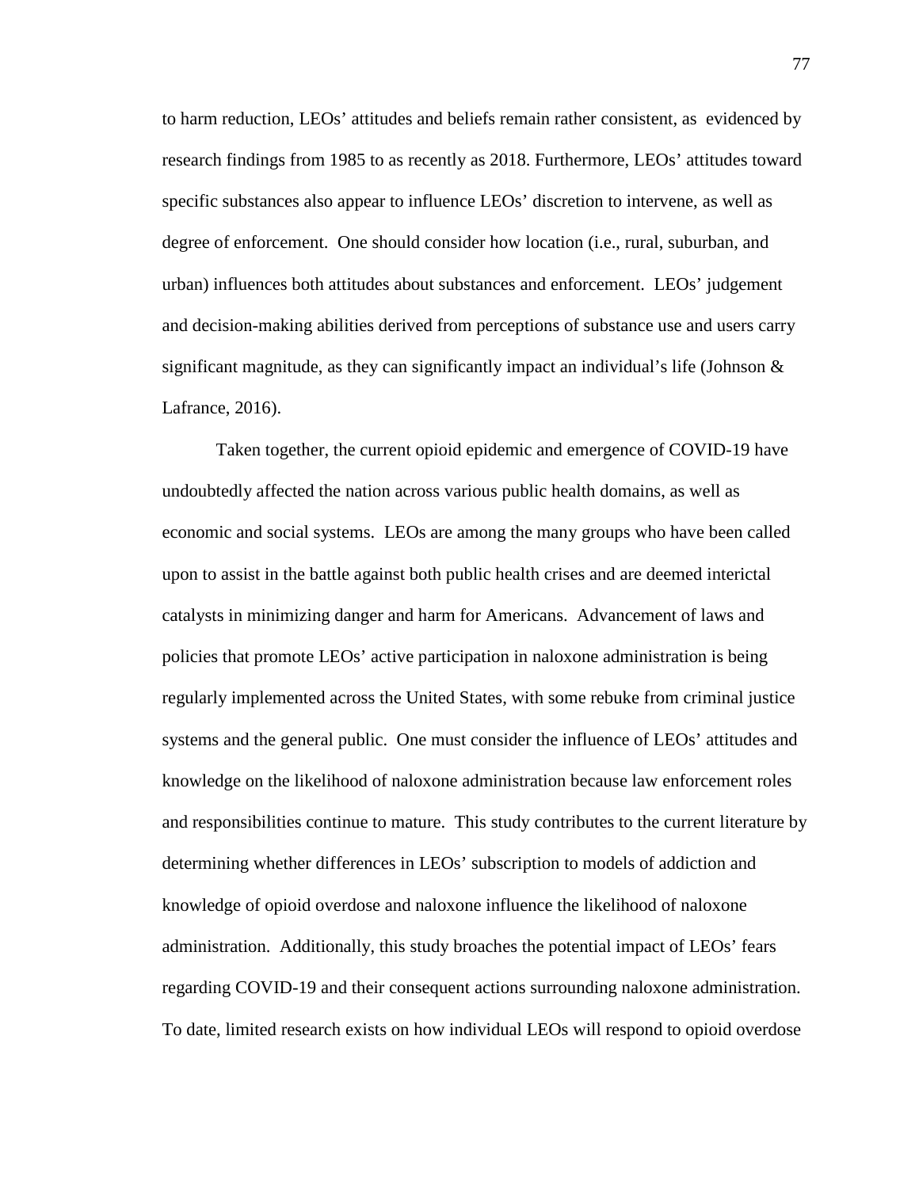to harm reduction, LEOs' attitudes and beliefs remain rather consistent, as evidenced by research findings from 1985 to as recently as 2018. Furthermore, LEOs' attitudes toward specific substances also appear to influence LEOs' discretion to intervene, as well as degree of enforcement. One should consider how location (i.e., rural, suburban, and urban) influences both attitudes about substances and enforcement. LEOs' judgement and decision-making abilities derived from perceptions of substance use and users carry significant magnitude, as they can significantly impact an individual's life (Johnson & Lafrance, 2016).

Taken together, the current opioid epidemic and emergence of COVID-19 have undoubtedly affected the nation across various public health domains, as well as economic and social systems. LEOs are among the many groups who have been called upon to assist in the battle against both public health crises and are deemed interictal catalysts in minimizing danger and harm for Americans. Advancement of laws and policies that promote LEOs' active participation in naloxone administration is being regularly implemented across the United States, with some rebuke from criminal justice systems and the general public. One must consider the influence of LEOs' attitudes and knowledge on the likelihood of naloxone administration because law enforcement roles and responsibilities continue to mature. This study contributes to the current literature by determining whether differences in LEOs' subscription to models of addiction and knowledge of opioid overdose and naloxone influence the likelihood of naloxone administration. Additionally, this study broaches the potential impact of LEOs' fears regarding COVID-19 and their consequent actions surrounding naloxone administration. To date, limited research exists on how individual LEOs will respond to opioid overdose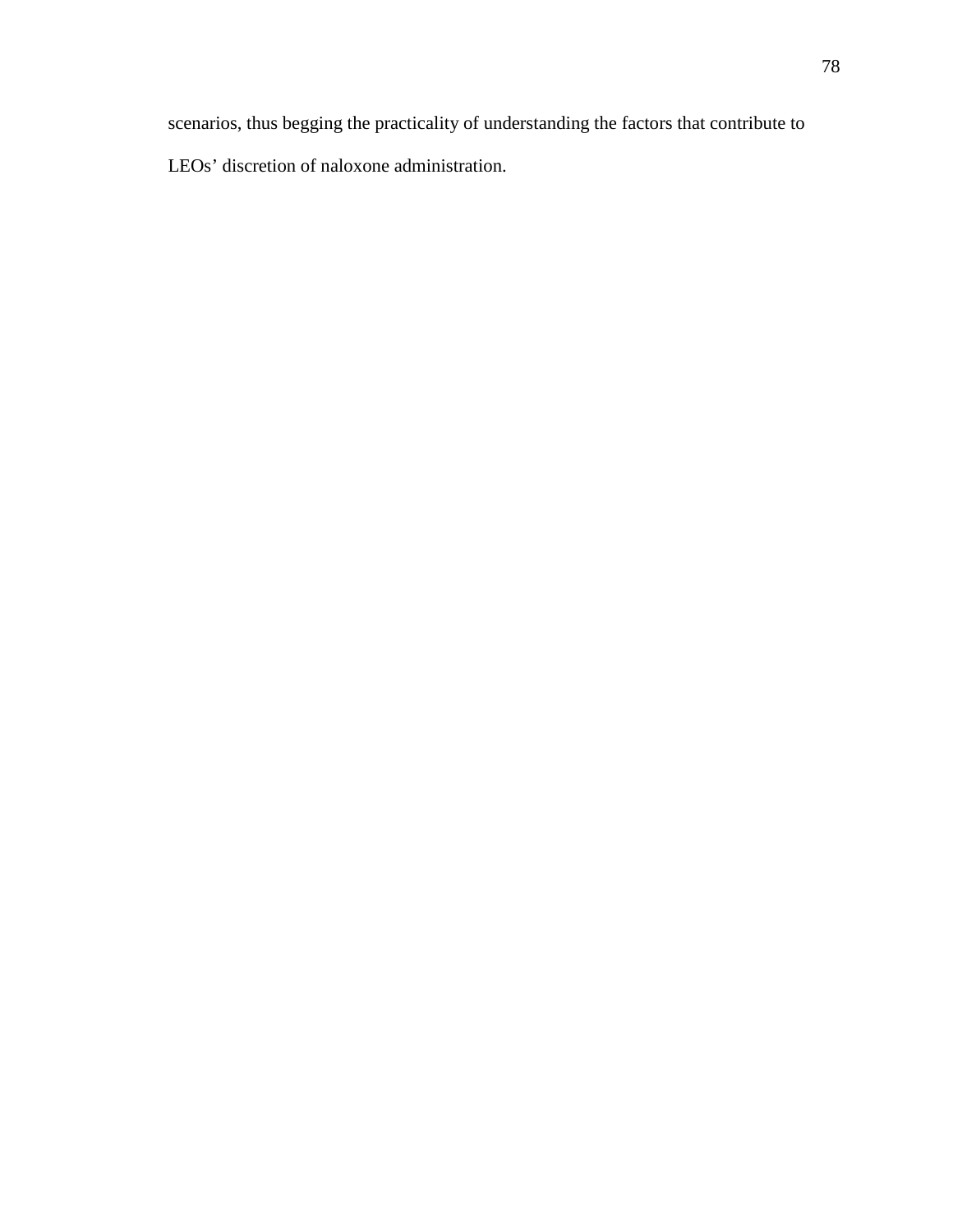scenarios, thus begging the practicality of understanding the factors that contribute to LEOs' discretion of naloxone administration.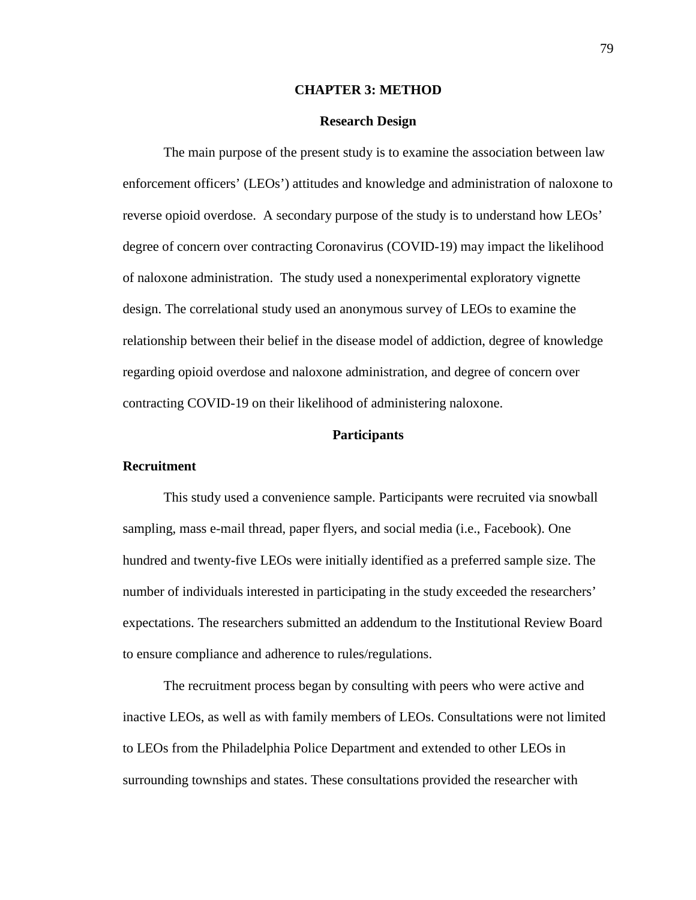# CHAPTER 3: METHOD

## Research Design

The main purpose of the present study is to examine the association between law enforcement officers' (LEOs') attitudes and knowledge and administration of naloxone to reverse opioid overdose. A secondary purpose of the study is to understand how LEOs' degree of concern over contracting Coronavirus (COVID-19) may impact the likelihood of naloxone administration. The study used a nonexperimental exploratory vignette design. The correlational study used an anonymous survey of LEOs to examine the relationship between their belief in the disease model of addiction, degree of knowledge regarding opioid overdose and naloxone administration, and degree of concern over contracting COVID-19 on their likelihood of administering naloxone.

## Participants

### Recruitment

This study used a convenience sample. Participants were recruited via snowball sampling, mass e-mail thread, paper flyers, and social media (i.e., Facebook). One hundred and twenty-five LEOs were initially identified as a preferred sample size. The number of individuals interested in participating in the study exceeded the researchers' expectations. The researchers submitted an addendum to the Institutional Review Board to ensure compliance and adherence to rules/regulations.

The recruitment process began by consulting with peers who were active and inactive LEOs, as well as with family members of LEOs. Consultations were not limited to LEOs from the Philadelphia Police Department and extended to other LEOs in surrounding townships and states. These consultations provided the researcher with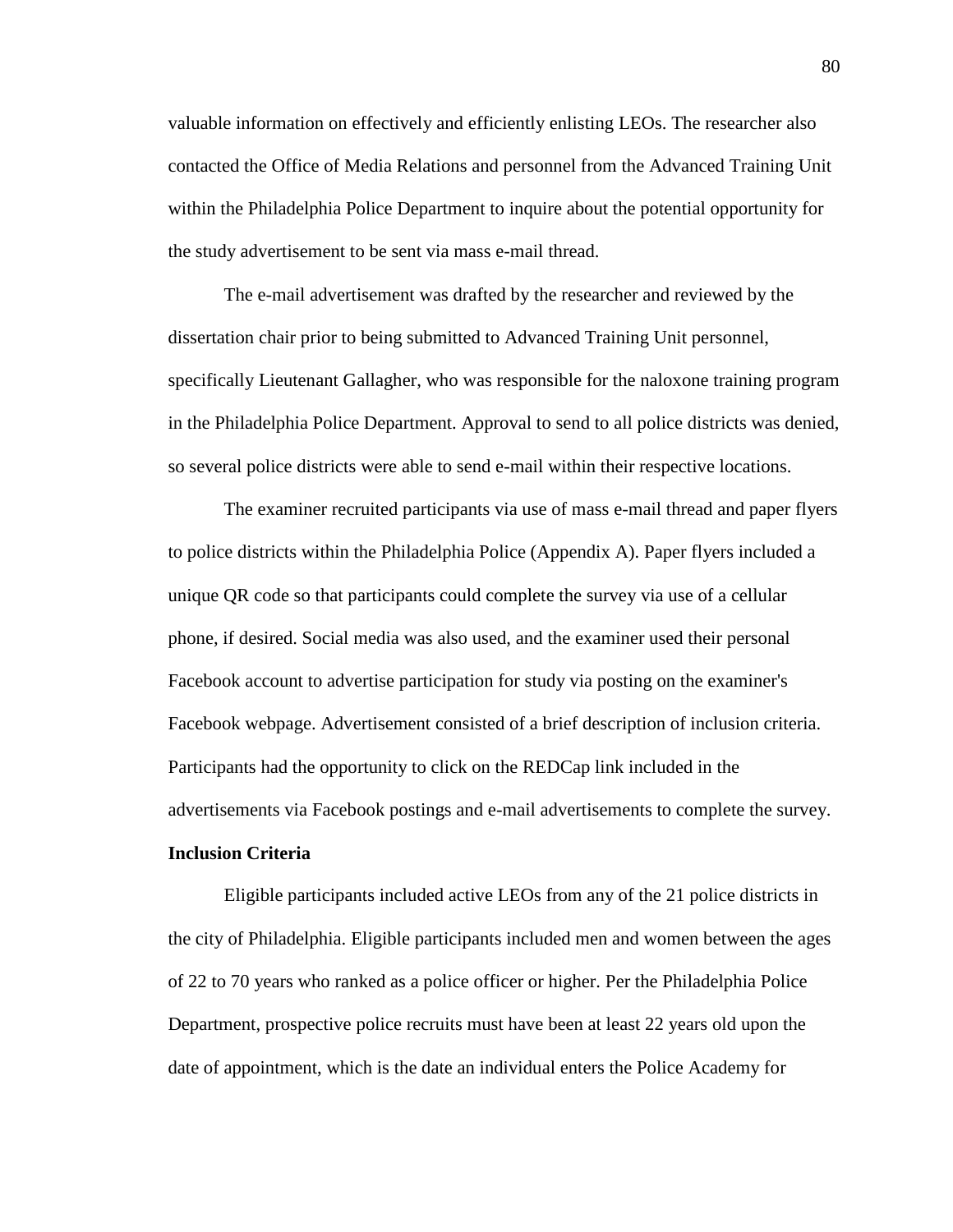valuable information on effectively and efficiently enlisting LEOs. The researcher also contacted the Office of Media Relations and personnel from the Advanced Training Unit within the Philadelphia Police Department to inquire about the potential opportunity for the study advertisement to be sent via mass e-mail thread.

The e-mail advertisement was drafted by the researcher and reviewed by the dissertation chair prior to being submitted to Advanced Training Unit personnel, specifically Lieutenant Gallagher, who was responsible for the naloxone training program in the Philadelphia Police Department. Approval to send to all police districts was denied, so several police districts were able to send e-mail within their respective locations.

The examiner recruited participants via use of mass e-mail thread and paper flyers to police districts within the Philadelphia Police (Appendix A). Paper flyers included a unique QR code so that participants could complete the survey via use of a cellular phone, if desired. Social media was also used, and the examiner used their personal Facebook account to advertise participation for study via posting on the examiner's Facebook webpage. Advertisement consisted of a brief description of inclusion criteria. Participants had the opportunity to click on the REDCap link included in the advertisements via Facebook postings and e-mail advertisements to complete the survey.

**Inclusion Criteria**

Eligible participants included active LEOs from any of the 21 police districts in the city of Philadelphia. Eligible participants included men and women between the ages of 22 to 70 years who ranked as a police officer or higher. Per the Philadelphia Police Department, prospective police recruits must have been at least 22 years old upon the date of appointment, which is the date an individual enters the Police Academy for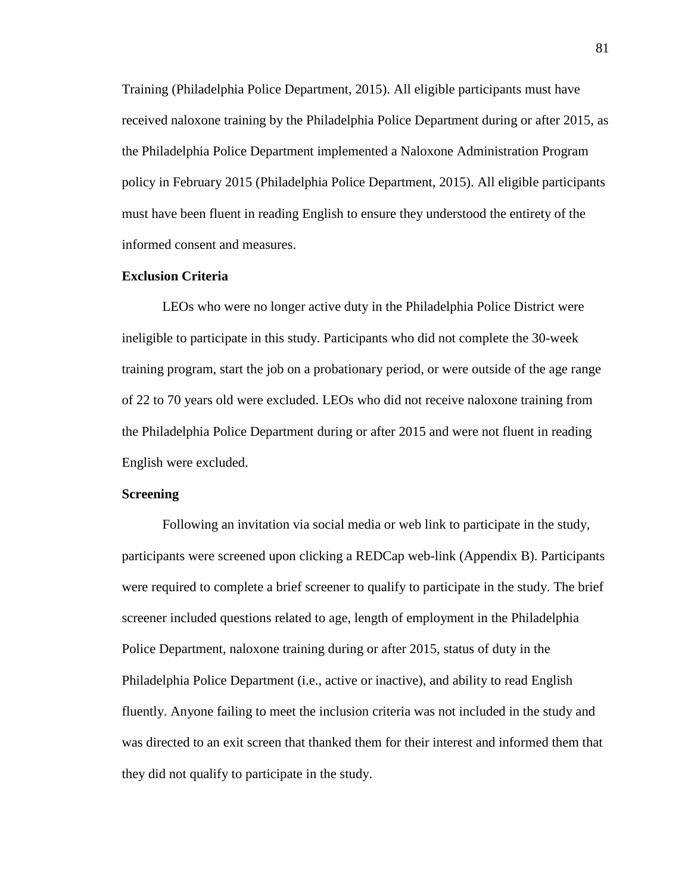Training (Philadelphia Police Department, 2015). All eligible participants must have received naloxone training by the Philadelphia Police Department during or after 2015, as the Philadelphia Police Department implemented a Naloxone Administration Program policy in February 2015 (Philadelphia Police Department, 2015). All eligible participants must have been fluent in reading English to ensure they understood the entirety of the informed consent and measures.

### Exclusion Criteria

LEOs who were no longer active duty in the Philadelphia Police District were ineligible to participate in this study. Participants who did not complete the 30-week training program, start the job on a probationary period, or were outside of the age range of 22 to 70 years old were excluded. LEOs who did not receive naloxone training from the Philadelphia Police Department during or after 2015 and were not fluent in reading English were excluded.

### Screening

Following an invitation via social media or web link to participate in the study, participants were screened upon clicking a REDCap web-link (Appendix B). Participants were required to complete a brief screener to qualify to participate in the study. The brief screener included questions related to age, length of employment in the Philadelphia Police Department, naloxone training during or after 2015, status of duty in the Philadelphia Police Department (i.e., active or inactive), and ability to read English fluently. Anyone failing to meet the inclusion criteria was not included in the study and was directed to an exit screen that thanked them for their interest and informed them that they did not qualify to participate in the study.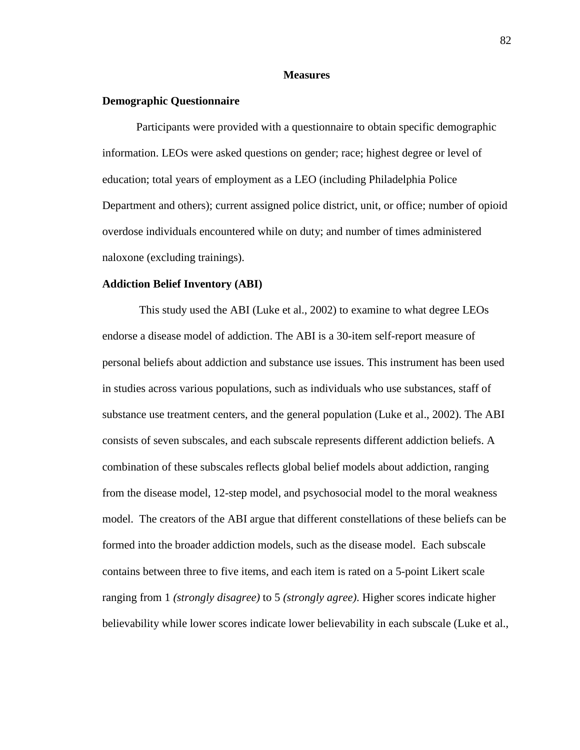## Measures

### Demographic Questionnaire

Participants were provided with a questionnaire to obtain specific demographic information. LEOs were asked questions on gender; race; highest degree or level of education; total years of employment as a LEO (including Philadelphia Police Department and others); current assigned police district, unit, or office; number of opioid overdose individuals encountered while on duty; and number of times administered naloxone (excluding trainings).

### Addiction Belief Inventory (ABI)

This study used the ABI (Luke et al., 2002) to examine to what degree LEOs endorse a disease model of addiction. The ABI is a 30-item self-report measure of personal beliefs about addiction and substance use issues. This instrument has been used in studies across various populations, such as individuals who use substances, staff of substance use treatment centers, and the general population (Luke et al., 2002). The ABI consists of seven subscales, and each subscale represents different addiction beliefs. A combination of these subscales reflects global belief models about addiction, ranging from the disease model, 12-step model, and psychosocial model to the moral weakness model. The creators of the ABI argue that different constellations of these beliefs can be formed into the broader addiction models, such as the disease model. Each subscale contains between three to five items, and each item is rated on a 5-point Likert scale ranging from 1 *(strongly disagree)* to 5 *(strongly agree)*. Higher scores indicate higher believability while lower scores indicate lower believability in each subscale (Luke et al.,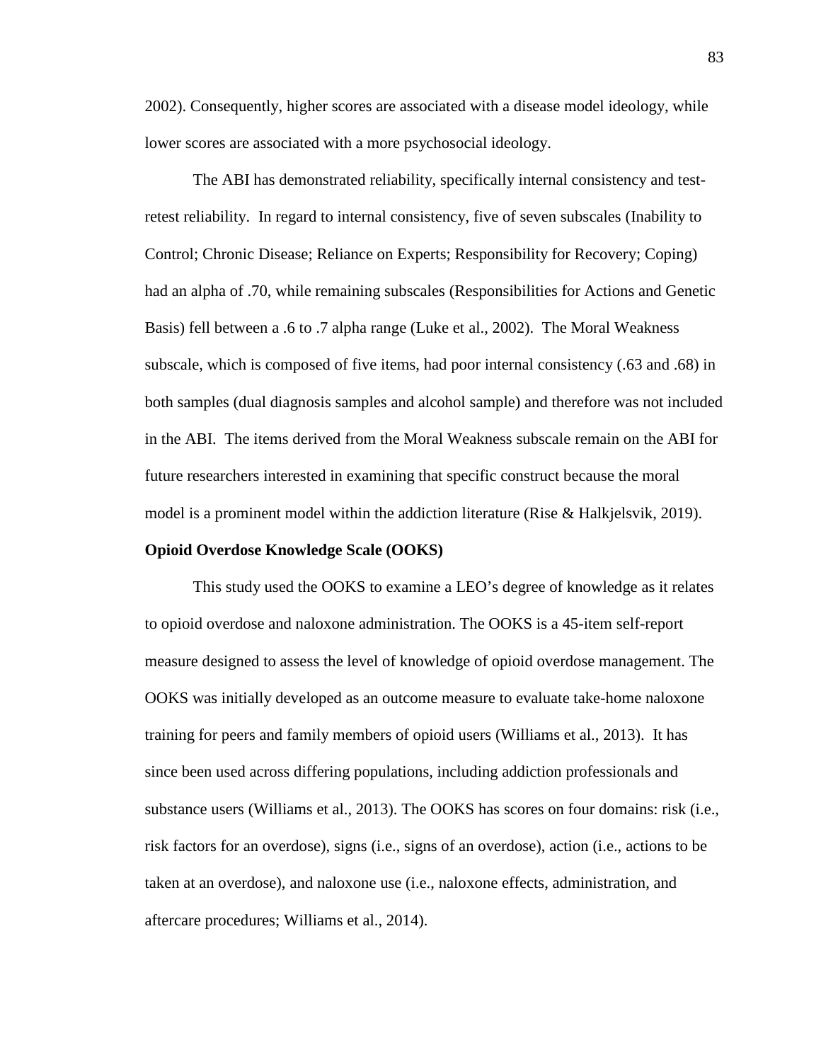2002). Consequently, higher scores are associated with a disease model ideology, while lower scores are associated with a more psychosocial ideology.

The ABI has demonstrated reliability, specifically internal consistency and test-retest reliability. In regard to internal consistency, five of seven subscales (Inability to Control; Chronic Disease; Reliance on Experts; Responsibility for Recovery; Coping) had an alpha of .70, while remaining subscales (Responsibilities for Actions and Genetic Basis) fell between a .6 to .7 alpha range (Luke et al., 2002). The Moral Weakness subscale, which is composed of five items, had poor internal consistency (.63 and .68) in both samples (dual diagnosis samples and alcohol sample) and therefore was not included in the ABI. The items derived from the Moral Weakness subscale remain on the ABI for future researchers interested in examining that specific construct because the moral model is a prominent model within the addiction literature (Rise & Halkjelsvik, 2019).

**Opioid Overdose Knowledge Scale (OOKS)**

This study used the OOKS to examine a LEO's degree of knowledge as it relates to opioid overdose and naloxone administration. The OOKS is a 45-item self-report measure designed to assess the level of knowledge of opioid overdose management. The OOKS was initially developed as an outcome measure to evaluate take-home naloxone training for peers and family members of opioid users (Williams et al., 2013). It has since been used across differing populations, including addiction professionals and substance users (Williams et al., 2013). The OOKS has scores on four domains: risk (i.e., risk factors for an overdose), signs (i.e., signs of an overdose), action (i.e., actions to be taken at an overdose), and naloxone use (i.e., naloxone effects, administration, and aftercare procedures; Williams et al., 2014).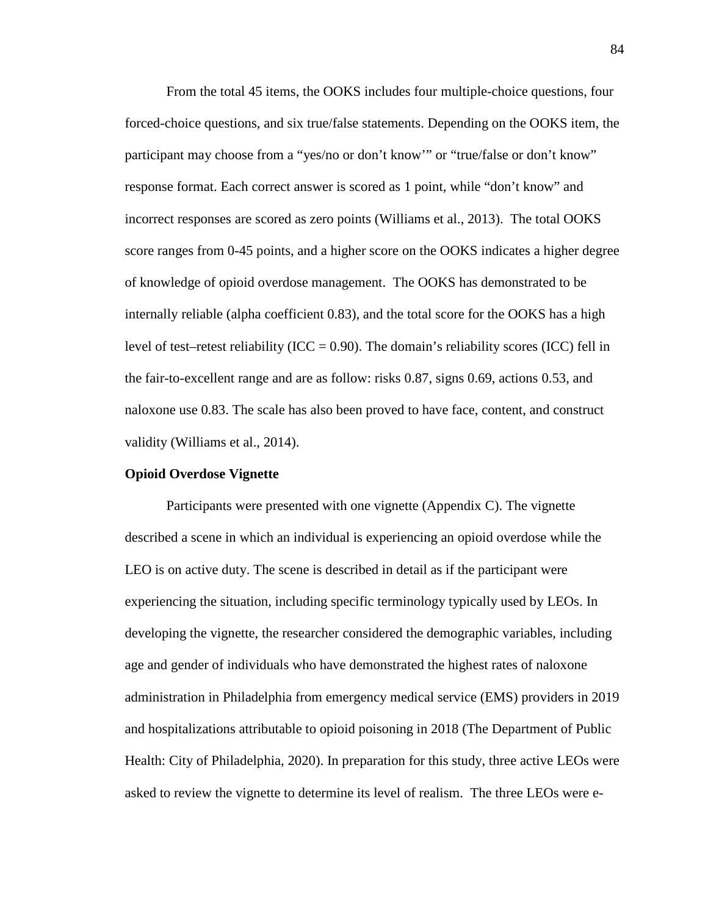From the total 45 items, the OOKS includes four multiple-choice questions, four forced-choice questions, and six true/false statements. Depending on the OOKS item, the participant may choose from a "yes/no or don't know'" or "true/false or don't know" response format. Each correct answer is scored as 1 point, while "don't know" and incorrect responses are scored as zero points (Williams et al., 2013). The total OOKS score ranges from 0-45 points, and a higher score on the OOKS indicates a higher degree of knowledge of opioid overdose management. The OOKS has demonstrated to be internally reliable (alpha coefficient 0.83), and the total score for the OOKS has a high level of test–retest reliability (ICC = 0.90). The domain's reliability scores (ICC) fell in the fair-to-excellent range and are as follow: risks 0.87, signs 0.69, actions 0.53, and naloxone use 0.83. The scale has also been proved to have face, content, and construct validity (Williams et al., 2014).

**Opioid Overdose Vignette**

Participants were presented with one vignette (Appendix C). The vignette described a scene in which an individual is experiencing an opioid overdose while the LEO is on active duty. The scene is described in detail as if the participant were experiencing the situation, including specific terminology typically used by LEOs. In developing the vignette, the researcher considered the demographic variables, including age and gender of individuals who have demonstrated the highest rates of naloxone administration in Philadelphia from emergency medical service (EMS) providers in 2019 and hospitalizations attributable to opioid poisoning in 2018 (The Department of Public Health: City of Philadelphia, 2020). In preparation for this study, three active LEOs were asked to review the vignette to determine its level of realism. The three LEOs were e-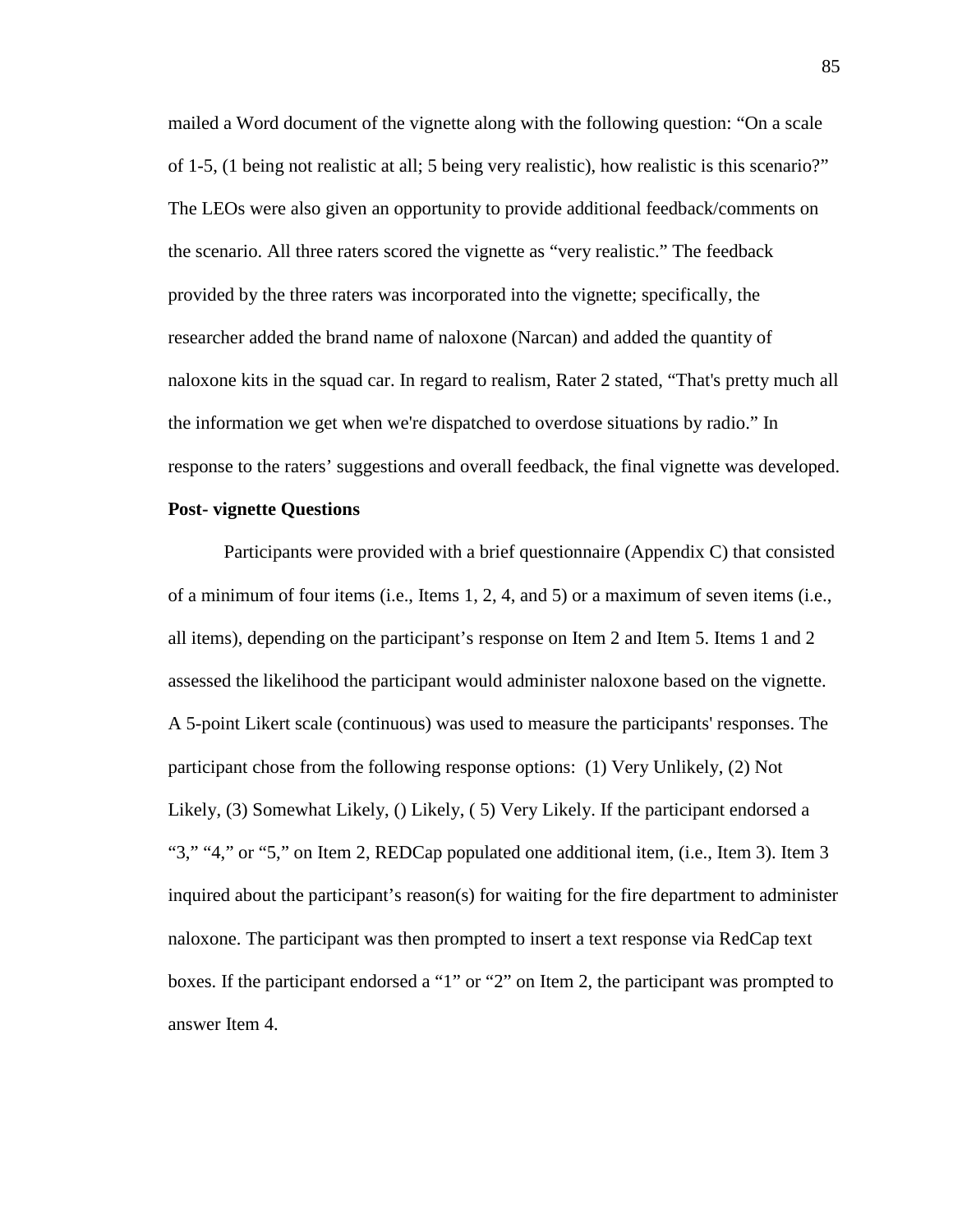mailed a Word document of the vignette along with the following question: “On a scale of 1-5, (1 being not realistic at all; 5 being very realistic), how realistic is this scenario?” The LEOs were also given an opportunity to provide additional feedback/comments on the scenario. All three raters scored the vignette as “very realistic.” The feedback provided by the three raters was incorporated into the vignette; specifically, the researcher added the brand name of naloxone (Narcan) and added the quantity of naloxone kits in the squad car. In regard to realism, Rater 2 stated, “That's pretty much all the information we get when we're dispatched to overdose situations by radio.” In response to the raters’ suggestions and overall feedback, the final vignette was developed.

**Post- vignette Questions**

Participants were provided with a brief questionnaire (Appendix C) that consisted of a minimum of four items (i.e., Items 1, 2, 4, and 5) or a maximum of seven items (i.e., all items), depending on the participant’s response on Item 2 and Item 5. Items 1 and 2 assessed the likelihood the participant would administer naloxone based on the vignette. A 5-point Likert scale (continuous) was used to measure the participants' responses. The participant chose from the following response options: (1) Very Unlikely, (2) Not Likely, (3) Somewhat Likely, () Likely, ( 5) Very Likely. If the participant endorsed a “3,” “4,” or “5,” on Item 2, REDCap populated one additional item, (i.e., Item 3). Item 3 inquired about the participant’s reason(s) for waiting for the fire department to administer naloxone. The participant was then prompted to insert a text response via RedCap text boxes. If the participant endorsed a “1” or “2” on Item 2, the participant was prompted to answer Item 4.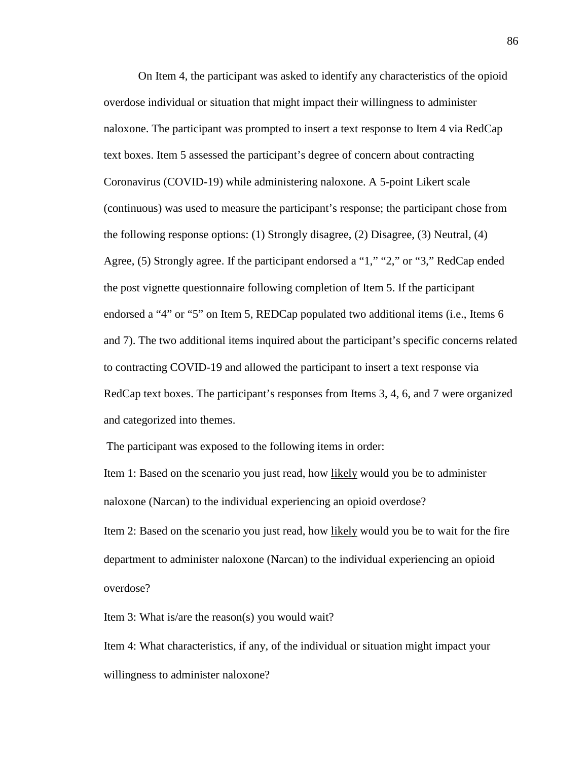On Item 4, the participant was asked to identify any characteristics of the opioid overdose individual or situation that might impact their willingness to administer naloxone. The participant was prompted to insert a text response to Item 4 via RedCap text boxes. Item 5 assessed the participant's degree of concern about contracting Coronavirus (COVID-19) while administering naloxone. A 5-point Likert scale (continuous) was used to measure the participant's response; the participant chose from the following response options: (1) Strongly disagree, (2) Disagree, (3) Neutral, (4) Agree, (5) Strongly agree. If the participant endorsed a "1," "2," or "3," RedCap ended the post vignette questionnaire following completion of Item 5. If the participant endorsed a "4" or "5" on Item 5, REDCap populated two additional items (i.e., Items 6 and 7). The two additional items inquired about the participant's specific concerns related to contracting COVID-19 and allowed the participant to insert a text response via RedCap text boxes. The participant's responses from Items 3, 4, 6, and 7 were organized and categorized into themes.

The participant was exposed to the following items in order:

Item 1: Based on the scenario you just read, how <u>likely</u> would you be to administer naloxone (Narcan) to the individual experiencing an opioid overdose?

Item 2: Based on the scenario you just read, how <u>likely</u> would you be to wait for the fire department to administer naloxone (Narcan) to the individual experiencing an opioid overdose?

Item 3: What is/are the reason(s) you would wait?

Item 4: What characteristics, if any, of the individual or situation might impact your willingness to administer naloxone?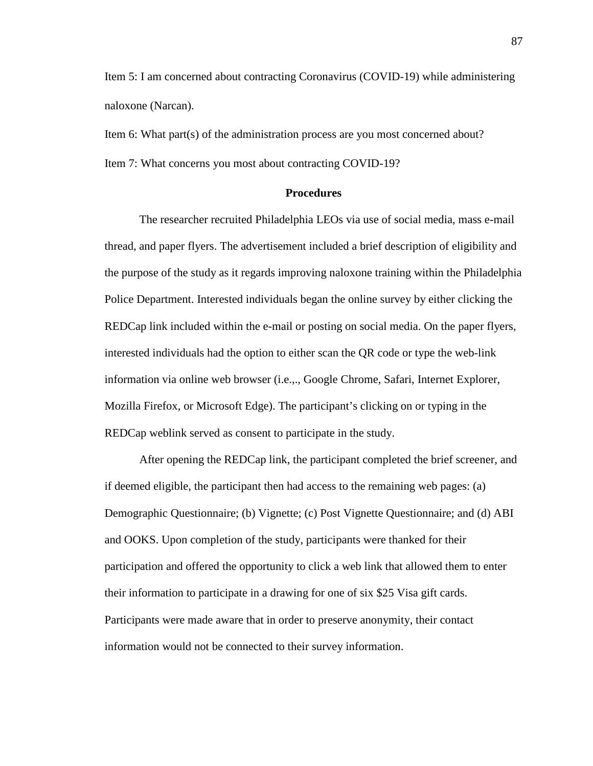Item 5: I am concerned about contracting Coronavirus (COVID-19) while administering naloxone (Narcan).

Item 6: What part(s) of the administration process are you most concerned about?

Item 7: What concerns you most about contracting COVID-19?

### Procedures

The researcher recruited Philadelphia LEOs via use of social media, mass e-mail thread, and paper flyers. The advertisement included a brief description of eligibility and the purpose of the study as it regards improving naloxone training within the Philadelphia Police Department. Interested individuals began the online survey by either clicking the REDCap link included within the e-mail or posting on social media. On the paper flyers, interested individuals had the option to either scan the QR code or type the web-link information via online web browser (i.e.,., Google Chrome, Safari, Internet Explorer, Mozilla Firefox, or Microsoft Edge). The participant's clicking on or typing in the REDCap weblink served as consent to participate in the study.

After opening the REDCap link, the participant completed the brief screener, and if deemed eligible, the participant then had access to the remaining web pages: (a) Demographic Questionnaire; (b) Vignette; (c) Post Vignette Questionnaire; and (d) ABI and OOKS. Upon completion of the study, participants were thanked for their participation and offered the opportunity to click a web link that allowed them to enter their information to participate in a drawing for one of six $25 Visa gift cards. Participants were made aware that in order to preserve anonymity, their contact information would not be connected to their survey information.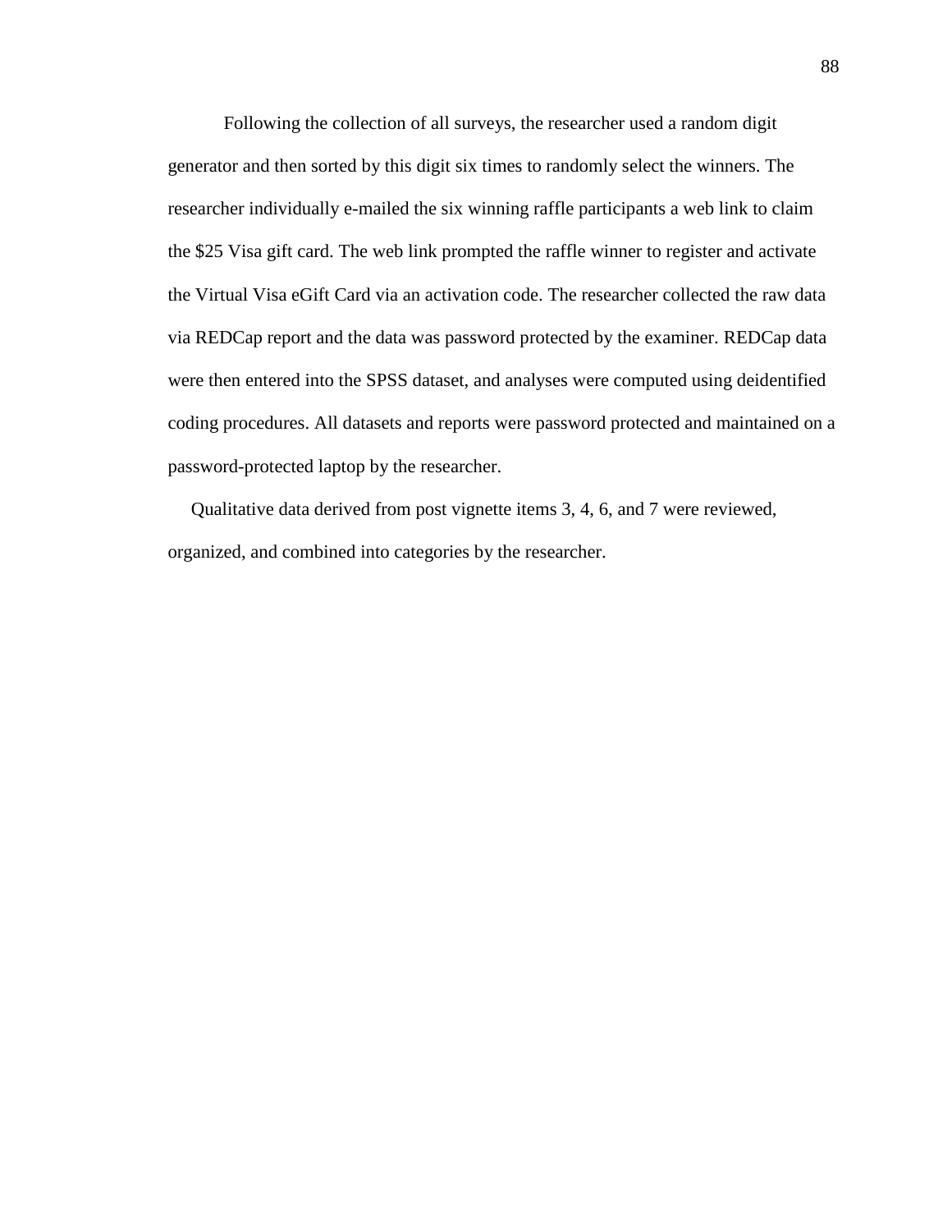Following the collection of all surveys, the researcher used a random digit generator and then sorted by this digit six times to randomly select the winners. The researcher individually e-mailed the six winning raffle participants a web link to claim the $25 Visa gift card. The web link prompted the raffle winner to register and activate the Virtual Visa eGift Card via an activation code. The researcher collected the raw data via REDCap report and the data was password protected by the examiner. REDCap data were then entered into the SPSS dataset, and analyses were computed using deidentified coding procedures. All datasets and reports were password protected and maintained on a password-protected laptop by the researcher.

Qualitative data derived from post vignette items 3, 4, 6, and 7 were reviewed, organized, and combined into categories by the researcher.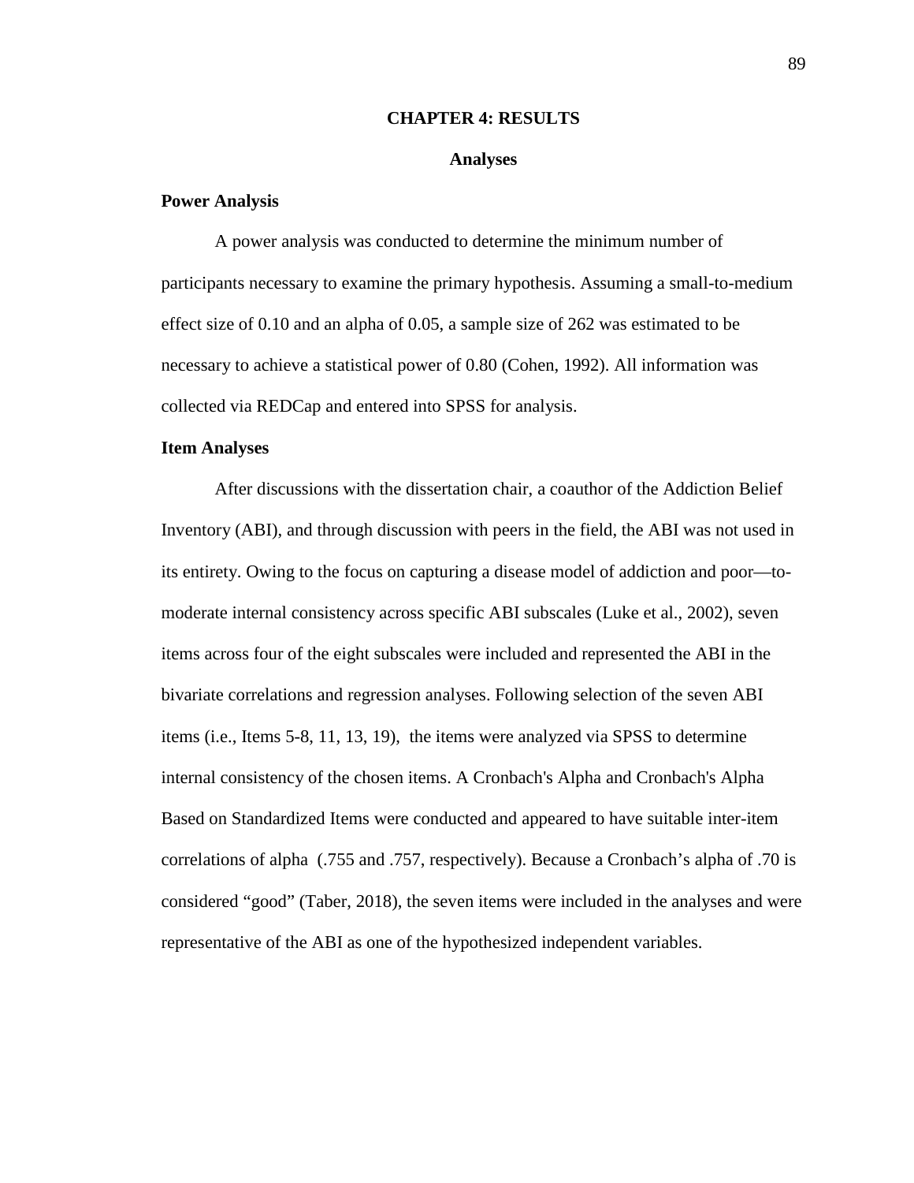# CHAPTER 4: RESULTS

## Analyses

### Power Analysis

A power analysis was conducted to determine the minimum number of participants necessary to examine the primary hypothesis. Assuming a small-to-medium effect size of 0.10 and an alpha of 0.05, a sample size of 262 was estimated to be necessary to achieve a statistical power of 0.80 (Cohen, 1992). All information was collected via REDCap and entered into SPSS for analysis.

### Item Analyses

After discussions with the dissertation chair, a coauthor of the Addiction Belief Inventory (ABI), and through discussion with peers in the field, the ABI was not used in its entirety. Owing to the focus on capturing a disease model of addiction and poor—to-moderate internal consistency across specific ABI subscales (Luke et al., 2002), seven items across four of the eight subscales were included and represented the ABI in the bivariate correlations and regression analyses. Following selection of the seven ABI items (i.e., Items 5-8, 11, 13, 19), the items were analyzed via SPSS to determine internal consistency of the chosen items. A Cronbach's Alpha and Cronbach's Alpha Based on Standardized Items were conducted and appeared to have suitable inter-item correlations of alpha (.755 and .757, respectively). Because a Cronbach's alpha of .70 is considered "good" (Taber, 2018), the seven items were included in the analyses and were representative of the ABI as one of the hypothesized independent variables.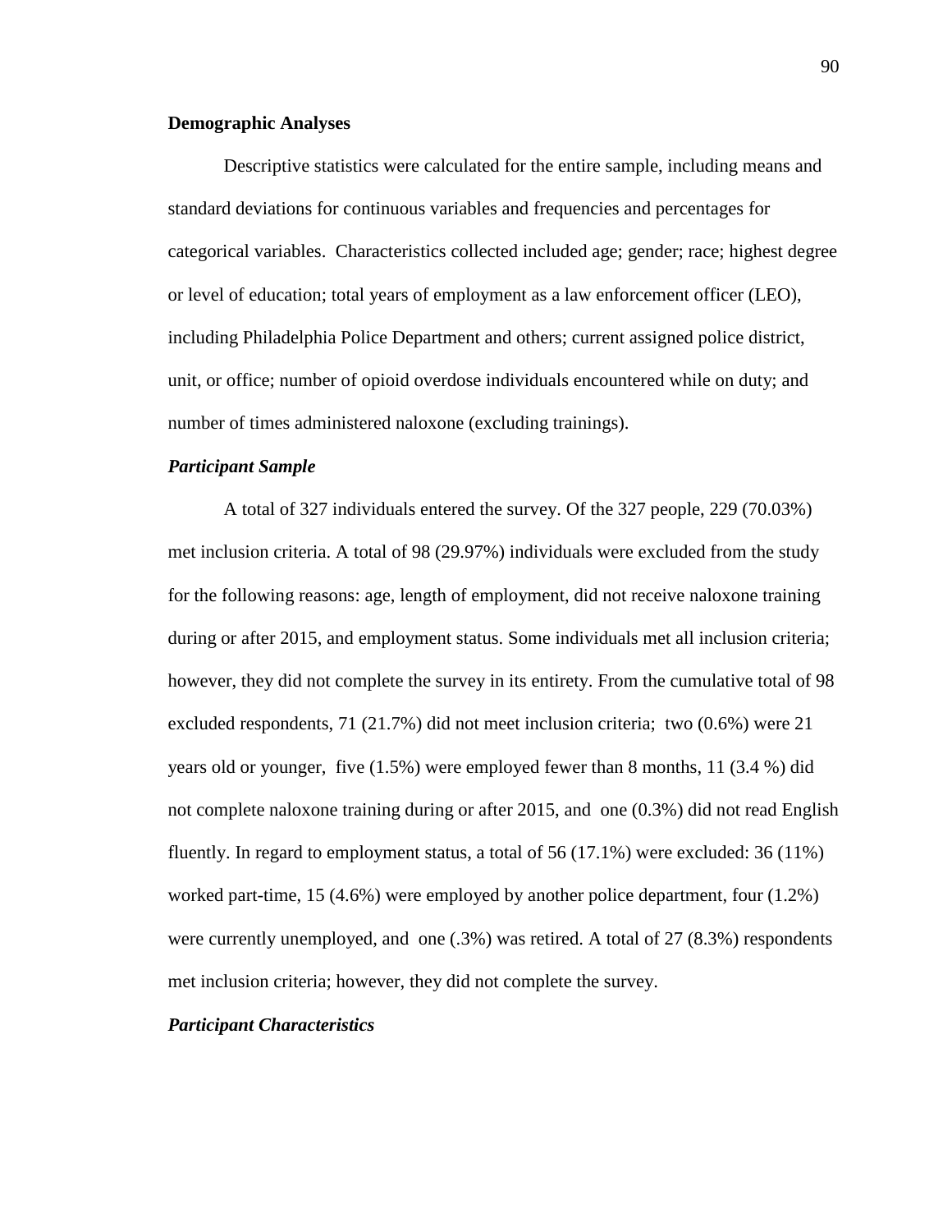**Demographic Analyses**

Descriptive statistics were calculated for the entire sample, including means and standard deviations for continuous variables and frequencies and percentages for categorical variables. Characteristics collected included age; gender; race; highest degree or level of education; total years of employment as a law enforcement officer (LEO), including Philadelphia Police Department and others; current assigned police district, unit, or office; number of opioid overdose individuals encountered while on duty; and number of times administered naloxone (excluding trainings).

***Participant Sample***

A total of 327 individuals entered the survey. Of the 327 people, 229 (70.03%) met inclusion criteria. A total of 98 (29.97%) individuals were excluded from the study for the following reasons: age, length of employment, did not receive naloxone training during or after 2015, and employment status. Some individuals met all inclusion criteria; however, they did not complete the survey in its entirety. From the cumulative total of 98 excluded respondents, 71 (21.7%) did not meet inclusion criteria; two (0.6%) were 21 years old or younger, five (1.5%) were employed fewer than 8 months, 11 (3.4 %) did not complete naloxone training during or after 2015, and one (0.3%) did not read English fluently. In regard to employment status, a total of 56 (17.1%) were excluded: 36 (11%) worked part-time, 15 (4.6%) were employed by another police department, four (1.2%) were currently unemployed, and one (.3%) was retired. A total of 27 (8.3%) respondents met inclusion criteria; however, they did not complete the survey.

***Participant Characteristics***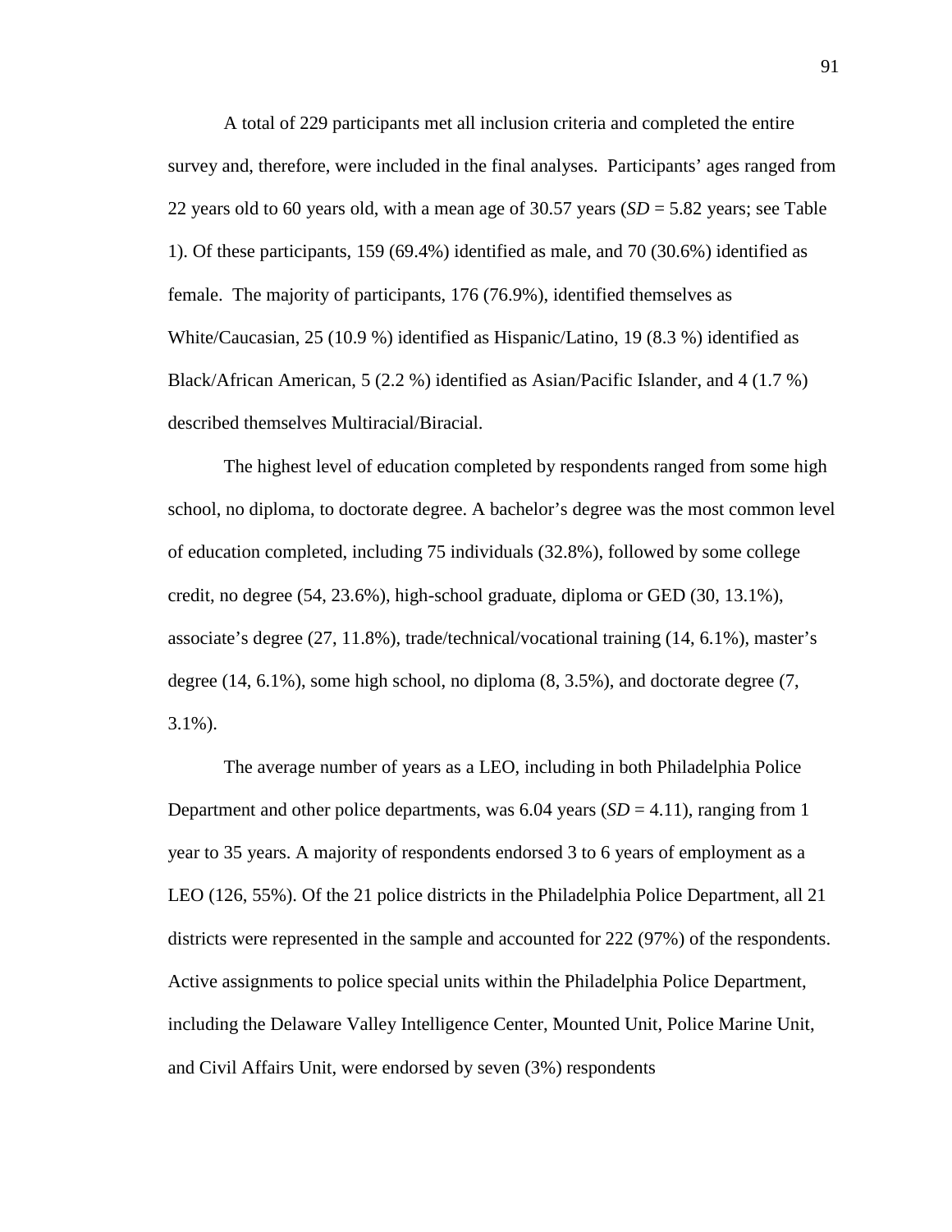A total of 229 participants met all inclusion criteria and completed the entire survey and, therefore, were included in the final analyses. Participants' ages ranged from 22 years old to 60 years old, with a mean age of 30.57 years (*SD* = 5.82 years; see Table 1). Of these participants, 159 (69.4%) identified as male, and 70 (30.6%) identified as female. The majority of participants, 176 (76.9%), identified themselves as White/Caucasian, 25 (10.9 %) identified as Hispanic/Latino, 19 (8.3 %) identified as Black/African American, 5 (2.2 %) identified as Asian/Pacific Islander, and 4 (1.7 %) described themselves Multiracial/Biracial.

The highest level of education completed by respondents ranged from some high school, no diploma, to doctorate degree. A bachelor's degree was the most common level of education completed, including 75 individuals (32.8%), followed by some college credit, no degree (54, 23.6%), high-school graduate, diploma or GED (30, 13.1%), associate's degree (27, 11.8%), trade/technical/vocational training (14, 6.1%), master's degree (14, 6.1%), some high school, no diploma (8, 3.5%), and doctorate degree (7, 3.1%).

The average number of years as a LEO, including in both Philadelphia Police Department and other police departments, was 6.04 years (*SD* = 4.11), ranging from 1 year to 35 years. A majority of respondents endorsed 3 to 6 years of employment as a LEO (126, 55%). Of the 21 police districts in the Philadelphia Police Department, all 21 districts were represented in the sample and accounted for 222 (97%) of the respondents. Active assignments to police special units within the Philadelphia Police Department, including the Delaware Valley Intelligence Center, Mounted Unit, Police Marine Unit, and Civil Affairs Unit, were endorsed by seven (3%) respondents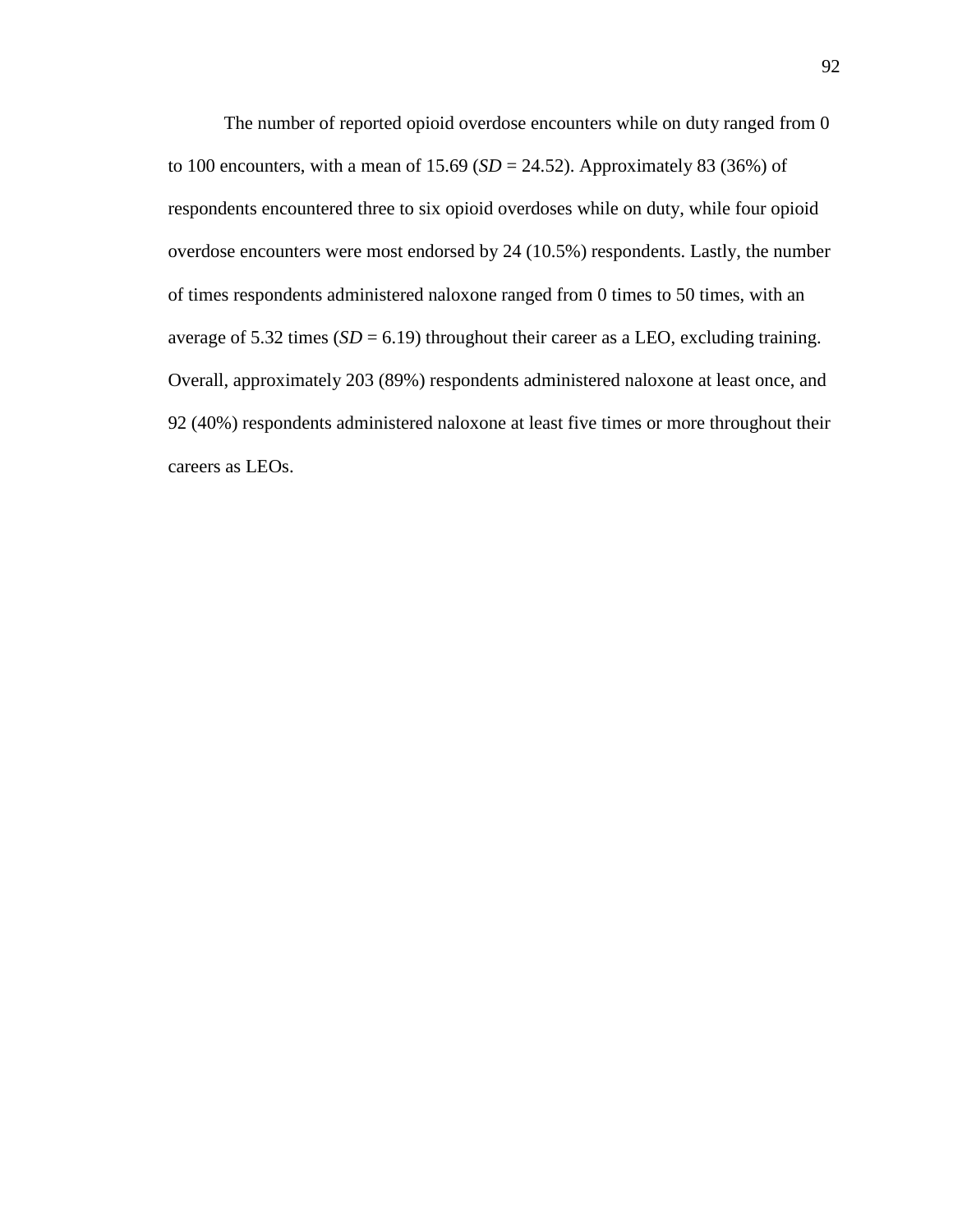The number of reported opioid overdose encounters while on duty ranged from 0 to 100 encounters, with a mean of 15.69 (*SD* = 24.52). Approximately 83 (36%) of respondents encountered three to six opioid overdoses while on duty, while four opioid overdose encounters were most endorsed by 24 (10.5%) respondents. Lastly, the number of times respondents administered naloxone ranged from 0 times to 50 times, with an average of 5.32 times (*SD* = 6.19) throughout their career as a LEO, excluding training. Overall, approximately 203 (89%) respondents administered naloxone at least once, and 92 (40%) respondents administered naloxone at least five times or more throughout their careers as LEOs.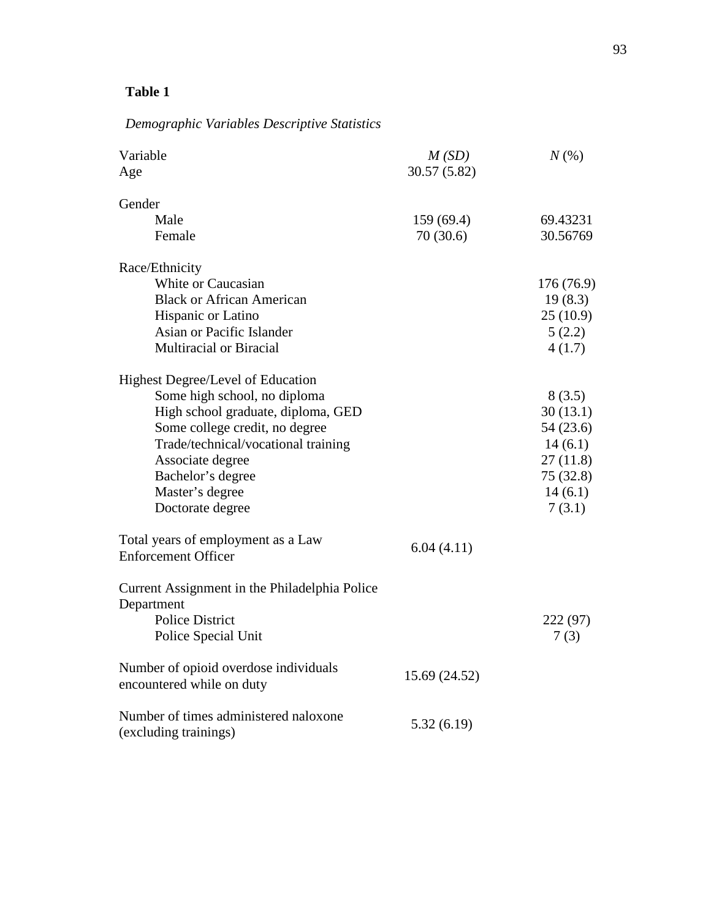**Table 1**

*Demographic Variables Descriptive Statistics*

| Variable | *M (SD)* | *N* (%) |
|---|---|---|
| Age | 30.57 (5.82) | |
| Gender | | |
| Male | 159 (69.4) | 69.43231 |
| Female | 70 (30.6) | 30.56769 |
| Race/Ethnicity | | |
| White or Caucasian | | 176 (76.9) |
| Black or African American | | 19 (8.3) |
| Hispanic or Latino | | 25 (10.9) |
| Asian or Pacific Islander | | 5 (2.2) |
| Multiracial or Biracial | | 4 (1.7) |
| Highest Degree/Level of Education | | |
| Some high school, no diploma | | 8 (3.5) |
| High school graduate, diploma, GED | | 30 (13.1) |
| Some college credit, no degree | | 54 (23.6) |
| Trade/technical/vocational training | | 14 (6.1) |
| Associate degree | | 27 (11.8) |
| Bachelor's degree | | 75 (32.8) |
| Master's degree | | 14 (6.1) |
| Doctorate degree | | 7 (3.1) |
| Total years of employment as a Law Enforcement Officer | 6.04 (4.11) | |
| Current Assignment in the Philadelphia Police Department | | |
| Police District | | 222 (97) |
| Police Special Unit | | 7 (3) |
| Number of opioid overdose individuals encountered while on duty | 15.69 (24.52) | |
| Number of times administered naloxone (excluding trainings) | 5.32 (6.19) | |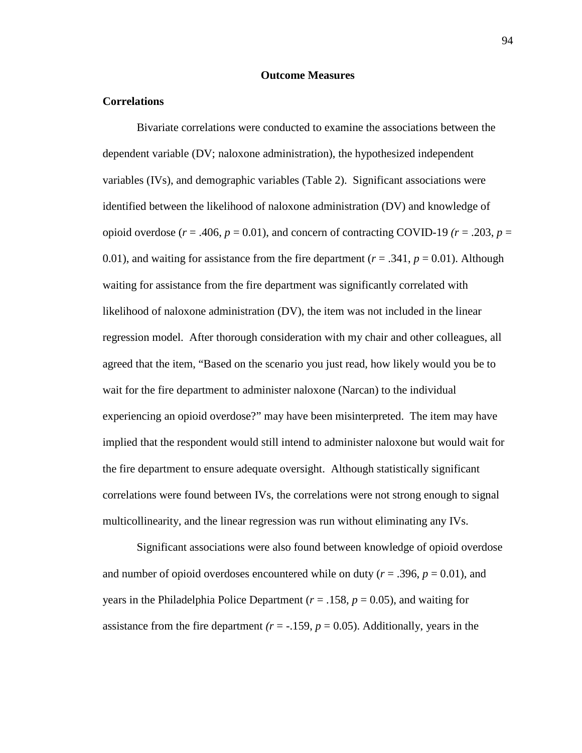## Outcome Measures

### Correlations

Bivariate correlations were conducted to examine the associations between the dependent variable (DV; naloxone administration), the hypothesized independent variables (IVs), and demographic variables (Table 2). Significant associations were identified between the likelihood of naloxone administration (DV) and knowledge of opioid overdose ($r = .406$, $p = 0.01$), and concern of contracting COVID-19 ($r = .203$, $p = 0.01$), and waiting for assistance from the fire department ($r = .341$, $p = 0.01$). Although waiting for assistance from the fire department was significantly correlated with likelihood of naloxone administration (DV), the item was not included in the linear regression model. After thorough consideration with my chair and other colleagues, all agreed that the item, "Based on the scenario you just read, how likely would you be to wait for the fire department to administer naloxone (Narcan) to the individual experiencing an opioid overdose?" may have been misinterpreted. The item may have implied that the respondent would still intend to administer naloxone but would wait for the fire department to ensure adequate oversight. Although statistically significant correlations were found between IVs, the correlations were not strong enough to signal multicollinearity, and the linear regression was run without eliminating any IVs.

Significant associations were also found between knowledge of opioid overdose and number of opioid overdoses encountered while on duty ($r = .396$, $p = 0.01$), and years in the Philadelphia Police Department ($r = .158$, $p = 0.05$), and waiting for assistance from the fire department ($r = -.159$, $p = 0.05$). Additionally, years in the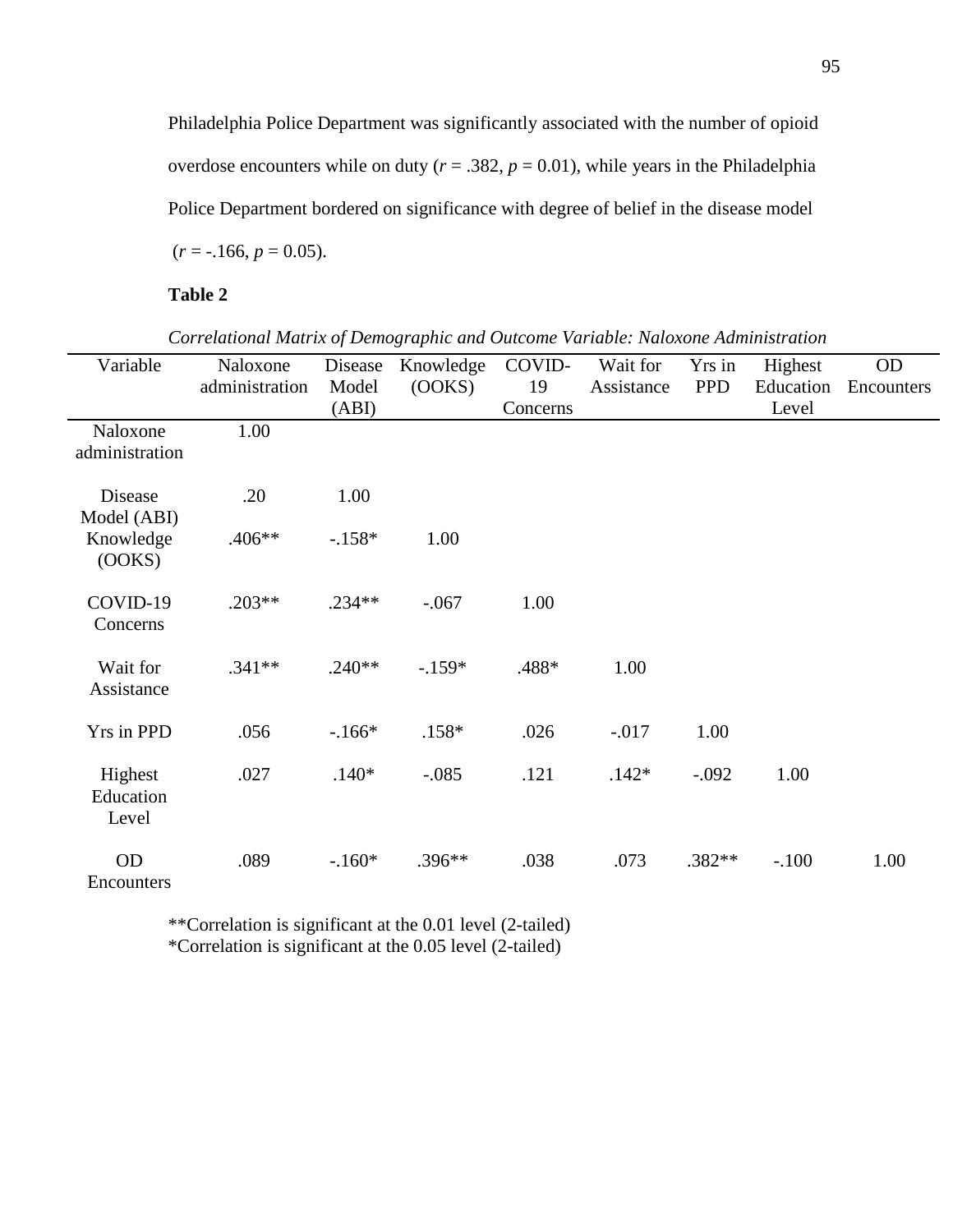Philadelphia Police Department was significantly associated with the number of opioid overdose encounters while on duty (*r* = .382, *p* = 0.01), while years in the Philadelphia Police Department bordered on significance with degree of belief in the disease model (*r* = -.166, *p* = 0.05).

**Table 2**

*Correlational Matrix of Demographic and Outcome Variable: Naloxone Administration*

| Variable | Naloxone administration | Disease Model (ABI) | Knowledge (OOKS) | COVID-19 Concerns | Wait for Assistance | Yrs in PPD | Highest Education Level | OD Encounters |
|---|---|---|---|---|---|---|---|---|
| Naloxone administration | 1.00 | | | | | | | |
| Disease Model (ABI) | .20 | 1.00 | | | | | | |
| Knowledge (OOKS) | .406** | -.158* | 1.00 | | | | | |
| COVID-19 Concerns | .203** | .234** | -.067 | 1.00 | | | | |
| Wait for Assistance | .341** | .240** | -.159* | .488* | 1.00 | | | |
| Yrs in PPD | .056 | -.166* | .158* | .026 | -.017 | 1.00 | | |
| Highest Education Level | .027 | .140* | -.085 | .121 | .142* | -.092 | 1.00 | |
| OD Encounters | .089 | -.160* | .396** | .038 | .073 | .382** | -.100 | 1.00 |

**Correlation is significant at the 0.01 level (2-tailed)
*Correlation is significant at the 0.05 level (2-tailed)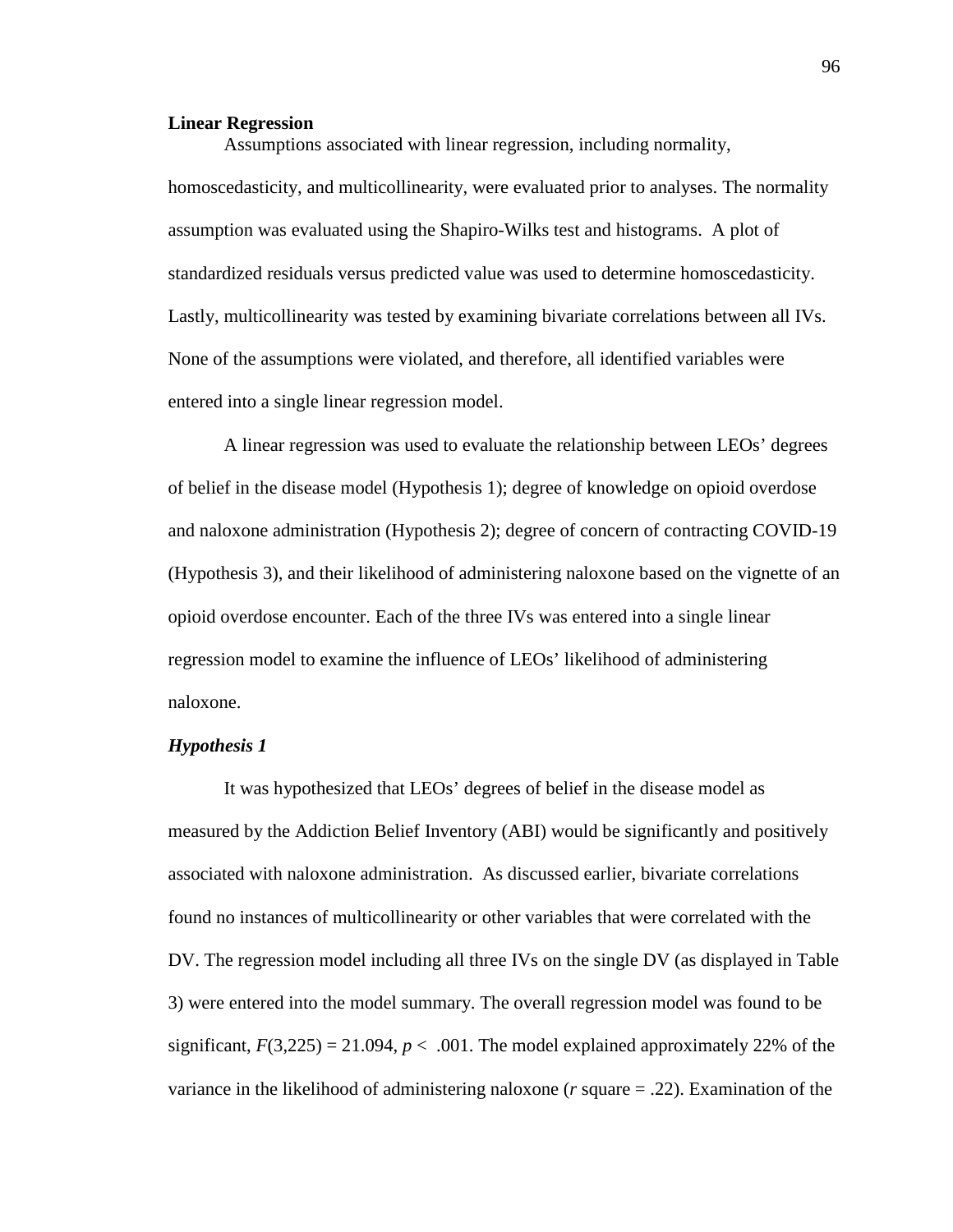## Linear Regression

Assumptions associated with linear regression, including normality, homoscedasticity, and multicollinearity, were evaluated prior to analyses. The normality assumption was evaluated using the Shapiro-Wilks test and histograms.  A plot of standardized residuals versus predicted value was used to determine homoscedasticity. Lastly, multicollinearity was tested by examining bivariate correlations between all IVs. None of the assumptions were violated, and therefore, all identified variables were entered into a single linear regression model.

A linear regression was used to evaluate the relationship between LEOs' degrees of belief in the disease model (Hypothesis 1); degree of knowledge on opioid overdose and naloxone administration (Hypothesis 2); degree of concern of contracting COVID-19 (Hypothesis 3), and their likelihood of administering naloxone based on the vignette of an opioid overdose encounter. Each of the three IVs was entered into a single linear regression model to examine the influence of LEOs' likelihood of administering naloxone.

### *Hypothesis 1*

It was hypothesized that LEOs' degrees of belief in the disease model as measured by the Addiction Belief Inventory (ABI) would be significantly and positively associated with naloxone administration.  As discussed earlier, bivariate correlations found no instances of multicollinearity or other variables that were correlated with the DV. The regression model including all three IVs on the single DV (as displayed in Table 3) were entered into the model summary. The overall regression model was found to be significant, $F(3,225) = 21.094$, $p < .001$. The model explained approximately 22% of the variance in the likelihood of administering naloxone ($r$ square = .22). Examination of the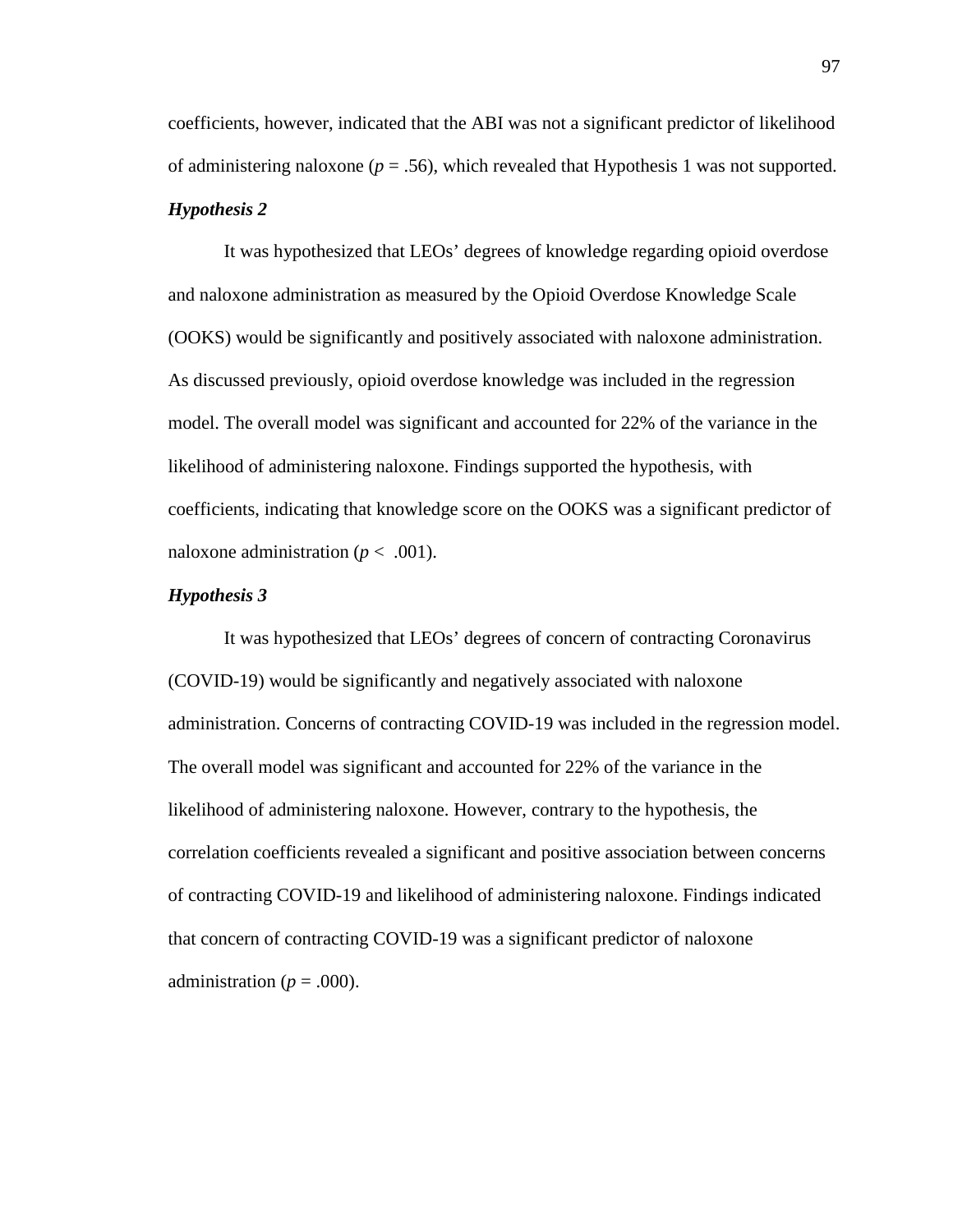coefficients, however, indicated that the ABI was not a significant predictor of likelihood of administering naloxone ($p$ = .56), which revealed that Hypothesis 1 was not supported.

### ***Hypothesis 2***

It was hypothesized that LEOs' degrees of knowledge regarding opioid overdose and naloxone administration as measured by the Opioid Overdose Knowledge Scale (OOKS) would be significantly and positively associated with naloxone administration. As discussed previously, opioid overdose knowledge was included in the regression model. The overall model was significant and accounted for 22% of the variance in the likelihood of administering naloxone. Findings supported the hypothesis, with coefficients, indicating that knowledge score on the OOKS was a significant predictor of naloxone administration ($p < .001$).

### ***Hypothesis 3***

It was hypothesized that LEOs' degrees of concern of contracting Coronavirus (COVID-19) would be significantly and negatively associated with naloxone administration. Concerns of contracting COVID-19 was included in the regression model. The overall model was significant and accounted for 22% of the variance in the likelihood of administering naloxone. However, contrary to the hypothesis, the correlation coefficients revealed a significant and positive association between concerns of contracting COVID-19 and likelihood of administering naloxone. Findings indicated that concern of contracting COVID-19 was a significant predictor of naloxone administration ($p$ = .000).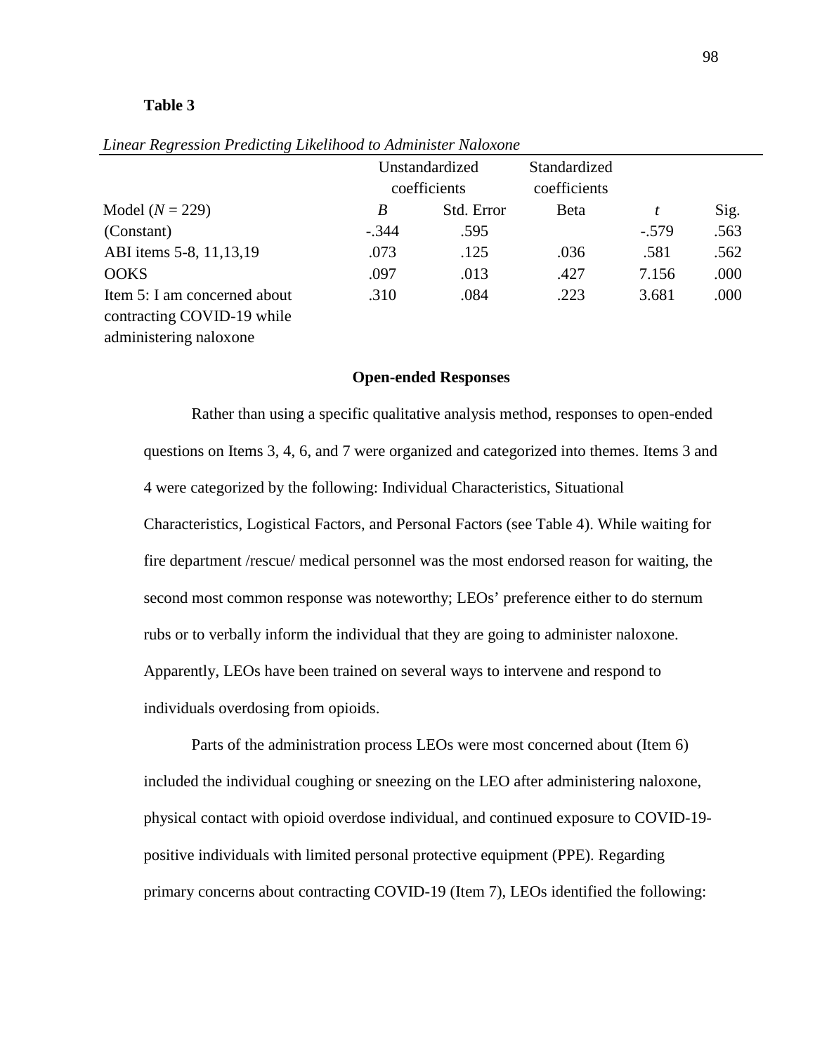**Table 3**

*Linear Regression Predicting Likelihood to Administer Naloxone*

| | Unstandardized coefficients | | Standardized coefficients | | |
|---|---|---|---|---|---|
| Model ($N$ = 229) | $B$ | Std. Error | Beta | $t$ | Sig. |
| (Constant) | -.344 | .595 | | -.579 | .563 |
| ABI items 5-8, 11,13,19 | .073 | .125 | .036 | .581 | .562 |
| OOKS | .097 | .013 | .427 | 7.156 | .000 |
| Item 5: I am concerned about contracting COVID-19 while administering naloxone | .310 | .084 | .223 | 3.681 | .000 |

## Open-ended Responses

Rather than using a specific qualitative analysis method, responses to open-ended questions on Items 3, 4, 6, and 7 were organized and categorized into themes. Items 3 and 4 were categorized by the following: Individual Characteristics, Situational Characteristics, Logistical Factors, and Personal Factors (see Table 4). While waiting for fire department /rescue/ medical personnel was the most endorsed reason for waiting, the second most common response was noteworthy; LEOs' preference either to do sternum rubs or to verbally inform the individual that they are going to administer naloxone. Apparently, LEOs have been trained on several ways to intervene and respond to individuals overdosing from opioids.

Parts of the administration process LEOs were most concerned about (Item 6) included the individual coughing or sneezing on the LEO after administering naloxone, physical contact with opioid overdose individual, and continued exposure to COVID-19-positive individuals with limited personal protective equipment (PPE). Regarding primary concerns about contracting COVID-19 (Item 7), LEOs identified the following: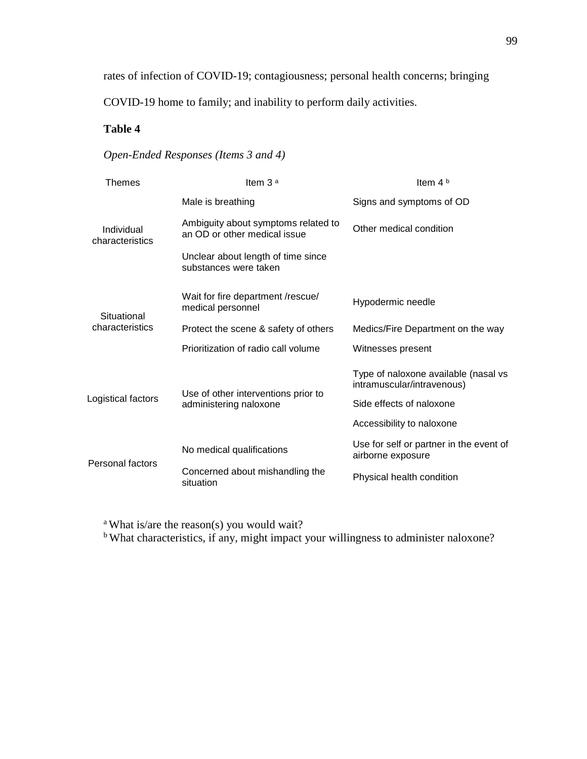rates of infection of COVID-19; contagiousness; personal health concerns; bringing COVID-19 home to family; and inability to perform daily activities.

**Table 4**

*Open-Ended Responses (Items 3 and 4)*

| Themes | Item 3 [a] | Item 4 [b] |
|---|---|---|
| Individual characteristics | Male is breathing | Signs and symptoms of OD |
| | Ambiguity about symptoms related to an OD or other medical issue | Other medical condition |
| | Unclear about length of time since substances were taken | |
| Situational characteristics | Wait for fire department /rescue/ medical personnel | Hypodermic needle |
| | Protect the scene & safety of others | Medics/Fire Department on the way |
| | Prioritization of radio call volume | Witnesses present |
| Logistical factors | Use of other interventions prior to administering naloxone | Type of naloxone available (nasal vs intramuscular/intravenous) |
| | | Side effects of naloxone |
| | | Accessibility to naloxone |
| Personal factors | No medical qualifications | Use for self or partner in the event of airborne exposure |
| | Concerned about mishandling the situation | Physical health condition |

[a] What is/are the reason(s) you would wait?
[b] What characteristics, if any, might impact your willingness to administer naloxone?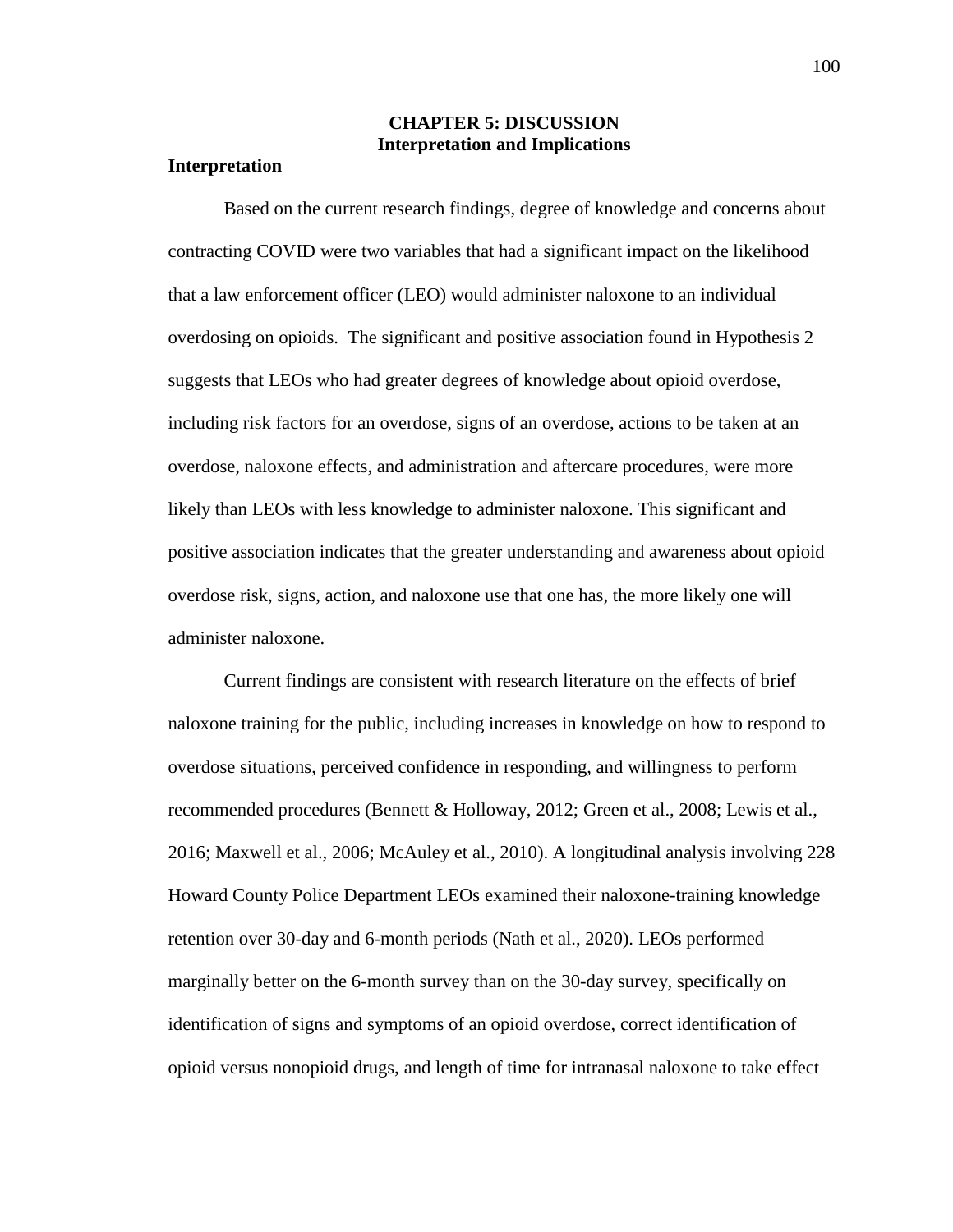# CHAPTER 5: DISCUSSION

## Interpretation and Implications

### Interpretation

Based on the current research findings, degree of knowledge and concerns about contracting COVID were two variables that had a significant impact on the likelihood that a law enforcement officer (LEO) would administer naloxone to an individual overdosing on opioids. The significant and positive association found in Hypothesis 2 suggests that LEOs who had greater degrees of knowledge about opioid overdose, including risk factors for an overdose, signs of an overdose, actions to be taken at an overdose, naloxone effects, and administration and aftercare procedures, were more likely than LEOs with less knowledge to administer naloxone. This significant and positive association indicates that the greater understanding and awareness about opioid overdose risk, signs, action, and naloxone use that one has, the more likely one will administer naloxone.

Current findings are consistent with research literature on the effects of brief naloxone training for the public, including increases in knowledge on how to respond to overdose situations, perceived confidence in responding, and willingness to perform recommended procedures (Bennett & Holloway, 2012; Green et al., 2008; Lewis et al., 2016; Maxwell et al., 2006; McAuley et al., 2010). A longitudinal analysis involving 228 Howard County Police Department LEOs examined their naloxone-training knowledge retention over 30-day and 6-month periods (Nath et al., 2020). LEOs performed marginally better on the 6-month survey than on the 30-day survey, specifically on identification of signs and symptoms of an opioid overdose, correct identification of opioid versus nonopioid drugs, and length of time for intranasal naloxone to take effect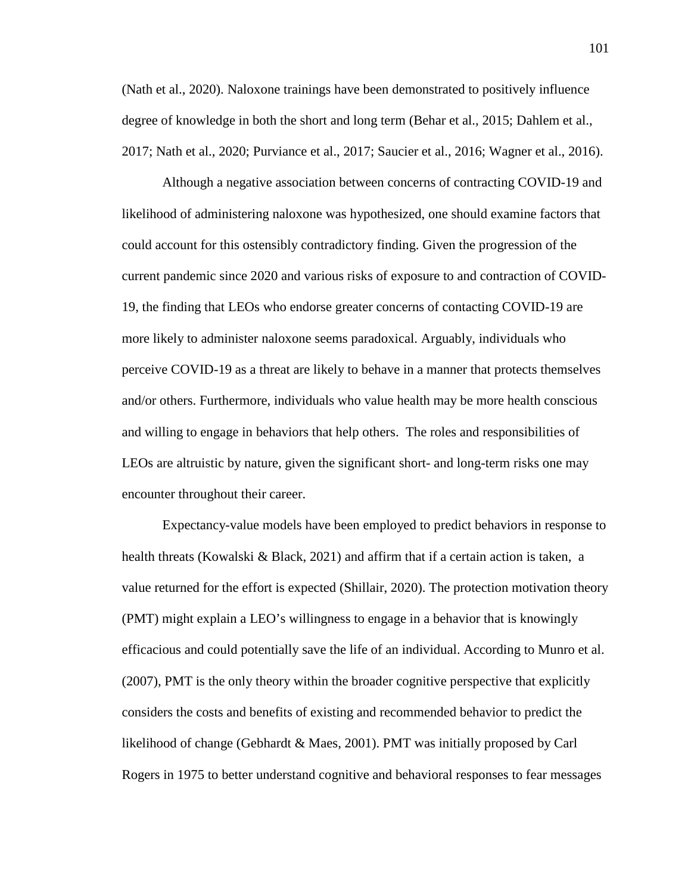(Nath et al., 2020). Naloxone trainings have been demonstrated to positively influence degree of knowledge in both the short and long term (Behar et al., 2015; Dahlem et al., 2017; Nath et al., 2020; Purviance et al., 2017; Saucier et al., 2016; Wagner et al., 2016).

Although a negative association between concerns of contracting COVID-19 and likelihood of administering naloxone was hypothesized, one should examine factors that could account for this ostensibly contradictory finding. Given the progression of the current pandemic since 2020 and various risks of exposure to and contraction of COVID-19, the finding that LEOs who endorse greater concerns of contacting COVID-19 are more likely to administer naloxone seems paradoxical. Arguably, individuals who perceive COVID-19 as a threat are likely to behave in a manner that protects themselves and/or others. Furthermore, individuals who value health may be more health conscious and willing to engage in behaviors that help others. The roles and responsibilities of LEOs are altruistic by nature, given the significant short- and long-term risks one may encounter throughout their career.

Expectancy-value models have been employed to predict behaviors in response to health threats (Kowalski & Black, 2021) and affirm that if a certain action is taken, a value returned for the effort is expected (Shillair, 2020). The protection motivation theory (PMT) might explain a LEO's willingness to engage in a behavior that is knowingly efficacious and could potentially save the life of an individual. According to Munro et al. (2007), PMT is the only theory within the broader cognitive perspective that explicitly considers the costs and benefits of existing and recommended behavior to predict the likelihood of change (Gebhardt & Maes, 2001). PMT was initially proposed by Carl Rogers in 1975 to better understand cognitive and behavioral responses to fear messages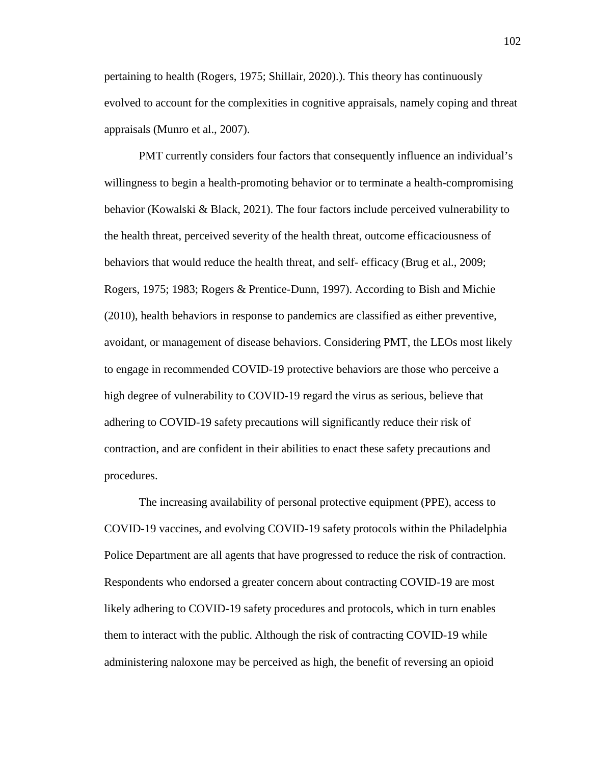pertaining to health (Rogers, 1975; Shillair, 2020).). This theory has continuously evolved to account for the complexities in cognitive appraisals, namely coping and threat appraisals (Munro et al., 2007).

PMT currently considers four factors that consequently influence an individual's willingness to begin a health-promoting behavior or to terminate a health-compromising behavior (Kowalski & Black, 2021). The four factors include perceived vulnerability to the health threat, perceived severity of the health threat, outcome efficaciousness of behaviors that would reduce the health threat, and self- efficacy (Brug et al., 2009; Rogers, 1975; 1983; Rogers & Prentice-Dunn, 1997). According to Bish and Michie (2010), health behaviors in response to pandemics are classified as either preventive, avoidant, or management of disease behaviors. Considering PMT, the LEOs most likely to engage in recommended COVID-19 protective behaviors are those who perceive a high degree of vulnerability to COVID-19 regard the virus as serious, believe that adhering to COVID-19 safety precautions will significantly reduce their risk of contraction, and are confident in their abilities to enact these safety precautions and procedures.

The increasing availability of personal protective equipment (PPE), access to COVID-19 vaccines, and evolving COVID-19 safety protocols within the Philadelphia Police Department are all agents that have progressed to reduce the risk of contraction. Respondents who endorsed a greater concern about contracting COVID-19 are most likely adhering to COVID-19 safety procedures and protocols, which in turn enables them to interact with the public. Although the risk of contracting COVID-19 while administering naloxone may be perceived as high, the benefit of reversing an opioid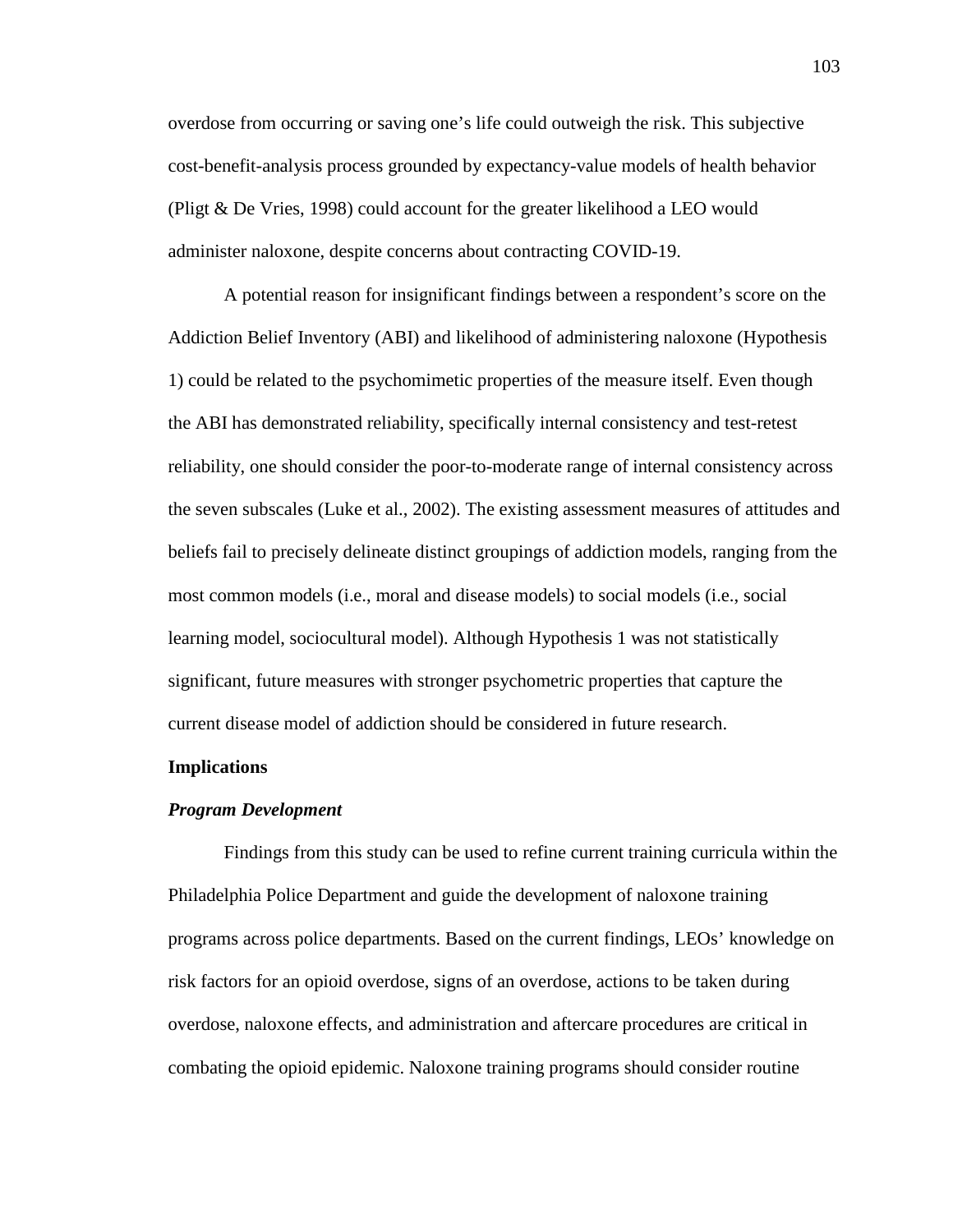overdose from occurring or saving one's life could outweigh the risk. This subjective cost-benefit-analysis process grounded by expectancy-value models of health behavior (Pligt & De Vries, 1998) could account for the greater likelihood a LEO would administer naloxone, despite concerns about contracting COVID-19.

A potential reason for insignificant findings between a respondent's score on the Addiction Belief Inventory (ABI) and likelihood of administering naloxone (Hypothesis 1) could be related to the psychomimetic properties of the measure itself. Even though the ABI has demonstrated reliability, specifically internal consistency and test-retest reliability, one should consider the poor-to-moderate range of internal consistency across the seven subscales (Luke et al., 2002). The existing assessment measures of attitudes and beliefs fail to precisely delineate distinct groupings of addiction models, ranging from the most common models (i.e., moral and disease models) to social models (i.e., social learning model, sociocultural model). Although Hypothesis 1 was not statistically significant, future measures with stronger psychometric properties that capture the current disease model of addiction should be considered in future research.

## Implications

### *Program Development*

Findings from this study can be used to refine current training curricula within the Philadelphia Police Department and guide the development of naloxone training programs across police departments. Based on the current findings, LEOs' knowledge on risk factors for an opioid overdose, signs of an overdose, actions to be taken during overdose, naloxone effects, and administration and aftercare procedures are critical in combating the opioid epidemic. Naloxone training programs should consider routine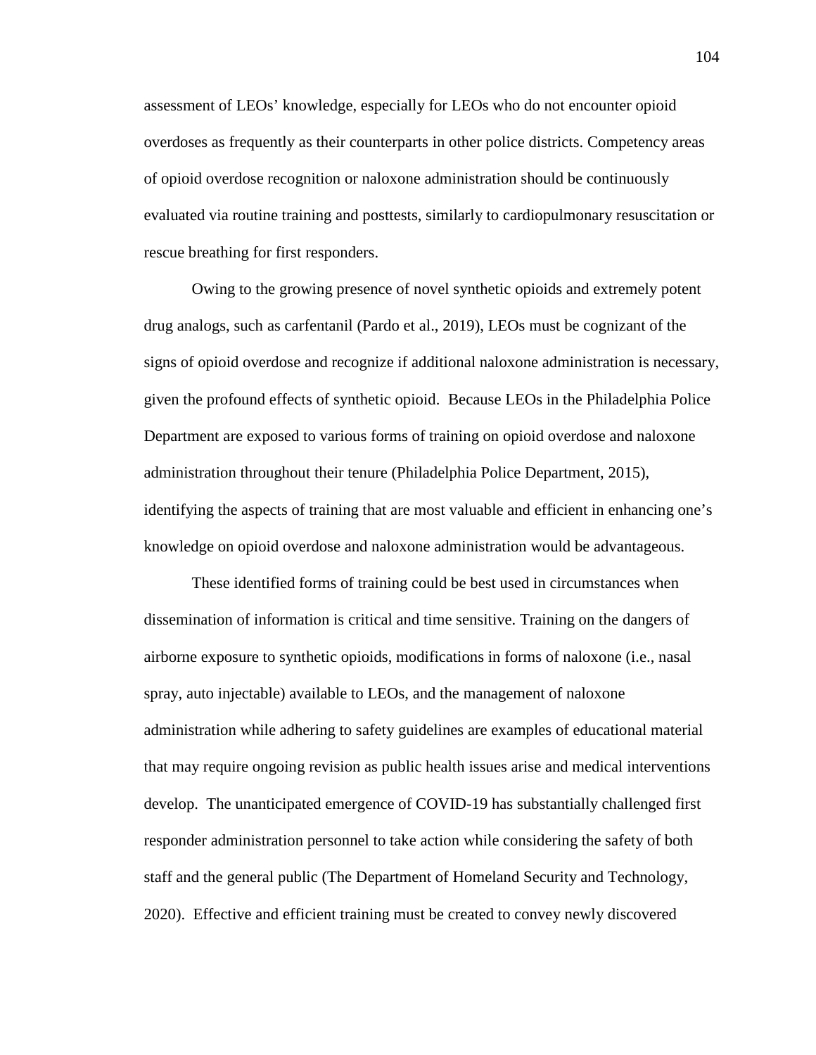assessment of LEOs' knowledge, especially for LEOs who do not encounter opioid overdoses as frequently as their counterparts in other police districts. Competency areas of opioid overdose recognition or naloxone administration should be continuously evaluated via routine training and posttests, similarly to cardiopulmonary resuscitation or rescue breathing for first responders.

Owing to the growing presence of novel synthetic opioids and extremely potent drug analogs, such as carfentanil (Pardo et al., 2019), LEOs must be cognizant of the signs of opioid overdose and recognize if additional naloxone administration is necessary, given the profound effects of synthetic opioid. Because LEOs in the Philadelphia Police Department are exposed to various forms of training on opioid overdose and naloxone administration throughout their tenure (Philadelphia Police Department, 2015), identifying the aspects of training that are most valuable and efficient in enhancing one's knowledge on opioid overdose and naloxone administration would be advantageous.

These identified forms of training could be best used in circumstances when dissemination of information is critical and time sensitive. Training on the dangers of airborne exposure to synthetic opioids, modifications in forms of naloxone (i.e., nasal spray, auto injectable) available to LEOs, and the management of naloxone administration while adhering to safety guidelines are examples of educational material that may require ongoing revision as public health issues arise and medical interventions develop. The unanticipated emergence of COVID-19 has substantially challenged first responder administration personnel to take action while considering the safety of both staff and the general public (The Department of Homeland Security and Technology, 2020). Effective and efficient training must be created to convey newly discovered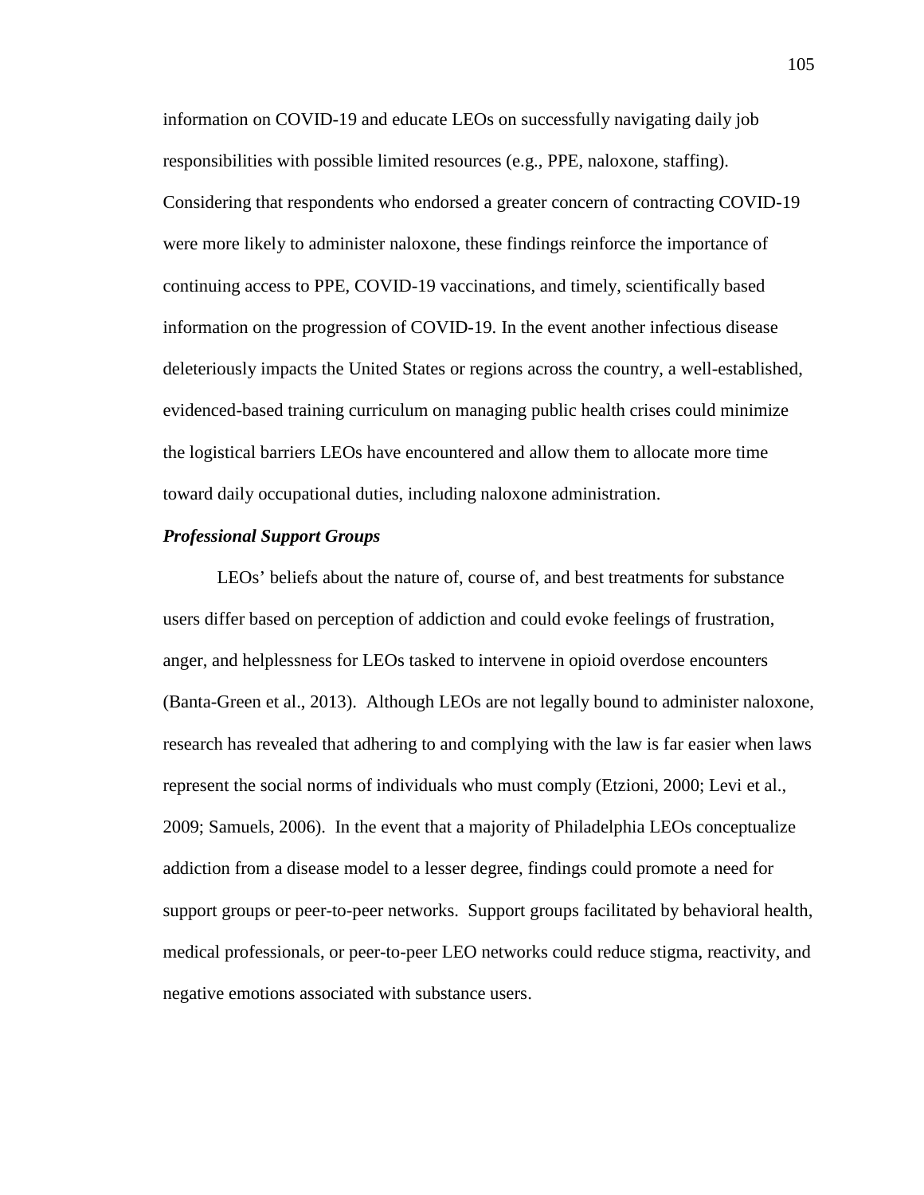information on COVID-19 and educate LEOs on successfully navigating daily job responsibilities with possible limited resources (e.g., PPE, naloxone, staffing). Considering that respondents who endorsed a greater concern of contracting COVID-19 were more likely to administer naloxone, these findings reinforce the importance of continuing access to PPE, COVID-19 vaccinations, and timely, scientifically based information on the progression of COVID-19. In the event another infectious disease deleteriously impacts the United States or regions across the country, a well-established, evidenced-based training curriculum on managing public health crises could minimize the logistical barriers LEOs have encountered and allow them to allocate more time toward daily occupational duties, including naloxone administration.

### ***Professional Support Groups***

LEOs' beliefs about the nature of, course of, and best treatments for substance users differ based on perception of addiction and could evoke feelings of frustration, anger, and helplessness for LEOs tasked to intervene in opioid overdose encounters (Banta-Green et al., 2013). Although LEOs are not legally bound to administer naloxone, research has revealed that adhering to and complying with the law is far easier when laws represent the social norms of individuals who must comply (Etzioni, 2000; Levi et al., 2009; Samuels, 2006). In the event that a majority of Philadelphia LEOs conceptualize addiction from a disease model to a lesser degree, findings could promote a need for support groups or peer-to-peer networks. Support groups facilitated by behavioral health, medical professionals, or peer-to-peer LEO networks could reduce stigma, reactivity, and negative emotions associated with substance users.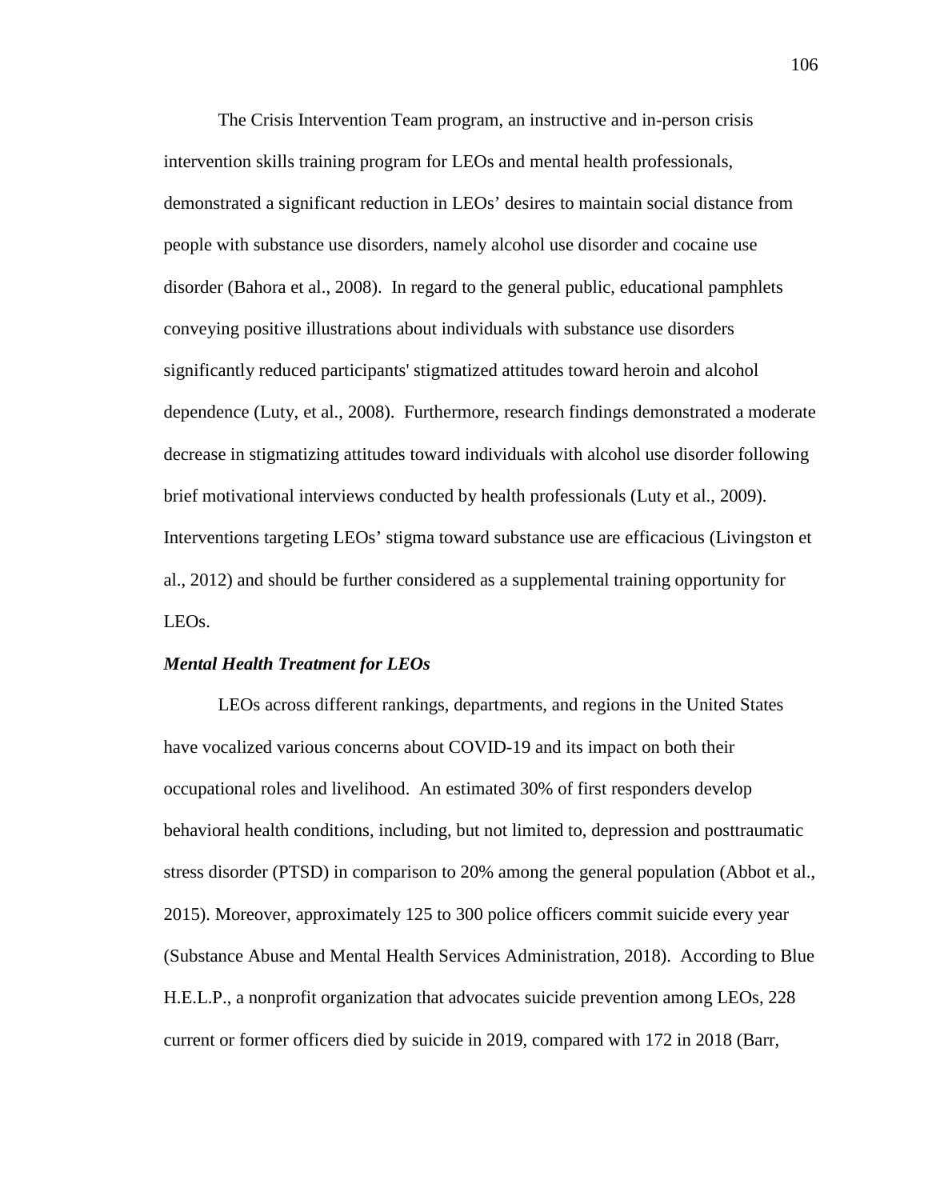The Crisis Intervention Team program, an instructive and in-person crisis intervention skills training program for LEOs and mental health professionals, demonstrated a significant reduction in LEOs' desires to maintain social distance from people with substance use disorders, namely alcohol use disorder and cocaine use disorder (Bahora et al., 2008). In regard to the general public, educational pamphlets conveying positive illustrations about individuals with substance use disorders significantly reduced participants' stigmatized attitudes toward heroin and alcohol dependence (Luty, et al., 2008). Furthermore, research findings demonstrated a moderate decrease in stigmatizing attitudes toward individuals with alcohol use disorder following brief motivational interviews conducted by health professionals (Luty et al., 2009). Interventions targeting LEOs' stigma toward substance use are efficacious (Livingston et al., 2012) and should be further considered as a supplemental training opportunity for LEOs.

### *Mental Health Treatment for LEOs*

LEOs across different rankings, departments, and regions in the United States have vocalized various concerns about COVID-19 and its impact on both their occupational roles and livelihood. An estimated 30% of first responders develop behavioral health conditions, including, but not limited to, depression and posttraumatic stress disorder (PTSD) in comparison to 20% among the general population (Abbot et al., 2015). Moreover, approximately 125 to 300 police officers commit suicide every year (Substance Abuse and Mental Health Services Administration, 2018). According to Blue H.E.L.P., a nonprofit organization that advocates suicide prevention among LEOs, 228 current or former officers died by suicide in 2019, compared with 172 in 2018 (Barr,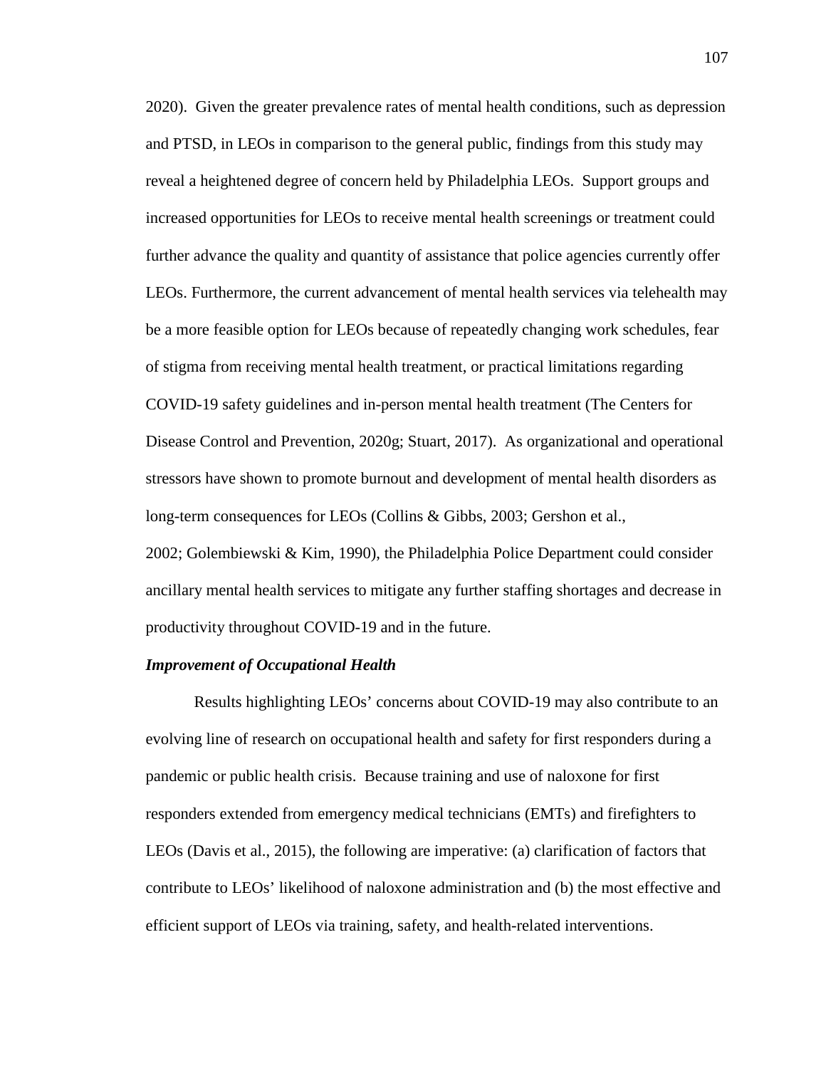2020). Given the greater prevalence rates of mental health conditions, such as depression and PTSD, in LEOs in comparison to the general public, findings from this study may reveal a heightened degree of concern held by Philadelphia LEOs. Support groups and increased opportunities for LEOs to receive mental health screenings or treatment could further advance the quality and quantity of assistance that police agencies currently offer LEOs. Furthermore, the current advancement of mental health services via telehealth may be a more feasible option for LEOs because of repeatedly changing work schedules, fear of stigma from receiving mental health treatment, or practical limitations regarding COVID-19 safety guidelines and in-person mental health treatment (The Centers for Disease Control and Prevention, 2020g; Stuart, 2017). As organizational and operational stressors have shown to promote burnout and development of mental health disorders as long-term consequences for LEOs (Collins & Gibbs, 2003; Gershon et al., 2002; Golembiewski & Kim, 1990), the Philadelphia Police Department could consider ancillary mental health services to mitigate any further staffing shortages and decrease in productivity throughout COVID-19 and in the future.

***Improvement of Occupational Health***

Results highlighting LEOs' concerns about COVID-19 may also contribute to an evolving line of research on occupational health and safety for first responders during a pandemic or public health crisis. Because training and use of naloxone for first responders extended from emergency medical technicians (EMTs) and firefighters to LEOs (Davis et al., 2015), the following are imperative: (a) clarification of factors that contribute to LEOs' likelihood of naloxone administration and (b) the most effective and efficient support of LEOs via training, safety, and health-related interventions.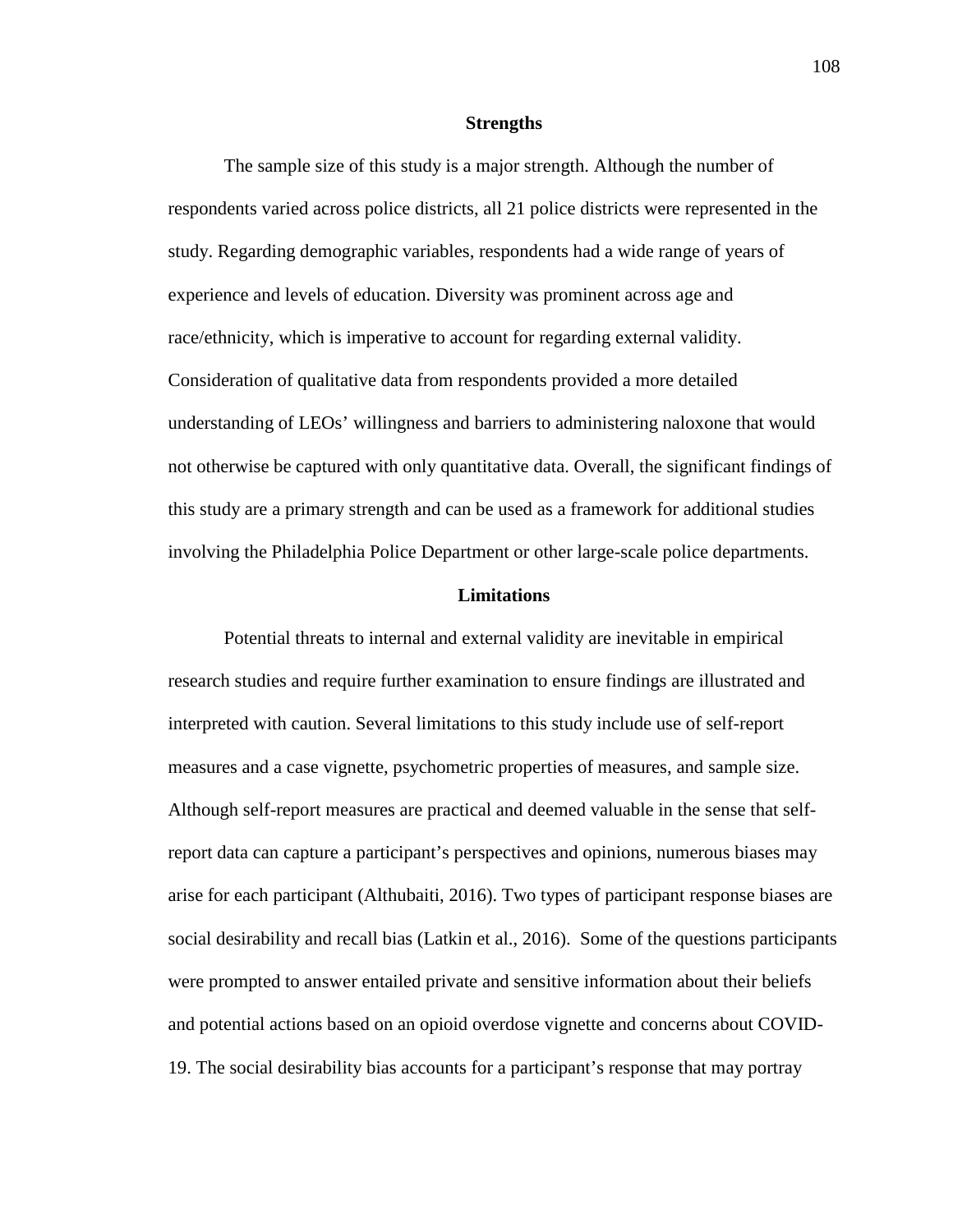## Strengths

The sample size of this study is a major strength. Although the number of respondents varied across police districts, all 21 police districts were represented in the study. Regarding demographic variables, respondents had a wide range of years of experience and levels of education. Diversity was prominent across age and race/ethnicity, which is imperative to account for regarding external validity. Consideration of qualitative data from respondents provided a more detailed understanding of LEOs' willingness and barriers to administering naloxone that would not otherwise be captured with only quantitative data. Overall, the significant findings of this study are a primary strength and can be used as a framework for additional studies involving the Philadelphia Police Department or other large-scale police departments.

## Limitations

Potential threats to internal and external validity are inevitable in empirical research studies and require further examination to ensure findings are illustrated and interpreted with caution. Several limitations to this study include use of self-report measures and a case vignette, psychometric properties of measures, and sample size. Although self-report measures are practical and deemed valuable in the sense that self-report data can capture a participant's perspectives and opinions, numerous biases may arise for each participant (Althubaiti, 2016). Two types of participant response biases are social desirability and recall bias (Latkin et al., 2016). Some of the questions participants were prompted to answer entailed private and sensitive information about their beliefs and potential actions based on an opioid overdose vignette and concerns about COVID-19. The social desirability bias accounts for a participant's response that may portray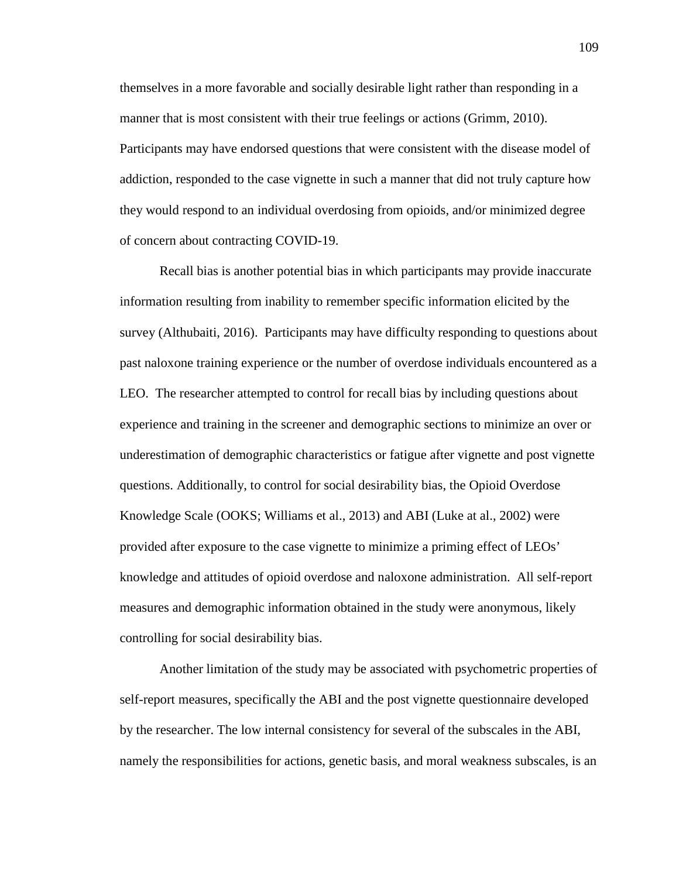themselves in a more favorable and socially desirable light rather than responding in a manner that is most consistent with their true feelings or actions (Grimm, 2010). Participants may have endorsed questions that were consistent with the disease model of addiction, responded to the case vignette in such a manner that did not truly capture how they would respond to an individual overdosing from opioids, and/or minimized degree of concern about contracting COVID-19.

Recall bias is another potential bias in which participants may provide inaccurate information resulting from inability to remember specific information elicited by the survey (Althubaiti, 2016). Participants may have difficulty responding to questions about past naloxone training experience or the number of overdose individuals encountered as a LEO. The researcher attempted to control for recall bias by including questions about experience and training in the screener and demographic sections to minimize an over or underestimation of demographic characteristics or fatigue after vignette and post vignette questions. Additionally, to control for social desirability bias, the Opioid Overdose Knowledge Scale (OOKS; Williams et al., 2013) and ABI (Luke at al., 2002) were provided after exposure to the case vignette to minimize a priming effect of LEOs' knowledge and attitudes of opioid overdose and naloxone administration. All self-report measures and demographic information obtained in the study were anonymous, likely controlling for social desirability bias.

Another limitation of the study may be associated with psychometric properties of self-report measures, specifically the ABI and the post vignette questionnaire developed by the researcher. The low internal consistency for several of the subscales in the ABI, namely the responsibilities for actions, genetic basis, and moral weakness subscales, is an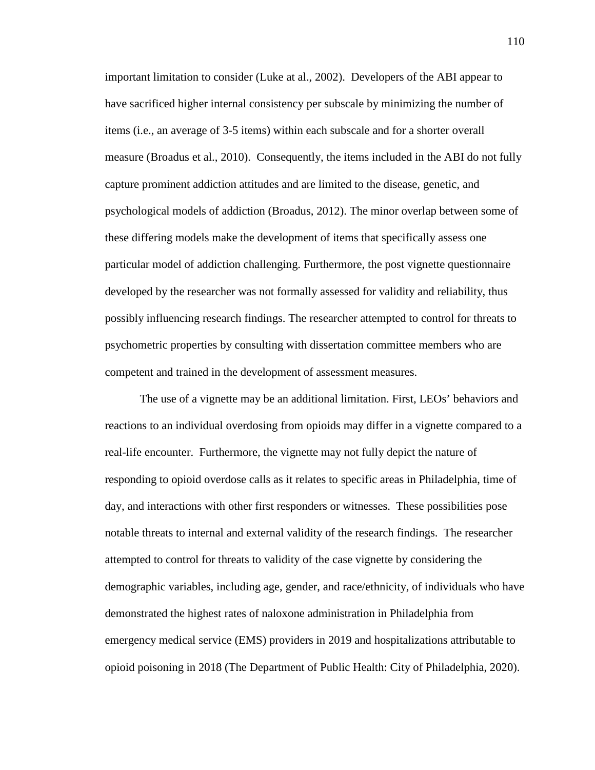important limitation to consider (Luke at al., 2002). Developers of the ABI appear to have sacrificed higher internal consistency per subscale by minimizing the number of items (i.e., an average of 3-5 items) within each subscale and for a shorter overall measure (Broadus et al., 2010). Consequently, the items included in the ABI do not fully capture prominent addiction attitudes and are limited to the disease, genetic, and psychological models of addiction (Broadus, 2012). The minor overlap between some of these differing models make the development of items that specifically assess one particular model of addiction challenging. Furthermore, the post vignette questionnaire developed by the researcher was not formally assessed for validity and reliability, thus possibly influencing research findings. The researcher attempted to control for threats to psychometric properties by consulting with dissertation committee members who are competent and trained in the development of assessment measures.

The use of a vignette may be an additional limitation. First, LEOs' behaviors and reactions to an individual overdosing from opioids may differ in a vignette compared to a real-life encounter. Furthermore, the vignette may not fully depict the nature of responding to opioid overdose calls as it relates to specific areas in Philadelphia, time of day, and interactions with other first responders or witnesses. These possibilities pose notable threats to internal and external validity of the research findings. The researcher attempted to control for threats to validity of the case vignette by considering the demographic variables, including age, gender, and race/ethnicity, of individuals who have demonstrated the highest rates of naloxone administration in Philadelphia from emergency medical service (EMS) providers in 2019 and hospitalizations attributable to opioid poisoning in 2018 (The Department of Public Health: City of Philadelphia, 2020).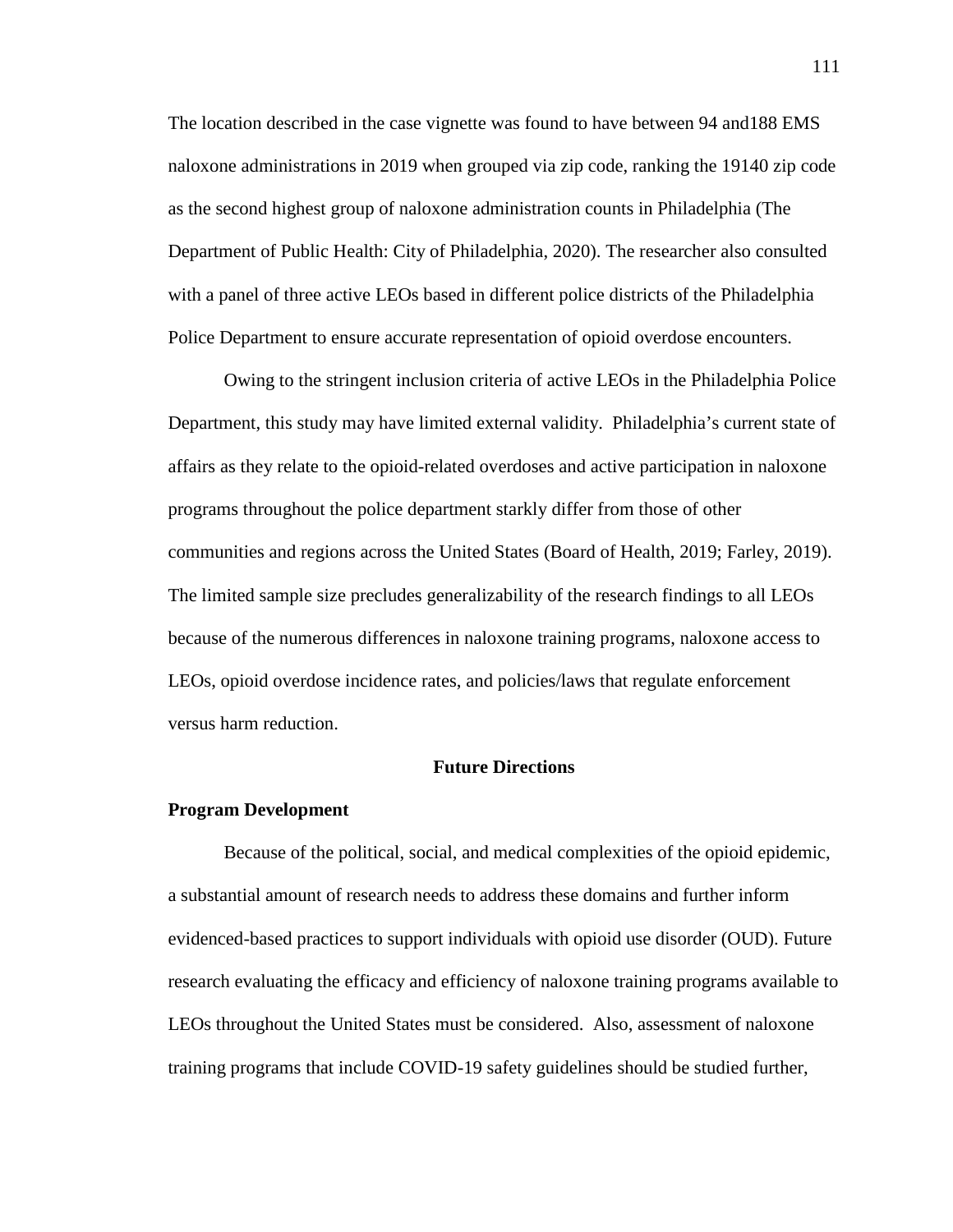The location described in the case vignette was found to have between 94 and188 EMS naloxone administrations in 2019 when grouped via zip code, ranking the 19140 zip code as the second highest group of naloxone administration counts in Philadelphia (The Department of Public Health: City of Philadelphia, 2020). The researcher also consulted with a panel of three active LEOs based in different police districts of the Philadelphia Police Department to ensure accurate representation of opioid overdose encounters.

Owing to the stringent inclusion criteria of active LEOs in the Philadelphia Police Department, this study may have limited external validity. Philadelphia's current state of affairs as they relate to the opioid-related overdoses and active participation in naloxone programs throughout the police department starkly differ from those of other communities and regions across the United States (Board of Health, 2019; Farley, 2019). The limited sample size precludes generalizability of the research findings to all LEOs because of the numerous differences in naloxone training programs, naloxone access to LEOs, opioid overdose incidence rates, and policies/laws that regulate enforcement versus harm reduction.

## Future Directions

### Program Development

Because of the political, social, and medical complexities of the opioid epidemic, a substantial amount of research needs to address these domains and further inform evidenced-based practices to support individuals with opioid use disorder (OUD). Future research evaluating the efficacy and efficiency of naloxone training programs available to LEOs throughout the United States must be considered. Also, assessment of naloxone training programs that include COVID-19 safety guidelines should be studied further,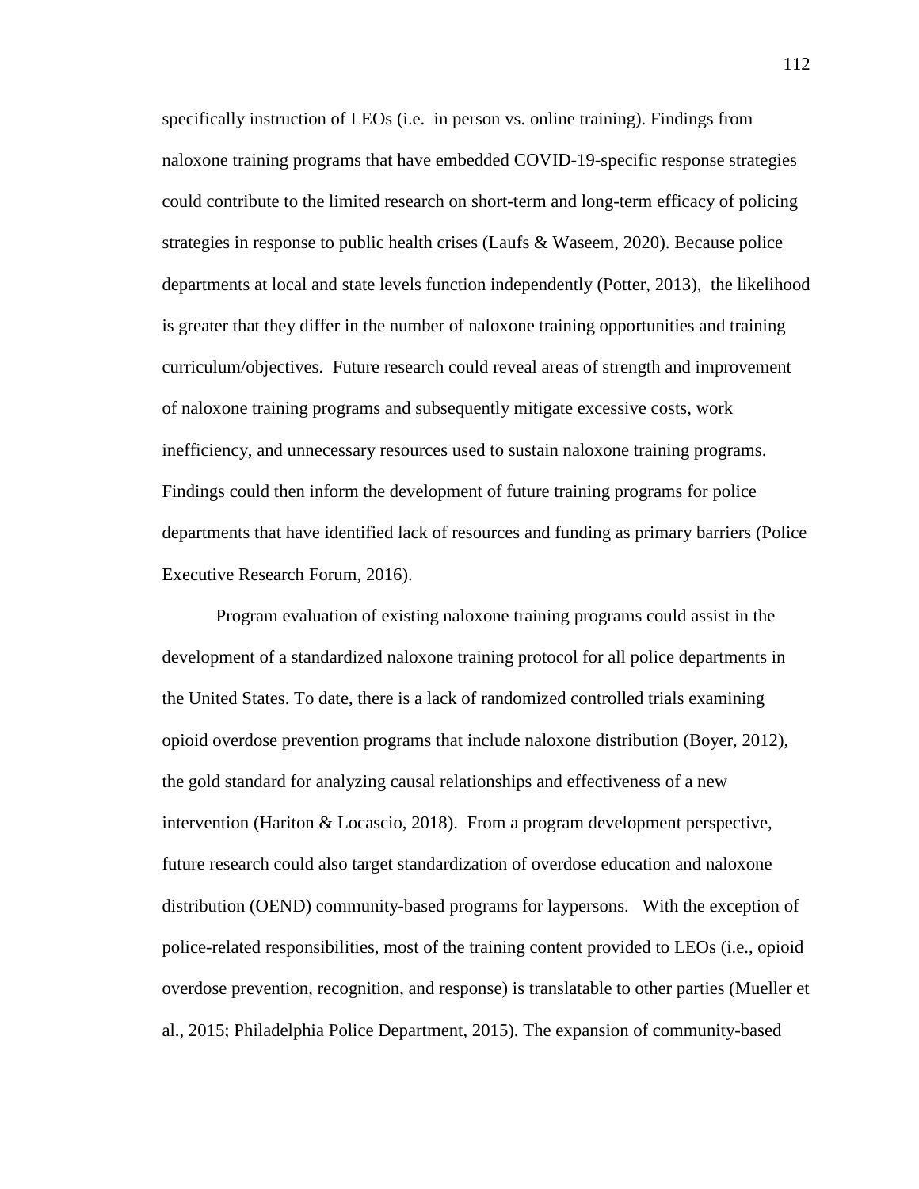specifically instruction of LEOs (i.e. in person vs. online training). Findings from naloxone training programs that have embedded COVID-19-specific response strategies could contribute to the limited research on short-term and long-term efficacy of policing strategies in response to public health crises (Laufs & Waseem, 2020). Because police departments at local and state levels function independently (Potter, 2013), the likelihood is greater that they differ in the number of naloxone training opportunities and training curriculum/objectives. Future research could reveal areas of strength and improvement of naloxone training programs and subsequently mitigate excessive costs, work inefficiency, and unnecessary resources used to sustain naloxone training programs. Findings could then inform the development of future training programs for police departments that have identified lack of resources and funding as primary barriers (Police Executive Research Forum, 2016).

Program evaluation of existing naloxone training programs could assist in the development of a standardized naloxone training protocol for all police departments in the United States. To date, there is a lack of randomized controlled trials examining opioid overdose prevention programs that include naloxone distribution (Boyer, 2012), the gold standard for analyzing causal relationships and effectiveness of a new intervention (Hariton & Locascio, 2018). From a program development perspective, future research could also target standardization of overdose education and naloxone distribution (OEND) community-based programs for laypersons. With the exception of police-related responsibilities, most of the training content provided to LEOs (i.e., opioid overdose prevention, recognition, and response) is translatable to other parties (Mueller et al., 2015; Philadelphia Police Department, 2015). The expansion of community-based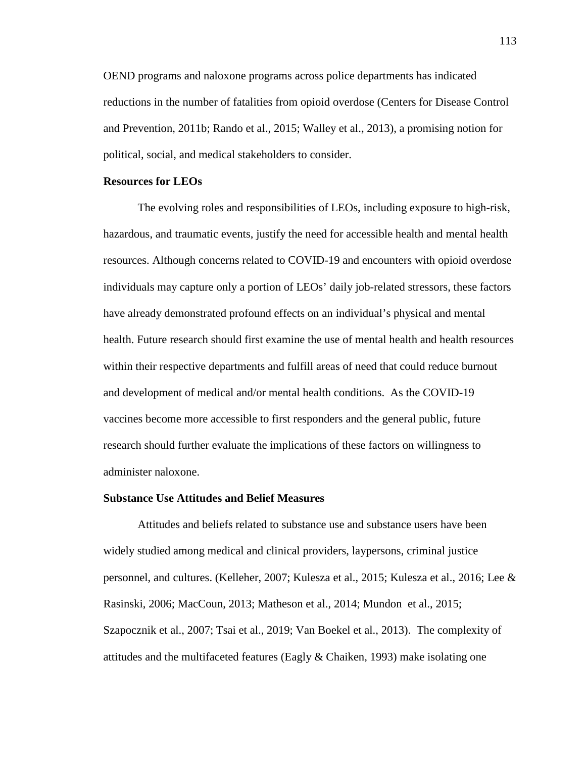OEND programs and naloxone programs across police departments has indicated reductions in the number of fatalities from opioid overdose (Centers for Disease Control and Prevention, 2011b; Rando et al., 2015; Walley et al., 2013), a promising notion for political, social, and medical stakeholders to consider.

**Resources for LEOs**

The evolving roles and responsibilities of LEOs, including exposure to high-risk, hazardous, and traumatic events, justify the need for accessible health and mental health resources. Although concerns related to COVID-19 and encounters with opioid overdose individuals may capture only a portion of LEOs' daily job-related stressors, these factors have already demonstrated profound effects on an individual's physical and mental health. Future research should first examine the use of mental health and health resources within their respective departments and fulfill areas of need that could reduce burnout and development of medical and/or mental health conditions. As the COVID-19 vaccines become more accessible to first responders and the general public, future research should further evaluate the implications of these factors on willingness to administer naloxone.

**Substance Use Attitudes and Belief Measures**

Attitudes and beliefs related to substance use and substance users have been widely studied among medical and clinical providers, laypersons, criminal justice personnel, and cultures. (Kelleher, 2007; Kulesza et al., 2015; Kulesza et al., 2016; Lee & Rasinski, 2006; MacCoun, 2013; Matheson et al., 2014; Mundon et al., 2015; Szapocznik et al., 2007; Tsai et al., 2019; Van Boekel et al., 2013). The complexity of attitudes and the multifaceted features (Eagly & Chaiken, 1993) make isolating one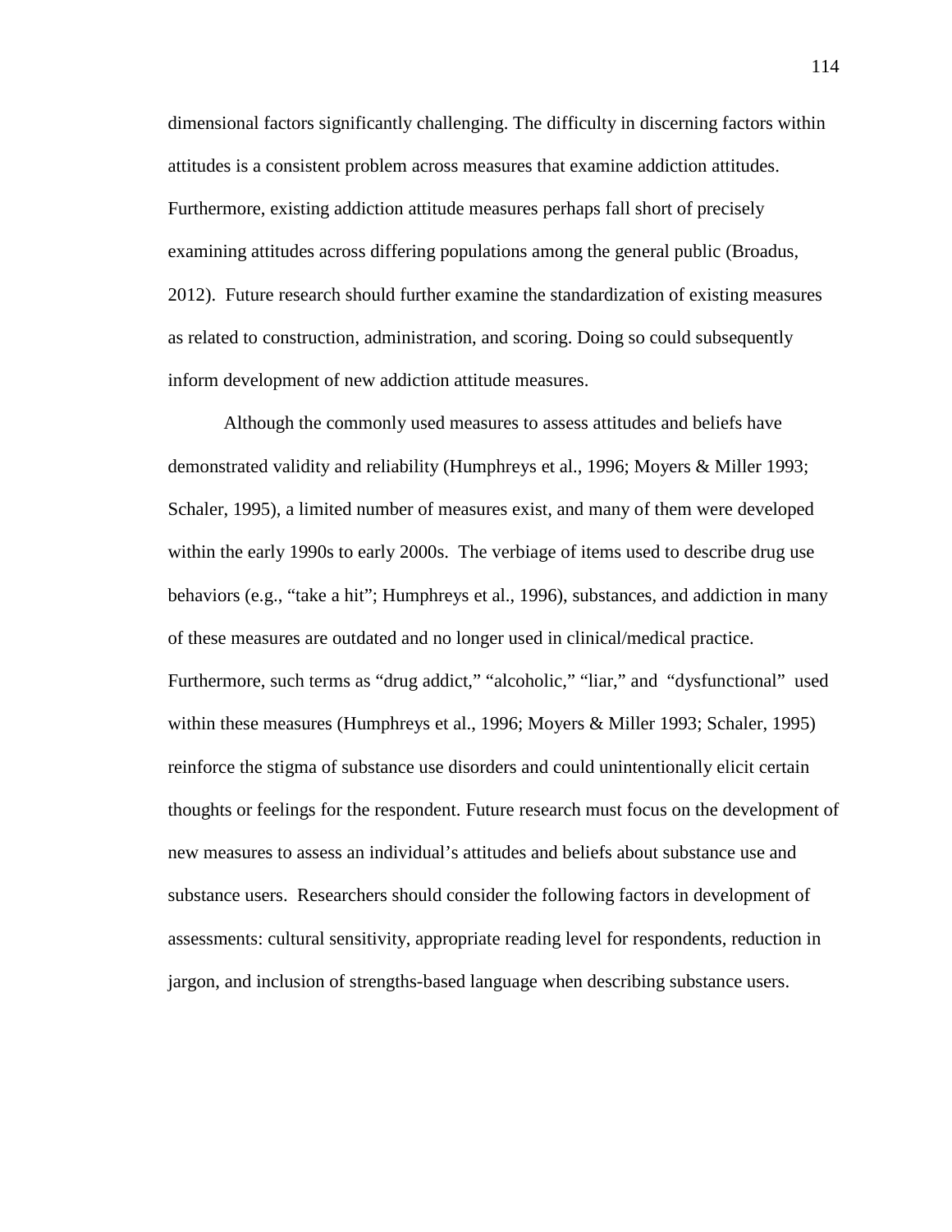dimensional factors significantly challenging. The difficulty in discerning factors within attitudes is a consistent problem across measures that examine addiction attitudes. Furthermore, existing addiction attitude measures perhaps fall short of precisely examining attitudes across differing populations among the general public (Broadus, 2012). Future research should further examine the standardization of existing measures as related to construction, administration, and scoring. Doing so could subsequently inform development of new addiction attitude measures.

Although the commonly used measures to assess attitudes and beliefs have demonstrated validity and reliability (Humphreys et al., 1996; Moyers & Miller 1993; Schaler, 1995), a limited number of measures exist, and many of them were developed within the early 1990s to early 2000s. The verbiage of items used to describe drug use behaviors (e.g., "take a hit"; Humphreys et al., 1996), substances, and addiction in many of these measures are outdated and no longer used in clinical/medical practice. Furthermore, such terms as "drug addict," "alcoholic," "liar," and "dysfunctional" used within these measures (Humphreys et al., 1996; Moyers & Miller 1993; Schaler, 1995) reinforce the stigma of substance use disorders and could unintentionally elicit certain thoughts or feelings for the respondent. Future research must focus on the development of new measures to assess an individual's attitudes and beliefs about substance use and substance users. Researchers should consider the following factors in development of assessments: cultural sensitivity, appropriate reading level for respondents, reduction in jargon, and inclusion of strengths-based language when describing substance users.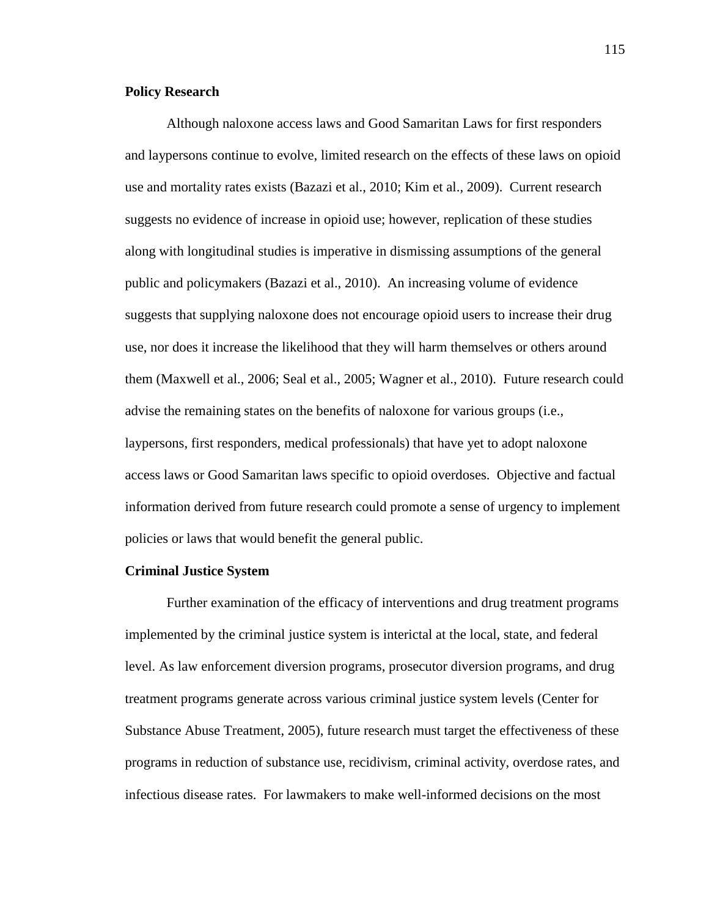## Policy Research

Although naloxone access laws and Good Samaritan Laws for first responders and laypersons continue to evolve, limited research on the effects of these laws on opioid use and mortality rates exists (Bazazi et al., 2010; Kim et al., 2009). Current research suggests no evidence of increase in opioid use; however, replication of these studies along with longitudinal studies is imperative in dismissing assumptions of the general public and policymakers (Bazazi et al., 2010). An increasing volume of evidence suggests that supplying naloxone does not encourage opioid users to increase their drug use, nor does it increase the likelihood that they will harm themselves or others around them (Maxwell et al., 2006; Seal et al., 2005; Wagner et al., 2010). Future research could advise the remaining states on the benefits of naloxone for various groups (i.e., laypersons, first responders, medical professionals) that have yet to adopt naloxone access laws or Good Samaritan laws specific to opioid overdoses. Objective and factual information derived from future research could promote a sense of urgency to implement policies or laws that would benefit the general public.

## Criminal Justice System

Further examination of the efficacy of interventions and drug treatment programs implemented by the criminal justice system is interictal at the local, state, and federal level. As law enforcement diversion programs, prosecutor diversion programs, and drug treatment programs generate across various criminal justice system levels (Center for Substance Abuse Treatment, 2005), future research must target the effectiveness of these programs in reduction of substance use, recidivism, criminal activity, overdose rates, and infectious disease rates. For lawmakers to make well-informed decisions on the most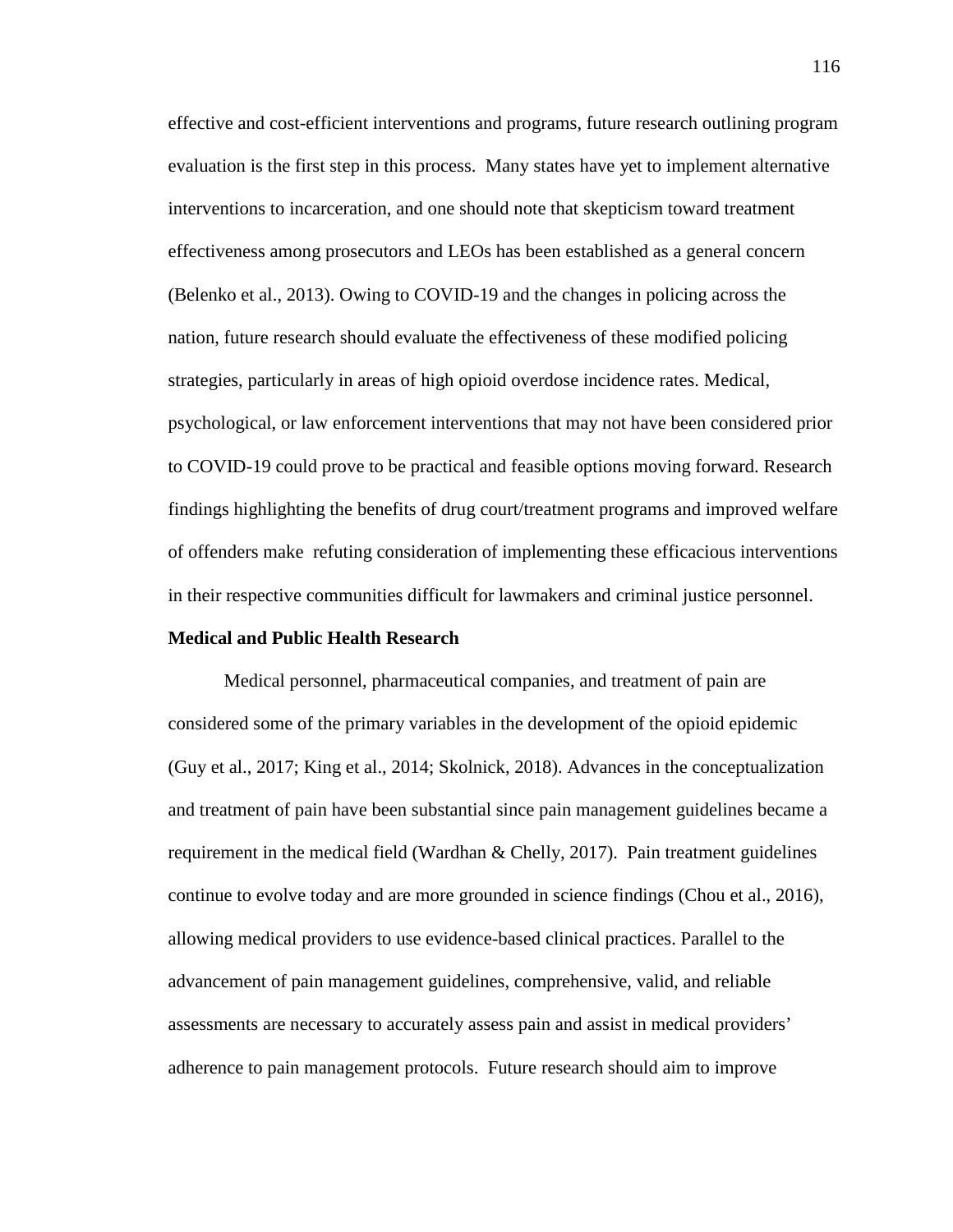effective and cost-efficient interventions and programs, future research outlining program evaluation is the first step in this process. Many states have yet to implement alternative interventions to incarceration, and one should note that skepticism toward treatment effectiveness among prosecutors and LEOs has been established as a general concern (Belenko et al., 2013). Owing to COVID-19 and the changes in policing across the nation, future research should evaluate the effectiveness of these modified policing strategies, particularly in areas of high opioid overdose incidence rates. Medical, psychological, or law enforcement interventions that may not have been considered prior to COVID-19 could prove to be practical and feasible options moving forward. Research findings highlighting the benefits of drug court/treatment programs and improved welfare of offenders make refuting consideration of implementing these efficacious interventions in their respective communities difficult for lawmakers and criminal justice personnel.

**Medical and Public Health Research**

Medical personnel, pharmaceutical companies, and treatment of pain are considered some of the primary variables in the development of the opioid epidemic (Guy et al., 2017; King et al., 2014; Skolnick, 2018). Advances in the conceptualization and treatment of pain have been substantial since pain management guidelines became a requirement in the medical field (Wardhan & Chelly, 2017). Pain treatment guidelines continue to evolve today and are more grounded in science findings (Chou et al., 2016), allowing medical providers to use evidence-based clinical practices. Parallel to the advancement of pain management guidelines, comprehensive, valid, and reliable assessments are necessary to accurately assess pain and assist in medical providers' adherence to pain management protocols. Future research should aim to improve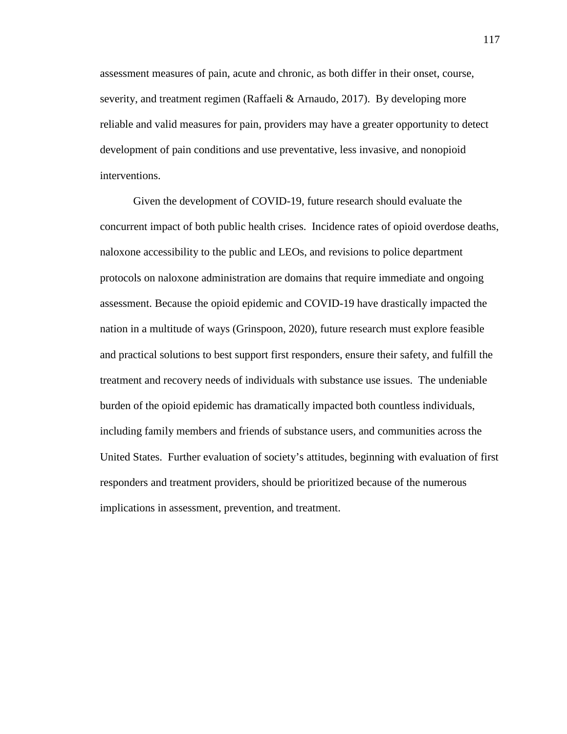assessment measures of pain, acute and chronic, as both differ in their onset, course, severity, and treatment regimen (Raffaeli & Arnaudo, 2017). By developing more reliable and valid measures for pain, providers may have a greater opportunity to detect development of pain conditions and use preventative, less invasive, and nonopioid interventions.

Given the development of COVID-19, future research should evaluate the concurrent impact of both public health crises. Incidence rates of opioid overdose deaths, naloxone accessibility to the public and LEOs, and revisions to police department protocols on naloxone administration are domains that require immediate and ongoing assessment. Because the opioid epidemic and COVID-19 have drastically impacted the nation in a multitude of ways (Grinspoon, 2020), future research must explore feasible and practical solutions to best support first responders, ensure their safety, and fulfill the treatment and recovery needs of individuals with substance use issues. The undeniable burden of the opioid epidemic has dramatically impacted both countless individuals, including family members and friends of substance users, and communities across the United States. Further evaluation of society's attitudes, beginning with evaluation of first responders and treatment providers, should be prioritized because of the numerous implications in assessment, prevention, and treatment.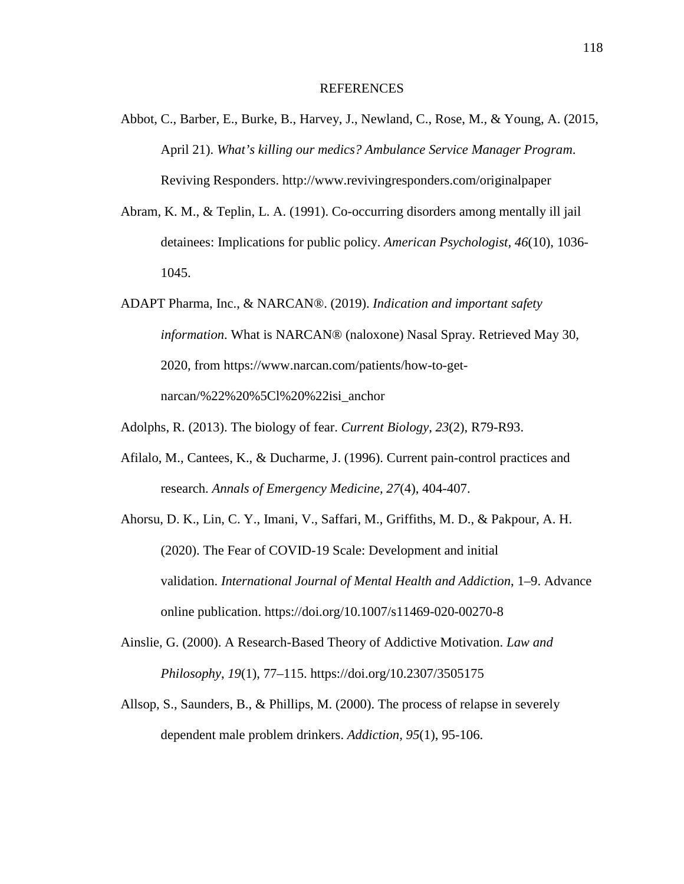# REFERENCES

Abbot, C., Barber, E., Burke, B., Harvey, J., Newland, C., Rose, M., & Young, A. (2015, April 21). *What's killing our medics? Ambulance Service Manager Program*. Reviving Responders. http://www.revivingresponders.com/originalpaper

Abram, K. M., & Teplin, L. A. (1991). Co-occurring disorders among mentally ill jail detainees: Implications for public policy. *American Psychologist*, *46*(10), 1036-1045.

ADAPT Pharma, Inc., & NARCAN®. (2019). *Indication and important safety information*. What is NARCAN® (naloxone) Nasal Spray. Retrieved May 30, 2020, from https://www.narcan.com/patients/how-to-get-narcan/%22%20%5Cl%20%22isi_anchor

Adolphs, R. (2013). The biology of fear. *Current Biology*, *23*(2), R79-R93.

Afilalo, M., Cantees, K., & Ducharme, J. (1996). Current pain-control practices and research. *Annals of Emergency Medicine*, *27*(4), 404-407.

Ahorsu, D. K., Lin, C. Y., Imani, V., Saffari, M., Griffiths, M. D., & Pakpour, A. H. (2020). The Fear of COVID-19 Scale: Development and initial validation. *International Journal of Mental Health and Addiction*, 1–9. Advance online publication. https://doi.org/10.1007/s11469-020-00270-8

Ainslie, G. (2000). A Research-Based Theory of Addictive Motivation. *Law and Philosophy*, *19*(1), 77–115. https://doi.org/10.2307/3505175

Allsop, S., Saunders, B., & Phillips, M. (2000). The process of relapse in severely dependent male problem drinkers. *Addiction, 95*(1), 95-106.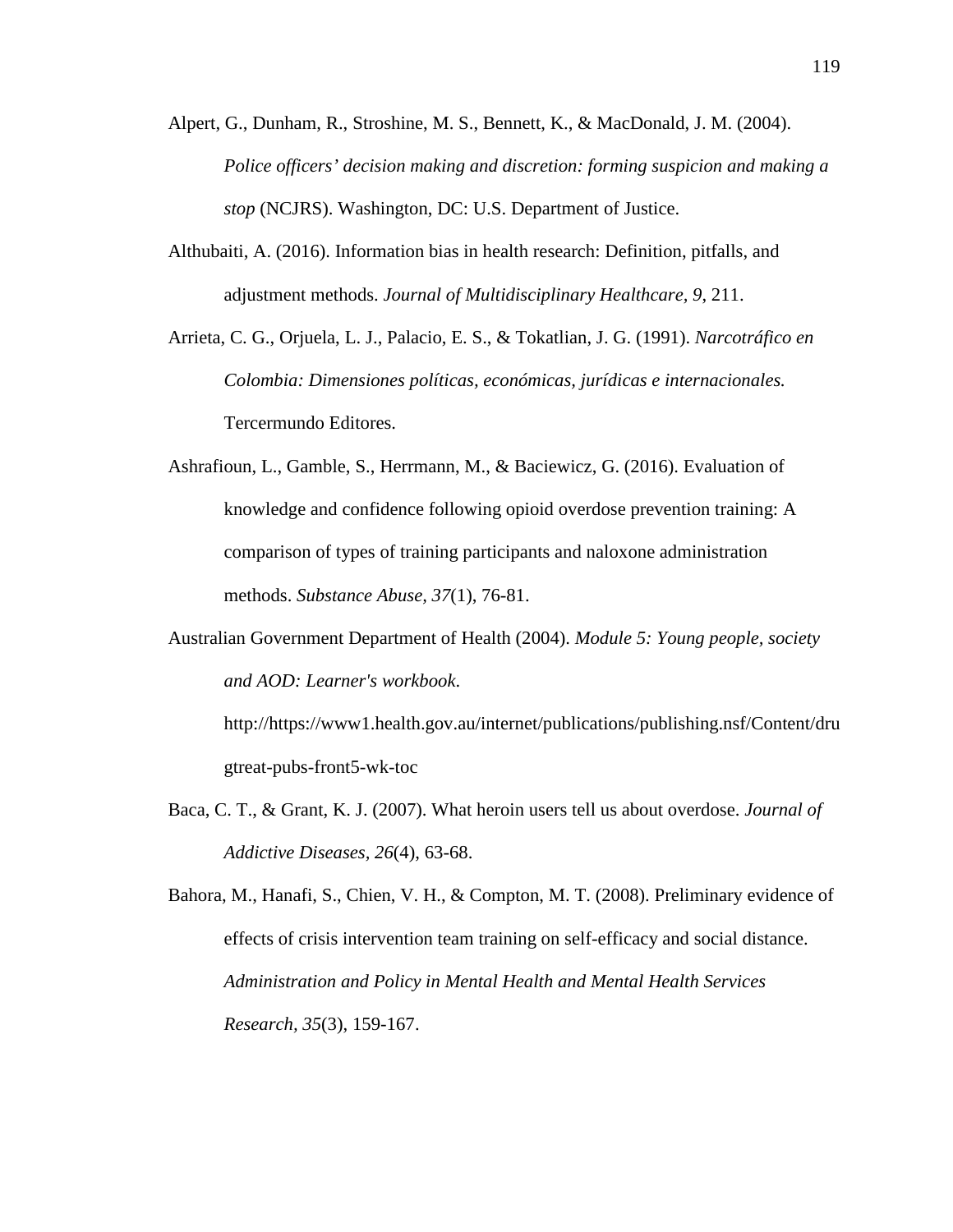Alpert, G., Dunham, R., Stroshine, M. S., Bennett, K., & MacDonald, J. M. (2004). *Police officers' decision making and discretion: forming suspicion and making a stop* (NCJRS). Washington, DC: U.S. Department of Justice.

Althubaiti, A. (2016). Information bias in health research: Definition, pitfalls, and adjustment methods. *Journal of Multidisciplinary Healthcare, 9*, 211.

Arrieta, C. G., Orjuela, L. J., Palacio, E. S., & Tokatlian, J. G. (1991). *Narcotráfico en Colombia: Dimensiones políticas, económicas, jurídicas e internacionales.* Tercermundo Editores.

Ashrafioun, L., Gamble, S., Herrmann, M., & Baciewicz, G. (2016). Evaluation of knowledge and confidence following opioid overdose prevention training: A comparison of types of training participants and naloxone administration methods. *Substance Abuse, 37*(1), 76-81.

Australian Government Department of Health (2004). *Module 5: Young people, society and AOD: Learner's workbook*. http://https://www1.health.gov.au/internet/publications/publishing.nsf/Content/drugtreat-pubs-front5-wk-toc

Baca, C. T., & Grant, K. J. (2007). What heroin users tell us about overdose. *Journal of Addictive Diseases, 26*(4), 63-68.

Bahora, M., Hanafi, S., Chien, V. H., & Compton, M. T. (2008). Preliminary evidence of effects of crisis intervention team training on self-efficacy and social distance. *Administration and Policy in Mental Health and Mental Health Services Research, 35*(3), 159-167.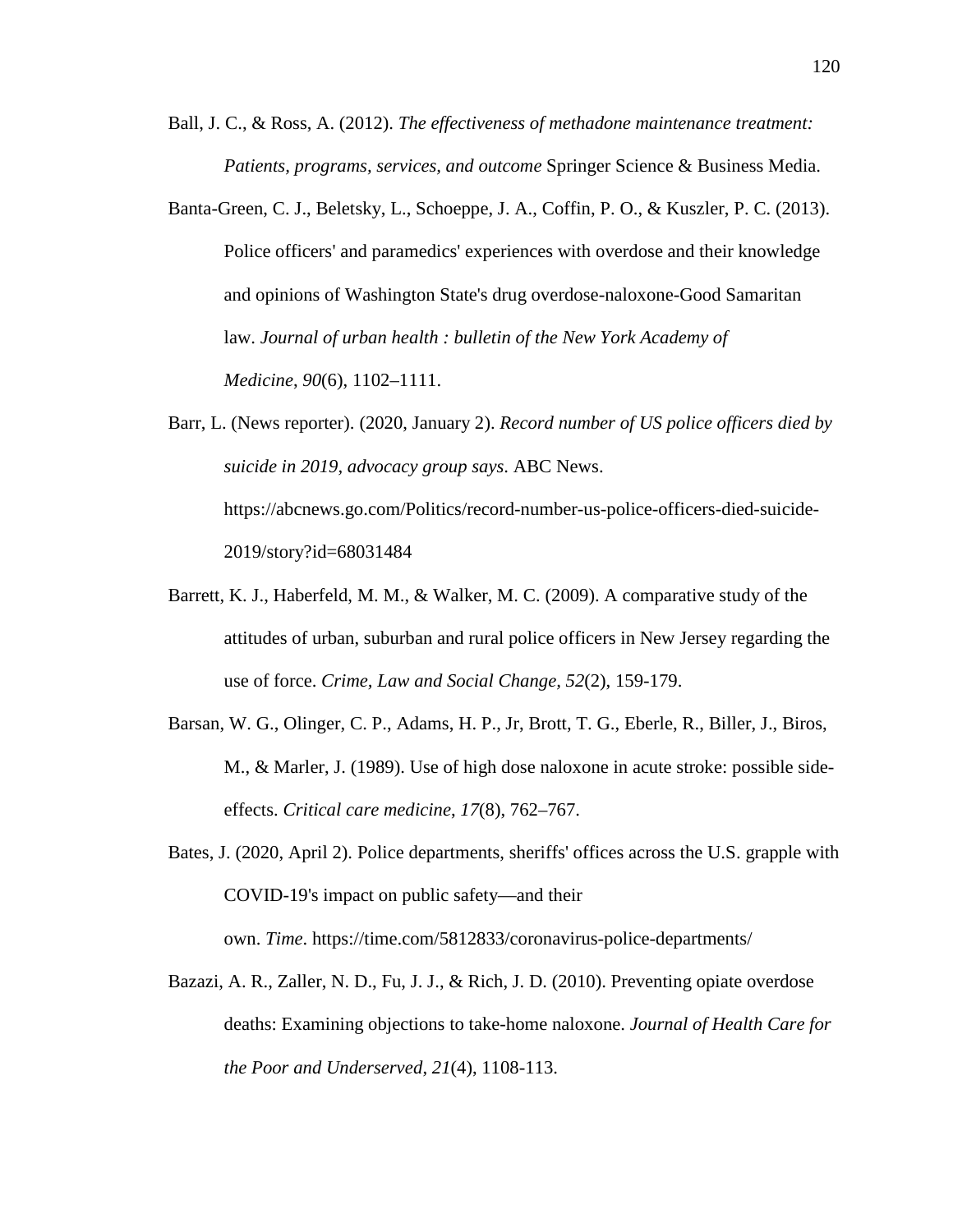Ball, J. C., & Ross, A. (2012). *The effectiveness of methadone maintenance treatment: Patients, programs, services, and outcome* Springer Science & Business Media.

Banta-Green, C. J., Beletsky, L., Schoeppe, J. A., Coffin, P. O., & Kuszler, P. C. (2013). Police officers' and paramedics' experiences with overdose and their knowledge and opinions of Washington State's drug overdose-naloxone-Good Samaritan law. *Journal of urban health : bulletin of the New York Academy of Medicine*, *90*(6), 1102–1111.

Barr, L. (News reporter). (2020, January 2). *Record number of US police officers died by suicide in 2019, advocacy group says.* ABC News. https://abcnews.go.com/Politics/record-number-us-police-officers-died-suicide-2019/story?id=68031484

Barrett, K. J., Haberfeld, M. M., & Walker, M. C. (2009). A comparative study of the attitudes of urban, suburban and rural police officers in New Jersey regarding the use of force. *Crime, Law and Social Change*, *52*(2), 159-179.

Barsan, W. G., Olinger, C. P., Adams, H. P., Jr, Brott, T. G., Eberle, R., Biller, J., Biros, M., & Marler, J. (1989). Use of high dose naloxone in acute stroke: possible side-effects. *Critical care medicine*, *17*(8), 762–767.

Bates, J. (2020, April 2). Police departments, sheriffs' offices across the U.S. grapple with COVID-19's impact on public safety—and their own. *Time*. https://time.com/5812833/coronavirus-police-departments/

Bazazi, A. R., Zaller, N. D., Fu, J. J., & Rich, J. D. (2010). Preventing opiate overdose deaths: Examining objections to take-home naloxone. *Journal of Health Care for the Poor and Underserved*, *21*(4), 1108-113.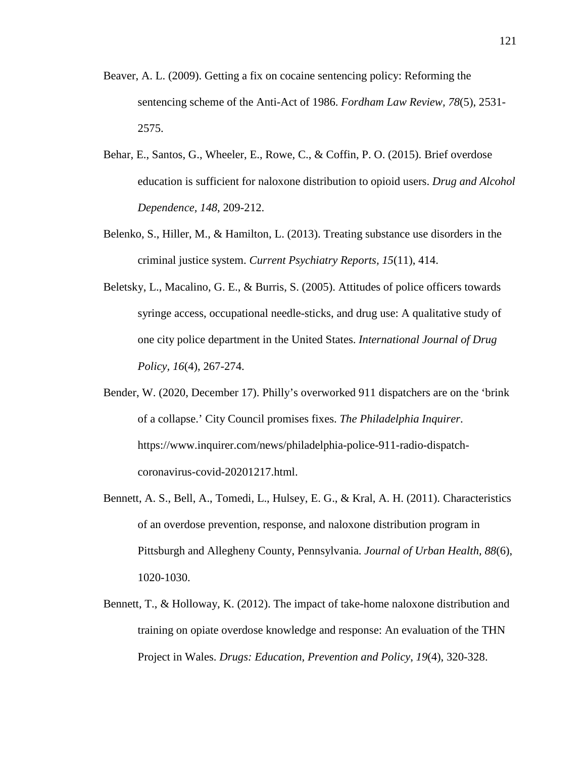Beaver, A. L. (2009). Getting a fix on cocaine sentencing policy: Reforming the sentencing scheme of the Anti-Act of 1986. *Fordham Law Review, 78*(5), 2531-2575.

Behar, E., Santos, G., Wheeler, E., Rowe, C., & Coffin, P. O. (2015). Brief overdose education is sufficient for naloxone distribution to opioid users. *Drug and Alcohol Dependence, 148*, 209-212.

Belenko, S., Hiller, M., & Hamilton, L. (2013). Treating substance use disorders in the criminal justice system. *Current Psychiatry Reports, 15*(11), 414.

Beletsky, L., Macalino, G. E., & Burris, S. (2005). Attitudes of police officers towards syringe access, occupational needle-sticks, and drug use: A qualitative study of one city police department in the United States. *International Journal of Drug Policy, 16*(4), 267-274.

Bender, W. (2020, December 17). Philly's overworked 911 dispatchers are on the 'brink of a collapse.' City Council promises fixes. *The Philadelphia Inquirer*. https://www.inquirer.com/news/philadelphia-police-911-radio-dispatch-coronavirus-covid-20201217.html.

Bennett, A. S., Bell, A., Tomedi, L., Hulsey, E. G., & Kral, A. H. (2011). Characteristics of an overdose prevention, response, and naloxone distribution program in Pittsburgh and Allegheny County, Pennsylvania. *Journal of Urban Health, 88*(6), 1020-1030.

Bennett, T., & Holloway, K. (2012). The impact of take-home naloxone distribution and training on opiate overdose knowledge and response: An evaluation of the THN Project in Wales. *Drugs: Education, Prevention and Policy*, *19*(4), 320-328.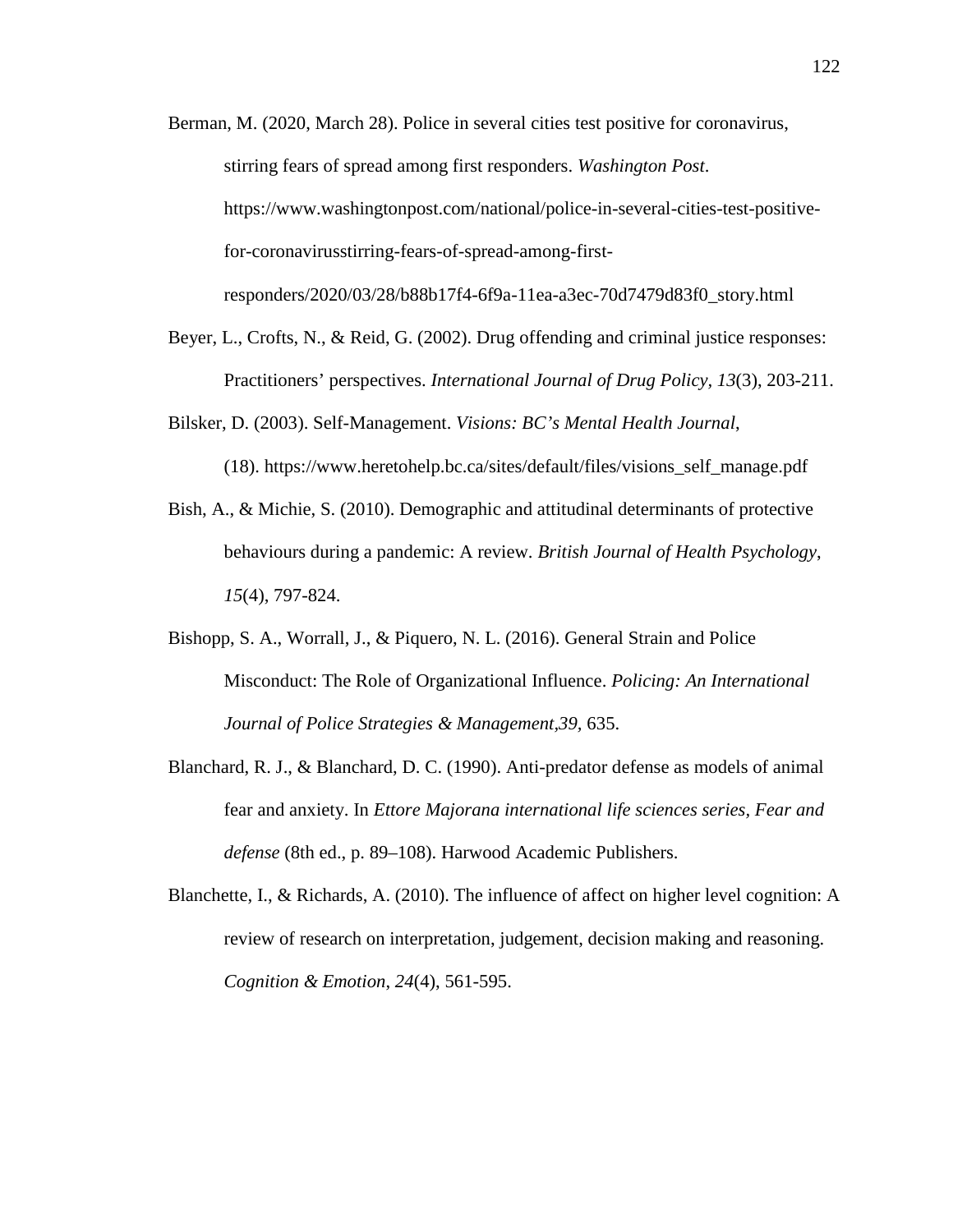Berman, M. (2020, March 28). Police in several cities test positive for coronavirus, stirring fears of spread among first responders. *Washington Post*. https://www.washingtonpost.com/national/police-in-several-cities-test-positive-for-coronavirusstirring-fears-of-spread-among-first-responders/2020/03/28/b88b17f4-6f9a-11ea-a3ec-70d7479d83f0_story.html

Beyer, L., Crofts, N., & Reid, G. (2002). Drug offending and criminal justice responses: Practitioners' perspectives. *International Journal of Drug Policy*, *13*(3), 203-211.

Bilsker, D. (2003). Self-Management. *Visions: BC's Mental Health Journal*, (18). https://www.heretohelp.bc.ca/sites/default/files/visions_self_manage.pdf

Bish, A., & Michie, S. (2010). Demographic and attitudinal determinants of protective behaviours during a pandemic: A review. *British Journal of Health Psychology*, *15*(4), 797-824.

Bishopp, S. A., Worrall, J., & Piquero, N. L. (2016). General Strain and Police Misconduct: The Role of Organizational Influence. *Policing: An International Journal of Police Strategies & Management,39*, 635.

Blanchard, R. J., & Blanchard, D. C. (1990). Anti-predator defense as models of animal fear and anxiety. In *Ettore Majorana international life sciences series, Fear and defense* (8th ed., p. 89–108). Harwood Academic Publishers.

Blanchette, I., & Richards, A. (2010). The influence of affect on higher level cognition: A review of research on interpretation, judgement, decision making and reasoning. *Cognition & Emotion*, *24*(4), 561-595.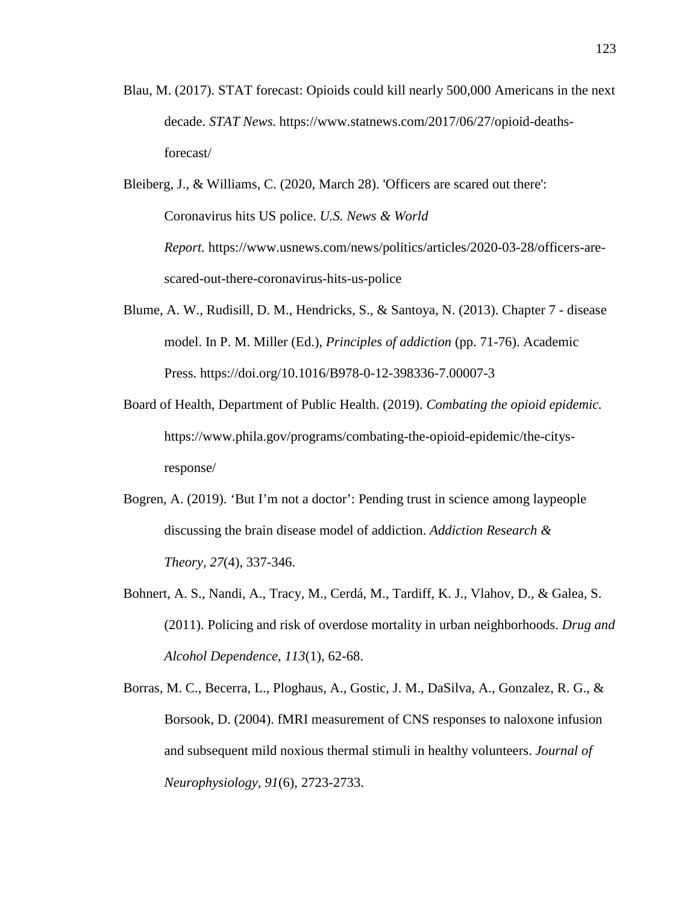Blau, M. (2017). STAT forecast: Opioids could kill nearly 500,000 Americans in the next decade. *STAT News.* https://www.statnews.com/2017/06/27/opioid-deaths-forecast/

Bleiberg, J., & Williams, C. (2020, March 28). 'Officers are scared out there': Coronavirus hits US police. *U.S. News & World Report.* https://www.usnews.com/news/politics/articles/2020-03-28/officers-are-scared-out-there-coronavirus-hits-us-police

Blume, A. W., Rudisill, D. M., Hendricks, S., & Santoya, N. (2013). Chapter 7 - disease model. In P. M. Miller (Ed.), *Principles of addiction* (pp. 71-76). Academic Press. https://doi.org/10.1016/B978-0-12-398336-7.00007-3

Board of Health, Department of Public Health. (2019). *Combating the opioid epidemic.* https://www.phila.gov/programs/combating-the-opioid-epidemic/the-citys-response/

Bogren, A. (2019). 'But I'm not a doctor': Pending trust in science among laypeople discussing the brain disease model of addiction. *Addiction Research & Theory, 27*(4), 337-346.

Bohnert, A. S., Nandi, A., Tracy, M., Cerdá, M., Tardiff, K. J., Vlahov, D., & Galea, S. (2011). Policing and risk of overdose mortality in urban neighborhoods. *Drug and Alcohol Dependence, 113*(1), 62-68.

Borras, M. C., Becerra, L., Ploghaus, A., Gostic, J. M., DaSilva, A., Gonzalez, R. G., & Borsook, D. (2004). fMRI measurement of CNS responses to naloxone infusion and subsequent mild noxious thermal stimuli in healthy volunteers. *Journal of Neurophysiology, 91*(6), 2723-2733.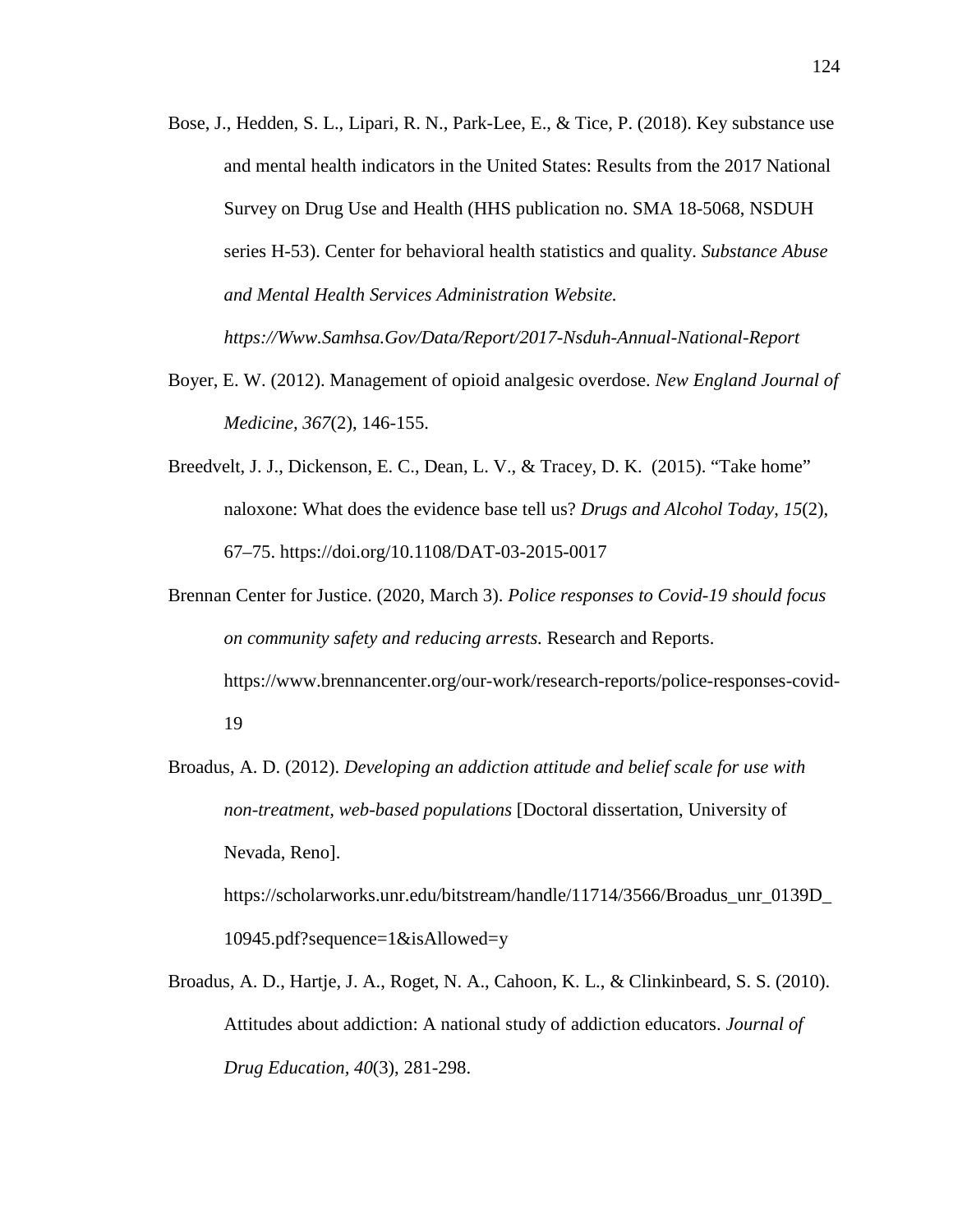Bose, J., Hedden, S. L., Lipari, R. N., Park-Lee, E., & Tice, P. (2018). Key substance use and mental health indicators in the United States: Results from the 2017 National Survey on Drug Use and Health (HHS publication no. SMA 18-5068, NSDUH series H-53). Center for behavioral health statistics and quality. *Substance Abuse and Mental Health Services Administration Website. https://Www.Samhsa.Gov/Data/Report/2017-Nsduh-Annual-National-Report*

Boyer, E. W. (2012). Management of opioid analgesic overdose. *New England Journal of Medicine, 367*(2), 146-155.

Breedvelt, J. J., Dickenson, E. C., Dean, L. V., & Tracey, D. K. (2015). "Take home" naloxone: What does the evidence base tell us? *Drugs and Alcohol Today*, *15*(2), 67–75. https://doi.org/10.1108/DAT-03-2015-0017

Brennan Center for Justice. (2020, March 3). *Police responses to Covid-19 should focus on community safety and reducing arrests.* Research and Reports. https://www.brennancenter.org/our-work/research-reports/police-responses-covid-19

Broadus, A. D. (2012). *Developing an addiction attitude and belief scale for use with non-treatment, web-based populations* [Doctoral dissertation, University of Nevada, Reno]. https://scholarworks.unr.edu/bitstream/handle/11714/3566/Broadus_unr_0139D_10945.pdf?sequence=1&isAllowed=y

Broadus, A. D., Hartje, J. A., Roget, N. A., Cahoon, K. L., & Clinkinbeard, S. S. (2010). Attitudes about addiction: A national study of addiction educators. *Journal of Drug Education*, *40*(3), 281-298.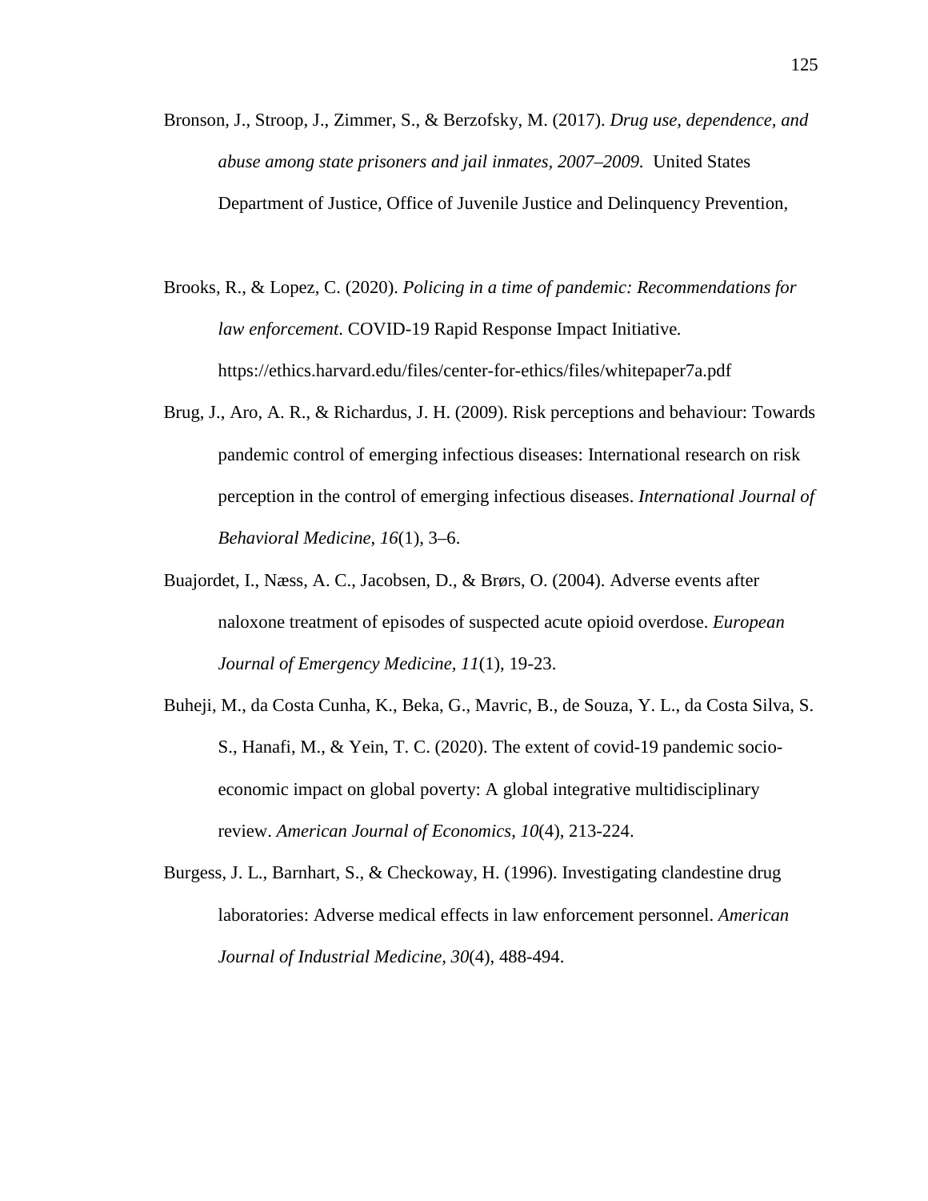Bronson, J., Stroop, J., Zimmer, S., & Berzofsky, M. (2017). *Drug use, dependence, and abuse among state prisoners and jail inmates, 2007–2009.* United States Department of Justice, Office of Juvenile Justice and Delinquency Prevention,

Brooks, R., & Lopez, C. (2020). *Policing in a time of pandemic: Recommendations for law enforcement*. COVID-19 Rapid Response Impact Initiative. https://ethics.harvard.edu/files/center-for-ethics/files/whitepaper7a.pdf

Brug, J., Aro, A. R., & Richardus, J. H. (2009). Risk perceptions and behaviour: Towards pandemic control of emerging infectious diseases: International research on risk perception in the control of emerging infectious diseases. *International Journal of Behavioral Medicine*, *16*(1), 3–6.

Buajordet, I., Næss, A. C., Jacobsen, D., & Brørs, O. (2004). Adverse events after naloxone treatment of episodes of suspected acute opioid overdose. *European Journal of Emergency Medicine, 11*(1), 19-23.

Buheji, M., da Costa Cunha, K., Beka, G., Mavric, B., de Souza, Y. L., da Costa Silva, S. S., Hanafi, M., & Yein, T. C. (2020). The extent of covid-19 pandemic socio-economic impact on global poverty: A global integrative multidisciplinary review. *American Journal of Economics*, *10*(4), 213-224.

Burgess, J. L., Barnhart, S., & Checkoway, H. (1996). Investigating clandestine drug laboratories: Adverse medical effects in law enforcement personnel. *American Journal of Industrial Medicine, 30*(4), 488-494.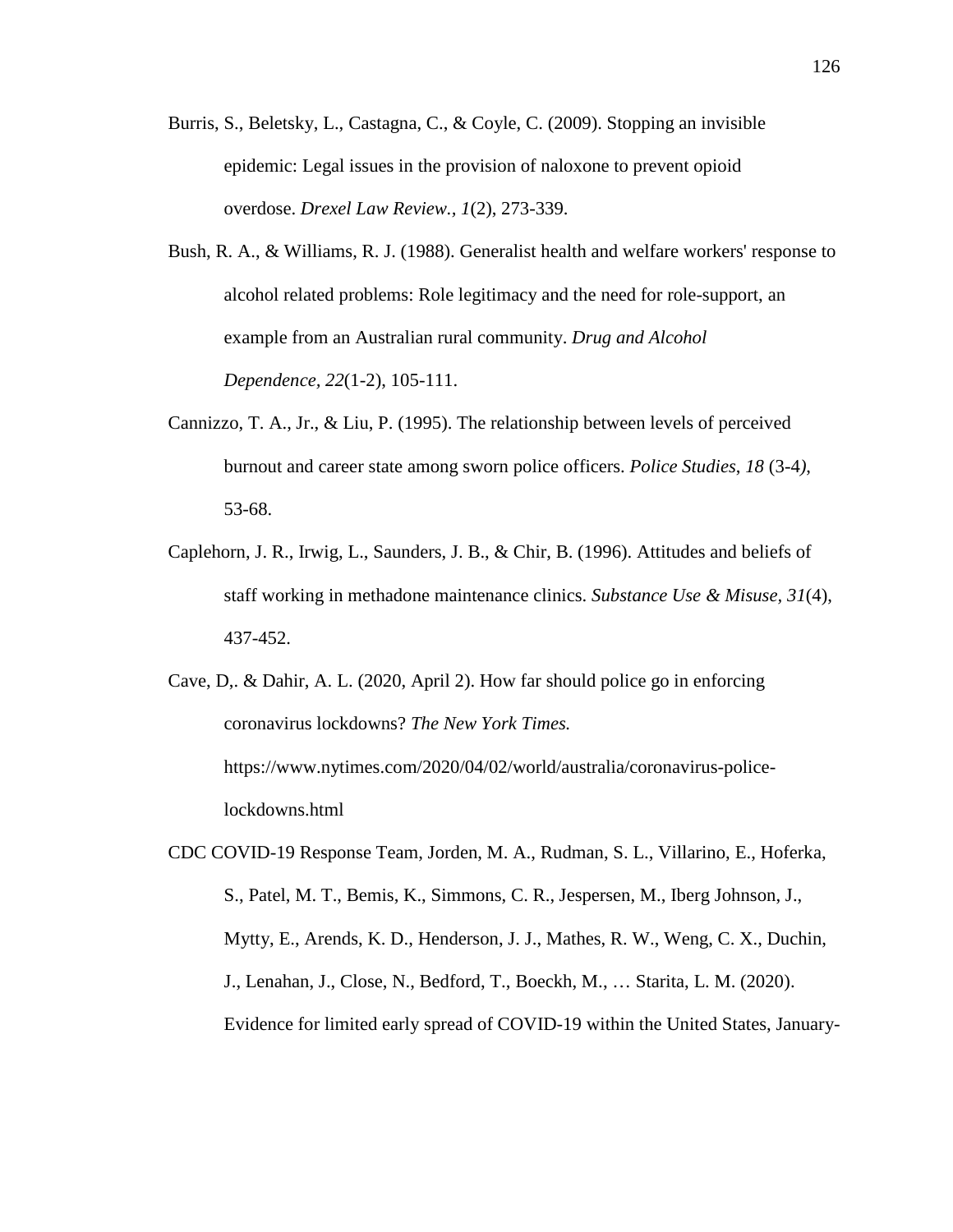Burris, S., Beletsky, L., Castagna, C., & Coyle, C. (2009). Stopping an invisible epidemic: Legal issues in the provision of naloxone to prevent opioid overdose. *Drexel Law Review., 1*(2), 273-339.

Bush, R. A., & Williams, R. J. (1988). Generalist health and welfare workers' response to alcohol related problems: Role legitimacy and the need for role-support, an example from an Australian rural community. *Drug and Alcohol Dependence, 22*(1-2), 105-111.

Cannizzo, T. A., Jr., & Liu, P. (1995). The relationship between levels of perceived burnout and career state among sworn police officers. *Police Studies, 18* (3-4*)*, 53-68.

Caplehorn, J. R., Irwig, L., Saunders, J. B., & Chir, B. (1996). Attitudes and beliefs of staff working in methadone maintenance clinics. *Substance Use & Misuse, 31*(4), 437-452.

Cave, D,. & Dahir, A. L. (2020, April 2). How far should police go in enforcing coronavirus lockdowns? *The New York Times.* https://www.nytimes.com/2020/04/02/world/australia/coronavirus-police-lockdowns.html

CDC COVID-19 Response Team, Jorden, M. A., Rudman, S. L., Villarino, E., Hoferka, S., Patel, M. T., Bemis, K., Simmons, C. R., Jespersen, M., Iberg Johnson, J., Mytty, E., Arends, K. D., Henderson, J. J., Mathes, R. W., Weng, C. X., Duchin, J., Lenahan, J., Close, N., Bedford, T., Boeckh, M., … Starita, L. M. (2020). Evidence for limited early spread of COVID-19 within the United States, January-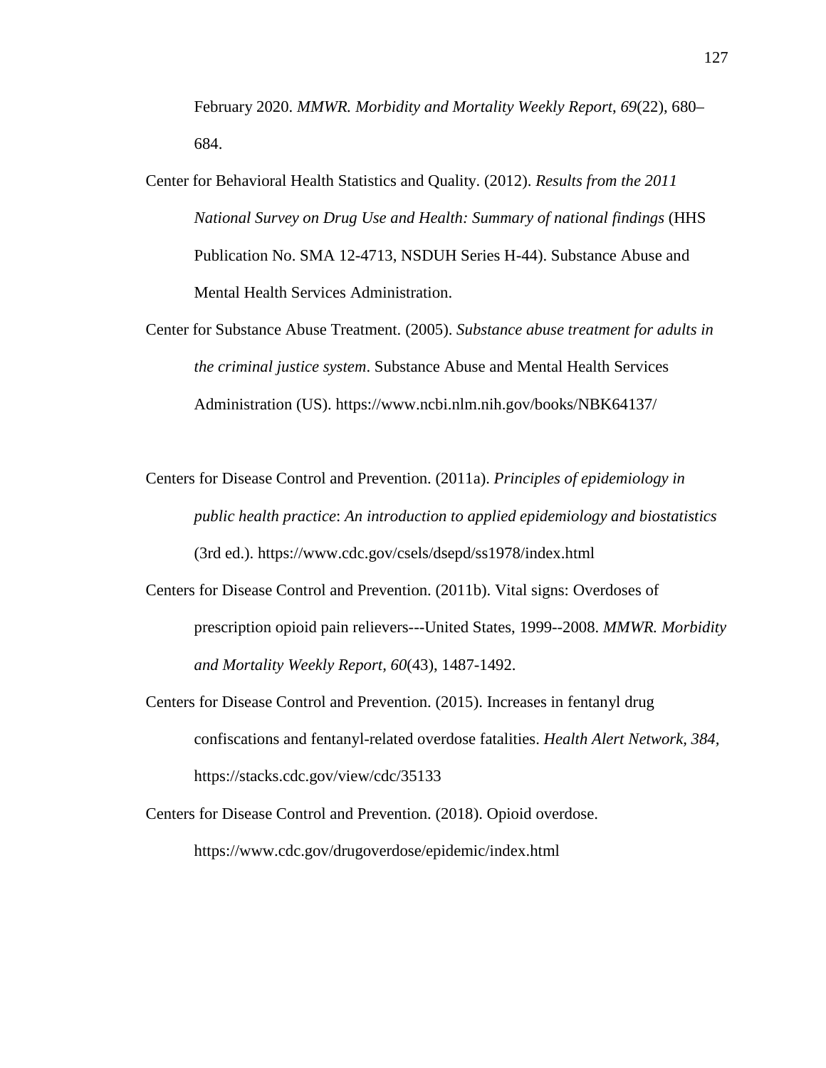February 2020. *MMWR. Morbidity and Mortality Weekly Report*, *69*(22), 680–684.

Center for Behavioral Health Statistics and Quality. (2012). *Results from the 2011 National Survey on Drug Use and Health: Summary of national findings* (HHS Publication No. SMA 12-4713, NSDUH Series H-44). Substance Abuse and Mental Health Services Administration.

Center for Substance Abuse Treatment. (2005). *Substance abuse treatment for adults in the criminal justice system*. Substance Abuse and Mental Health Services Administration (US). https://www.ncbi.nlm.nih.gov/books/NBK64137/

Centers for Disease Control and Prevention. (2011a). *Principles of epidemiology in public health practice*: *An introduction to applied epidemiology and biostatistics* (3rd ed.). https://www.cdc.gov/csels/dsepd/ss1978/index.html

Centers for Disease Control and Prevention. (2011b). Vital signs: Overdoses of prescription opioid pain relievers---United States, 1999--2008. *MMWR. Morbidity and Mortality Weekly Report, 60*(43), 1487-1492.

Centers for Disease Control and Prevention. (2015). Increases in fentanyl drug confiscations and fentanyl-related overdose fatalities. *Health Alert Network*, *384*, https://stacks.cdc.gov/view/cdc/35133

Centers for Disease Control and Prevention. (2018). Opioid overdose. https://www.cdc.gov/drugoverdose/epidemic/index.html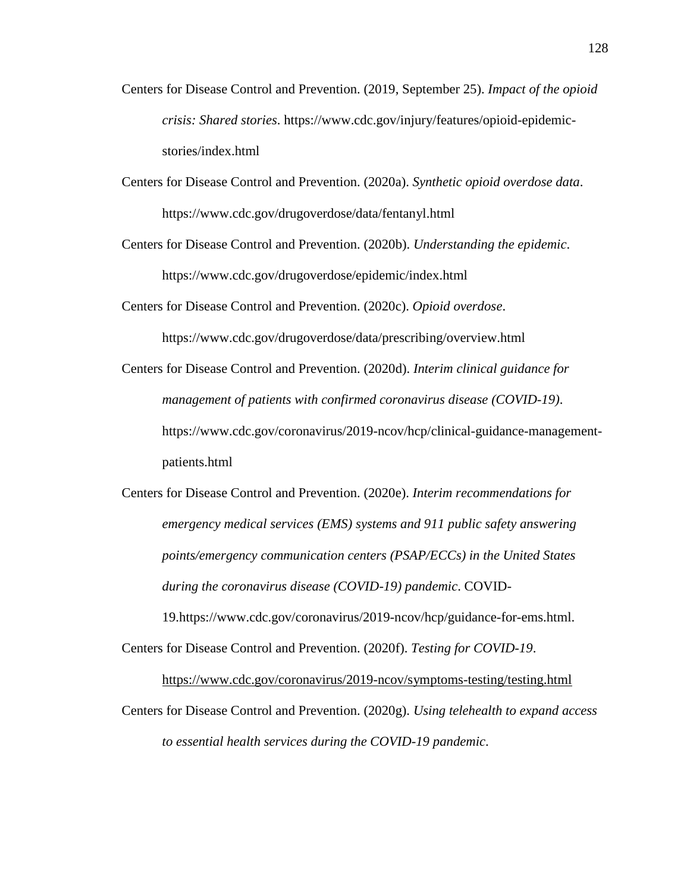Centers for Disease Control and Prevention. (2019, September 25). *Impact of the opioid crisis: Shared stories*. https://www.cdc.gov/injury/features/opioid-epidemic-stories/index.html

Centers for Disease Control and Prevention. (2020a). *Synthetic opioid overdose data*. https://www.cdc.gov/drugoverdose/data/fentanyl.html

Centers for Disease Control and Prevention. (2020b). *Understanding the epidemic*. https://www.cdc.gov/drugoverdose/epidemic/index.html

Centers for Disease Control and Prevention. (2020c). *Opioid overdose*. https://www.cdc.gov/drugoverdose/data/prescribing/overview.html

Centers for Disease Control and Prevention. (2020d). *Interim clinical guidance for management of patients with confirmed coronavirus disease (COVID-19)*. https://www.cdc.gov/coronavirus/2019-ncov/hcp/clinical-guidance-management-patients.html

Centers for Disease Control and Prevention. (2020e). *Interim recommendations for emergency medical services (EMS) systems and 911 public safety answering points/emergency communication centers (PSAP/ECCs) in the United States during the coronavirus disease (COVID-19) pandemic*. COVID-19.https://www.cdc.gov/coronavirus/2019-ncov/hcp/guidance-for-ems.html.

Centers for Disease Control and Prevention. (2020f). *Testing for COVID-19*. https://www.cdc.gov/coronavirus/2019-ncov/symptoms-testing/testing.html

Centers for Disease Control and Prevention. (2020g). *Using telehealth to expand access to essential health services during the COVID-19 pandemic*.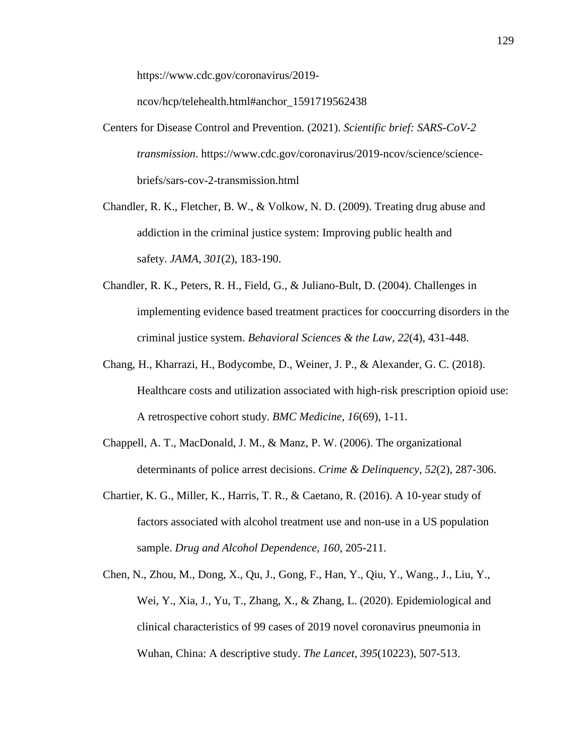https://www.cdc.gov/coronavirus/2019-ncov/hcp/telehealth.html#anchor_1591719562438

Centers for Disease Control and Prevention. (2021). *Scientific brief: SARS-CoV-2 transmission*. https://www.cdc.gov/coronavirus/2019-ncov/science/science-briefs/sars-cov-2-transmission.html

Chandler, R. K., Fletcher, B. W., & Volkow, N. D. (2009). Treating drug abuse and addiction in the criminal justice system: Improving public health and safety. *JAMA, 301*(2), 183-190.

Chandler, R. K., Peters, R. H., Field, G., & Juliano-Bult, D. (2004). Challenges in implementing evidence based treatment practices for cooccurring disorders in the criminal justice system. *Behavioral Sciences & the Law*, *22*(4), 431-448.

Chang, H., Kharrazi, H., Bodycombe, D., Weiner, J. P., & Alexander, G. C. (2018). Healthcare costs and utilization associated with high-risk prescription opioid use: A retrospective cohort study. *BMC Medicine*, *16*(69), 1-11.

Chappell, A. T., MacDonald, J. M., & Manz, P. W. (2006). The organizational determinants of police arrest decisions. *Crime & Delinquency*, *52*(2), 287-306.

Chartier, K. G., Miller, K., Harris, T. R., & Caetano, R. (2016). A 10-year study of factors associated with alcohol treatment use and non-use in a US population sample. *Drug and Alcohol Dependence*, *160*, 205-211.

Chen, N., Zhou, M., Dong, X., Qu, J., Gong, F., Han, Y., Qiu, Y., Wang., J., Liu, Y., Wei, Y., Xia, J., Yu, T., Zhang, X., & Zhang, L. (2020). Epidemiological and clinical characteristics of 99 cases of 2019 novel coronavirus pneumonia in Wuhan, China: A descriptive study. *The Lancet*, *395*(10223), 507-513.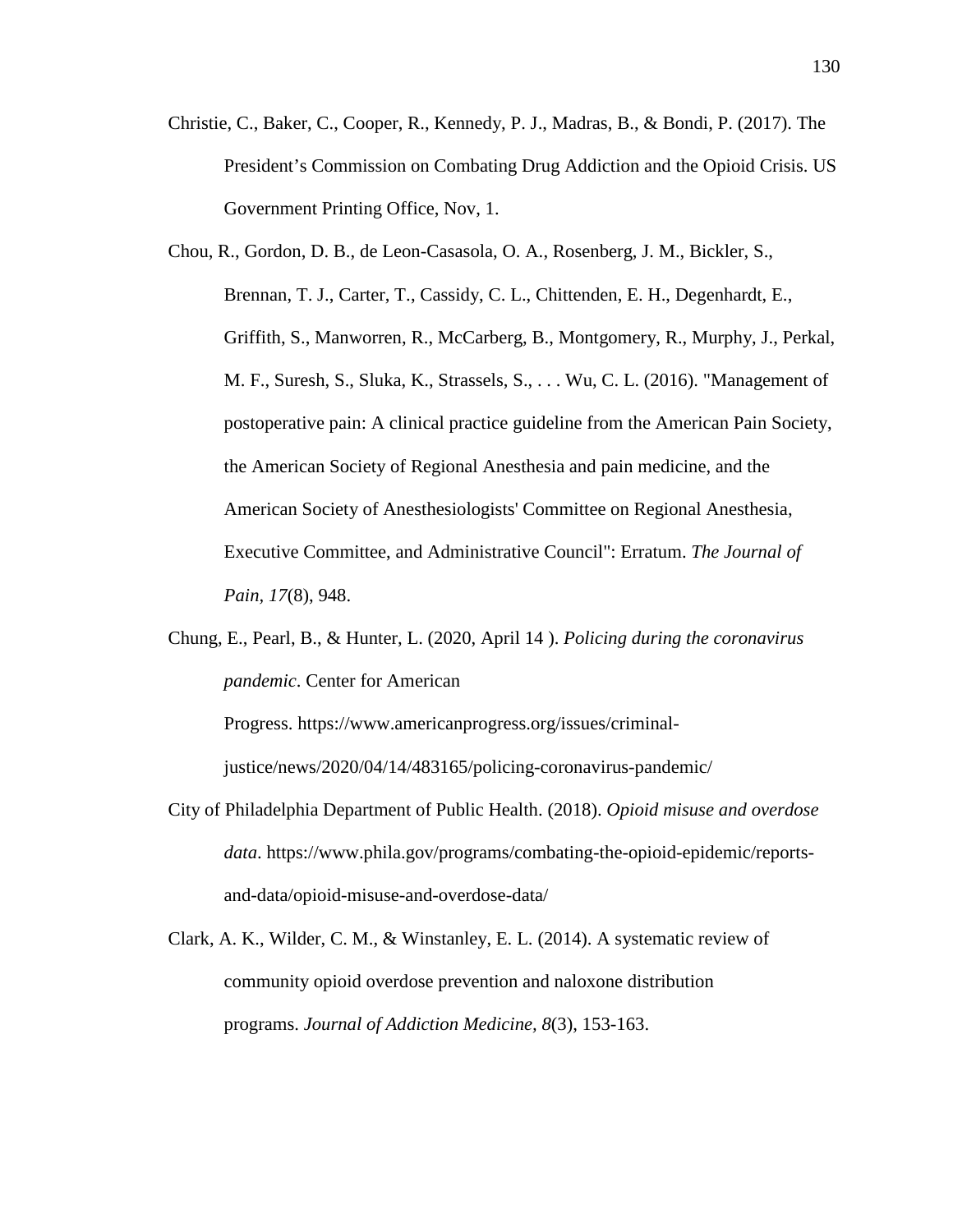Christie, C., Baker, C., Cooper, R., Kennedy, P. J., Madras, B., & Bondi, P. (2017). The President's Commission on Combating Drug Addiction and the Opioid Crisis. US Government Printing Office, Nov, 1.

Chou, R., Gordon, D. B., de Leon-Casasola, O. A., Rosenberg, J. M., Bickler, S., Brennan, T. J., Carter, T., Cassidy, C. L., Chittenden, E. H., Degenhardt, E., Griffith, S., Manworren, R., McCarberg, B., Montgomery, R., Murphy, J., Perkal, M. F., Suresh, S., Sluka, K., Strassels, S., . . . Wu, C. L. (2016). "Management of postoperative pain: A clinical practice guideline from the American Pain Society, the American Society of Regional Anesthesia and pain medicine, and the American Society of Anesthesiologists' Committee on Regional Anesthesia, Executive Committee, and Administrative Council": Erratum. *The Journal of Pain, 17*(8), 948.

Chung, E., Pearl, B., & Hunter, L. (2020, April 14 ). *Policing during the coronavirus pandemic*. Center for American Progress. https://www.americanprogress.org/issues/criminal-justice/news/2020/04/14/483165/policing-coronavirus-pandemic/

City of Philadelphia Department of Public Health. (2018). *Opioid misuse and overdose data*. https://www.phila.gov/programs/combating-the-opioid-epidemic/reports-and-data/opioid-misuse-and-overdose-data/

Clark, A. K., Wilder, C. M., & Winstanley, E. L. (2014). A systematic review of community opioid overdose prevention and naloxone distribution programs. *Journal of Addiction Medicine, 8*(3), 153-163.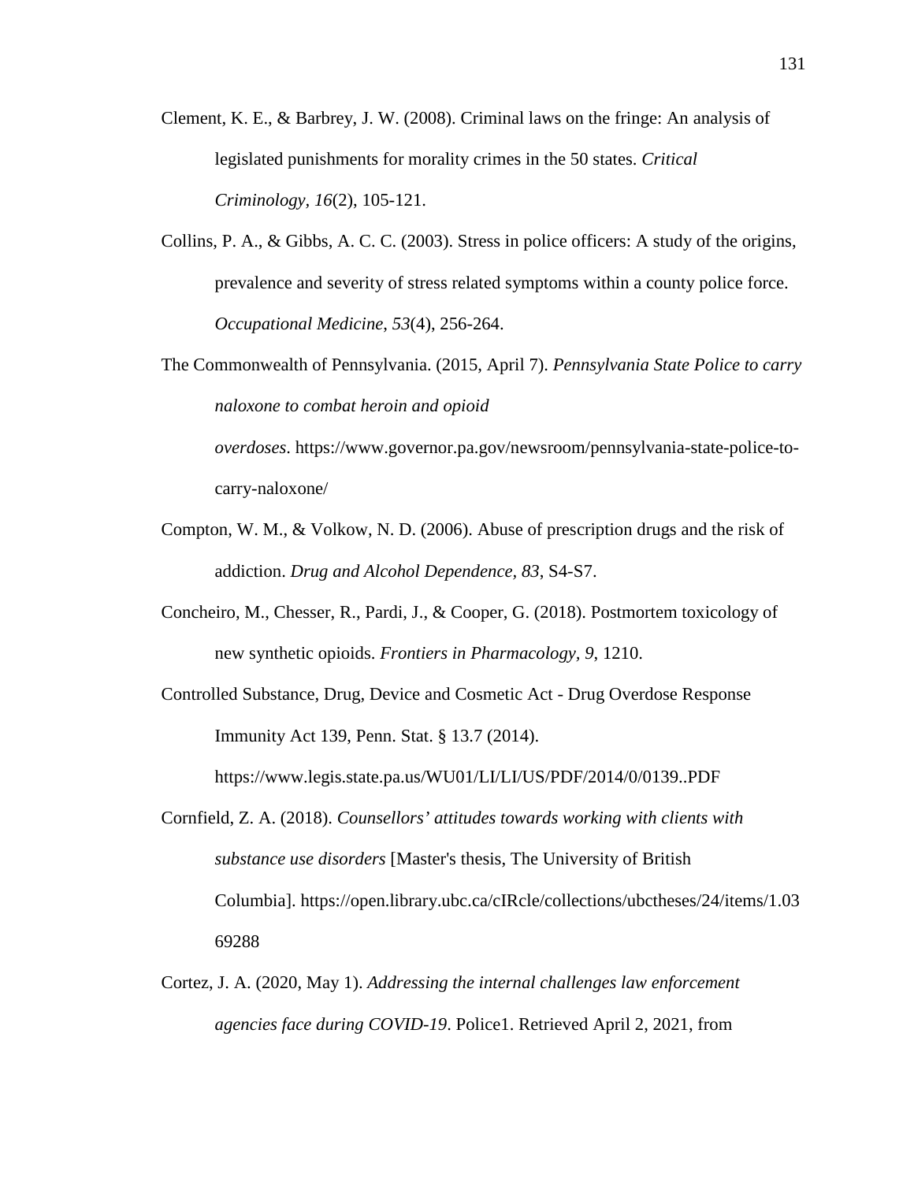Clement, K. E., & Barbrey, J. W. (2008). Criminal laws on the fringe: An analysis of legislated punishments for morality crimes in the 50 states. *Critical Criminology, 16*(2), 105-121.

Collins, P. A., & Gibbs, A. C. C. (2003). Stress in police officers: A study of the origins, prevalence and severity of stress related symptoms within a county police force. *Occupational Medicine, 53*(4), 256-264.

The Commonwealth of Pennsylvania. (2015, April 7). *Pennsylvania State Police to carry naloxone to combat heroin and opioid overdoses*. https://www.governor.pa.gov/newsroom/pennsylvania-state-police-to-carry-naloxone/

Compton, W. M., & Volkow, N. D. (2006). Abuse of prescription drugs and the risk of addiction. *Drug and Alcohol Dependence, 83*, S4-S7.

Concheiro, M., Chesser, R., Pardi, J., & Cooper, G. (2018). Postmortem toxicology of new synthetic opioids. *Frontiers in Pharmacology, 9*, 1210.

Controlled Substance, Drug, Device and Cosmetic Act - Drug Overdose Response Immunity Act 139, Penn. Stat. § 13.7 (2014). https://www.legis.state.pa.us/WU01/LI/LI/US/PDF/2014/0/0139..PDF

Cornfield, Z. A. (2018). *Counsellors' attitudes towards working with clients with substance use disorders* [Master's thesis, The University of British Columbia]. https://open.library.ubc.ca/cIRcle/collections/ubctheses/24/items/1.0369288

Cortez, J. A. (2020, May 1). *Addressing the internal challenges law enforcement agencies face during COVID-19*. Police1. Retrieved April 2, 2021, from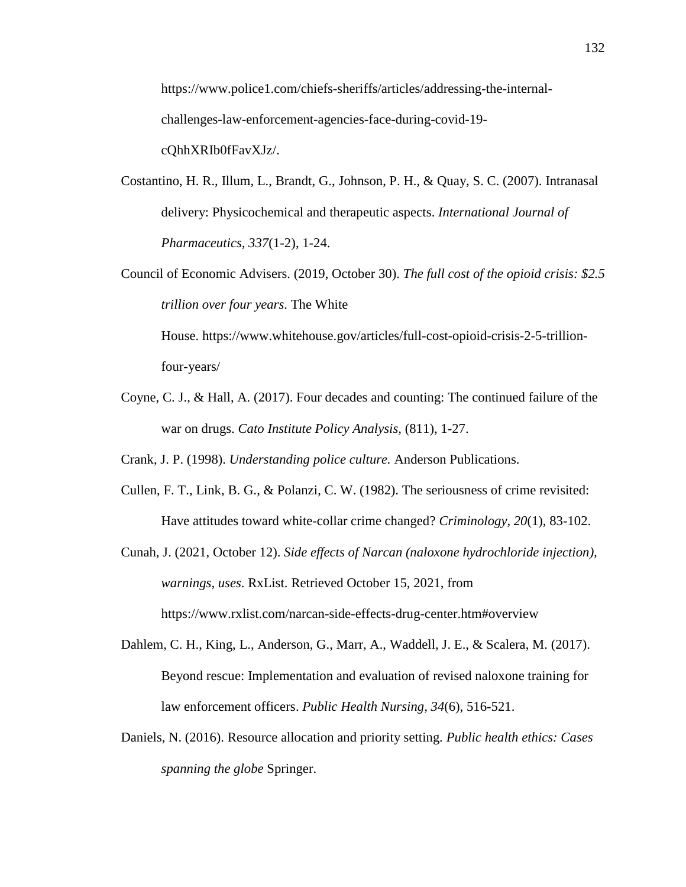https://www.police1.com/chiefs-sheriffs/articles/addressing-the-internal-challenges-law-enforcement-agencies-face-during-covid-19-cQhhXRIb0fFavXJz/.

Costantino, H. R., Illum, L., Brandt, G., Johnson, P. H., & Quay, S. C. (2007). Intranasal delivery: Physicochemical and therapeutic aspects. *International Journal of Pharmaceutics, 337*(1-2), 1-24.

Council of Economic Advisers. (2019, October 30). *The full cost of the opioid crisis: $2.5 trillion over four years*. The White House. https://www.whitehouse.gov/articles/full-cost-opioid-crisis-2-5-trillion-four-years/

Coyne, C. J., & Hall, A. (2017). Four decades and counting: The continued failure of the war on drugs. *Cato Institute Policy Analysis,* (811), 1-27.

Crank, J. P. (1998). *Understanding police culture.* Anderson Publications.

Cullen, F. T., Link, B. G., & Polanzi, C. W. (1982). The seriousness of crime revisited: Have attitudes toward white-collar crime changed? *Criminology, 20*(1), 83-102.

Cunah, J. (2021, October 12). *Side effects of Narcan (naloxone hydrochloride injection), warnings, uses*. RxList. Retrieved October 15, 2021, from https://www.rxlist.com/narcan-side-effects-drug-center.htm#overview

Dahlem, C. H., King, L., Anderson, G., Marr, A., Waddell, J. E., & Scalera, M. (2017). Beyond rescue: Implementation and evaluation of revised naloxone training for law enforcement officers. *Public Health Nursing, 34*(6), 516-521.

Daniels, N. (2016). Resource allocation and priority setting. *Public health ethics: Cases spanning the globe* Springer.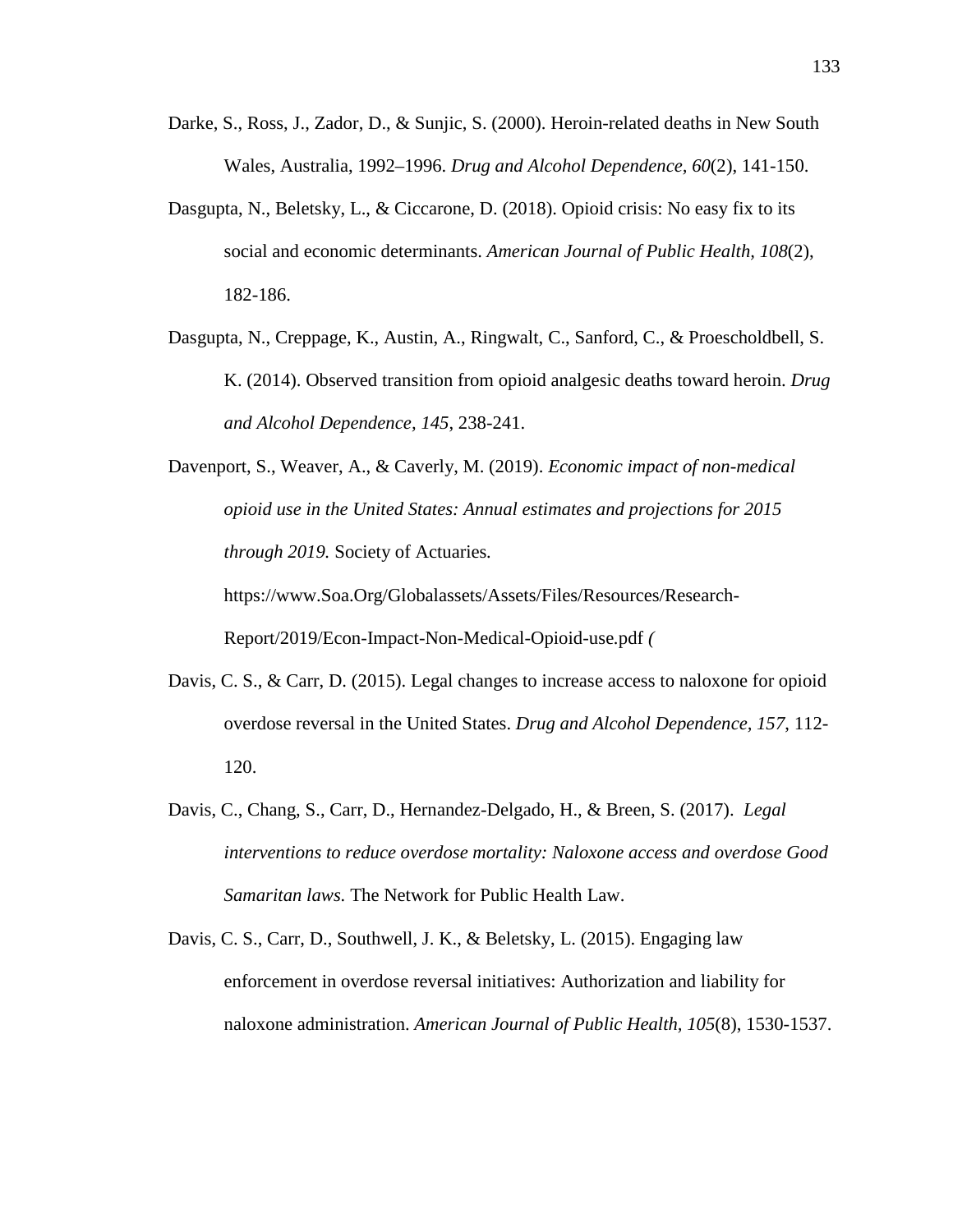Darke, S., Ross, J., Zador, D., & Sunjic, S. (2000). Heroin-related deaths in New South Wales, Australia, 1992–1996. *Drug and Alcohol Dependence, 60*(2), 141-150.

Dasgupta, N., Beletsky, L., & Ciccarone, D. (2018). Opioid crisis: No easy fix to its social and economic determinants. *American Journal of Public Health, 108*(2), 182-186.

Dasgupta, N., Creppage, K., Austin, A., Ringwalt, C., Sanford, C., & Proescholdbell, S. K. (2014). Observed transition from opioid analgesic deaths toward heroin. *Drug and Alcohol Dependence, 145*, 238-241.

Davenport, S., Weaver, A., & Caverly, M. (2019). *Economic impact of non-medical opioid use in the United States: Annual estimates and projections for 2015 through 2019.* Society of Actuaries. https://www.Soa.Org/Globalassets/Assets/Files/Resources/Research-Report/2019/Econ-Impact-Non-Medical-Opioid-use.pdf *(*

Davis, C. S., & Carr, D. (2015). Legal changes to increase access to naloxone for opioid overdose reversal in the United States. *Drug and Alcohol Dependence, 157*, 112-120.

Davis, C., Chang, S., Carr, D., Hernandez-Delgado, H., & Breen, S. (2017). *Legal interventions to reduce overdose mortality: Naloxone access and overdose Good Samaritan laws.* The Network for Public Health Law.

Davis, C. S., Carr, D., Southwell, J. K., & Beletsky, L. (2015). Engaging law enforcement in overdose reversal initiatives: Authorization and liability for naloxone administration. *American Journal of Public Health, 105*(8), 1530-1537.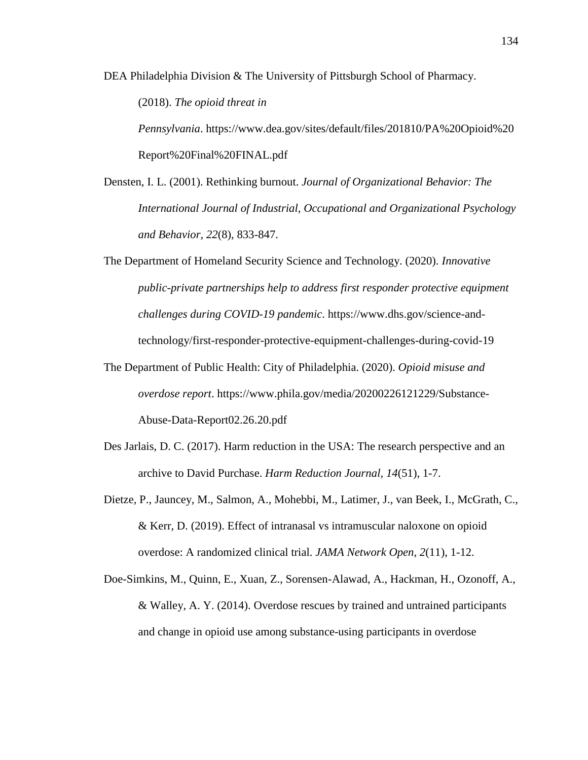DEA Philadelphia Division & The University of Pittsburgh School of Pharmacy. (2018). *The opioid threat in Pennsylvania*. https://www.dea.gov/sites/default/files/201810/PA%20Opioid%20Report%20Final%20FINAL.pdf

Densten, I. L. (2001). Rethinking burnout. *Journal of Organizational Behavior: The International Journal of Industrial, Occupational and Organizational Psychology and Behavior*, *22*(8), 833-847.

The Department of Homeland Security Science and Technology. (2020). *Innovative public-private partnerships help to address first responder protective equipment challenges during COVID-19 pandemic*. https://www.dhs.gov/science-and-technology/first-responder-protective-equipment-challenges-during-covid-19

The Department of Public Health: City of Philadelphia. (2020). *Opioid misuse and overdose report*. https://www.phila.gov/media/20200226121229/Substance-Abuse-Data-Report02.26.20.pdf

Des Jarlais, D. C. (2017). Harm reduction in the USA: The research perspective and an archive to David Purchase. *Harm Reduction Journal*, *14*(51), 1-7.

Dietze, P., Jauncey, M., Salmon, A., Mohebbi, M., Latimer, J., van Beek, I., McGrath, C., & Kerr, D. (2019). Effect of intranasal vs intramuscular naloxone on opioid overdose: A randomized clinical trial. *JAMA Network Open*, *2*(11), 1-12.

Doe-Simkins, M., Quinn, E., Xuan, Z., Sorensen-Alawad, A., Hackman, H., Ozonoff, A., & Walley, A. Y. (2014). Overdose rescues by trained and untrained participants and change in opioid use among substance-using participants in overdose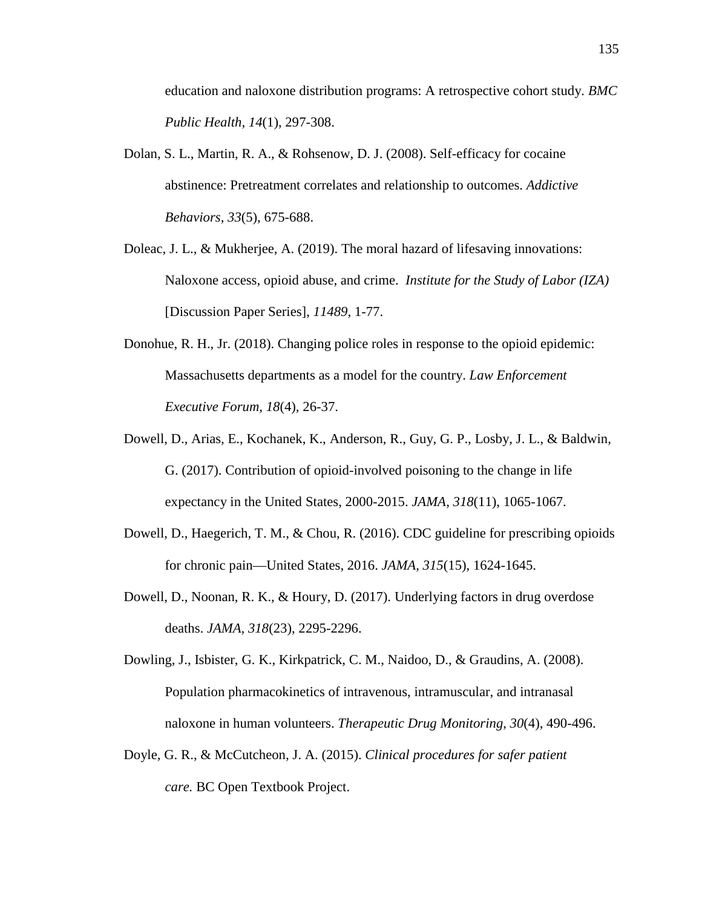education and naloxone distribution programs: A retrospective cohort study. *BMC Public Health, 14*(1), 297-308.

Dolan, S. L., Martin, R. A., & Rohsenow, D. J. (2008). Self-efficacy for cocaine abstinence: Pretreatment correlates and relationship to outcomes. *Addictive Behaviors, 33*(5), 675-688.

Doleac, J. L., & Mukherjee, A. (2019). The moral hazard of lifesaving innovations: Naloxone access, opioid abuse, and crime. *Institute for the Study of Labor (IZA)* [Discussion Paper Series], *11489*, 1-77.

Donohue, R. H., Jr. (2018). Changing police roles in response to the opioid epidemic: Massachusetts departments as a model for the country. *Law Enforcement Executive Forum, 18*(4), 26-37.

Dowell, D., Arias, E., Kochanek, K., Anderson, R., Guy, G. P., Losby, J. L., & Baldwin, G. (2017). Contribution of opioid-involved poisoning to the change in life expectancy in the United States, 2000-2015. *JAMA, 318*(11), 1065-1067.

Dowell, D., Haegerich, T. M., & Chou, R. (2016). CDC guideline for prescribing opioids for chronic pain—United States, 2016. *JAMA*, *315*(15), 1624-1645.

Dowell, D., Noonan, R. K., & Houry, D. (2017). Underlying factors in drug overdose deaths. *JAMA*, *318*(23), 2295-2296.

Dowling, J., Isbister, G. K., Kirkpatrick, C. M., Naidoo, D., & Graudins, A. (2008). Population pharmacokinetics of intravenous, intramuscular, and intranasal naloxone in human volunteers. *Therapeutic Drug Monitoring*, *30*(4), 490-496.

Doyle, G. R., & McCutcheon, J. A. (2015). *Clinical procedures for safer patient care.* BC Open Textbook Project.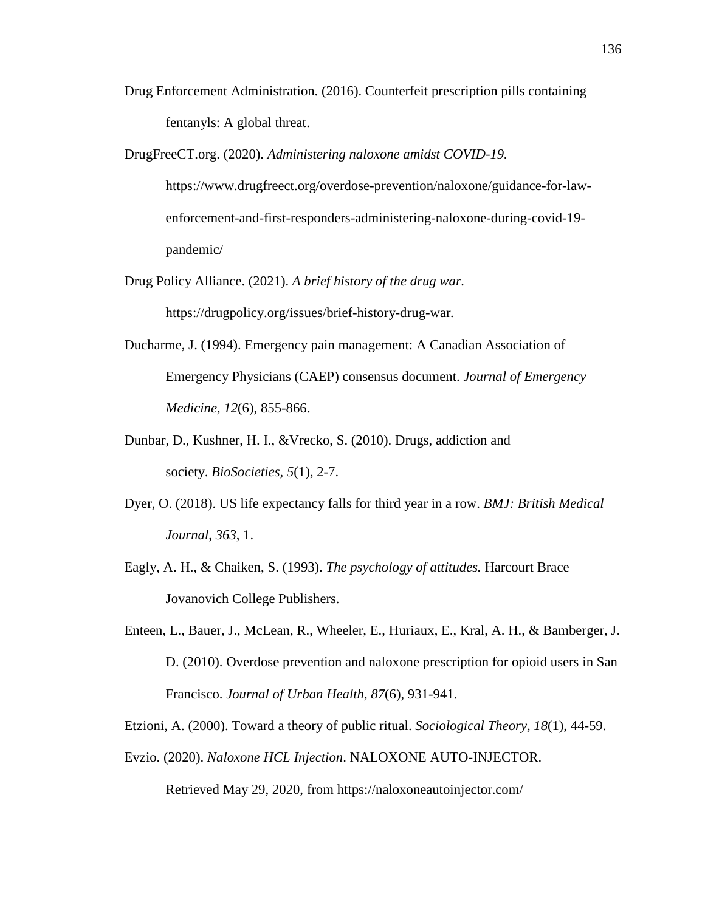Drug Enforcement Administration. (2016). Counterfeit prescription pills containing fentanyls: A global threat.

DrugFreeCT.org. (2020). *Administering naloxone amidst COVID-19.* https://www.drugfreect.org/overdose-prevention/naloxone/guidance-for-law-enforcement-and-first-responders-administering-naloxone-during-covid-19-pandemic/

Drug Policy Alliance. (2021). *A brief history of the drug war.* https://drugpolicy.org/issues/brief-history-drug-war.

Ducharme, J. (1994). Emergency pain management: A Canadian Association of Emergency Physicians (CAEP) consensus document. *Journal of Emergency Medicine, 12*(6), 855-866.

Dunbar, D., Kushner, H. I., &Vrecko, S. (2010). Drugs, addiction and society. *BioSocieties, 5*(1), 2-7.

Dyer, O. (2018). US life expectancy falls for third year in a row. *BMJ: British Medical Journal*, *363*, 1.

Eagly, A. H., & Chaiken, S. (1993). *The psychology of attitudes.* Harcourt Brace Jovanovich College Publishers.

Enteen, L., Bauer, J., McLean, R., Wheeler, E., Huriaux, E., Kral, A. H., & Bamberger, J. D. (2010). Overdose prevention and naloxone prescription for opioid users in San Francisco. *Journal of Urban Health*, *87*(6), 931-941.

Etzioni, A. (2000). Toward a theory of public ritual. *Sociological Theory*, *18*(1), 44-59.

Evzio. (2020). *Naloxone HCL Injection*. NALOXONE AUTO-INJECTOR. Retrieved May 29, 2020, from https://naloxoneautoinjector.com/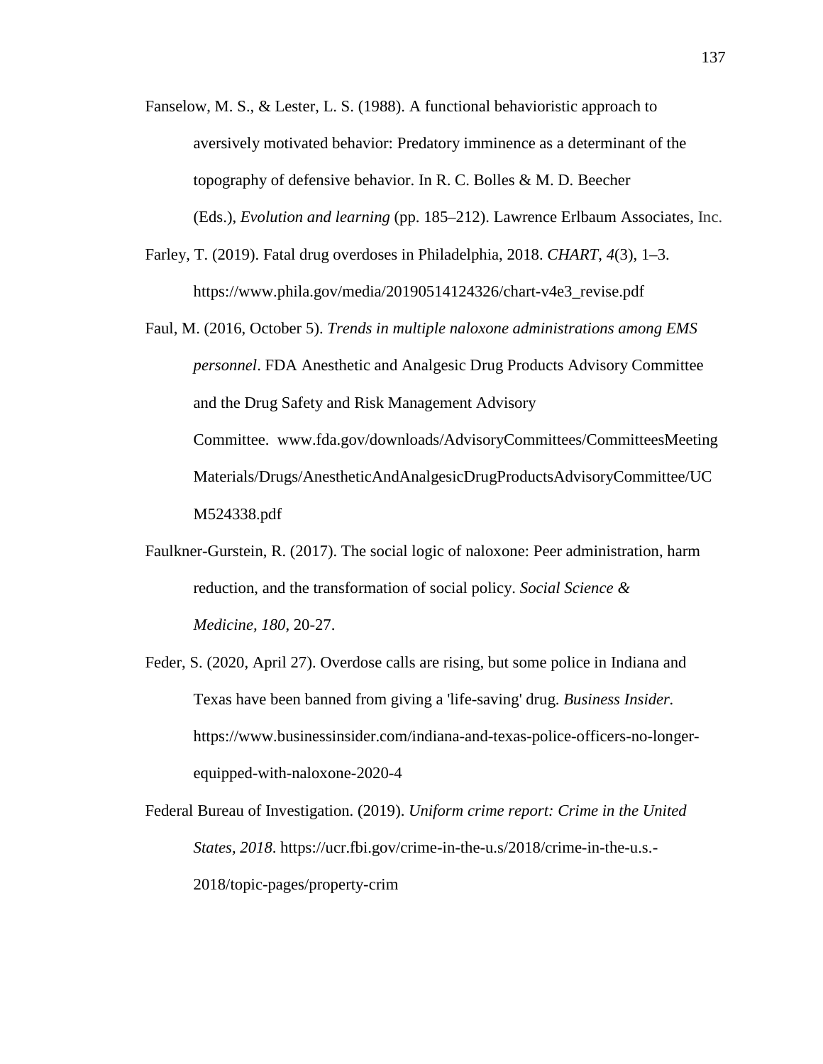Fanselow, M. S., & Lester, L. S. (1988). A functional behavioristic approach to aversively motivated behavior: Predatory imminence as a determinant of the topography of defensive behavior. In R. C. Bolles & M. D. Beecher (Eds.), *Evolution and learning* (pp. 185–212). Lawrence Erlbaum Associates, Inc.

Farley, T. (2019). Fatal drug overdoses in Philadelphia, 2018. *CHART*, *4*(3), 1–3. https://www.phila.gov/media/20190514124326/chart-v4e3_revise.pdf

Faul, M. (2016, October 5). *Trends in multiple naloxone administrations among EMS personnel*. FDA Anesthetic and Analgesic Drug Products Advisory Committee and the Drug Safety and Risk Management Advisory Committee. www.fda.gov/downloads/AdvisoryCommittees/CommitteesMeetingMaterials/Drugs/AnestheticAndAnalgesicDrugProductsAdvisoryCommittee/UCM524338.pdf

Faulkner-Gurstein, R. (2017). The social logic of naloxone: Peer administration, harm reduction, and the transformation of social policy. *Social Science & Medicine, 180*, 20-27.

Feder, S. (2020, April 27). Overdose calls are rising, but some police in Indiana and Texas have been banned from giving a 'life-saving' drug. *Business Insider.* https://www.businessinsider.com/indiana-and-texas-police-officers-no-longer-equipped-with-naloxone-2020-4

Federal Bureau of Investigation. (2019). *Uniform crime report: Crime in the United States, 2018*. https://ucr.fbi.gov/crime-in-the-u.s/2018/crime-in-the-u.s.-2018/topic-pages/property-crim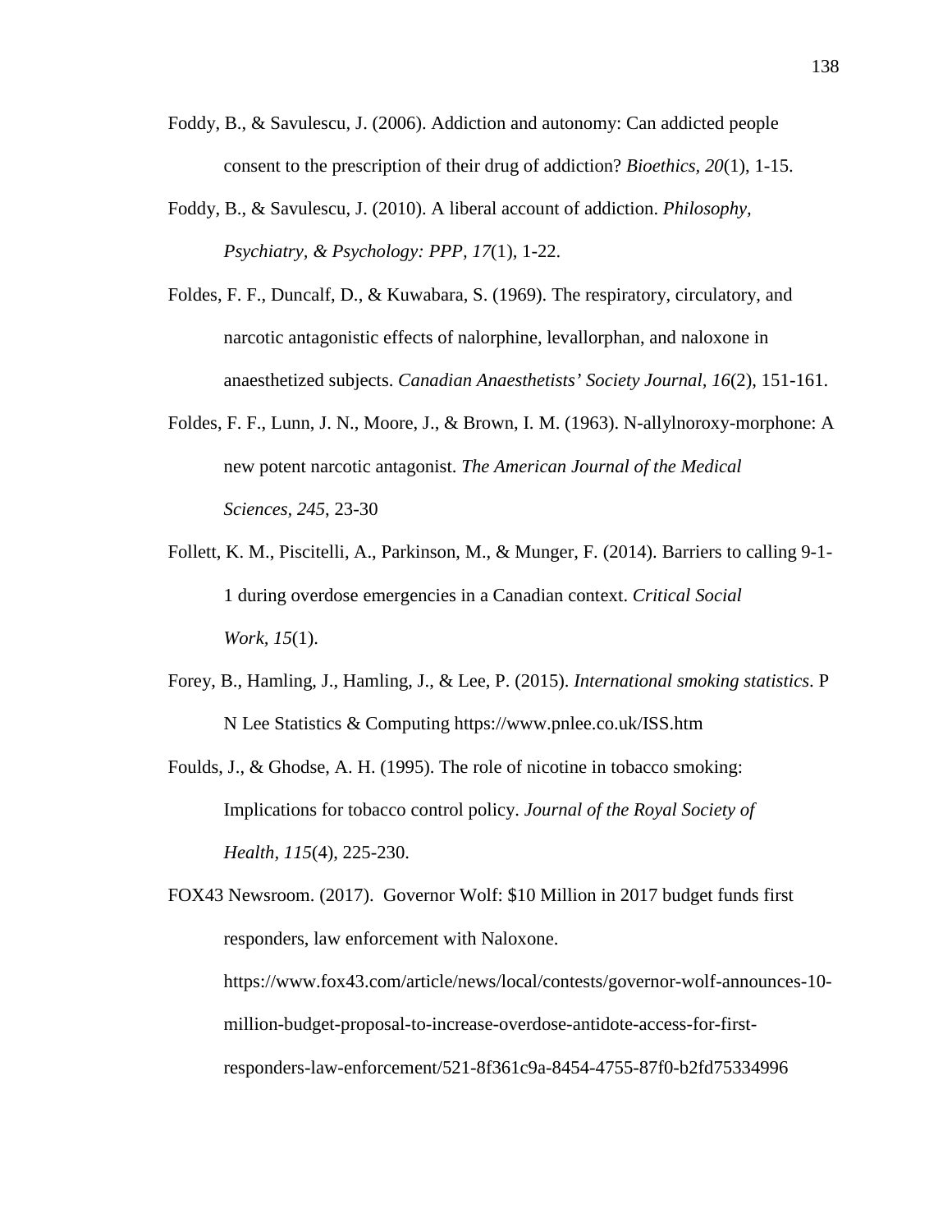Foddy, B., & Savulescu, J. (2006). Addiction and autonomy: Can addicted people consent to the prescription of their drug of addiction? *Bioethics*, *20*(1), 1-15.

Foddy, B., & Savulescu, J. (2010). A liberal account of addiction. *Philosophy, Psychiatry, & Psychology: PPP, 17*(1), 1-22.

Foldes, F. F., Duncalf, D., & Kuwabara, S. (1969). The respiratory, circulatory, and narcotic antagonistic effects of nalorphine, levallorphan, and naloxone in anaesthetized subjects. *Canadian Anaesthetists' Society Journal*, *16*(2), 151-161.

Foldes, F. F., Lunn, J. N., Moore, J., & Brown, I. M. (1963). N-allylnoroxy-morphone: A new potent narcotic antagonist. *The American Journal of the Medical Sciences*, *245*, 23-30

Follett, K. M., Piscitelli, A., Parkinson, M., & Munger, F. (2014). Barriers to calling 9-1-1 during overdose emergencies in a Canadian context. *Critical Social Work*, *15*(1).

Forey, B., Hamling, J., Hamling, J., & Lee, P. (2015). *International smoking statistics*. P N Lee Statistics & Computing https://www.pnlee.co.uk/ISS.htm

Foulds, J., & Ghodse, A. H. (1995). The role of nicotine in tobacco smoking: Implications for tobacco control policy. *Journal of the Royal Society of Health*, *115*(4), 225-230.

FOX43 Newsroom. (2017). Governor Wolf: $10 Million in 2017 budget funds first responders, law enforcement with Naloxone. https://www.fox43.com/article/news/local/contests/governor-wolf-announces-10-million-budget-proposal-to-increase-overdose-antidote-access-for-first-responders-law-enforcement/521-8f361c9a-8454-4755-87f0-b2fd75334996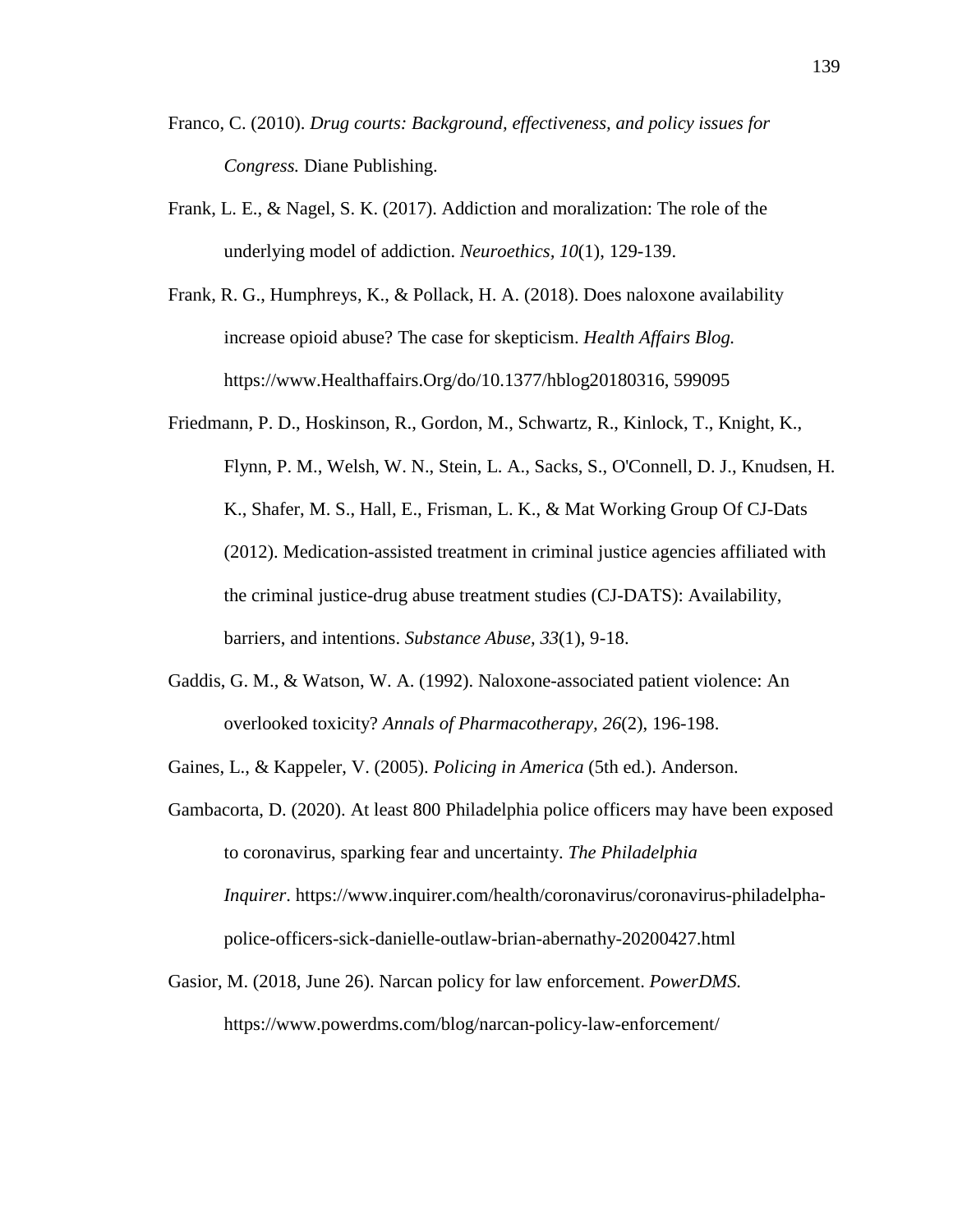Franco, C. (2010). *Drug courts: Background, effectiveness, and policy issues for Congress.* Diane Publishing.

Frank, L. E., & Nagel, S. K. (2017). Addiction and moralization: The role of the underlying model of addiction. *Neuroethics, 10*(1), 129-139.

Frank, R. G., Humphreys, K., & Pollack, H. A. (2018). Does naloxone availability increase opioid abuse? The case for skepticism. *Health Affairs Blog.* https://www.Healthaffairs.Org/do/10.1377/hblog20180316, 599095

Friedmann, P. D., Hoskinson, R., Gordon, M., Schwartz, R., Kinlock, T., Knight, K., Flynn, P. M., Welsh, W. N., Stein, L. A., Sacks, S., O'Connell, D. J., Knudsen, H. K., Shafer, M. S., Hall, E., Frisman, L. K., & Mat Working Group Of CJ-Dats (2012). Medication-assisted treatment in criminal justice agencies affiliated with the criminal justice-drug abuse treatment studies (CJ-DATS): Availability, barriers, and intentions. *Substance Abuse, 33*(1), 9-18.

Gaddis, G. M., & Watson, W. A. (1992). Naloxone-associated patient violence: An overlooked toxicity? *Annals of Pharmacotherapy, 26*(2), 196-198.

Gaines, L., & Kappeler, V. (2005). *Policing in America* (5th ed.). Anderson.

Gambacorta, D. (2020). At least 800 Philadelphia police officers may have been exposed to coronavirus, sparking fear and uncertainty. *The Philadelphia Inquirer*. https://www.inquirer.com/health/coronavirus/coronavirus-philadelpha-police-officers-sick-danielle-outlaw-brian-abernathy-20200427.html

Gasior, M. (2018, June 26). Narcan policy for law enforcement. *PowerDMS.* https://www.powerdms.com/blog/narcan-policy-law-enforcement/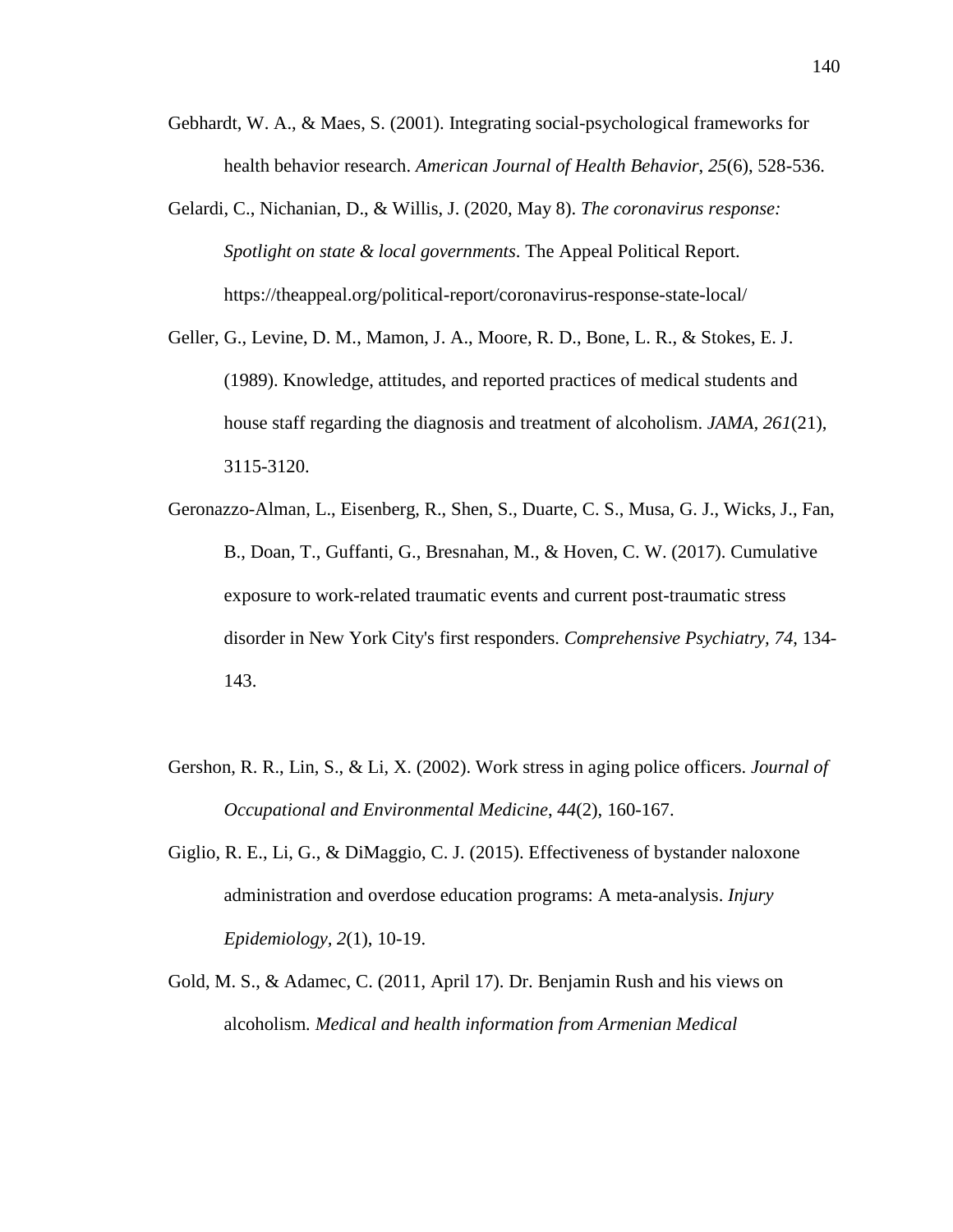Gebhardt, W. A., & Maes, S. (2001). Integrating social-psychological frameworks for health behavior research. *American Journal of Health Behavior, 25*(6), 528-536.

Gelardi, C., Nichanian, D., & Willis, J. (2020, May 8). *The coronavirus response: Spotlight on state & local governments*. The Appeal Political Report. https://theappeal.org/political-report/coronavirus-response-state-local/

Geller, G., Levine, D. M., Mamon, J. A., Moore, R. D., Bone, L. R., & Stokes, E. J. (1989). Knowledge, attitudes, and reported practices of medical students and house staff regarding the diagnosis and treatment of alcoholism. *JAMA, 261*(21), 3115-3120.

Geronazzo-Alman, L., Eisenberg, R., Shen, S., Duarte, C. S., Musa, G. J., Wicks, J., Fan, B., Doan, T., Guffanti, G., Bresnahan, M., & Hoven, C. W. (2017). Cumulative exposure to work-related traumatic events and current post-traumatic stress disorder in New York City's first responders. *Comprehensive Psychiatry, 74*, 134-143.

Gershon, R. R., Lin, S., & Li, X. (2002). Work stress in aging police officers. *Journal of Occupational and Environmental Medicine*, *44*(2), 160-167.

Giglio, R. E., Li, G., & DiMaggio, C. J. (2015). Effectiveness of bystander naloxone administration and overdose education programs: A meta-analysis. *Injury Epidemiology, 2*(1), 10-19.

Gold, M. S., & Adamec, C. (2011, April 17). Dr. Benjamin Rush and his views on alcoholism. *Medical and health information from Armenian Medical*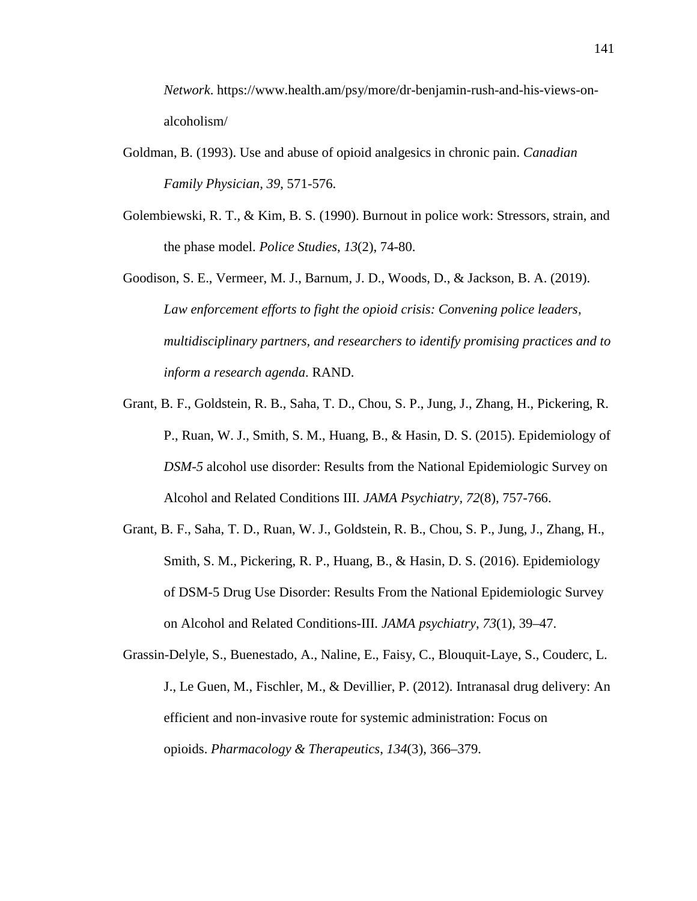*Network*. https://www.health.am/psy/more/dr-benjamin-rush-and-his-views-on-alcoholism/

Goldman, B. (1993). Use and abuse of opioid analgesics in chronic pain. *Canadian Family Physician*, *39*, 571-576.

Golembiewski, R. T., & Kim, B. S. (1990). Burnout in police work: Stressors, strain, and the phase model. *Police Studies*, *13*(2), 74-80.

Goodison, S. E., Vermeer, M. J., Barnum, J. D., Woods, D., & Jackson, B. A. (2019). *Law enforcement efforts to fight the opioid crisis: Convening police leaders, multidisciplinary partners, and researchers to identify promising practices and to inform a research agenda*. RAND.

Grant, B. F., Goldstein, R. B., Saha, T. D., Chou, S. P., Jung, J., Zhang, H., Pickering, R. P., Ruan, W. J., Smith, S. M., Huang, B., & Hasin, D. S. (2015). Epidemiology of *DSM-5* alcohol use disorder: Results from the National Epidemiologic Survey on Alcohol and Related Conditions III. *JAMA Psychiatry, 72*(8), 757-766.

Grant, B. F., Saha, T. D., Ruan, W. J., Goldstein, R. B., Chou, S. P., Jung, J., Zhang, H., Smith, S. M., Pickering, R. P., Huang, B., & Hasin, D. S. (2016). Epidemiology of DSM-5 Drug Use Disorder: Results From the National Epidemiologic Survey on Alcohol and Related Conditions-III. *JAMA psychiatry*, *73*(1), 39–47.

Grassin-Delyle, S., Buenestado, A., Naline, E., Faisy, C., Blouquit-Laye, S., Couderc, L. J., Le Guen, M., Fischler, M., & Devillier, P. (2012). Intranasal drug delivery: An efficient and non-invasive route for systemic administration: Focus on opioids. *Pharmacology & Therapeutics*, *134*(3), 366–379.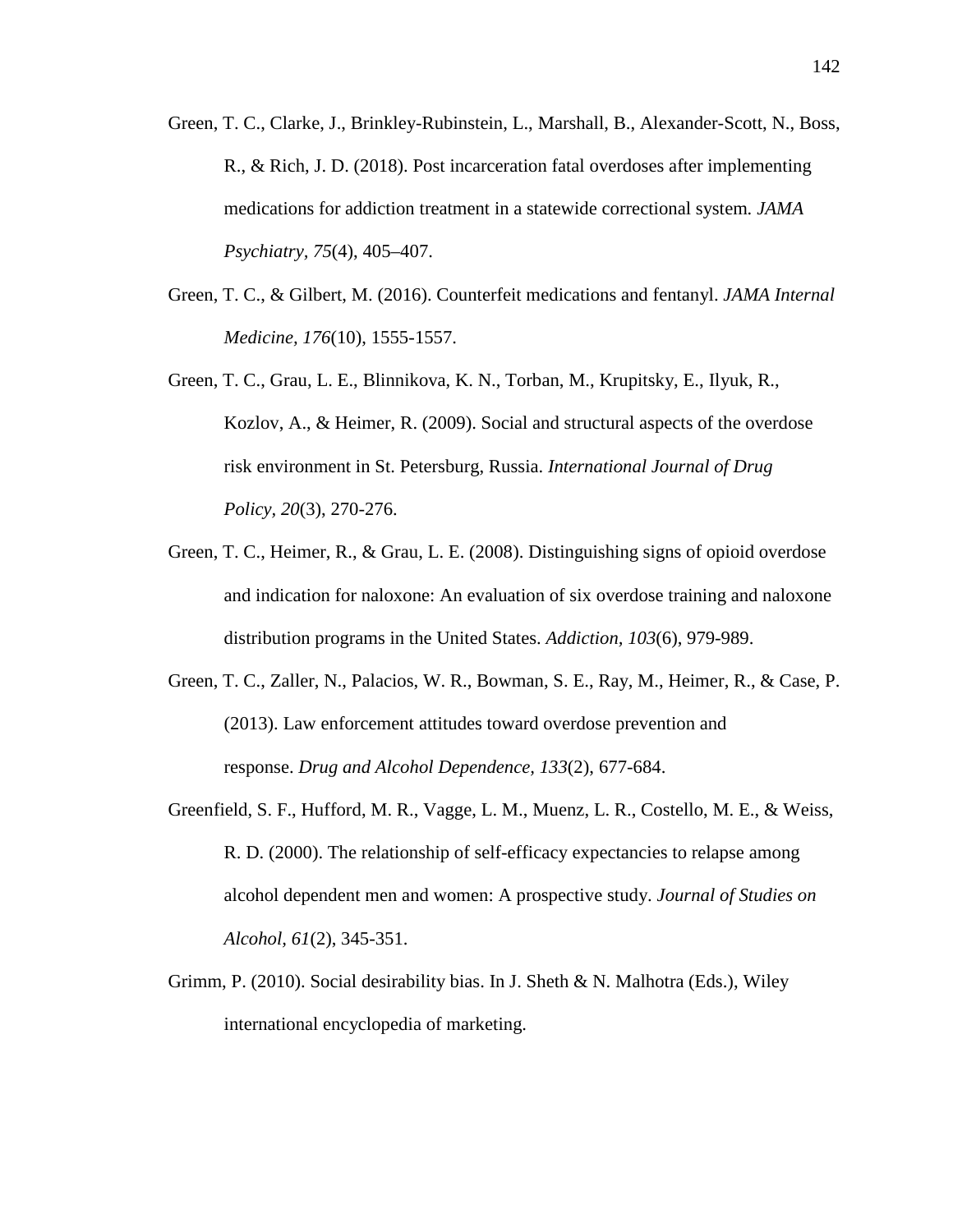Green, T. C., Clarke, J., Brinkley-Rubinstein, L., Marshall, B., Alexander-Scott, N., Boss, R., & Rich, J. D. (2018). Post incarceration fatal overdoses after implementing medications for addiction treatment in a statewide correctional system. *JAMA Psychiatry, 75*(4), 405–407.

Green, T. C., & Gilbert, M. (2016). Counterfeit medications and fentanyl. *JAMA Internal Medicine, 176*(10), 1555-1557.

Green, T. C., Grau, L. E., Blinnikova, K. N., Torban, M., Krupitsky, E., Ilyuk, R., Kozlov, A., & Heimer, R. (2009). Social and structural aspects of the overdose risk environment in St. Petersburg, Russia. *International Journal of Drug Policy, 20*(3), 270-276.

Green, T. C., Heimer, R., & Grau, L. E. (2008). Distinguishing signs of opioid overdose and indication for naloxone: An evaluation of six overdose training and naloxone distribution programs in the United States. *Addiction, 103*(6), 979-989.

Green, T. C., Zaller, N., Palacios, W. R., Bowman, S. E., Ray, M., Heimer, R., & Case, P. (2013). Law enforcement attitudes toward overdose prevention and response. *Drug and Alcohol Dependence, 133*(2), 677-684.

Greenfield, S. F., Hufford, M. R., Vagge, L. M., Muenz, L. R., Costello, M. E., & Weiss, R. D. (2000). The relationship of self-efficacy expectancies to relapse among alcohol dependent men and women: A prospective study. *Journal of Studies on Alcohol, 61*(2), 345-351.

Grimm, P. (2010). Social desirability bias. In J. Sheth & N. Malhotra (Eds.), Wiley international encyclopedia of marketing.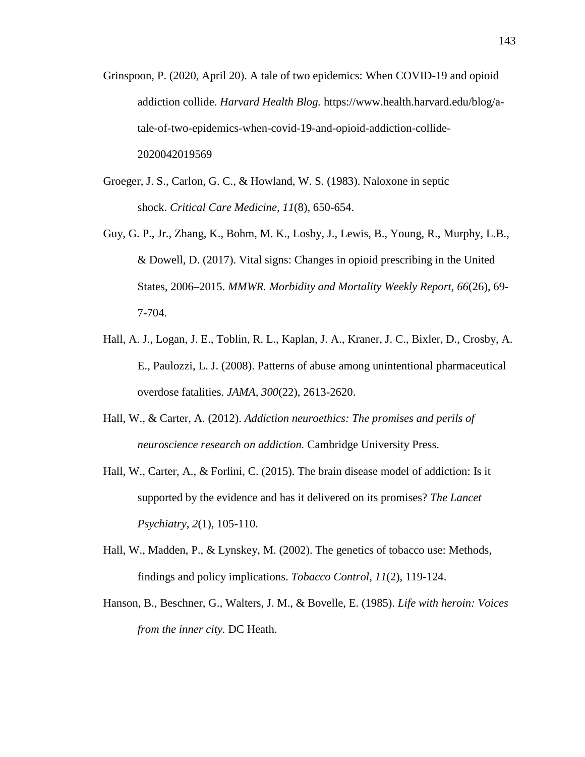Grinspoon, P. (2020, April 20). A tale of two epidemics: When COVID-19 and opioid addiction collide. *Harvard Health Blog.* https://www.health.harvard.edu/blog/a-tale-of-two-epidemics-when-covid-19-and-opioid-addiction-collide-2020042019569

Groeger, J. S., Carlon, G. C., & Howland, W. S. (1983). Naloxone in septic shock. *Critical Care Medicine, 11*(8), 650-654.

Guy, G. P., Jr., Zhang, K., Bohm, M. K., Losby, J., Lewis, B., Young, R., Murphy, L.B., & Dowell, D. (2017). Vital signs: Changes in opioid prescribing in the United States, 2006–2015. *MMWR. Morbidity and Mortality Weekly Report, 66*(26), 69-7-704.

Hall, A. J., Logan, J. E., Toblin, R. L., Kaplan, J. A., Kraner, J. C., Bixler, D., Crosby, A. E., Paulozzi, L. J. (2008). Patterns of abuse among unintentional pharmaceutical overdose fatalities. *JAMA, 300*(22), 2613-2620.

Hall, W., & Carter, A. (2012). *Addiction neuroethics: The promises and perils of neuroscience research on addiction.* Cambridge University Press.

Hall, W., Carter, A., & Forlini, C. (2015). The brain disease model of addiction: Is it supported by the evidence and has it delivered on its promises? *The Lancet Psychiatry*, *2*(1), 105-110.

Hall, W., Madden, P., & Lynskey, M. (2002). The genetics of tobacco use: Methods, findings and policy implications. *Tobacco Control, 11*(2), 119-124.

Hanson, B., Beschner, G., Walters, J. M., & Bovelle, E. (1985). *Life with heroin: Voices from the inner city.* DC Heath.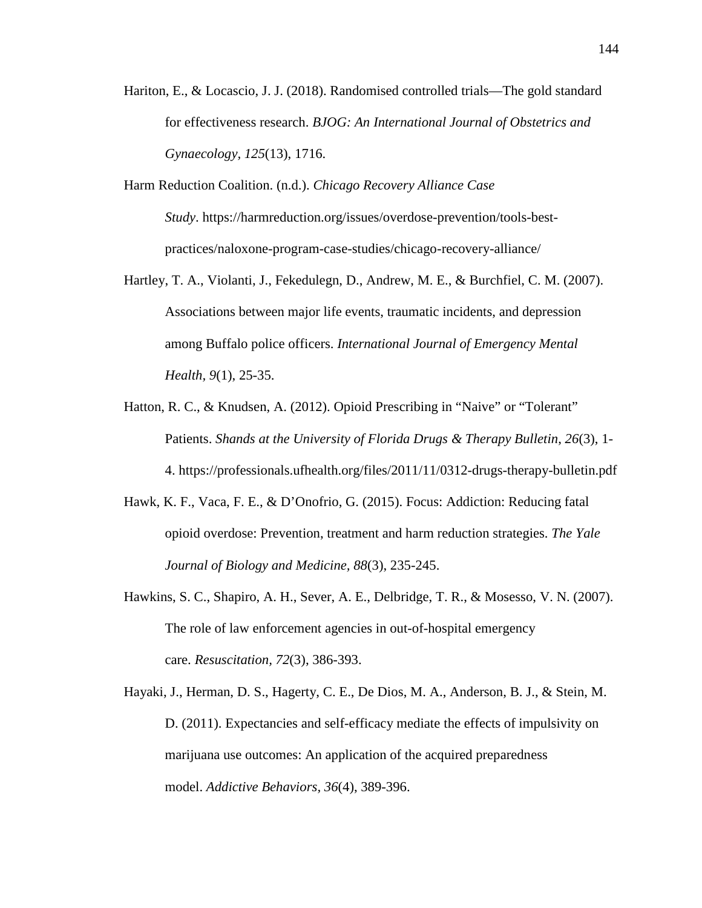Hariton, E., & Locascio, J. J. (2018). Randomised controlled trials—The gold standard for effectiveness research. *BJOG: An International Journal of Obstetrics and Gynaecology*, *125*(13), 1716.

Harm Reduction Coalition. (n.d.). *Chicago Recovery Alliance Case Study*. https://harmreduction.org/issues/overdose-prevention/tools-best-practices/naloxone-program-case-studies/chicago-recovery-alliance/

Hartley, T. A., Violanti, J., Fekedulegn, D., Andrew, M. E., & Burchfiel, C. M. (2007). Associations between major life events, traumatic incidents, and depression among Buffalo police officers. *International Journal of Emergency Mental Health*, *9*(1), 25-35.

Hatton, R. C., & Knudsen, A. (2012). Opioid Prescribing in "Naive" or "Tolerant" Patients. *Shands at the University of Florida Drugs & Therapy Bulletin*, *26*(3), 1-4. https://professionals.ufhealth.org/files/2011/11/0312-drugs-therapy-bulletin.pdf

Hawk, K. F., Vaca, F. E., & D'Onofrio, G. (2015). Focus: Addiction: Reducing fatal opioid overdose: Prevention, treatment and harm reduction strategies. *The Yale Journal of Biology and Medicine*, *88*(3), 235-245.

Hawkins, S. C., Shapiro, A. H., Sever, A. E., Delbridge, T. R., & Mosesso, V. N. (2007). The role of law enforcement agencies in out-of-hospital emergency care. *Resuscitation*, *72*(3), 386-393.

Hayaki, J., Herman, D. S., Hagerty, C. E., De Dios, M. A., Anderson, B. J., & Stein, M. D. (2011). Expectancies and self-efficacy mediate the effects of impulsivity on marijuana use outcomes: An application of the acquired preparedness model. *Addictive Behaviors*, *36*(4), 389-396.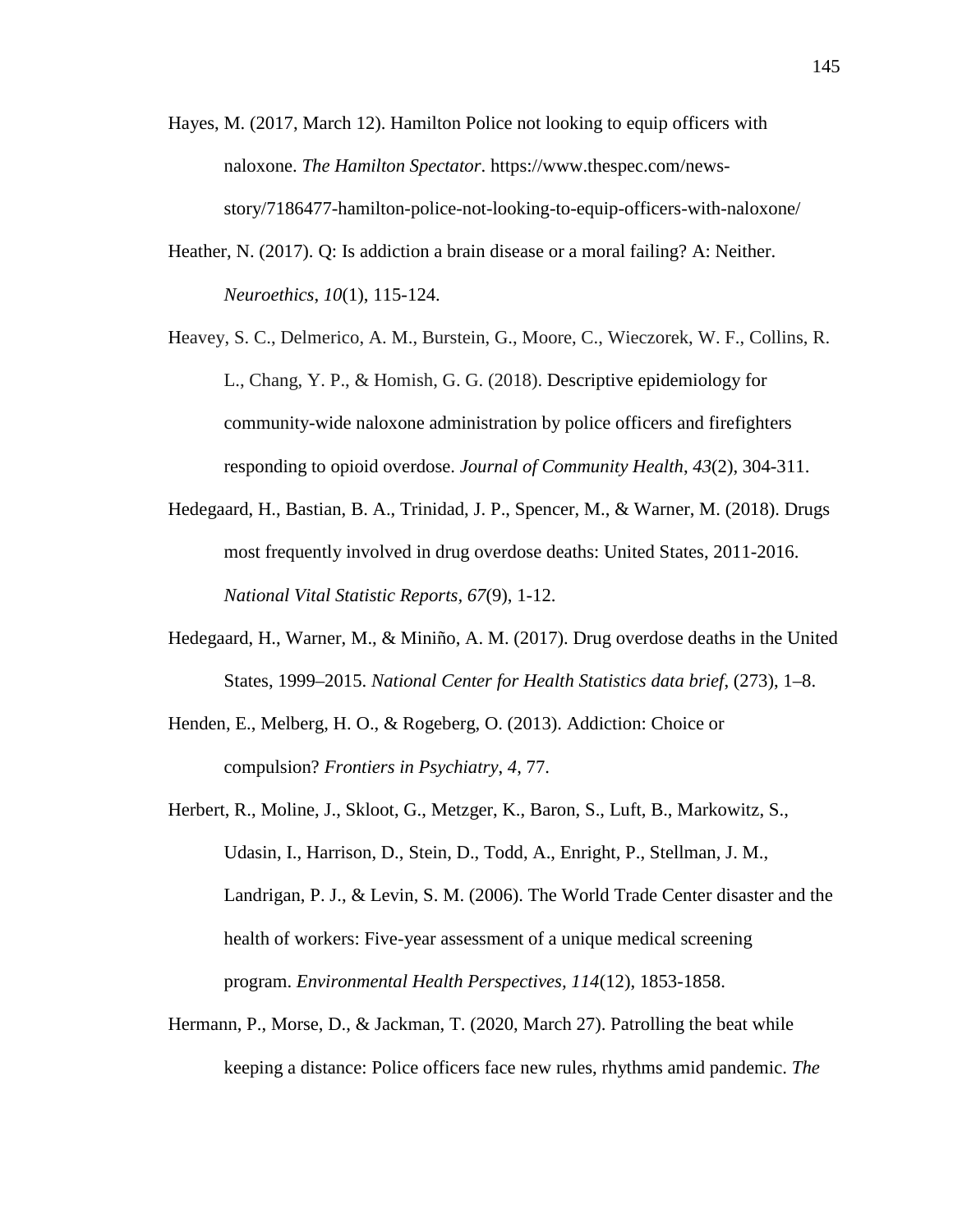Hayes, M. (2017, March 12). Hamilton Police not looking to equip officers with naloxone. *The Hamilton Spectator*. https://www.thespec.com/news-story/7186477-hamilton-police-not-looking-to-equip-officers-with-naloxone/

Heather, N. (2017). Q: Is addiction a brain disease or a moral failing? A: Neither. *Neuroethics*, *10*(1), 115-124.

Heavey, S. C., Delmerico, A. M., Burstein, G., Moore, C., Wieczorek, W. F., Collins, R. L., Chang, Y. P., & Homish, G. G. (2018). Descriptive epidemiology for community-wide naloxone administration by police officers and firefighters responding to opioid overdose. *Journal of Community Health*, *43*(2), 304-311.

Hedegaard, H., Bastian, B. A., Trinidad, J. P., Spencer, M., & Warner, M. (2018). Drugs most frequently involved in drug overdose deaths: United States, 2011-2016. *National Vital Statistic Reports, 67*(9), 1-12.

Hedegaard, H., Warner, M., & Miniño, A. M. (2017). Drug overdose deaths in the United States, 1999–2015. *National Center for Health Statistics data brief*, (273), 1–8.

Henden, E., Melberg, H. O., & Rogeberg, O. (2013). Addiction: Choice or compulsion? *Frontiers in Psychiatry*, *4*, 77.

Herbert, R., Moline, J., Skloot, G., Metzger, K., Baron, S., Luft, B., Markowitz, S., Udasin, I., Harrison, D., Stein, D., Todd, A., Enright, P., Stellman, J. M., Landrigan, P. J., & Levin, S. M. (2006). The World Trade Center disaster and the health of workers: Five-year assessment of a unique medical screening program. *Environmental Health Perspectives, 114*(12), 1853-1858.

Hermann, P., Morse, D., & Jackman, T. (2020, March 27). Patrolling the beat while keeping a distance: Police officers face new rules, rhythms amid pandemic. *The*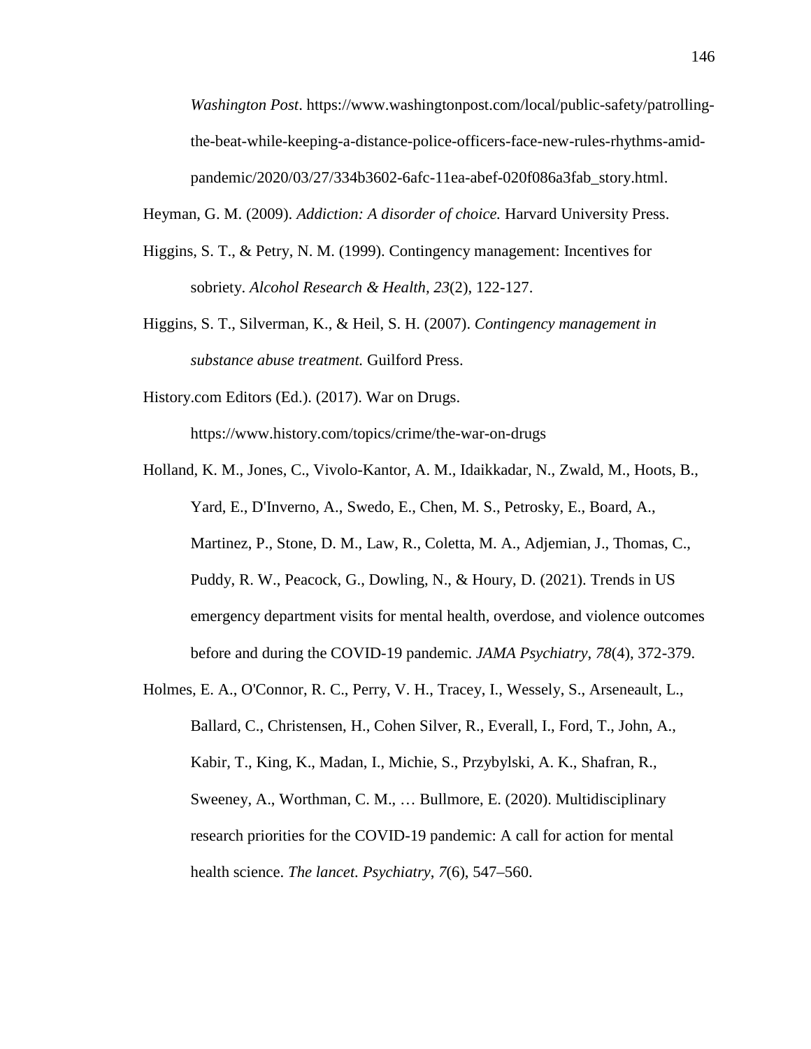*Washington Post*. https://www.washingtonpost.com/local/public-safety/patrolling-the-beat-while-keeping-a-distance-police-officers-face-new-rules-rhythms-amid-pandemic/2020/03/27/334b3602-6afc-11ea-abef-020f086a3fab_story.html.

Heyman, G. M. (2009). *Addiction: A disorder of choice.* Harvard University Press.

Higgins, S. T., & Petry, N. M. (1999). Contingency management: Incentives for sobriety. *Alcohol Research & Health, 23*(2), 122-127.

Higgins, S. T., Silverman, K., & Heil, S. H. (2007). *Contingency management in substance abuse treatment.* Guilford Press.

History.com Editors (Ed.). (2017). War on Drugs. https://www.history.com/topics/crime/the-war-on-drugs

Holland, K. M., Jones, C., Vivolo-Kantor, A. M., Idaikkadar, N., Zwald, M., Hoots, B., Yard, E., D'Inverno, A., Swedo, E., Chen, M. S., Petrosky, E., Board, A., Martinez, P., Stone, D. M., Law, R., Coletta, M. A., Adjemian, J., Thomas, C., Puddy, R. W., Peacock, G., Dowling, N., & Houry, D. (2021). Trends in US emergency department visits for mental health, overdose, and violence outcomes before and during the COVID-19 pandemic. *JAMA Psychiatry*, *78*(4), 372-379.

Holmes, E. A., O'Connor, R. C., Perry, V. H., Tracey, I., Wessely, S., Arseneault, L., Ballard, C., Christensen, H., Cohen Silver, R., Everall, I., Ford, T., John, A., Kabir, T., King, K., Madan, I., Michie, S., Przybylski, A. K., Shafran, R., Sweeney, A., Worthman, C. M., … Bullmore, E. (2020). Multidisciplinary research priorities for the COVID-19 pandemic: A call for action for mental health science. *The lancet. Psychiatry*, *7*(6), 547–560.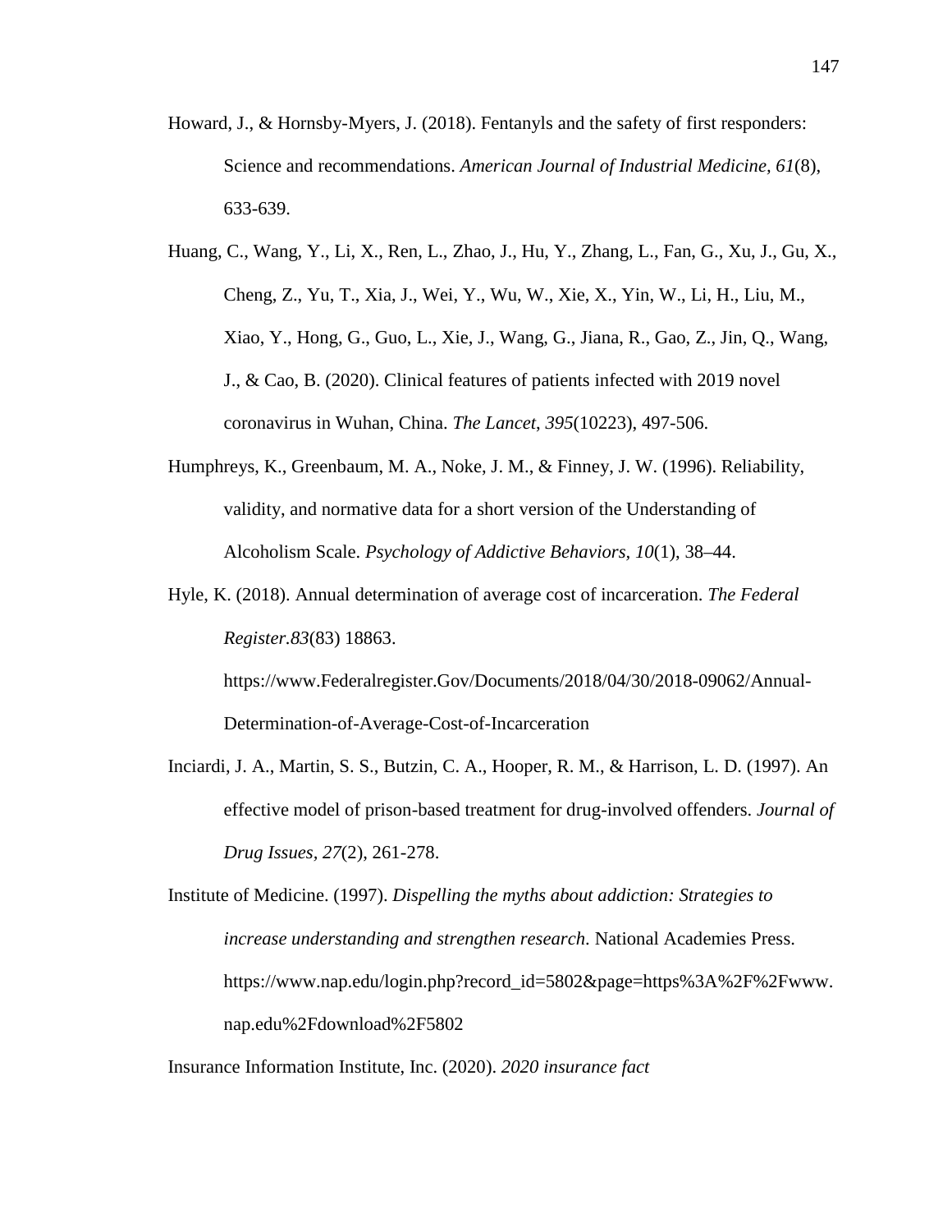Howard, J., & Hornsby-Myers, J. (2018). Fentanyls and the safety of first responders: Science and recommendations. *American Journal of Industrial Medicine, 61*(8), 633-639.

Huang, C., Wang, Y., Li, X., Ren, L., Zhao, J., Hu, Y., Zhang, L., Fan, G., Xu, J., Gu, X., Cheng, Z., Yu, T., Xia, J., Wei, Y., Wu, W., Xie, X., Yin, W., Li, H., Liu, M., Xiao, Y., Hong, G., Guo, L., Xie, J., Wang, G., Jiana, R., Gao, Z., Jin, Q., Wang, J., & Cao, B. (2020). Clinical features of patients infected with 2019 novel coronavirus in Wuhan, China. *The Lancet*, *395*(10223), 497-506.

Humphreys, K., Greenbaum, M. A., Noke, J. M., & Finney, J. W. (1996). Reliability, validity, and normative data for a short version of the Understanding of Alcoholism Scale. *Psychology of Addictive Behaviors, 10*(1), 38–44.

Hyle, K. (2018). Annual determination of average cost of incarceration. *The Federal Register.83*(83) 18863. https://www.Federalregister.Gov/Documents/2018/04/30/2018-09062/Annual-Determination-of-Average-Cost-of-Incarceration

Inciardi, J. A., Martin, S. S., Butzin, C. A., Hooper, R. M., & Harrison, L. D. (1997). An effective model of prison-based treatment for drug-involved offenders. *Journal of Drug Issues*, *27*(2), 261-278.

Institute of Medicine. (1997). *Dispelling the myths about addiction: Strategies to increase understanding and strengthen research*. National Academies Press. https://www.nap.edu/login.php?record_id=5802&page=https%3A%2F%2Fwww.nap.edu%2Fdownload%2F5802

Insurance Information Institute, Inc. (2020). *2020 insurance fact*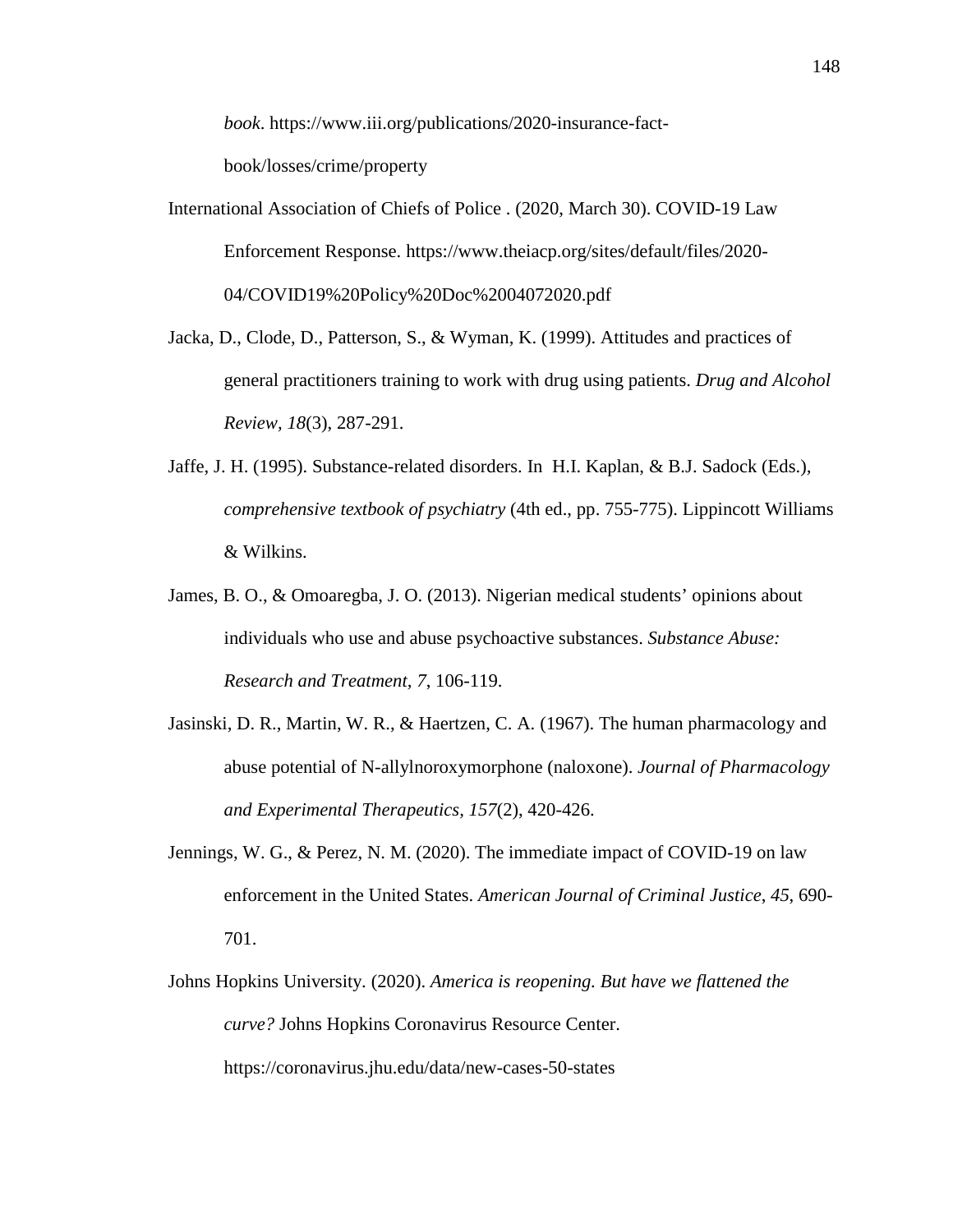*book*. https://www.iii.org/publications/2020-insurance-fact-book/losses/crime/property

International Association of Chiefs of Police . (2020, March 30). COVID-19 Law Enforcement Response. https://www.theiacp.org/sites/default/files/2020-04/COVID19%20Policy%20Doc%2004072020.pdf

Jacka, D., Clode, D., Patterson, S., & Wyman, K. (1999). Attitudes and practices of general practitioners training to work with drug using patients. *Drug and Alcohol Review, 18*(3), 287-291.

Jaffe, J. H. (1995). Substance-related disorders. In H.I. Kaplan, & B.J. Sadock (Eds.), *comprehensive textbook of psychiatry* (4th ed., pp. 755-775). Lippincott Williams & Wilkins.

James, B. O., & Omoaregba, J. O. (2013). Nigerian medical students' opinions about individuals who use and abuse psychoactive substances. *Substance Abuse: Research and Treatment, 7*, 106-119.

Jasinski, D. R., Martin, W. R., & Haertzen, C. A. (1967). The human pharmacology and abuse potential of N-allylnoroxymorphone (naloxone). *Journal of Pharmacology and Experimental Therapeutics, 157*(2), 420-426.

Jennings, W. G., & Perez, N. M. (2020). The immediate impact of COVID-19 on law enforcement in the United States. *American Journal of Criminal Justice*, *45*, 690-701.

Johns Hopkins University. (2020). *America is reopening. But have we flattened the curve?* Johns Hopkins Coronavirus Resource Center. https://coronavirus.jhu.edu/data/new-cases-50-states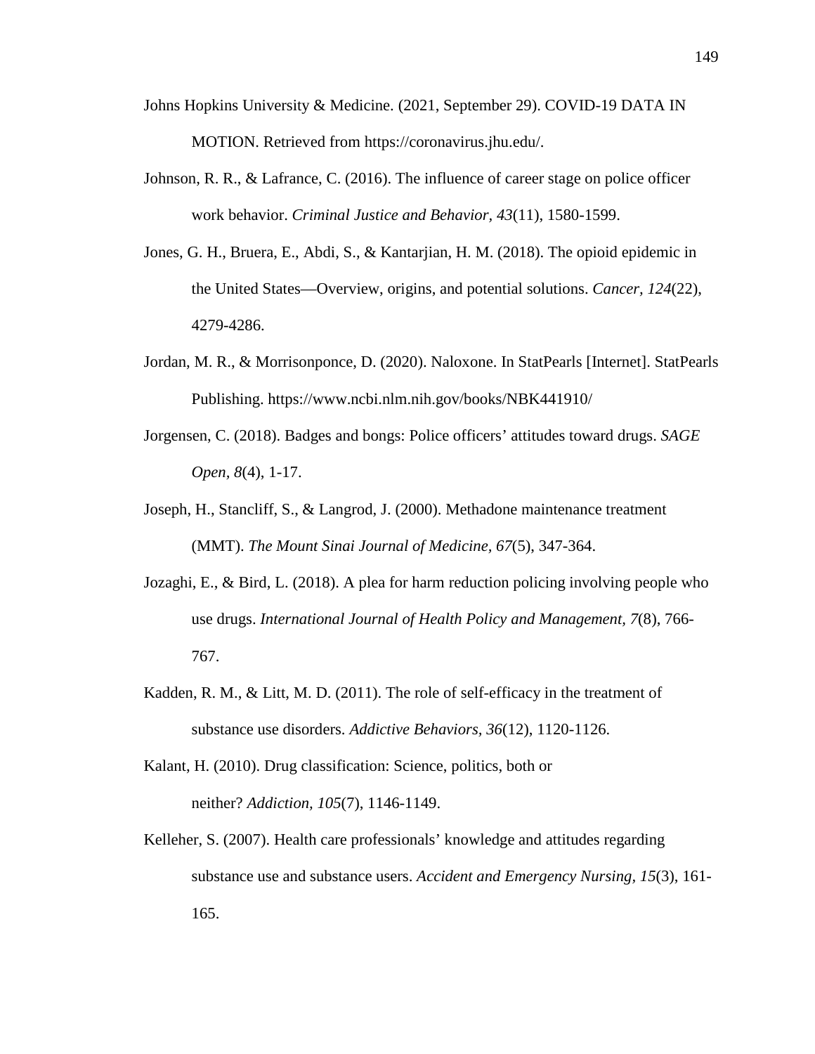Johns Hopkins University & Medicine. (2021, September 29). COVID-19 DATA IN MOTION. Retrieved from https://coronavirus.jhu.edu/.

Johnson, R. R., & Lafrance, C. (2016). The influence of career stage on police officer work behavior. *Criminal Justice and Behavior, 43*(11), 1580-1599.

Jones, G. H., Bruera, E., Abdi, S., & Kantarjian, H. M. (2018). The opioid epidemic in the United States—Overview, origins, and potential solutions. *Cancer, 124*(22), 4279-4286.

Jordan, M. R., & Morrisonponce, D. (2020). Naloxone. In StatPearls [Internet]. StatPearls Publishing. https://www.ncbi.nlm.nih.gov/books/NBK441910/

Jorgensen, C. (2018). Badges and bongs: Police officers' attitudes toward drugs. *SAGE Open, 8*(4), 1-17.

Joseph, H., Stancliff, S., & Langrod, J. (2000). Methadone maintenance treatment (MMT). *The Mount Sinai Journal of Medicine, 67*(5), 347-364.

Jozaghi, E., & Bird, L. (2018). A plea for harm reduction policing involving people who use drugs. *International Journal of Health Policy and Management, 7*(8), 766-767.

Kadden, R. M., & Litt, M. D. (2011). The role of self-efficacy in the treatment of substance use disorders. *Addictive Behaviors, 36*(12), 1120-1126.

Kalant, H. (2010). Drug classification: Science, politics, both or neither? *Addiction, 105*(7), 1146-1149.

Kelleher, S. (2007). Health care professionals' knowledge and attitudes regarding substance use and substance users. *Accident and Emergency Nursing, 15*(3), 161-165.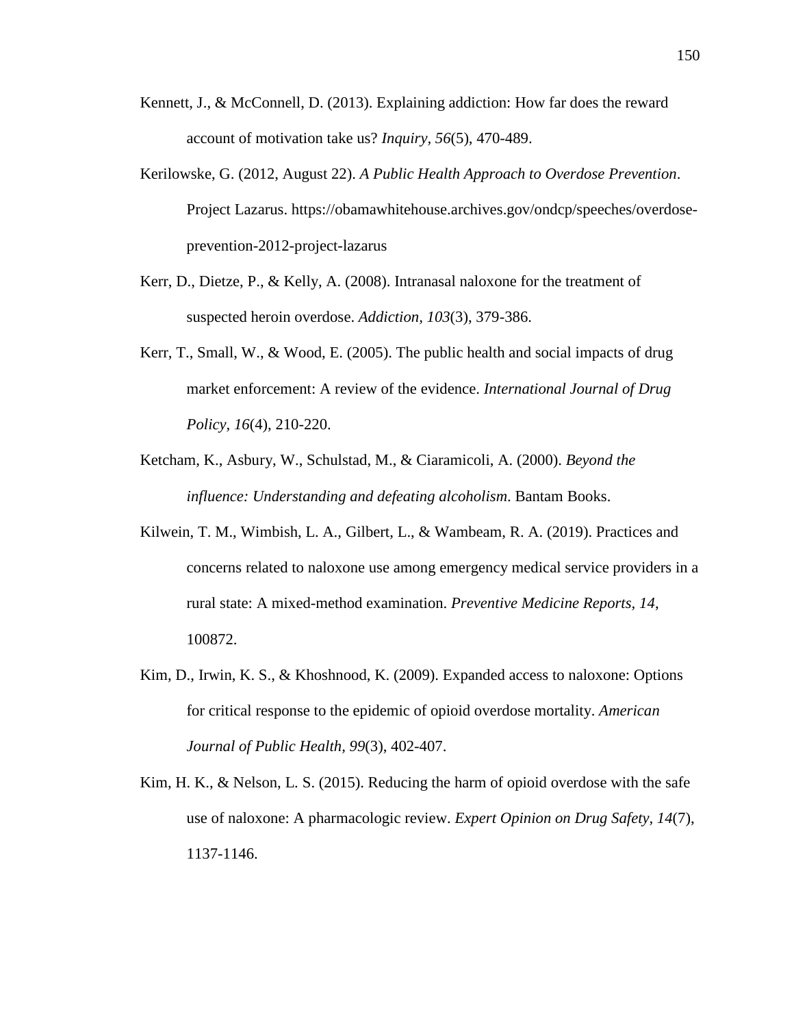Kennett, J., & McConnell, D. (2013). Explaining addiction: How far does the reward account of motivation take us? *Inquiry, 56*(5), 470-489.

Kerilowske, G. (2012, August 22). *A Public Health Approach to Overdose Prevention*. Project Lazarus. https://obamawhitehouse.archives.gov/ondcp/speeches/overdose-prevention-2012-project-lazarus

Kerr, D., Dietze, P., & Kelly, A. (2008). Intranasal naloxone for the treatment of suspected heroin overdose. *Addiction, 103*(3), 379-386.

Kerr, T., Small, W., & Wood, E. (2005). The public health and social impacts of drug market enforcement: A review of the evidence. *International Journal of Drug Policy, 16*(4), 210-220.

Ketcham, K., Asbury, W., Schulstad, M., & Ciaramicoli, A. (2000). *Beyond the influence: Understanding and defeating alcoholism*. Bantam Books.

Kilwein, T. M., Wimbish, L. A., Gilbert, L., & Wambeam, R. A. (2019). Practices and concerns related to naloxone use among emergency medical service providers in a rural state: A mixed-method examination. *Preventive Medicine Reports, 14*, 100872.

Kim, D., Irwin, K. S., & Khoshnood, K. (2009). Expanded access to naloxone: Options for critical response to the epidemic of opioid overdose mortality. *American Journal of Public Health, 99*(3), 402-407.

Kim, H. K., & Nelson, L. S. (2015). Reducing the harm of opioid overdose with the safe use of naloxone: A pharmacologic review. *Expert Opinion on Drug Safety, 14*(7), 1137-1146.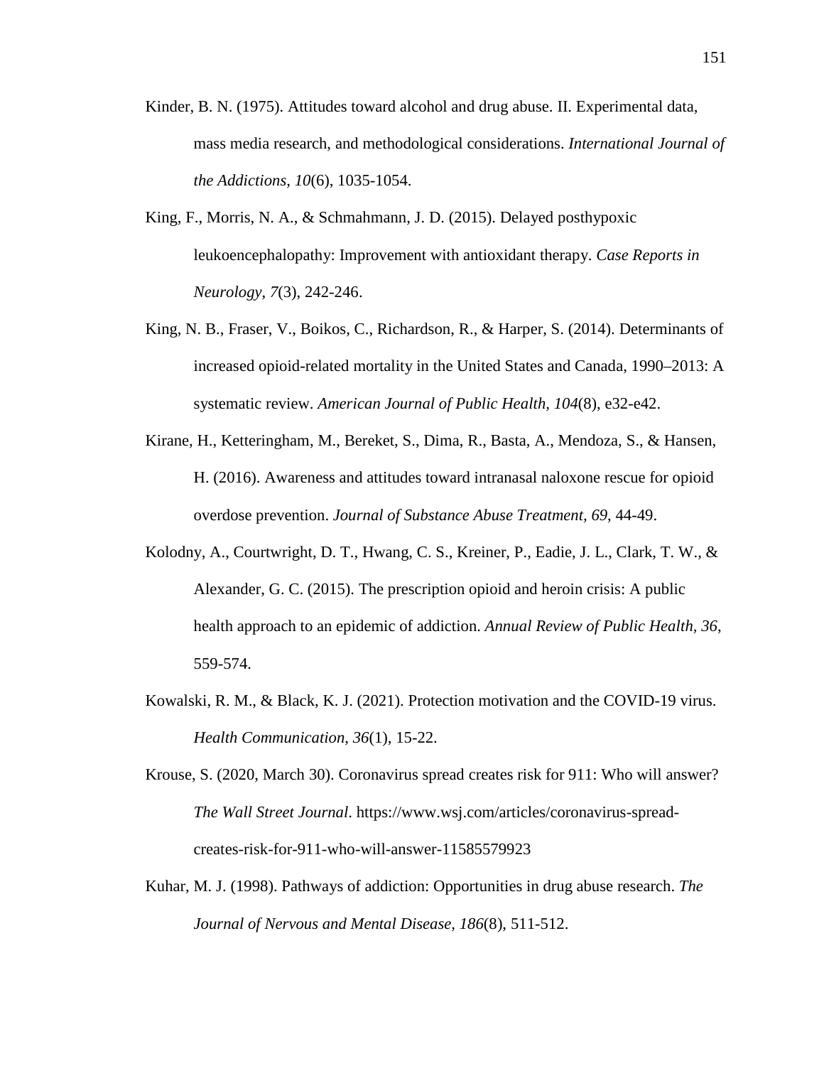Kinder, B. N. (1975). Attitudes toward alcohol and drug abuse. II. Experimental data, mass media research, and methodological considerations. *International Journal of the Addictions, 10*(6), 1035-1054.

King, F., Morris, N. A., & Schmahmann, J. D. (2015). Delayed posthypoxic leukoencephalopathy: Improvement with antioxidant therapy. *Case Reports in Neurology*, *7*(3), 242-246.

King, N. B., Fraser, V., Boikos, C., Richardson, R., & Harper, S. (2014). Determinants of increased opioid-related mortality in the United States and Canada, 1990–2013: A systematic review. *American Journal of Public Health, 104*(8), e32-e42.

Kirane, H., Ketteringham, M., Bereket, S., Dima, R., Basta, A., Mendoza, S., & Hansen, H. (2016). Awareness and attitudes toward intranasal naloxone rescue for opioid overdose prevention. *Journal of Substance Abuse Treatment*, *69*, 44-49.

Kolodny, A., Courtwright, D. T., Hwang, C. S., Kreiner, P., Eadie, J. L., Clark, T. W., & Alexander, G. C. (2015). The prescription opioid and heroin crisis: A public health approach to an epidemic of addiction. *Annual Review of Public Health*, *36*, 559-574.

Kowalski, R. M., & Black, K. J. (2021). Protection motivation and the COVID-19 virus. *Health Communication, 36*(1), 15-22.

Krouse, S. (2020, March 30). Coronavirus spread creates risk for 911: Who will answer? *The Wall Street Journal*. https://www.wsj.com/articles/coronavirus-spread-creates-risk-for-911-who-will-answer-11585579923

Kuhar, M. J. (1998). Pathways of addiction: Opportunities in drug abuse research. *The Journal of Nervous and Mental Disease, 186*(8), 511-512.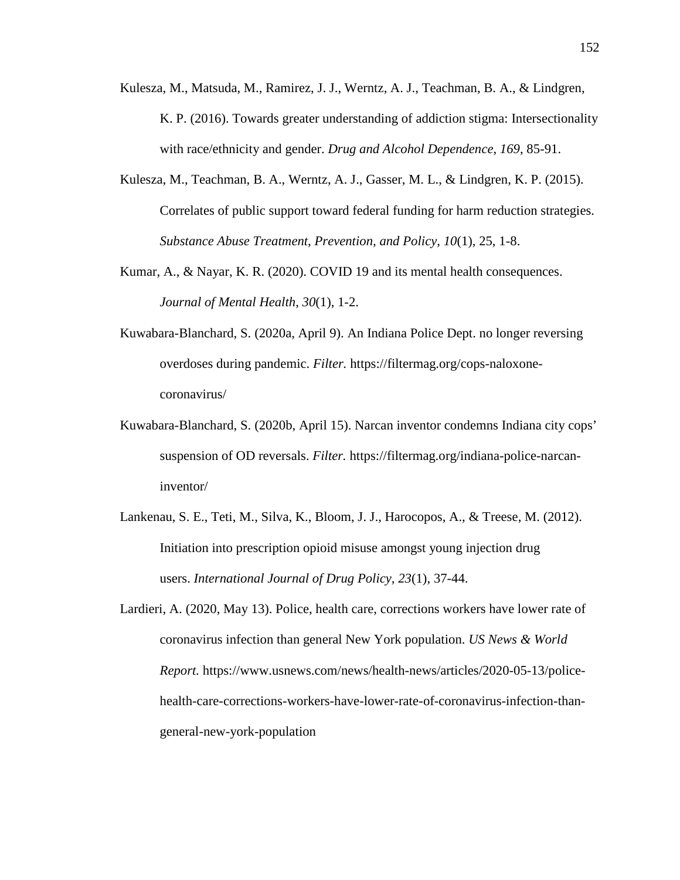Kulesza, M., Matsuda, M., Ramirez, J. J., Werntz, A. J., Teachman, B. A., & Lindgren, K. P. (2016). Towards greater understanding of addiction stigma: Intersectionality with race/ethnicity and gender. *Drug and Alcohol Dependence*, *169*, 85-91.

Kulesza, M., Teachman, B. A., Werntz, A. J., Gasser, M. L., & Lindgren, K. P. (2015). Correlates of public support toward federal funding for harm reduction strategies. *Substance Abuse Treatment, Prevention, and Policy*, *10*(1), 25, 1-8.

Kumar, A., & Nayar, K. R. (2020). COVID 19 and its mental health consequences. *Journal of Mental Health*, *30*(1), 1-2.

Kuwabara-Blanchard, S. (2020a, April 9). An Indiana Police Dept. no longer reversing overdoses during pandemic. *Filter.* https://filtermag.org/cops-naloxone-coronavirus/

Kuwabara-Blanchard, S. (2020b, April 15). Narcan inventor condemns Indiana city cops' suspension of OD reversals. *Filter.* https://filtermag.org/indiana-police-narcan-inventor/

Lankenau, S. E., Teti, M., Silva, K., Bloom, J. J., Harocopos, A., & Treese, M. (2012). Initiation into prescription opioid misuse amongst young injection drug users. *International Journal of Drug Policy*, *23*(1), 37-44.

Lardieri, A. (2020, May 13). Police, health care, corrections workers have lower rate of coronavirus infection than general New York population. *US News & World Report.* https://www.usnews.com/news/health-news/articles/2020-05-13/police-health-care-corrections-workers-have-lower-rate-of-coronavirus-infection-than-general-new-york-population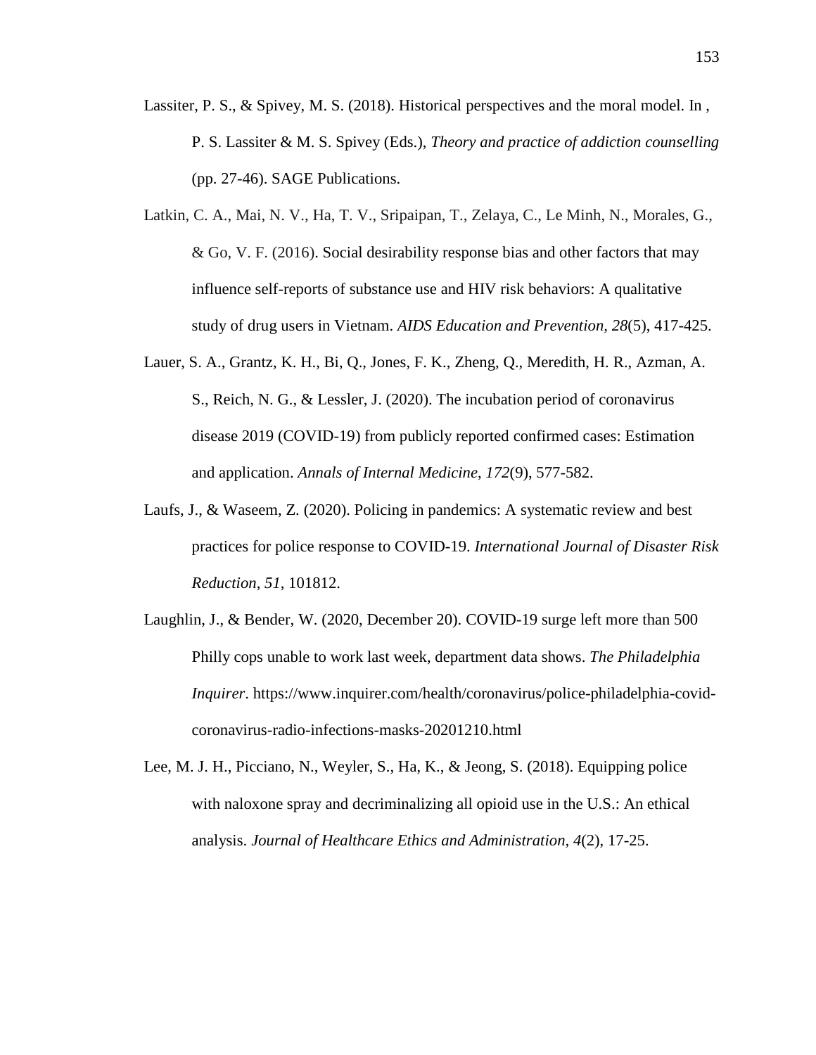Lassiter, P. S., & Spivey, M. S. (2018). Historical perspectives and the moral model. In , P. S. Lassiter & M. S. Spivey (Eds.), *Theory and practice of addiction counselling* (pp. 27-46). SAGE Publications.

Latkin, C. A., Mai, N. V., Ha, T. V., Sripaipan, T., Zelaya, C., Le Minh, N., Morales, G., & Go, V. F. (2016). Social desirability response bias and other factors that may influence self-reports of substance use and HIV risk behaviors: A qualitative study of drug users in Vietnam. *AIDS Education and Prevention, 28*(5), 417-425.

Lauer, S. A., Grantz, K. H., Bi, Q., Jones, F. K., Zheng, Q., Meredith, H. R., Azman, A. S., Reich, N. G., & Lessler, J. (2020). The incubation period of coronavirus disease 2019 (COVID-19) from publicly reported confirmed cases: Estimation and application. *Annals of Internal Medicine*, *172*(9), 577-582.

Laufs, J., & Waseem, Z. (2020). Policing in pandemics: A systematic review and best practices for police response to COVID-19. *International Journal of Disaster Risk Reduction*, *51*, 101812.

Laughlin, J., & Bender, W. (2020, December 20). COVID-19 surge left more than 500 Philly cops unable to work last week, department data shows. *The Philadelphia Inquirer*. https://www.inquirer.com/health/coronavirus/police-philadelphia-covid-coronavirus-radio-infections-masks-20201210.html

Lee, M. J. H., Picciano, N., Weyler, S., Ha, K., & Jeong, S. (2018). Equipping police with naloxone spray and decriminalizing all opioid use in the U.S.: An ethical analysis. *Journal of Healthcare Ethics and Administration, 4*(2), 17-25.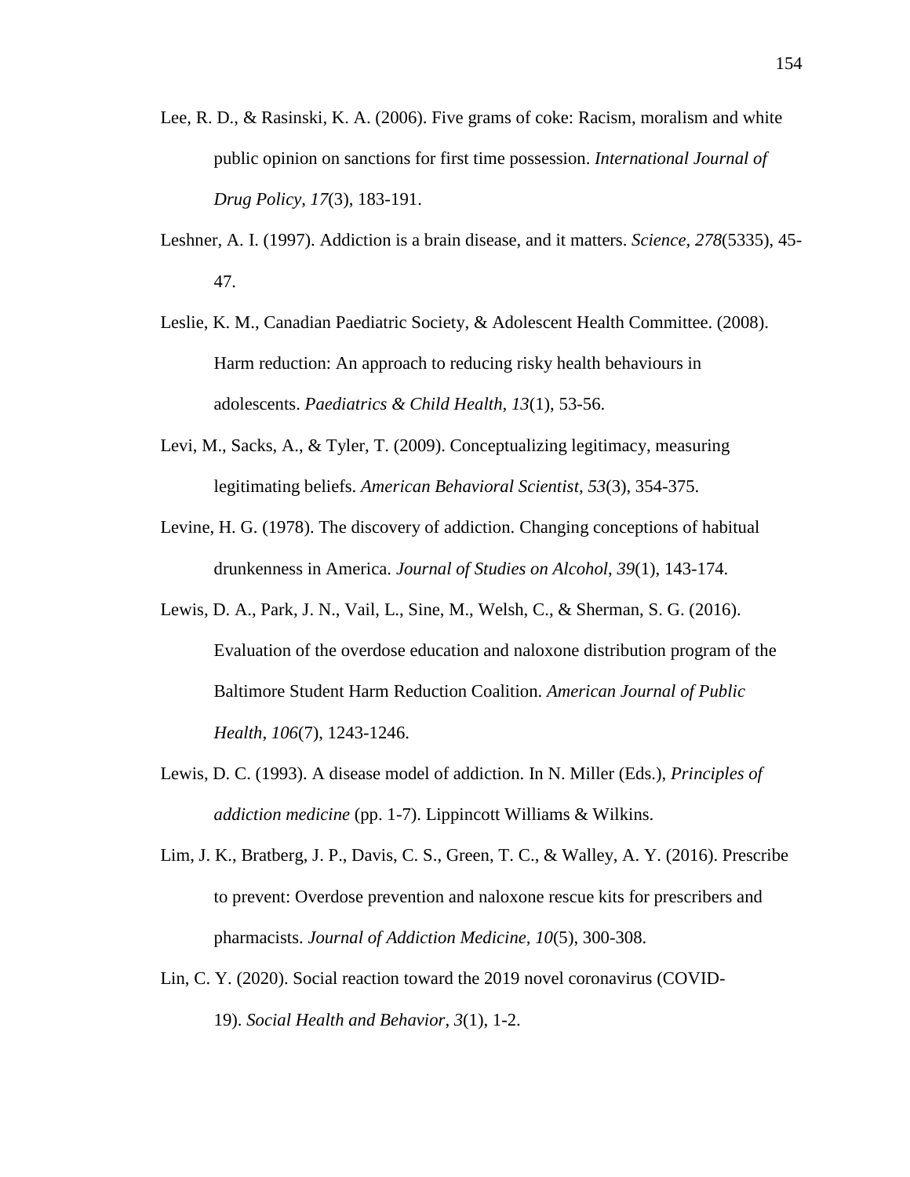Lee, R. D., & Rasinski, K. A. (2006). Five grams of coke: Racism, moralism and white public opinion on sanctions for first time possession. *International Journal of Drug Policy, 17*(3), 183-191.

Leshner, A. I. (1997). Addiction is a brain disease, and it matters. *Science, 278*(5335), 45-47.

Leslie, K. M., Canadian Paediatric Society, & Adolescent Health Committee. (2008). Harm reduction: An approach to reducing risky health behaviours in adolescents. *Paediatrics & Child Health, 13*(1), 53-56.

Levi, M., Sacks, A., & Tyler, T. (2009). Conceptualizing legitimacy, measuring legitimating beliefs. *American Behavioral Scientist*, *53*(3), 354-375.

Levine, H. G. (1978). The discovery of addiction. Changing conceptions of habitual drunkenness in America. *Journal of Studies on Alcohol*, *39*(1), 143-174.

Lewis, D. A., Park, J. N., Vail, L., Sine, M., Welsh, C., & Sherman, S. G. (2016). Evaluation of the overdose education and naloxone distribution program of the Baltimore Student Harm Reduction Coalition. *American Journal of Public Health*, *106*(7), 1243-1246.

Lewis, D. C. (1993). A disease model of addiction. In N. Miller (Eds.), *Principles of addiction medicine* (pp. 1-7). Lippincott Williams & Wilkins.

Lim, J. K., Bratberg, J. P., Davis, C. S., Green, T. C., & Walley, A. Y. (2016). Prescribe to prevent: Overdose prevention and naloxone rescue kits for prescribers and pharmacists. *Journal of Addiction Medicine, 10*(5), 300-308.

Lin, C. Y. (2020). Social reaction toward the 2019 novel coronavirus (COVID-19). *Social Health and Behavior*, *3*(1), 1-2.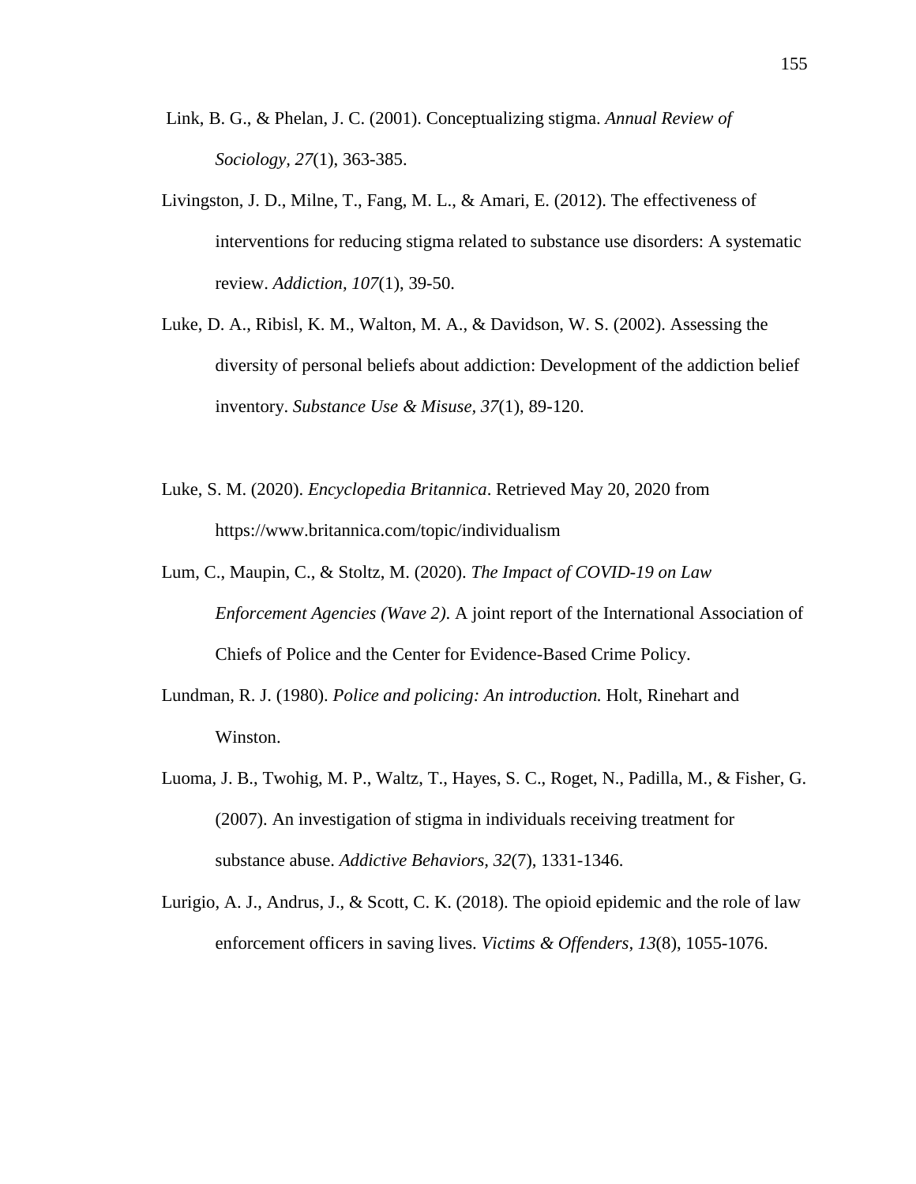Link, B. G., & Phelan, J. C. (2001). Conceptualizing stigma. *Annual Review of Sociology, 27*(1), 363-385.

Livingston, J. D., Milne, T., Fang, M. L., & Amari, E. (2012). The effectiveness of interventions for reducing stigma related to substance use disorders: A systematic review. *Addiction, 107*(1), 39-50.

Luke, D. A., Ribisl, K. M., Walton, M. A., & Davidson, W. S. (2002). Assessing the diversity of personal beliefs about addiction: Development of the addiction belief inventory. *Substance Use & Misuse, 37*(1), 89-120.

Luke, S. M. (2020). *Encyclopedia Britannica*. Retrieved May 20, 2020 from https://www.britannica.com/topic/individualism

Lum, C., Maupin, C., & Stoltz, M. (2020). *The Impact of COVID-19 on Law Enforcement Agencies (Wave 2).* A joint report of the International Association of Chiefs of Police and the Center for Evidence-Based Crime Policy.

Lundman, R. J. (1980). *Police and policing: An introduction.* Holt, Rinehart and Winston.

Luoma, J. B., Twohig, M. P., Waltz, T., Hayes, S. C., Roget, N., Padilla, M., & Fisher, G. (2007). An investigation of stigma in individuals receiving treatment for substance abuse. *Addictive Behaviors, 32*(7), 1331-1346.

Lurigio, A. J., Andrus, J., & Scott, C. K. (2018). The opioid epidemic and the role of law enforcement officers in saving lives. *Victims & Offenders, 13*(8), 1055-1076.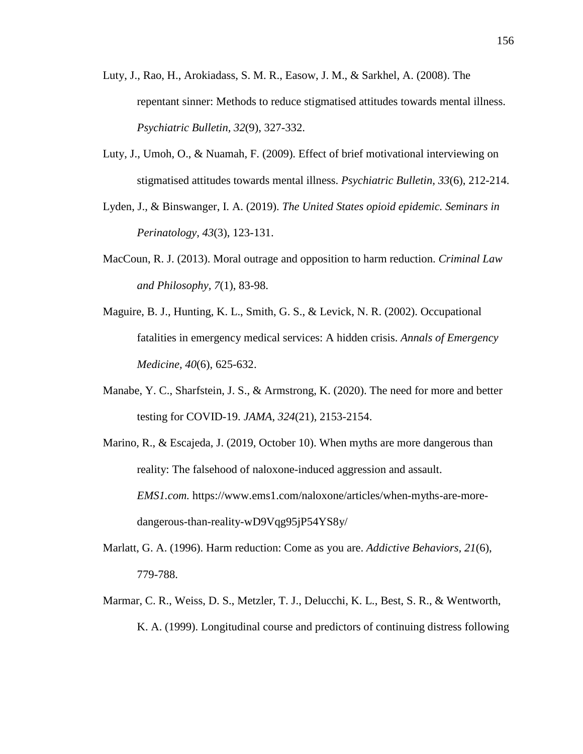Luty, J., Rao, H., Arokiadass, S. M. R., Easow, J. M., & Sarkhel, A. (2008). The repentant sinner: Methods to reduce stigmatised attitudes towards mental illness. *Psychiatric Bulletin, 32*(9), 327-332.

Luty, J., Umoh, O., & Nuamah, F. (2009). Effect of brief motivational interviewing on stigmatised attitudes towards mental illness. *Psychiatric Bulletin, 33*(6), 212-214.

Lyden, J., & Binswanger, I. A. (2019). *The United States opioid epidemic. Seminars in Perinatology, 43*(3), 123-131.

MacCoun, R. J. (2013). Moral outrage and opposition to harm reduction. *Criminal Law and Philosophy, 7*(1), 83-98.

Maguire, B. J., Hunting, K. L., Smith, G. S., & Levick, N. R. (2002). Occupational fatalities in emergency medical services: A hidden crisis. *Annals of Emergency Medicine, 40*(6), 625-632.

Manabe, Y. C., Sharfstein, J. S., & Armstrong, K. (2020). The need for more and better testing for COVID-19. *JAMA, 324*(21), 2153-2154.

Marino, R., & Escajeda, J. (2019, October 10). When myths are more dangerous than reality: The falsehood of naloxone-induced aggression and assault. *EMS1.com.* https://www.ems1.com/naloxone/articles/when-myths-are-more-dangerous-than-reality-wD9Vqg95jP54YS8y/

Marlatt, G. A. (1996). Harm reduction: Come as you are. *Addictive Behaviors, 21*(6), 779-788.

Marmar, C. R., Weiss, D. S., Metzler, T. J., Delucchi, K. L., Best, S. R., & Wentworth, K. A. (1999). Longitudinal course and predictors of continuing distress following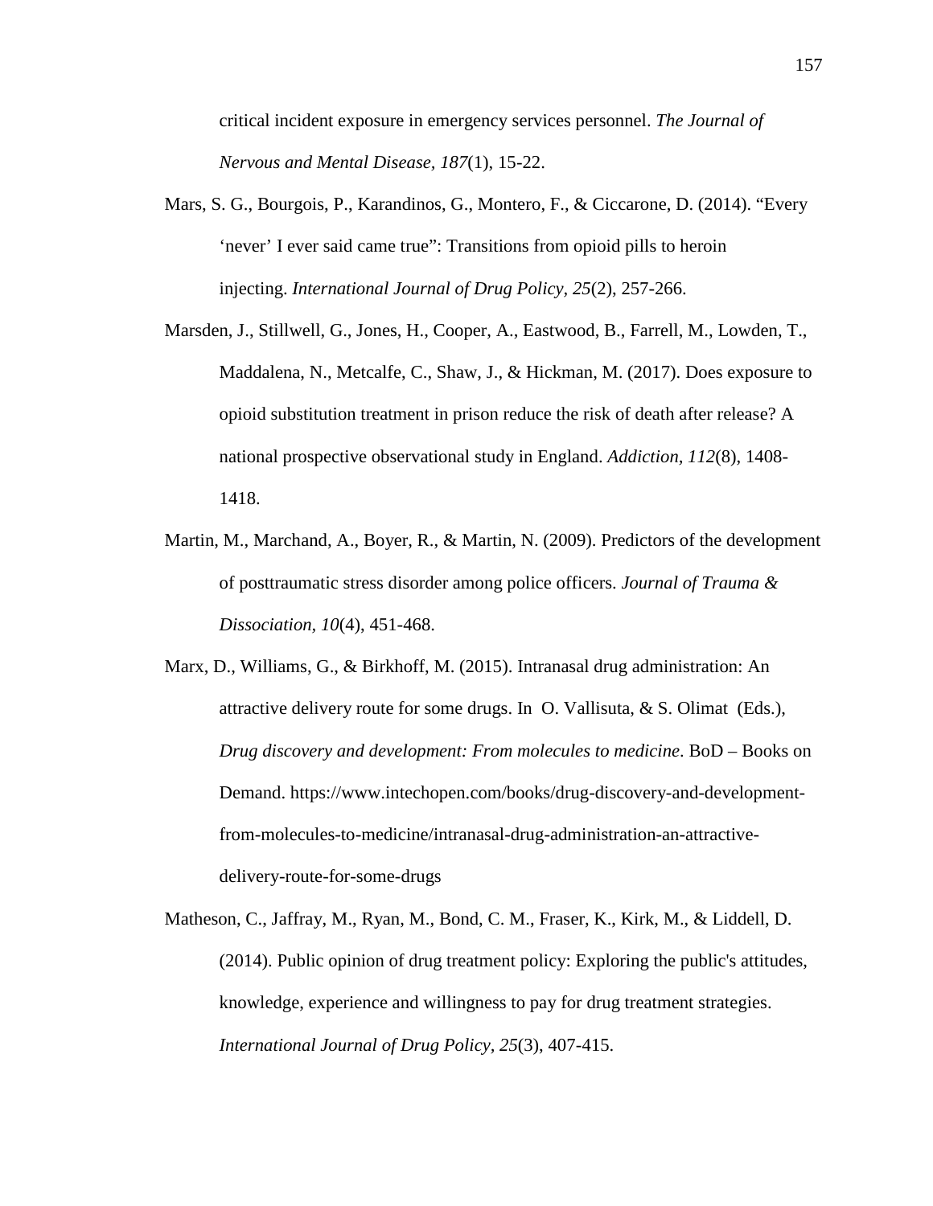critical incident exposure in emergency services personnel. *The Journal of Nervous and Mental Disease, 187*(1), 15-22.

Mars, S. G., Bourgois, P., Karandinos, G., Montero, F., & Ciccarone, D. (2014). “Every ‘never’ I ever said came true”: Transitions from opioid pills to heroin injecting. *International Journal of Drug Policy, 25*(2), 257-266.

Marsden, J., Stillwell, G., Jones, H., Cooper, A., Eastwood, B., Farrell, M., Lowden, T., Maddalena, N., Metcalfe, C., Shaw, J., & Hickman, M. (2017). Does exposure to opioid substitution treatment in prison reduce the risk of death after release? A national prospective observational study in England. *Addiction, 112*(8), 1408-1418.

Martin, M., Marchand, A., Boyer, R., & Martin, N. (2009). Predictors of the development of posttraumatic stress disorder among police officers. *Journal of Trauma & Dissociation, 10*(4), 451-468.

Marx, D., Williams, G., & Birkhoff, M. (2015). Intranasal drug administration: An attractive delivery route for some drugs. In O. Vallisuta, & S. Olimat (Eds.), *Drug discovery and development: From molecules to medicine*. BoD – Books on Demand. https://www.intechopen.com/books/drug-discovery-and-development-from-molecules-to-medicine/intranasal-drug-administration-an-attractive-delivery-route-for-some-drugs

Matheson, C., Jaffray, M., Ryan, M., Bond, C. M., Fraser, K., Kirk, M., & Liddell, D. (2014). Public opinion of drug treatment policy: Exploring the public's attitudes, knowledge, experience and willingness to pay for drug treatment strategies. *International Journal of Drug Policy, 25*(3), 407-415.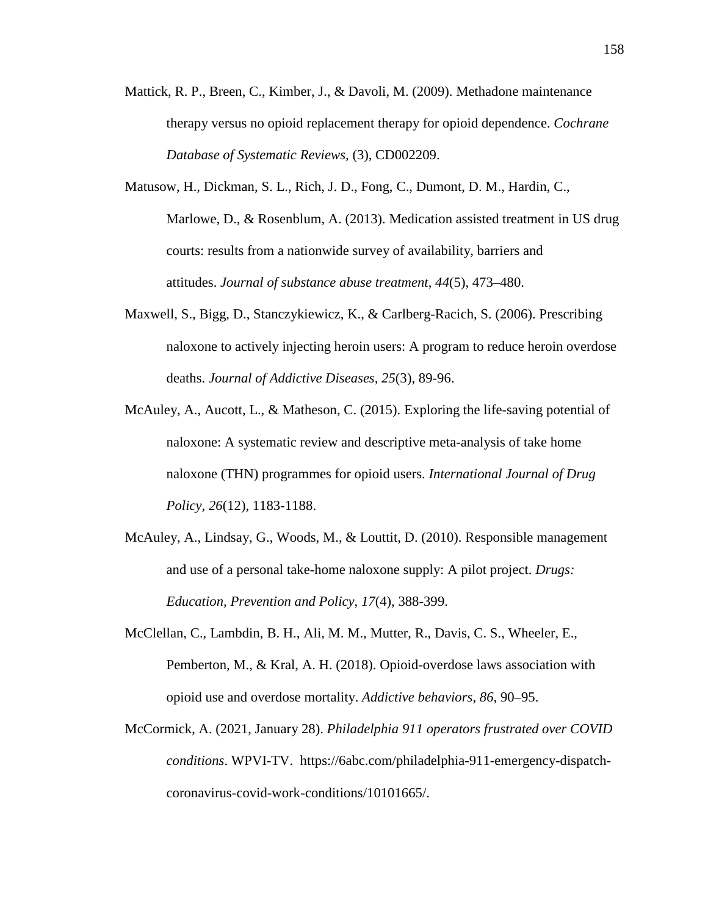Mattick, R. P., Breen, C., Kimber, J., & Davoli, M. (2009). Methadone maintenance therapy versus no opioid replacement therapy for opioid dependence. *Cochrane Database of Systematic Reviews,* (3), CD002209.

Matusow, H., Dickman, S. L., Rich, J. D., Fong, C., Dumont, D. M., Hardin, C., Marlowe, D., & Rosenblum, A. (2013). Medication assisted treatment in US drug courts: results from a nationwide survey of availability, barriers and attitudes. *Journal of substance abuse treatment*, *44*(5), 473–480.

Maxwell, S., Bigg, D., Stanczykiewicz, K., & Carlberg-Racich, S. (2006). Prescribing naloxone to actively injecting heroin users: A program to reduce heroin overdose deaths. *Journal of Addictive Diseases, 25*(3), 89-96.

McAuley, A., Aucott, L., & Matheson, C. (2015). Exploring the life-saving potential of naloxone: A systematic review and descriptive meta-analysis of take home naloxone (THN) programmes for opioid users. *International Journal of Drug Policy, 26*(12), 1183-1188.

McAuley, A., Lindsay, G., Woods, M., & Louttit, D. (2010). Responsible management and use of a personal take-home naloxone supply: A pilot project. *Drugs: Education, Prevention and Policy, 17*(4), 388-399.

McClellan, C., Lambdin, B. H., Ali, M. M., Mutter, R., Davis, C. S., Wheeler, E., Pemberton, M., & Kral, A. H. (2018). Opioid-overdose laws association with opioid use and overdose mortality. *Addictive behaviors*, *86*, 90–95.

McCormick, A. (2021, January 28). *Philadelphia 911 operators frustrated over COVID conditions*. WPVI-TV. https://6abc.com/philadelphia-911-emergency-dispatch-coronavirus-covid-work-conditions/10101665/.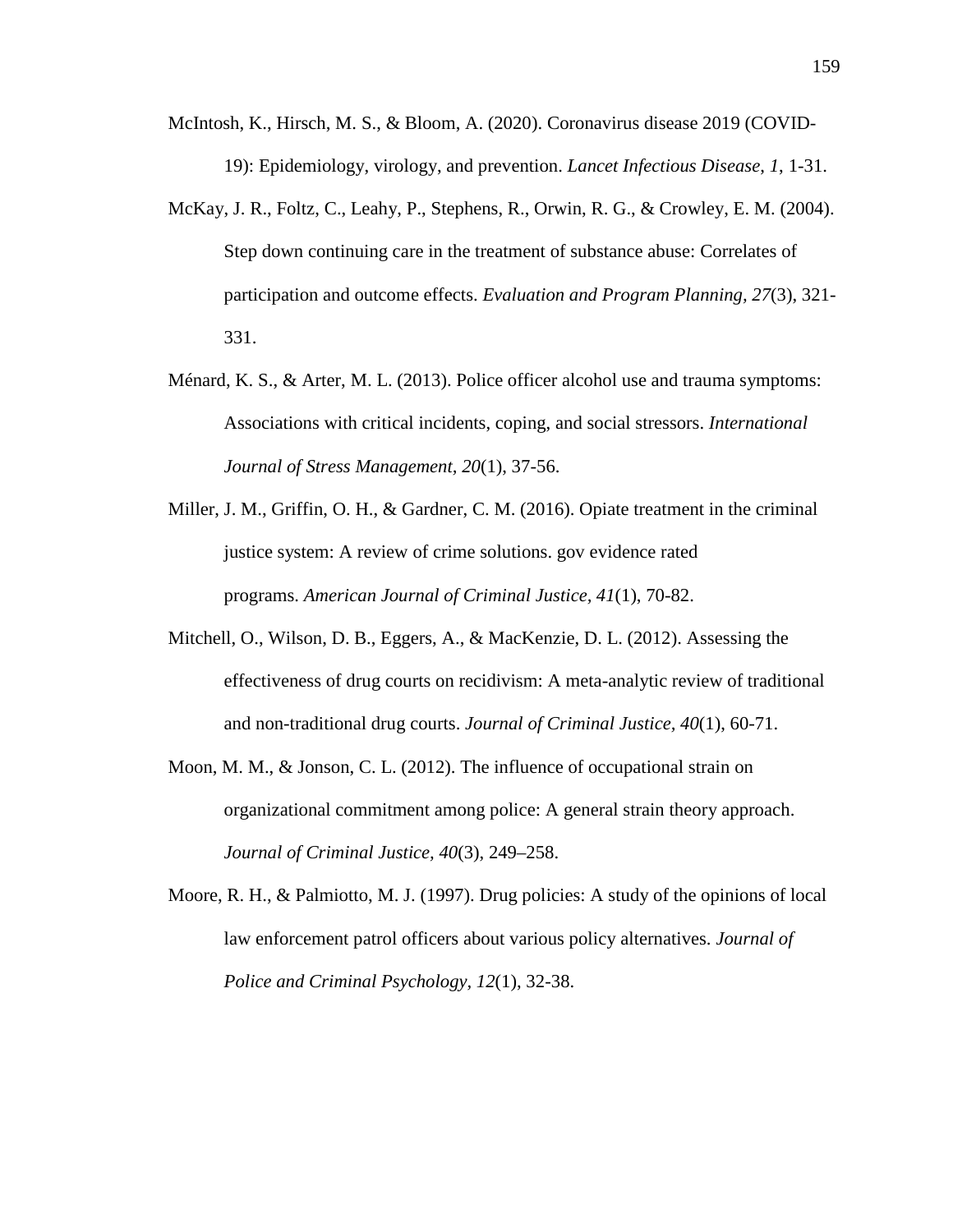McIntosh, K., Hirsch, M. S., & Bloom, A. (2020). Coronavirus disease 2019 (COVID-19): Epidemiology, virology, and prevention. *Lancet Infectious Disease*, *1*, 1-31.

McKay, J. R., Foltz, C., Leahy, P., Stephens, R., Orwin, R. G., & Crowley, E. M. (2004). Step down continuing care in the treatment of substance abuse: Correlates of participation and outcome effects. *Evaluation and Program Planning, 27*(3), 321-331.

Ménard, K. S., & Arter, M. L. (2013). Police officer alcohol use and trauma symptoms: Associations with critical incidents, coping, and social stressors. *International Journal of Stress Management, 20*(1), 37-56.

Miller, J. M., Griffin, O. H., & Gardner, C. M. (2016). Opiate treatment in the criminal justice system: A review of crime solutions. gov evidence rated programs. *American Journal of Criminal Justice, 41*(1), 70-82.

Mitchell, O., Wilson, D. B., Eggers, A., & MacKenzie, D. L. (2012). Assessing the effectiveness of drug courts on recidivism: A meta-analytic review of traditional and non-traditional drug courts. *Journal of Criminal Justice, 40*(1), 60-71.

Moon, M. M., & Jonson, C. L. (2012). The influence of occupational strain on organizational commitment among police: A general strain theory approach. *Journal of Criminal Justice, 40*(3), 249–258.

Moore, R. H., & Palmiotto, M. J. (1997). Drug policies: A study of the opinions of local law enforcement patrol officers about various policy alternatives. *Journal of Police and Criminal Psychology, 12*(1), 32-38.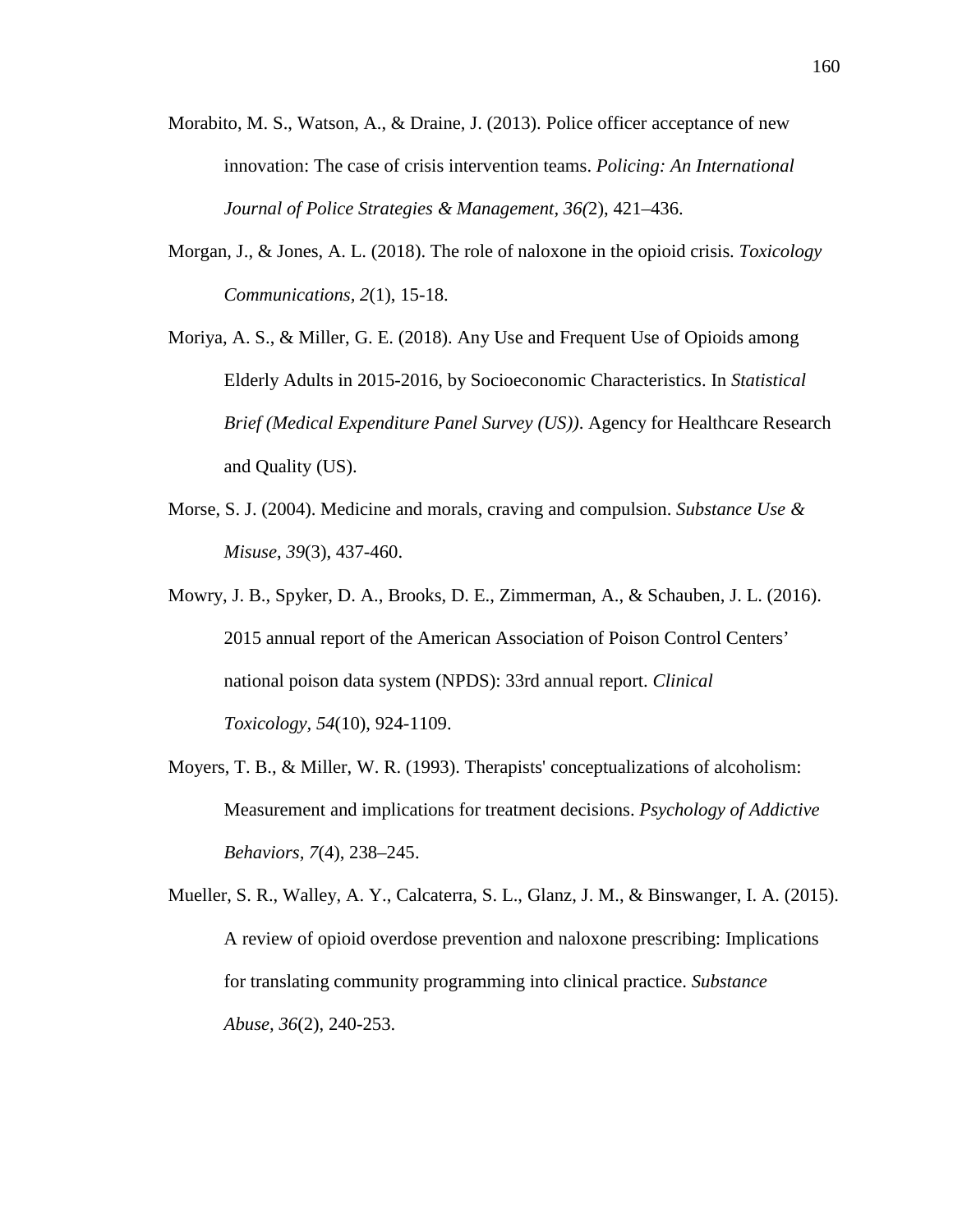Morabito, M. S., Watson, A., & Draine, J. (2013). Police officer acceptance of new innovation: The case of crisis intervention teams. *Policing: An International Journal of Police Strategies & Management*, *36(*2), 421–436.

Morgan, J., & Jones, A. L. (2018). The role of naloxone in the opioid crisis. *Toxicology Communications*, *2*(1), 15-18.

Moriya, A. S., & Miller, G. E. (2018). Any Use and Frequent Use of Opioids among Elderly Adults in 2015-2016, by Socioeconomic Characteristics. In *Statistical Brief (Medical Expenditure Panel Survey (US))*. Agency for Healthcare Research and Quality (US).

Morse, S. J. (2004). Medicine and morals, craving and compulsion. *Substance Use & Misuse*, *39*(3), 437-460.

Mowry, J. B., Spyker, D. A., Brooks, D. E., Zimmerman, A., & Schauben, J. L. (2016). 2015 annual report of the American Association of Poison Control Centers' national poison data system (NPDS): 33rd annual report. *Clinical Toxicology, 54*(10), 924-1109.

Moyers, T. B., & Miller, W. R. (1993). Therapists' conceptualizations of alcoholism: Measurement and implications for treatment decisions. *Psychology of Addictive Behaviors*, *7*(4), 238–245.

Mueller, S. R., Walley, A. Y., Calcaterra, S. L., Glanz, J. M., & Binswanger, I. A. (2015). A review of opioid overdose prevention and naloxone prescribing: Implications for translating community programming into clinical practice. *Substance Abuse*, *36*(2), 240-253.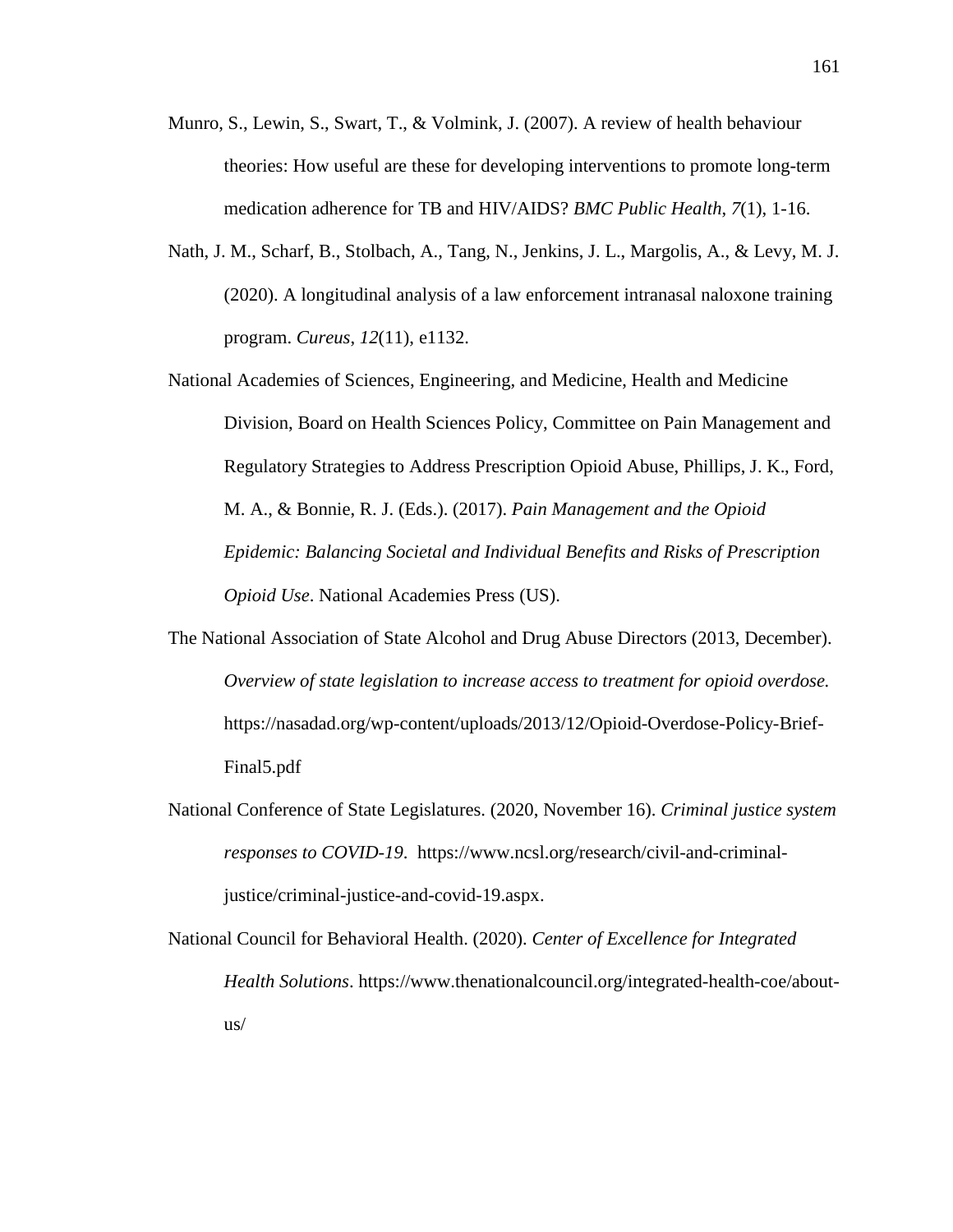Munro, S., Lewin, S., Swart, T., & Volmink, J. (2007). A review of health behaviour theories: How useful are these for developing interventions to promote long-term medication adherence for TB and HIV/AIDS? *BMC Public Health*, *7*(1), 1-16.

Nath, J. M., Scharf, B., Stolbach, A., Tang, N., Jenkins, J. L., Margolis, A., & Levy, M. J. (2020). A longitudinal analysis of a law enforcement intranasal naloxone training program. *Cureus*, *12*(11), e1132.

National Academies of Sciences, Engineering, and Medicine, Health and Medicine Division, Board on Health Sciences Policy, Committee on Pain Management and Regulatory Strategies to Address Prescription Opioid Abuse, Phillips, J. K., Ford, M. A., & Bonnie, R. J. (Eds.). (2017). *Pain Management and the Opioid Epidemic: Balancing Societal and Individual Benefits and Risks of Prescription Opioid Use*. National Academies Press (US).

The National Association of State Alcohol and Drug Abuse Directors (2013, December). *Overview of state legislation to increase access to treatment for opioid overdose.* https://nasadad.org/wp-content/uploads/2013/12/Opioid-Overdose-Policy-Brief-Final5.pdf

National Conference of State Legislatures. (2020, November 16). *Criminal justice system responses to COVID-19*. https://www.ncsl.org/research/civil-and-criminal-justice/criminal-justice-and-covid-19.aspx.

National Council for Behavioral Health. (2020). *Center of Excellence for Integrated Health Solutions*. https://www.thenationalcouncil.org/integrated-health-coe/about-us/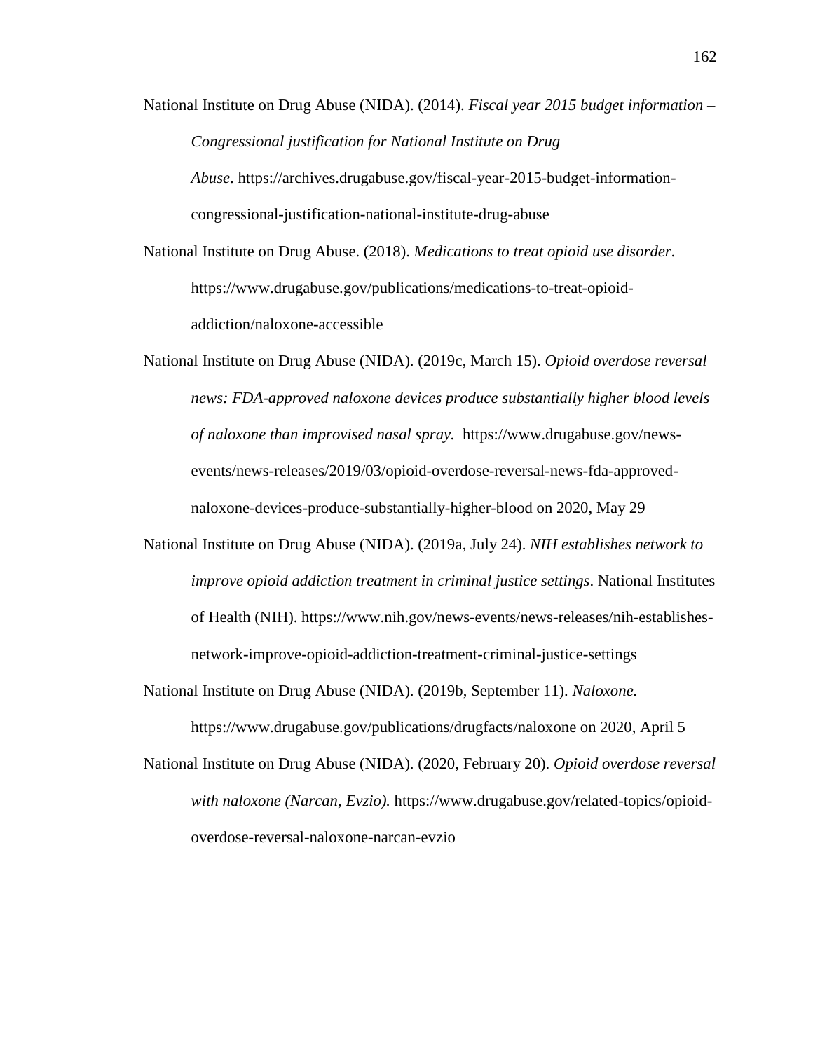National Institute on Drug Abuse (NIDA). (2014). *Fiscal year 2015 budget information – Congressional justification for National Institute on Drug Abuse*. https://archives.drugabuse.gov/fiscal-year-2015-budget-information-congressional-justification-national-institute-drug-abuse

National Institute on Drug Abuse. (2018). *Medications to treat opioid use disorder*. https://www.drugabuse.gov/publications/medications-to-treat-opioid-addiction/naloxone-accessible

National Institute on Drug Abuse (NIDA). (2019c, March 15). *Opioid overdose reversal news: FDA-approved naloxone devices produce substantially higher blood levels of naloxone than improvised nasal spray.* https://www.drugabuse.gov/news-events/news-releases/2019/03/opioid-overdose-reversal-news-fda-approved-naloxone-devices-produce-substantially-higher-blood on 2020, May 29

National Institute on Drug Abuse (NIDA). (2019a, July 24). *NIH establishes network to improve opioid addiction treatment in criminal justice settings*. National Institutes of Health (NIH). https://www.nih.gov/news-events/news-releases/nih-establishes-network-improve-opioid-addiction-treatment-criminal-justice-settings

National Institute on Drug Abuse (NIDA). (2019b, September 11). *Naloxone.* https://www.drugabuse.gov/publications/drugfacts/naloxone on 2020, April 5

National Institute on Drug Abuse (NIDA). (2020, February 20). *Opioid overdose reversal with naloxone (Narcan, Evzio).* https://www.drugabuse.gov/related-topics/opioid-overdose-reversal-naloxone-narcan-evzio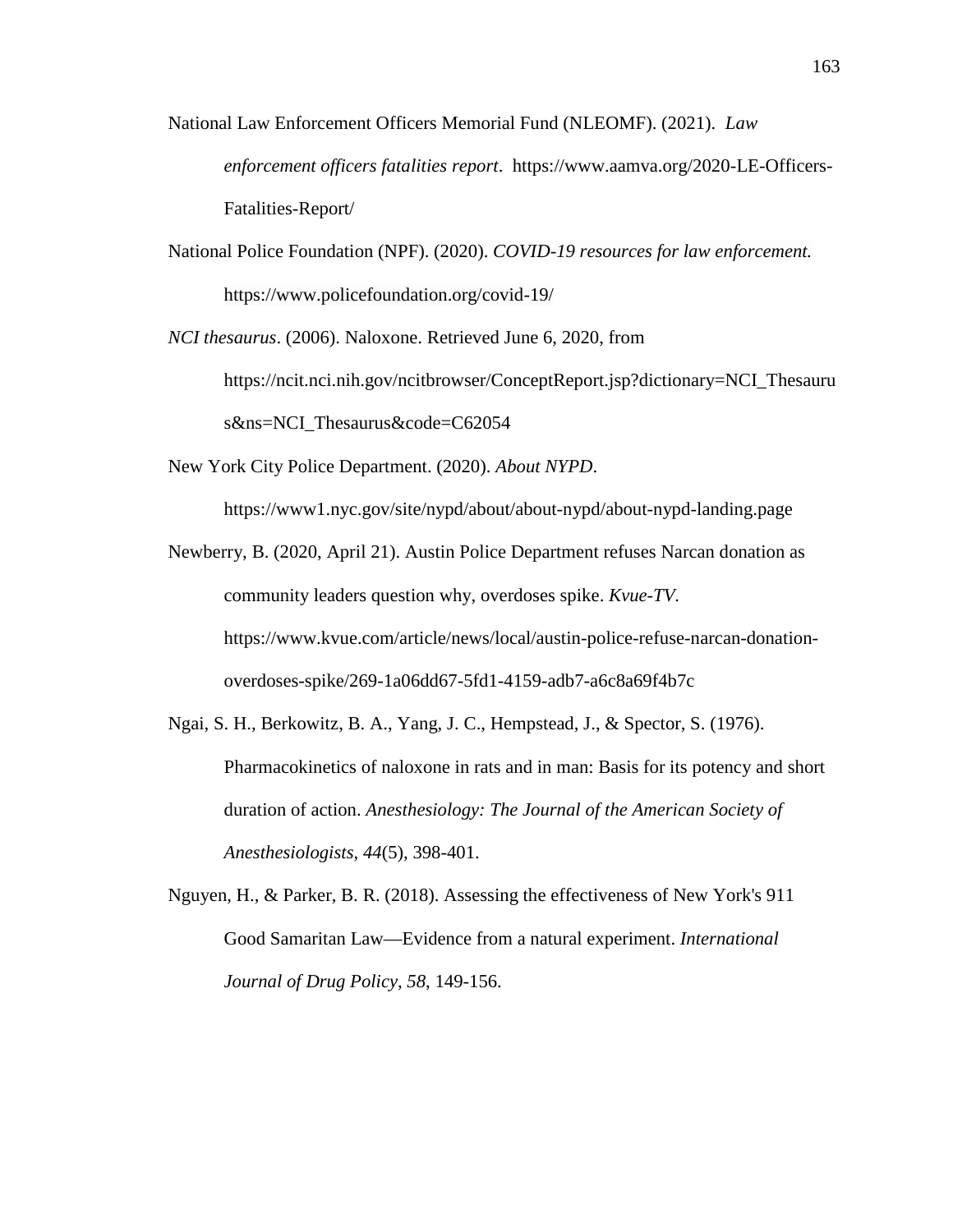National Law Enforcement Officers Memorial Fund (NLEOMF). (2021). *Law enforcement officers fatalities report*. https://www.aamva.org/2020-LE-Officers-Fatalities-Report/

National Police Foundation (NPF). (2020). *COVID-19 resources for law enforcement.* https://www.policefoundation.org/covid-19/

*NCI thesaurus*. (2006). Naloxone. Retrieved June 6, 2020, from https://ncit.nci.nih.gov/ncitbrowser/ConceptReport.jsp?dictionary=NCI_Thesaurus&ns=NCI_Thesaurus&code=C62054

New York City Police Department. (2020). *About NYPD*. https://www1.nyc.gov/site/nypd/about/about-nypd/about-nypd-landing.page

Newberry, B. (2020, April 21). Austin Police Department refuses Narcan donation as community leaders question why, overdoses spike. *Kvue-TV*. https://www.kvue.com/article/news/local/austin-police-refuse-narcan-donation-overdoses-spike/269-1a06dd67-5fd1-4159-adb7-a6c8a69f4b7c

Ngai, S. H., Berkowitz, B. A., Yang, J. C., Hempstead, J., & Spector, S. (1976). Pharmacokinetics of naloxone in rats and in man: Basis for its potency and short duration of action. *Anesthesiology: The Journal of the American Society of Anesthesiologists*, *44*(5), 398-401.

Nguyen, H., & Parker, B. R. (2018). Assessing the effectiveness of New York's 911 Good Samaritan Law—Evidence from a natural experiment. *International Journal of Drug Policy, 58*, 149-156.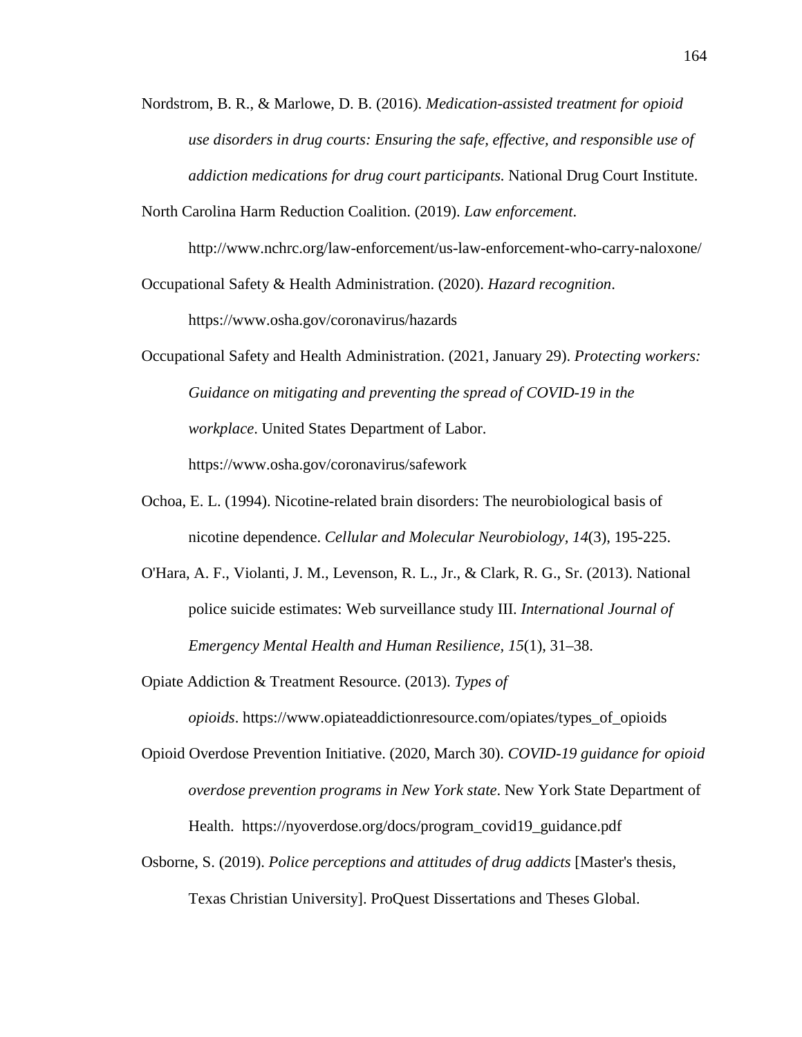Nordstrom, B. R., & Marlowe, D. B. (2016). *Medication-assisted treatment for opioid use disorders in drug courts: Ensuring the safe, effective, and responsible use of addiction medications for drug court participants.* National Drug Court Institute.

North Carolina Harm Reduction Coalition. (2019). *Law enforcement*. http://www.nchrc.org/law-enforcement/us-law-enforcement-who-carry-naloxone/

Occupational Safety & Health Administration. (2020). *Hazard recognition*. https://www.osha.gov/coronavirus/hazards

Occupational Safety and Health Administration. (2021, January 29). *Protecting workers: Guidance on mitigating and preventing the spread of COVID-19 in the workplace*. United States Department of Labor. https://www.osha.gov/coronavirus/safework

Ochoa, E. L. (1994). Nicotine-related brain disorders: The neurobiological basis of nicotine dependence. *Cellular and Molecular Neurobiology, 14*(3), 195-225.

O'Hara, A. F., Violanti, J. M., Levenson, R. L., Jr., & Clark, R. G., Sr. (2013). National police suicide estimates: Web surveillance study III. *International Journal of Emergency Mental Health and Human Resilience, 15*(1), 31–38.

Opiate Addiction & Treatment Resource. (2013). *Types of opioids*. https://www.opiateaddictionresource.com/opiates/types_of_opioids

Opioid Overdose Prevention Initiative. (2020, March 30). *COVID-19 guidance for opioid overdose prevention programs in New York state*. New York State Department of Health. https://nyoverdose.org/docs/program_covid19_guidance.pdf

Osborne, S. (2019). *Police perceptions and attitudes of drug addicts* [Master's thesis, Texas Christian University]. ProQuest Dissertations and Theses Global.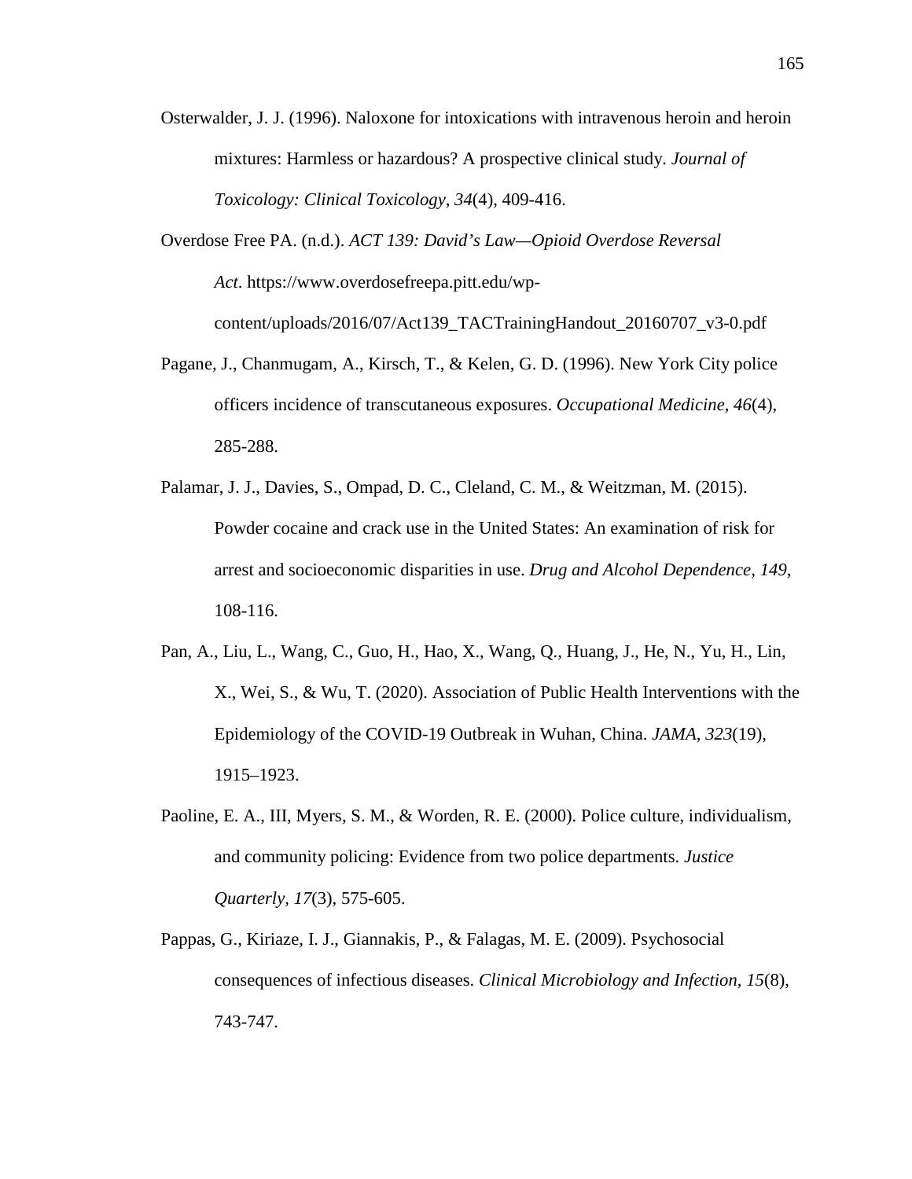Osterwalder, J. J. (1996). Naloxone for intoxications with intravenous heroin and heroin mixtures: Harmless or hazardous? A prospective clinical study. *Journal of Toxicology: Clinical Toxicology, 34*(4), 409-416.

Overdose Free PA. (n.d.). *ACT 139: David's Law—Opioid Overdose Reversal Act*. https://www.overdosefreepa.pitt.edu/wp-content/uploads/2016/07/Act139_TACTrainingHandout_20160707_v3-0.pdf

Pagane, J., Chanmugam, A., Kirsch, T., & Kelen, G. D. (1996). New York City police officers incidence of transcutaneous exposures. *Occupational Medicine, 46*(4), 285-288.

Palamar, J. J., Davies, S., Ompad, D. C., Cleland, C. M., & Weitzman, M. (2015). Powder cocaine and crack use in the United States: An examination of risk for arrest and socioeconomic disparities in use. *Drug and Alcohol Dependence, 149*, 108-116.

Pan, A., Liu, L., Wang, C., Guo, H., Hao, X., Wang, Q., Huang, J., He, N., Yu, H., Lin, X., Wei, S., & Wu, T. (2020). Association of Public Health Interventions with the Epidemiology of the COVID-19 Outbreak in Wuhan, China. *JAMA*, *323*(19), 1915–1923.

Paoline, E. A., III, Myers, S. M., & Worden, R. E. (2000). Police culture, individualism, and community policing: Evidence from two police departments. *Justice Quarterly*, *17*(3), 575-605.

Pappas, G., Kiriaze, I. J., Giannakis, P., & Falagas, M. E. (2009). Psychosocial consequences of infectious diseases. *Clinical Microbiology and Infection*, *15*(8), 743-747.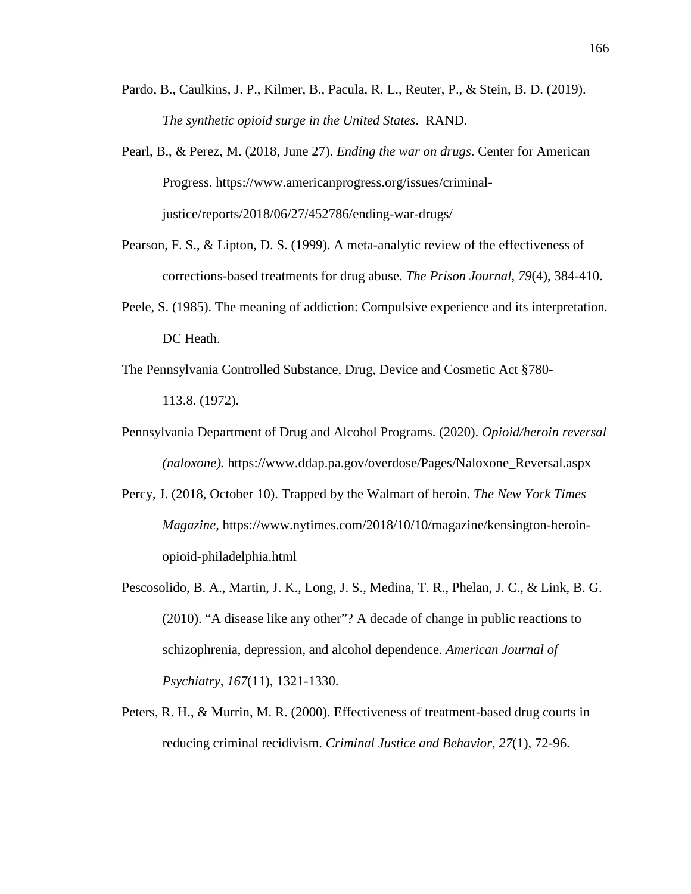Pardo, B., Caulkins, J. P., Kilmer, B., Pacula, R. L., Reuter, P., & Stein, B. D. (2019). *The synthetic opioid surge in the United States*. RAND.

Pearl, B., & Perez, M. (2018, June 27). *Ending the war on drugs*. Center for American Progress. https://www.americanprogress.org/issues/criminal-justice/reports/2018/06/27/452786/ending-war-drugs/

Pearson, F. S., & Lipton, D. S. (1999). A meta-analytic review of the effectiveness of corrections-based treatments for drug abuse. *The Prison Journal*, *79*(4), 384-410.

Peele, S. (1985). The meaning of addiction: Compulsive experience and its interpretation. DC Heath.

The Pennsylvania Controlled Substance, Drug, Device and Cosmetic Act §780-113.8. (1972).

Pennsylvania Department of Drug and Alcohol Programs. (2020). *Opioid/heroin reversal (naloxone).* https://www.ddap.pa.gov/overdose/Pages/Naloxone_Reversal.aspx

Percy, J. (2018, October 10). Trapped by the Walmart of heroin. *The New York Times Magazine*, https://www.nytimes.com/2018/10/10/magazine/kensington-heroin-opioid-philadelphia.html

Pescosolido, B. A., Martin, J. K., Long, J. S., Medina, T. R., Phelan, J. C., & Link, B. G. (2010). "A disease like any other"? A decade of change in public reactions to schizophrenia, depression, and alcohol dependence. *American Journal of Psychiatry, 167*(11), 1321-1330.

Peters, R. H., & Murrin, M. R. (2000). Effectiveness of treatment-based drug courts in reducing criminal recidivism. *Criminal Justice and Behavior, 27*(1), 72-96.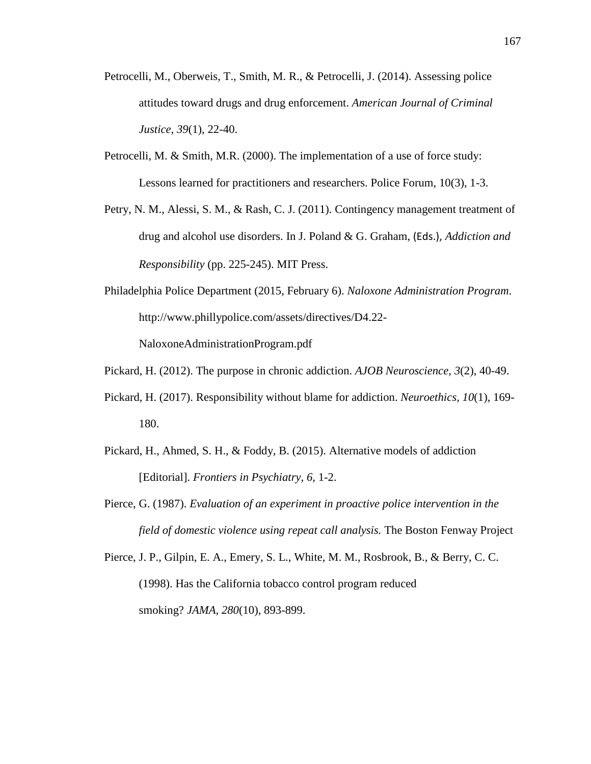Petrocelli, M., Oberweis, T., Smith, M. R., & Petrocelli, J. (2014). Assessing police attitudes toward drugs and drug enforcement. *American Journal of Criminal Justice*, *39*(1), 22-40.

Petrocelli, M. & Smith, M.R. (2000). The implementation of a use of force study: Lessons learned for practitioners and researchers. Police Forum, 10(3), 1-3.

Petry, N. M., Alessi, S. M., & Rash, C. J. (2011). Contingency management treatment of drug and alcohol use disorders. In J. Poland & G. Graham, (Eds.), *Addiction and Responsibility* (pp. 225-245). MIT Press.

Philadelphia Police Department (2015, February 6). *Naloxone Administration Program*. http://www.phillypolice.com/assets/directives/D4.22-NaloxoneAdministrationProgram.pdf

Pickard, H. (2012). The purpose in chronic addiction. *AJOB Neuroscience, 3*(2), 40-49.

Pickard, H. (2017). Responsibility without blame for addiction. *Neuroethics*, *10*(1), 169-180.

Pickard, H., Ahmed, S. H., & Foddy, B. (2015). Alternative models of addiction [Editorial]. *Frontiers in Psychiatry, 6,* 1-2.

Pierce, G. (1987). *Evaluation of an experiment in proactive police intervention in the field of domestic violence using repeat call analysis.* The Boston Fenway Project

Pierce, J. P., Gilpin, E. A., Emery, S. L., White, M. M., Rosbrook, B., & Berry, C. C. (1998). Has the California tobacco control program reduced smoking? *JAMA, 280*(10), 893-899.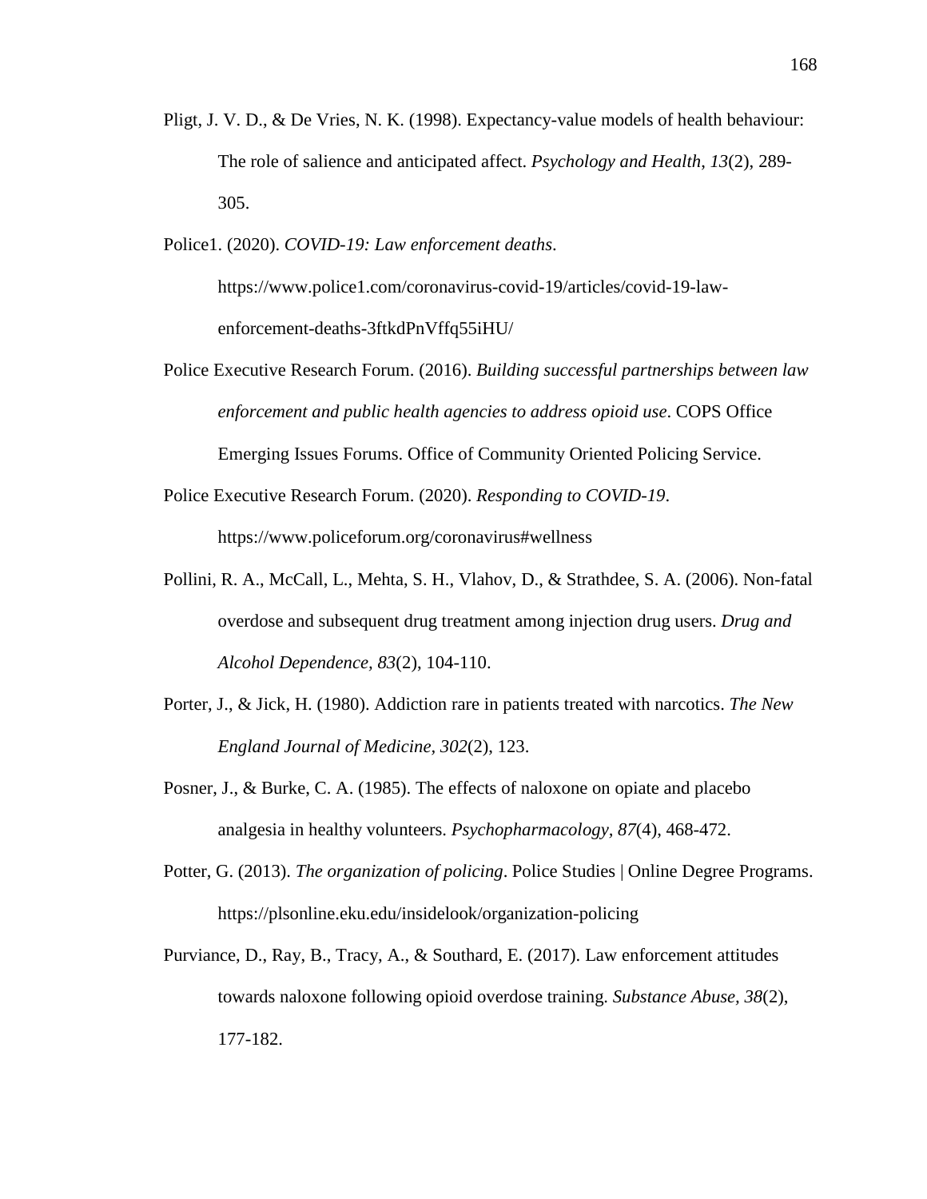Pligt, J. V. D., & De Vries, N. K. (1998). Expectancy-value models of health behaviour: The role of salience and anticipated affect. *Psychology and Health*, *13*(2), 289-305.

Police1. (2020). *COVID-19: Law enforcement deaths*. https://www.police1.com/coronavirus-covid-19/articles/covid-19-law-enforcement-deaths-3ftkdPnVffq55iHU/

Police Executive Research Forum. (2016). *Building successful partnerships between law enforcement and public health agencies to address opioid use*. COPS Office Emerging Issues Forums. Office of Community Oriented Policing Service.

Police Executive Research Forum. (2020). *Responding to COVID-19*. https://www.policeforum.org/coronavirus#wellness

Pollini, R. A., McCall, L., Mehta, S. H., Vlahov, D., & Strathdee, S. A. (2006). Non-fatal overdose and subsequent drug treatment among injection drug users. *Drug and Alcohol Dependence, 83*(2), 104-110.

Porter, J., & Jick, H. (1980). Addiction rare in patients treated with narcotics. *The New England Journal of Medicine, 302*(2), 123.

Posner, J., & Burke, C. A. (1985). The effects of naloxone on opiate and placebo analgesia in healthy volunteers. *Psychopharmacology*, *87*(4), 468-472.

Potter, G. (2013). *The organization of policing*. Police Studies | Online Degree Programs. https://plsonline.eku.edu/insidelook/organization-policing

Purviance, D., Ray, B., Tracy, A., & Southard, E. (2017). Law enforcement attitudes towards naloxone following opioid overdose training. *Substance Abuse, 38*(2), 177-182.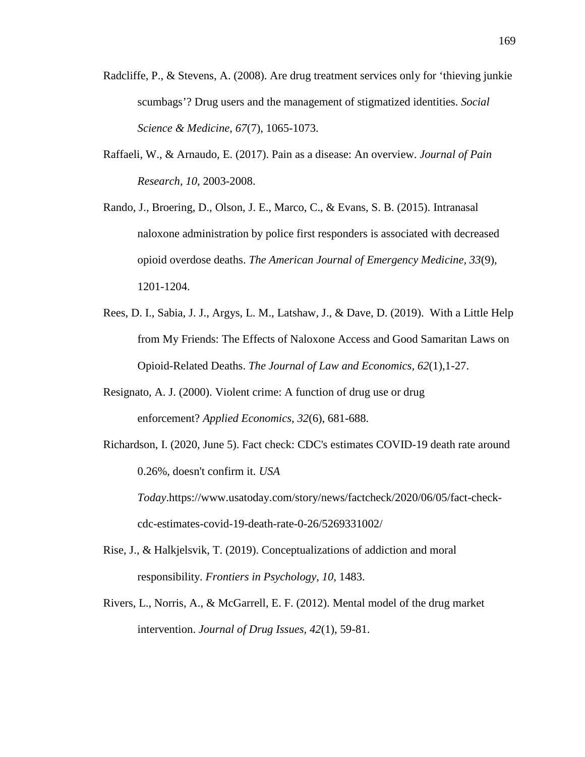Radcliffe, P., & Stevens, A. (2008). Are drug treatment services only for 'thieving junkie scumbags'? Drug users and the management of stigmatized identities. *Social Science & Medicine*, *67*(7), 1065-1073.

Raffaeli, W., & Arnaudo, E. (2017). Pain as a disease: An overview. *Journal of Pain Research*, *10*, 2003-2008.

Rando, J., Broering, D., Olson, J. E., Marco, C., & Evans, S. B. (2015). Intranasal naloxone administration by police first responders is associated with decreased opioid overdose deaths. *The American Journal of Emergency Medicine*, *33*(9), 1201-1204.

Rees, D. I., Sabia, J. J., Argys, L. M., Latshaw, J., & Dave, D. (2019). With a Little Help from My Friends: The Effects of Naloxone Access and Good Samaritan Laws on Opioid-Related Deaths. *The Journal of Law and Economics*, *62*(1),1-27.

Resignato, A. J. (2000). Violent crime: A function of drug use or drug enforcement? *Applied Economics*, *32*(6), 681-688.

Richardson, I. (2020, June 5). Fact check: CDC's estimates COVID-19 death rate around 0.26%, doesn't confirm it. *USA Today*.https://www.usatoday.com/story/news/factcheck/2020/06/05/fact-check-cdc-estimates-covid-19-death-rate-0-26/5269331002/

Rise, J., & Halkjelsvik, T. (2019). Conceptualizations of addiction and moral responsibility. *Frontiers in Psychology*, *10*, 1483.

Rivers, L., Norris, A., & McGarrell, E. F. (2012). Mental model of the drug market intervention. *Journal of Drug Issues*, *42*(1), 59-81.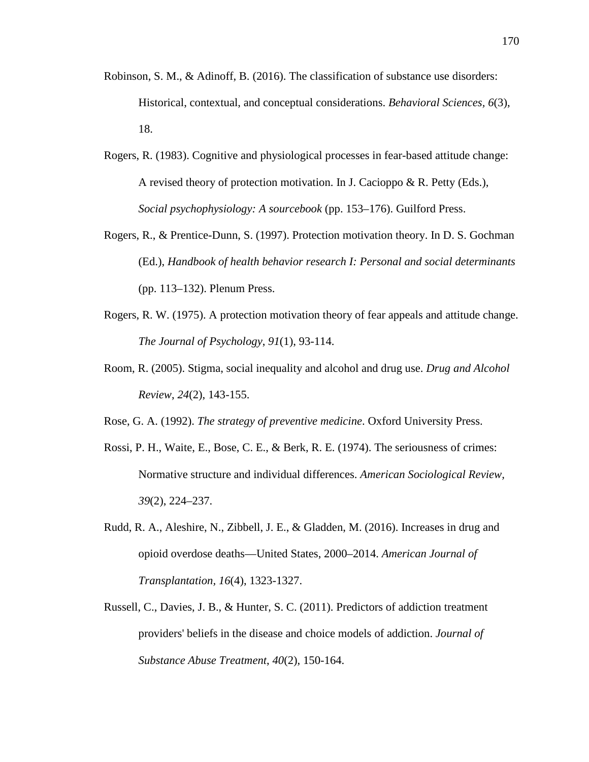Robinson, S. M., & Adinoff, B. (2016). The classification of substance use disorders: Historical, contextual, and conceptual considerations. *Behavioral Sciences, 6*(3), 18.

Rogers, R. (1983). Cognitive and physiological processes in fear-based attitude change: A revised theory of protection motivation. In J. Cacioppo & R. Petty (Eds.), *Social psychophysiology: A sourcebook* (pp. 153–176). Guilford Press.

Rogers, R., & Prentice-Dunn, S. (1997). Protection motivation theory. In D. S. Gochman (Ed.), *Handbook of health behavior research I: Personal and social determinants* (pp. 113–132). Plenum Press.

Rogers, R. W. (1975). A protection motivation theory of fear appeals and attitude change. *The Journal of Psychology*, *91*(1), 93-114.

Room, R. (2005). Stigma, social inequality and alcohol and drug use. *Drug and Alcohol Review*, *24*(2), 143-155.

Rose, G. A. (1992). *The strategy of preventive medicine*. Oxford University Press.

Rossi, P. H., Waite, E., Bose, C. E., & Berk, R. E. (1974). The seriousness of crimes: Normative structure and individual differences. *American Sociological Review*, *39*(2), 224–237.

Rudd, R. A., Aleshire, N., Zibbell, J. E., & Gladden, M. (2016). Increases in drug and opioid overdose deaths—United States, 2000–2014. *American Journal of Transplantation*, *16*(4), 1323-1327.

Russell, C., Davies, J. B., & Hunter, S. C. (2011). Predictors of addiction treatment providers' beliefs in the disease and choice models of addiction. *Journal of Substance Abuse Treatment*, *40*(2), 150-164.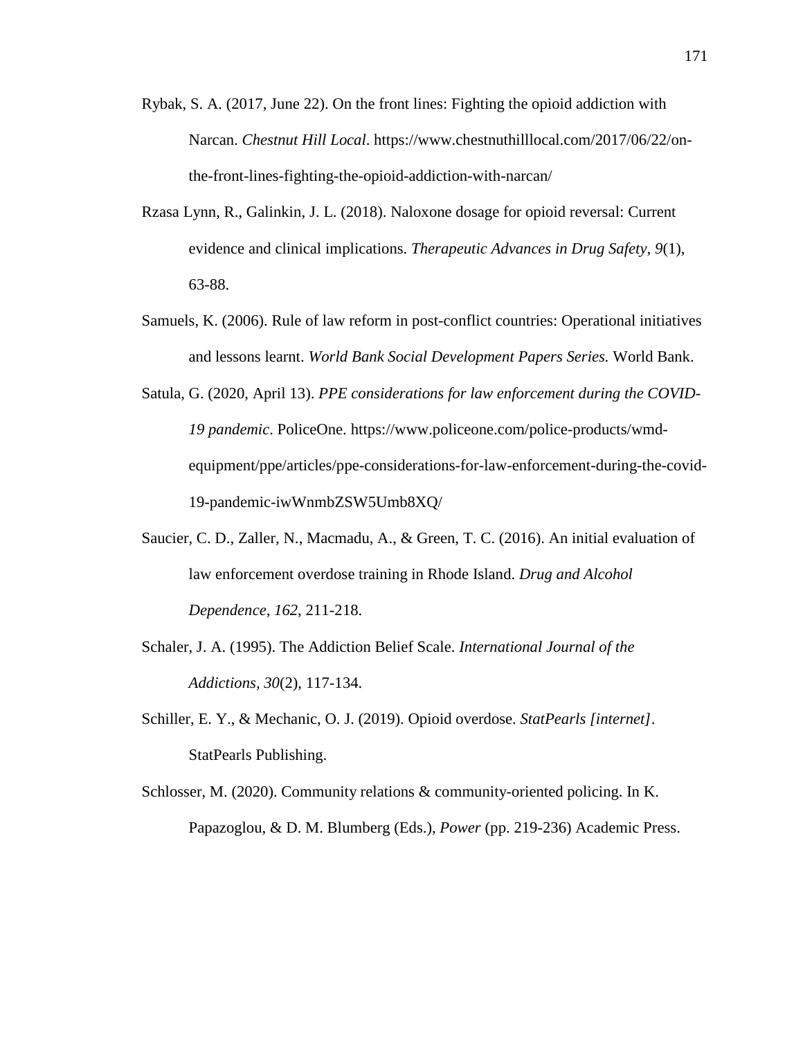Rybak, S. A. (2017, June 22). On the front lines: Fighting the opioid addiction with Narcan. *Chestnut Hill Local*. https://www.chestnuthilllocal.com/2017/06/22/on-the-front-lines-fighting-the-opioid-addiction-with-narcan/

Rzasa Lynn, R., Galinkin, J. L. (2018). Naloxone dosage for opioid reversal: Current evidence and clinical implications. *Therapeutic Advances in Drug Safety, 9*(1), 63-88.

Samuels, K. (2006). Rule of law reform in post-conflict countries: Operational initiatives and lessons learnt. *World Bank Social Development Papers Series.* World Bank.

Satula, G. (2020, April 13). *PPE considerations for law enforcement during the COVID-19 pandemic*. PoliceOne. https://www.policeone.com/police-products/wmd-equipment/ppe/articles/ppe-considerations-for-law-enforcement-during-the-covid-19-pandemic-iwWnmbZSW5Umb8XQ/

Saucier, C. D., Zaller, N., Macmadu, A., & Green, T. C. (2016). An initial evaluation of law enforcement overdose training in Rhode Island. *Drug and Alcohol Dependence, 162*, 211-218.

Schaler, J. A. (1995). The Addiction Belief Scale. *International Journal of the Addictions, 30*(2), 117-134.

Schiller, E. Y., & Mechanic, O. J. (2019). Opioid overdose. *StatPearls [internet]*. StatPearls Publishing.

Schlosser, M. (2020). Community relations & community-oriented policing. In K. Papazoglou, & D. M. Blumberg (Eds.), *Power* (pp. 219-236) Academic Press.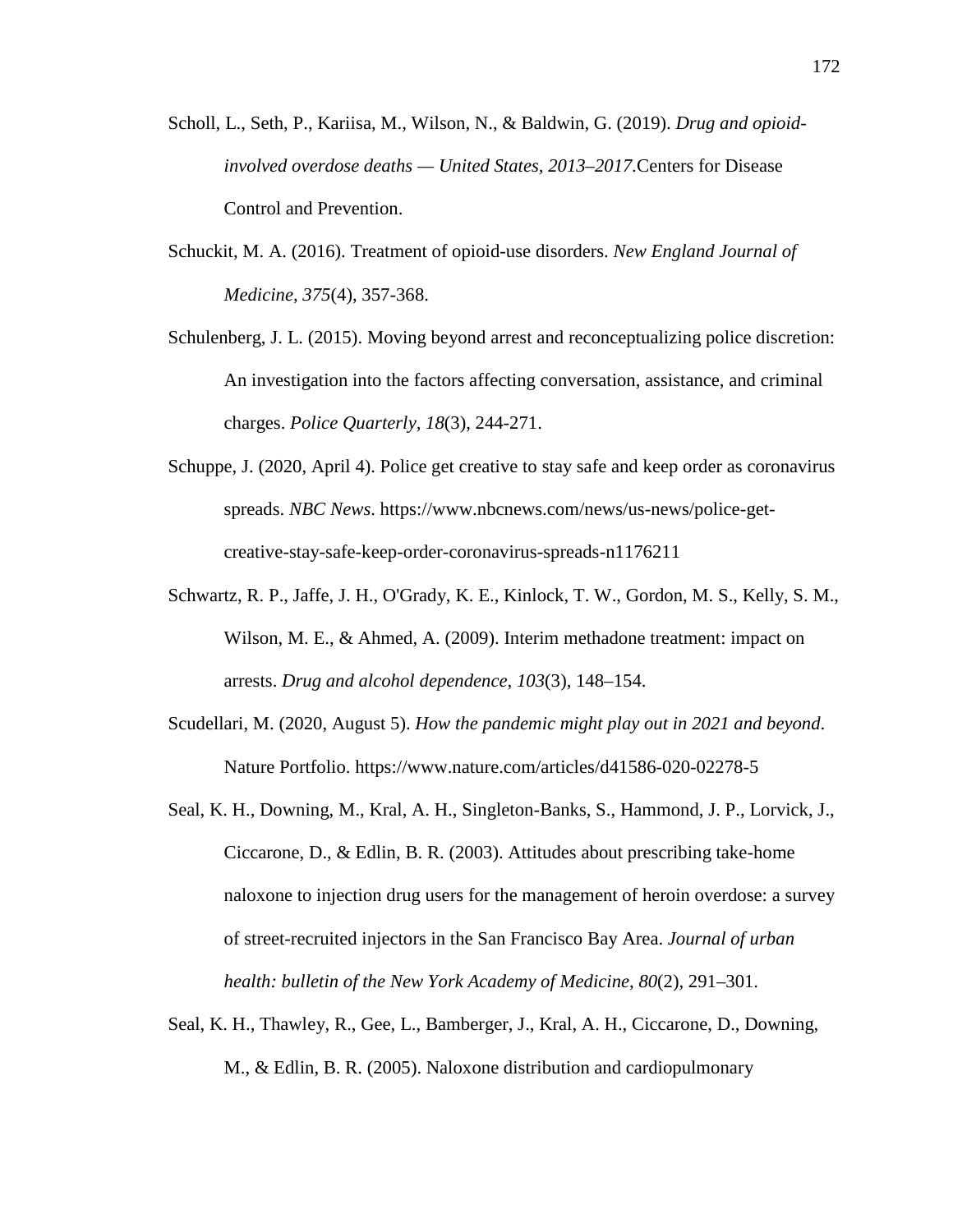Scholl, L., Seth, P., Kariisa, M., Wilson, N., & Baldwin, G. (2019). *Drug and opioid-involved overdose deaths — United States, 2013–2017.*Centers for Disease Control and Prevention.

Schuckit, M. A. (2016). Treatment of opioid-use disorders. *New England Journal of Medicine, 375*(4), 357-368.

Schulenberg, J. L. (2015). Moving beyond arrest and reconceptualizing police discretion: An investigation into the factors affecting conversation, assistance, and criminal charges. *Police Quarterly, 18*(3), 244-271.

Schuppe, J. (2020, April 4). Police get creative to stay safe and keep order as coronavirus spreads. *NBC News*. https://www.nbcnews.com/news/us-news/police-get-creative-stay-safe-keep-order-coronavirus-spreads-n1176211

Schwartz, R. P., Jaffe, J. H., O'Grady, K. E., Kinlock, T. W., Gordon, M. S., Kelly, S. M., Wilson, M. E., & Ahmed, A. (2009). Interim methadone treatment: impact on arrests. *Drug and alcohol dependence*, *103*(3), 148–154.

Scudellari, M. (2020, August 5). *How the pandemic might play out in 2021 and beyond*. Nature Portfolio. https://www.nature.com/articles/d41586-020-02278-5

Seal, K. H., Downing, M., Kral, A. H., Singleton-Banks, S., Hammond, J. P., Lorvick, J., Ciccarone, D., & Edlin, B. R. (2003). Attitudes about prescribing take-home naloxone to injection drug users for the management of heroin overdose: a survey of street-recruited injectors in the San Francisco Bay Area. *Journal of urban health: bulletin of the New York Academy of Medicine*, *80*(2), 291–301.

Seal, K. H., Thawley, R., Gee, L., Bamberger, J., Kral, A. H., Ciccarone, D., Downing, M., & Edlin, B. R. (2005). Naloxone distribution and cardiopulmonary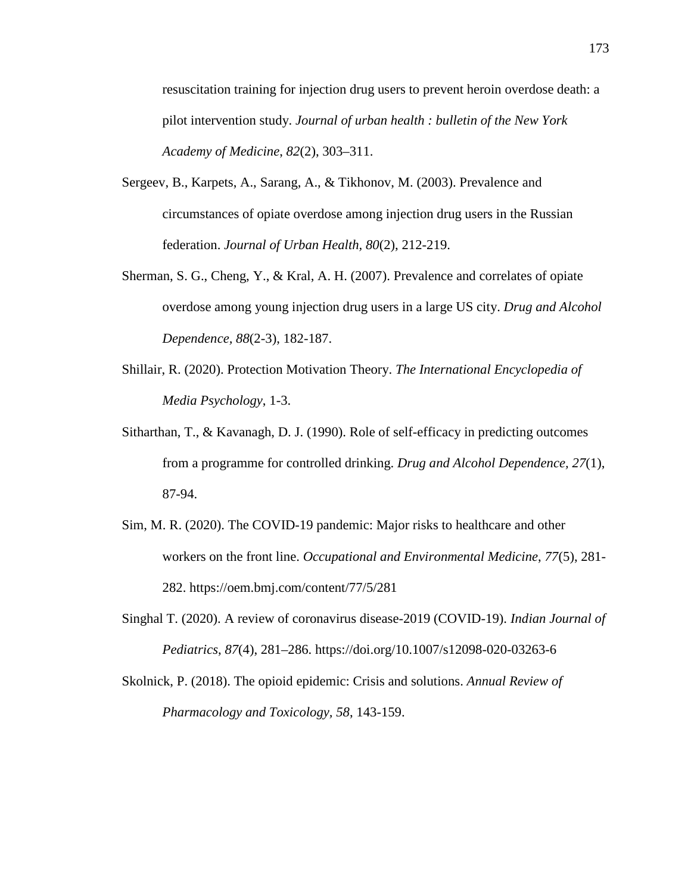resuscitation training for injection drug users to prevent heroin overdose death: a pilot intervention study. *Journal of urban health : bulletin of the New York Academy of Medicine*, *82*(2), 303–311.

Sergeev, B., Karpets, A., Sarang, A., & Tikhonov, M. (2003). Prevalence and circumstances of opiate overdose among injection drug users in the Russian federation. *Journal of Urban Health*, *80*(2), 212-219.

Sherman, S. G., Cheng, Y., & Kral, A. H. (2007). Prevalence and correlates of opiate overdose among young injection drug users in a large US city. *Drug and Alcohol Dependence*, *88*(2-3), 182-187.

Shillair, R. (2020). Protection Motivation Theory. *The International Encyclopedia of Media Psychology*, 1-3.

Sitharthan, T., & Kavanagh, D. J. (1990). Role of self-efficacy in predicting outcomes from a programme for controlled drinking. *Drug and Alcohol Dependence, 27*(1), 87-94.

Sim, M. R. (2020). The COVID-19 pandemic: Major risks to healthcare and other workers on the front line. *Occupational and Environmental Medicine*, *77*(5), 281-282. https://oem.bmj.com/content/77/5/281

Singhal T. (2020). A review of coronavirus disease-2019 (COVID-19). *Indian Journal of Pediatrics*, *87*(4), 281–286. https://doi.org/10.1007/s12098-020-03263-6

Skolnick, P. (2018). The opioid epidemic: Crisis and solutions. *Annual Review of Pharmacology and Toxicology, 58*, 143-159.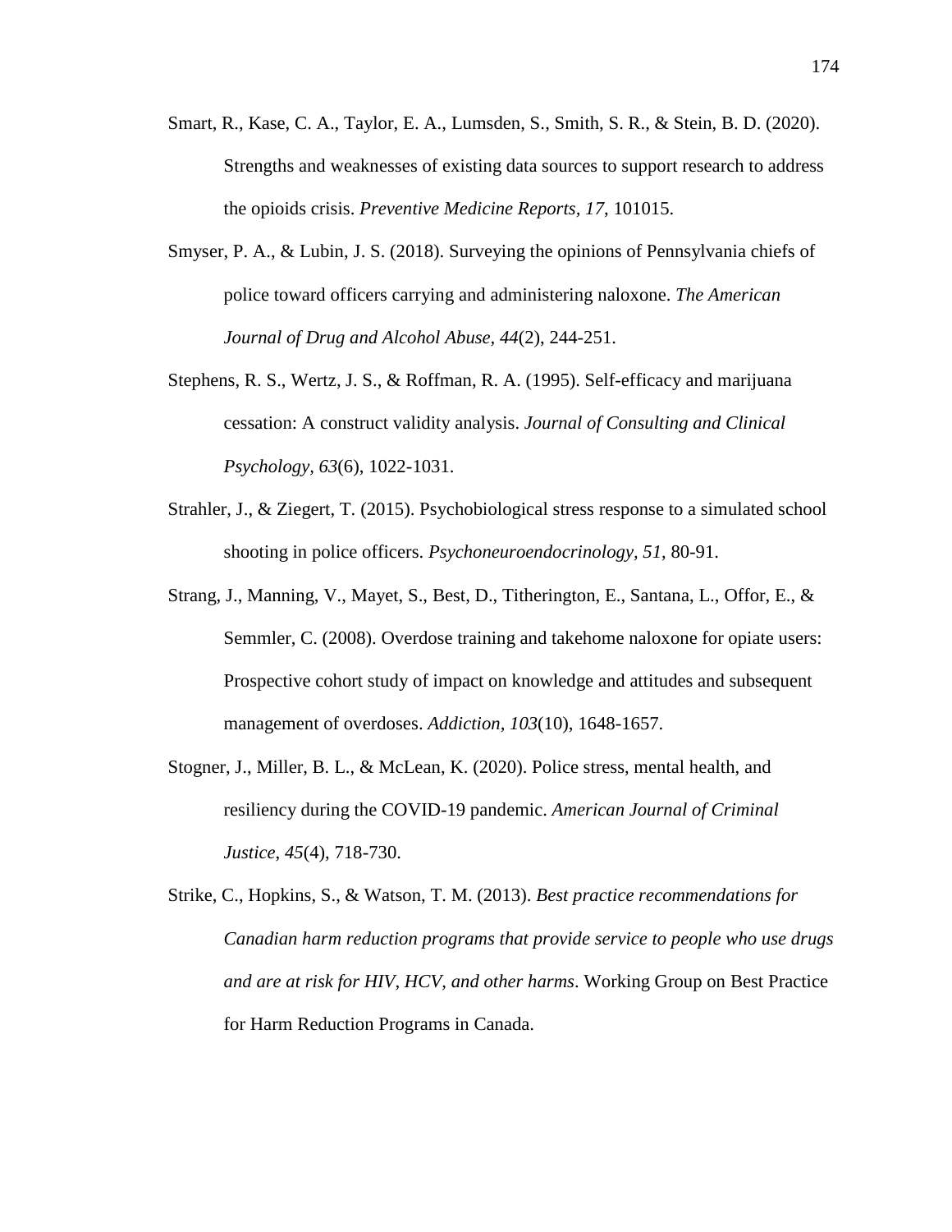Smart, R., Kase, C. A., Taylor, E. A., Lumsden, S., Smith, S. R., & Stein, B. D. (2020). Strengths and weaknesses of existing data sources to support research to address the opioids crisis. *Preventive Medicine Reports, 17*, 101015.

Smyser, P. A., & Lubin, J. S. (2018). Surveying the opinions of Pennsylvania chiefs of police toward officers carrying and administering naloxone. *The American Journal of Drug and Alcohol Abuse, 44*(2), 244-251.

Stephens, R. S., Wertz, J. S., & Roffman, R. A. (1995). Self-efficacy and marijuana cessation: A construct validity analysis. *Journal of Consulting and Clinical Psychology, 63*(6), 1022-1031.

Strahler, J., & Ziegert, T. (2015). Psychobiological stress response to a simulated school shooting in police officers. *Psychoneuroendocrinology, 51*, 80-91.

Strang, J., Manning, V., Mayet, S., Best, D., Titherington, E., Santana, L., Offor, E., & Semmler, C. (2008). Overdose training and takehome naloxone for opiate users: Prospective cohort study of impact on knowledge and attitudes and subsequent management of overdoses. *Addiction*, *103*(10), 1648-1657.

Stogner, J., Miller, B. L., & McLean, K. (2020). Police stress, mental health, and resiliency during the COVID-19 pandemic. *American Journal of Criminal Justice*, *45*(4), 718-730.

Strike, C., Hopkins, S., & Watson, T. M. (2013). *Best practice recommendations for Canadian harm reduction programs that provide service to people who use drugs and are at risk for HIV, HCV, and other harms*. Working Group on Best Practice for Harm Reduction Programs in Canada.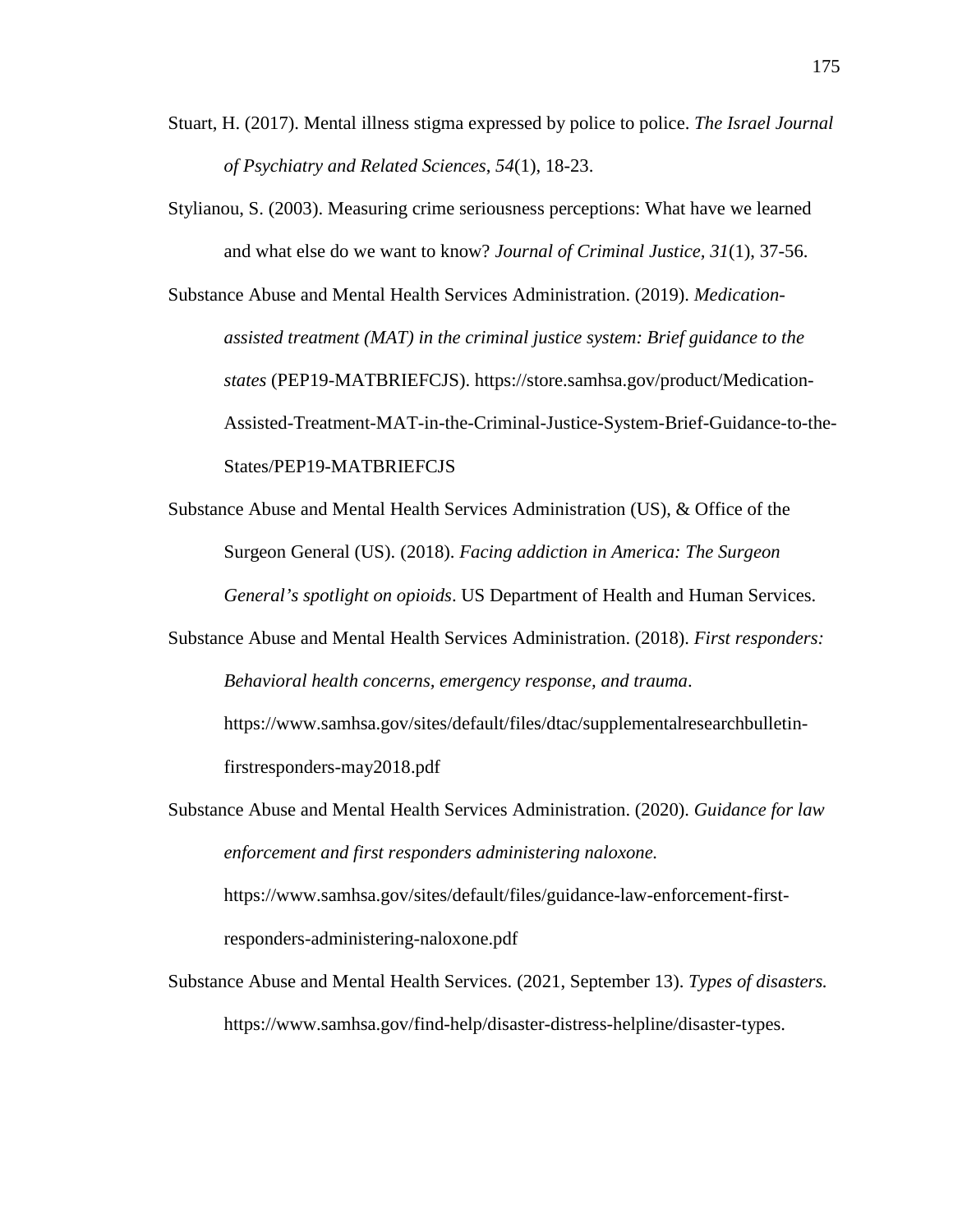Stuart, H. (2017). Mental illness stigma expressed by police to police. *The Israel Journal of Psychiatry and Related Sciences, 54*(1), 18-23.

Stylianou, S. (2003). Measuring crime seriousness perceptions: What have we learned and what else do we want to know? *Journal of Criminal Justice, 31*(1), 37-56.

Substance Abuse and Mental Health Services Administration. (2019). *Medication-assisted treatment (MAT) in the criminal justice system: Brief guidance to the states* (PEP19-MATBRIEFCJS). https://store.samhsa.gov/product/Medication-Assisted-Treatment-MAT-in-the-Criminal-Justice-System-Brief-Guidance-to-the-States/PEP19-MATBRIEFCJS

Substance Abuse and Mental Health Services Administration (US), & Office of the Surgeon General (US). (2018). *Facing addiction in America: The Surgeon General's spotlight on opioids*. US Department of Health and Human Services.

Substance Abuse and Mental Health Services Administration. (2018). *First responders: Behavioral health concerns, emergency response, and trauma*. https://www.samhsa.gov/sites/default/files/dtac/supplementalresearchbulletin-firstresponders-may2018.pdf

Substance Abuse and Mental Health Services Administration. (2020). *Guidance for law enforcement and first responders administering naloxone.* https://www.samhsa.gov/sites/default/files/guidance-law-enforcement-first-responders-administering-naloxone.pdf

Substance Abuse and Mental Health Services. (2021, September 13). *Types of disasters.* https://www.samhsa.gov/find-help/disaster-distress-helpline/disaster-types.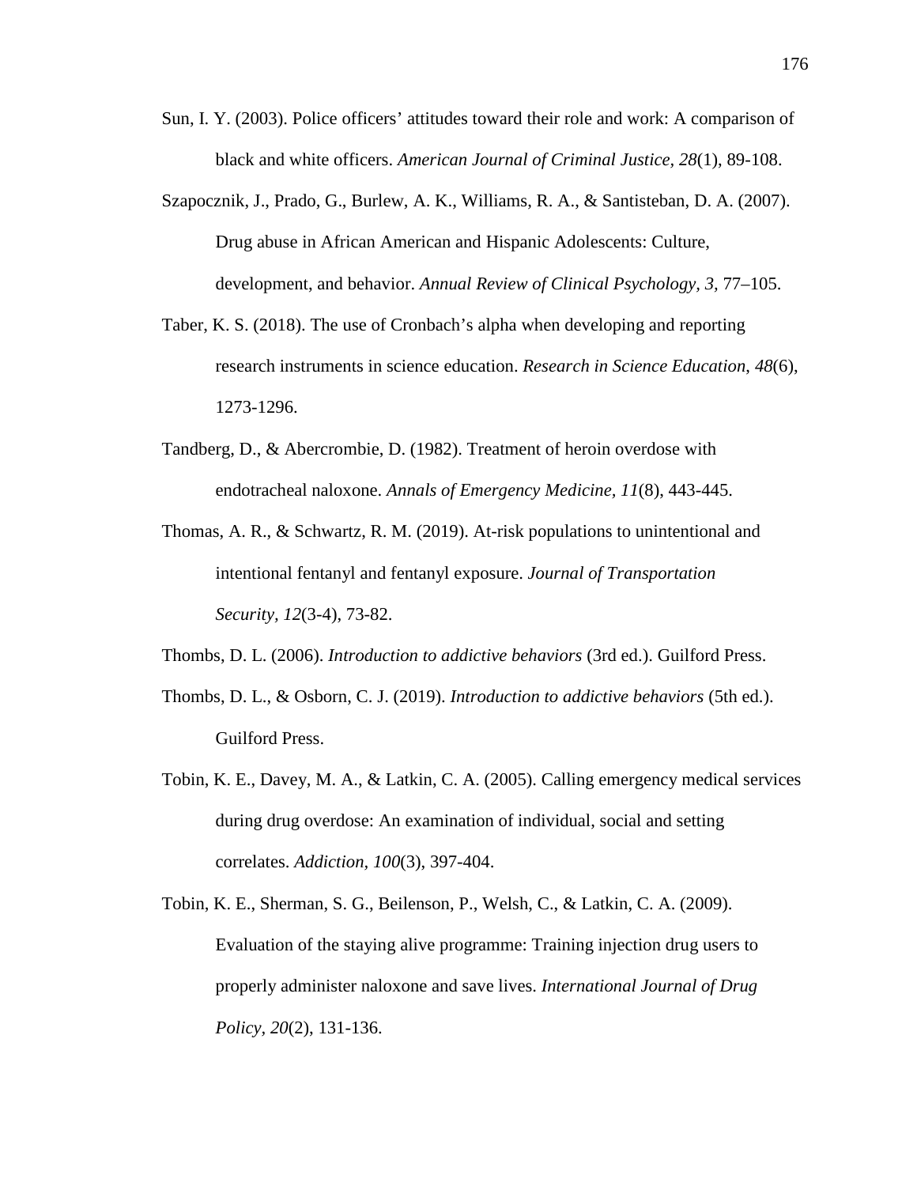Sun, I. Y. (2003). Police officers' attitudes toward their role and work: A comparison of black and white officers. *American Journal of Criminal Justice, 28*(1), 89-108.

Szapocznik, J., Prado, G., Burlew, A. K., Williams, R. A., & Santisteban, D. A. (2007). Drug abuse in African American and Hispanic Adolescents: Culture, development, and behavior. *Annual Review of Clinical Psychology, 3,* 77–105.

Taber, K. S. (2018). The use of Cronbach's alpha when developing and reporting research instruments in science education. *Research in Science Education*, *48*(6), 1273-1296.

Tandberg, D., & Abercrombie, D. (1982). Treatment of heroin overdose with endotracheal naloxone. *Annals of Emergency Medicine*, *11*(8), 443-445.

Thomas, A. R., & Schwartz, R. M. (2019). At-risk populations to unintentional and intentional fentanyl and fentanyl exposure. *Journal of Transportation Security, 12*(3-4), 73-82.

Thombs, D. L. (2006). *Introduction to addictive behaviors* (3rd ed.). Guilford Press.

Thombs, D. L., & Osborn, C. J. (2019). *Introduction to addictive behaviors* (5th ed.). Guilford Press.

Tobin, K. E., Davey, M. A., & Latkin, C. A. (2005). Calling emergency medical services during drug overdose: An examination of individual, social and setting correlates. *Addiction, 100*(3), 397-404.

Tobin, K. E., Sherman, S. G., Beilenson, P., Welsh, C., & Latkin, C. A. (2009). Evaluation of the staying alive programme: Training injection drug users to properly administer naloxone and save lives. *International Journal of Drug Policy, 20*(2), 131-136.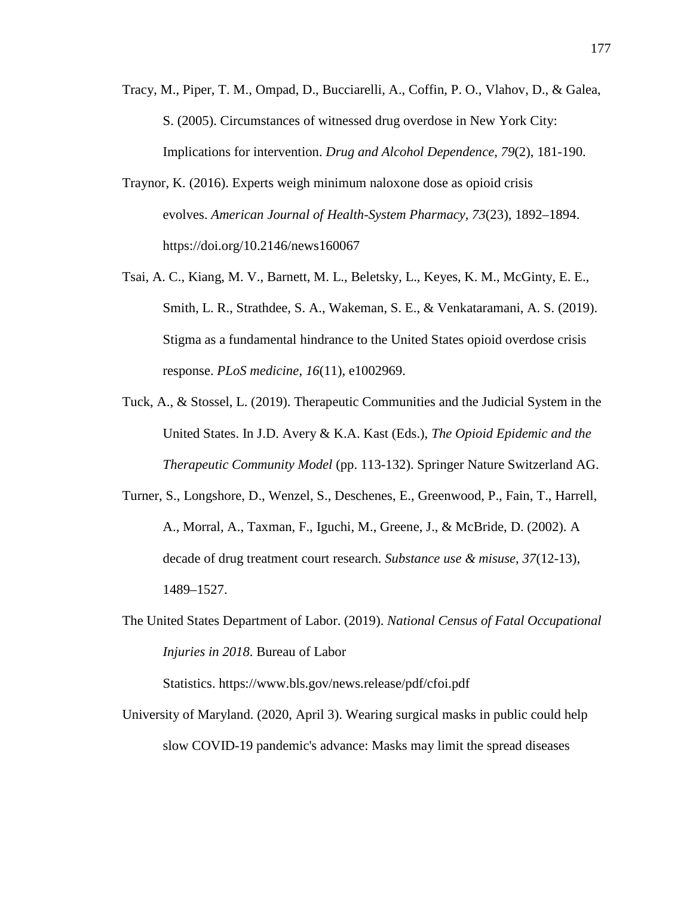Tracy, M., Piper, T. M., Ompad, D., Bucciarelli, A., Coffin, P. O., Vlahov, D., & Galea, S. (2005). Circumstances of witnessed drug overdose in New York City: Implications for intervention. *Drug and Alcohol Dependence, 79*(2), 181-190.

Traynor, K. (2016). Experts weigh minimum naloxone dose as opioid crisis evolves. *American Journal of Health-System Pharmacy*, *73*(23), 1892–1894. https://doi.org/10.2146/news160067

Tsai, A. C., Kiang, M. V., Barnett, M. L., Beletsky, L., Keyes, K. M., McGinty, E. E., Smith, L. R., Strathdee, S. A., Wakeman, S. E., & Venkataramani, A. S. (2019). Stigma as a fundamental hindrance to the United States opioid overdose crisis response. *PLoS medicine*, *16*(11), e1002969.

Tuck, A., & Stossel, L. (2019). Therapeutic Communities and the Judicial System in the United States. In J.D. Avery & K.A. Kast (Eds.), *The Opioid Epidemic and the Therapeutic Community Model* (pp. 113-132). Springer Nature Switzerland AG.

Turner, S., Longshore, D., Wenzel, S., Deschenes, E., Greenwood, P., Fain, T., Harrell, A., Morral, A., Taxman, F., Iguchi, M., Greene, J., & McBride, D. (2002). A decade of drug treatment court research. *Substance use & misuse*, *37*(12-13), 1489–1527.

The United States Department of Labor. (2019). *National Census of Fatal Occupational Injuries in 2018*. Bureau of Labor Statistics. https://www.bls.gov/news.release/pdf/cfoi.pdf

University of Maryland. (2020, April 3). Wearing surgical masks in public could help slow COVID-19 pandemic's advance: Masks may limit the spread diseases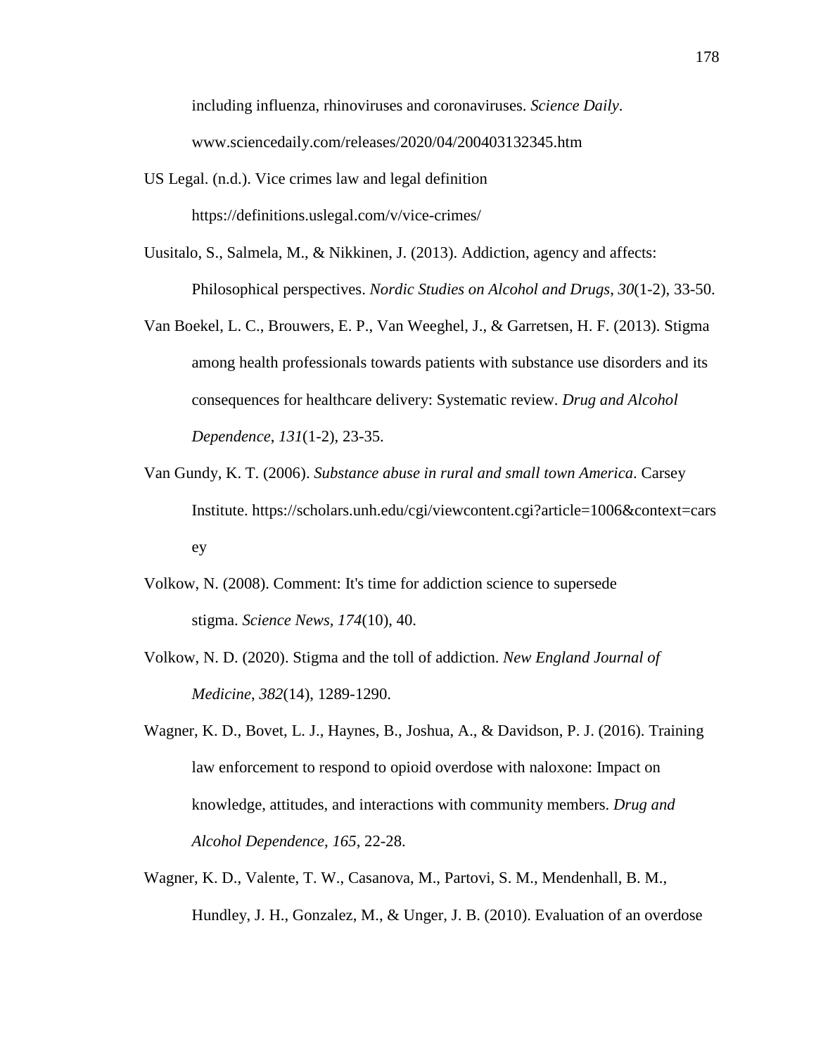including influenza, rhinoviruses and coronaviruses. *Science Daily*. www.sciencedaily.com/releases/2020/04/200403132345.htm

US Legal. (n.d.). Vice crimes law and legal definition https://definitions.uslegal.com/v/vice-crimes/

Uusitalo, S., Salmela, M., & Nikkinen, J. (2013). Addiction, agency and affects: Philosophical perspectives. *Nordic Studies on Alcohol and Drugs*, *30*(1-2), 33-50.

Van Boekel, L. C., Brouwers, E. P., Van Weeghel, J., & Garretsen, H. F. (2013). Stigma among health professionals towards patients with substance use disorders and its consequences for healthcare delivery: Systematic review. *Drug and Alcohol Dependence*, *131*(1-2), 23-35.

Van Gundy, K. T. (2006). *Substance abuse in rural and small town America*. Carsey Institute. https://scholars.unh.edu/cgi/viewcontent.cgi?article=1006&context=carsey

Volkow, N. (2008). Comment: It's time for addiction science to supersede stigma. *Science News, 174*(10), 40.

Volkow, N. D. (2020). Stigma and the toll of addiction. *New England Journal of Medicine*, *382*(14), 1289-1290.

Wagner, K. D., Bovet, L. J., Haynes, B., Joshua, A., & Davidson, P. J. (2016). Training law enforcement to respond to opioid overdose with naloxone: Impact on knowledge, attitudes, and interactions with community members. *Drug and Alcohol Dependence, 165*, 22-28.

Wagner, K. D., Valente, T. W., Casanova, M., Partovi, S. M., Mendenhall, B. M., Hundley, J. H., Gonzalez, M., & Unger, J. B. (2010). Evaluation of an overdose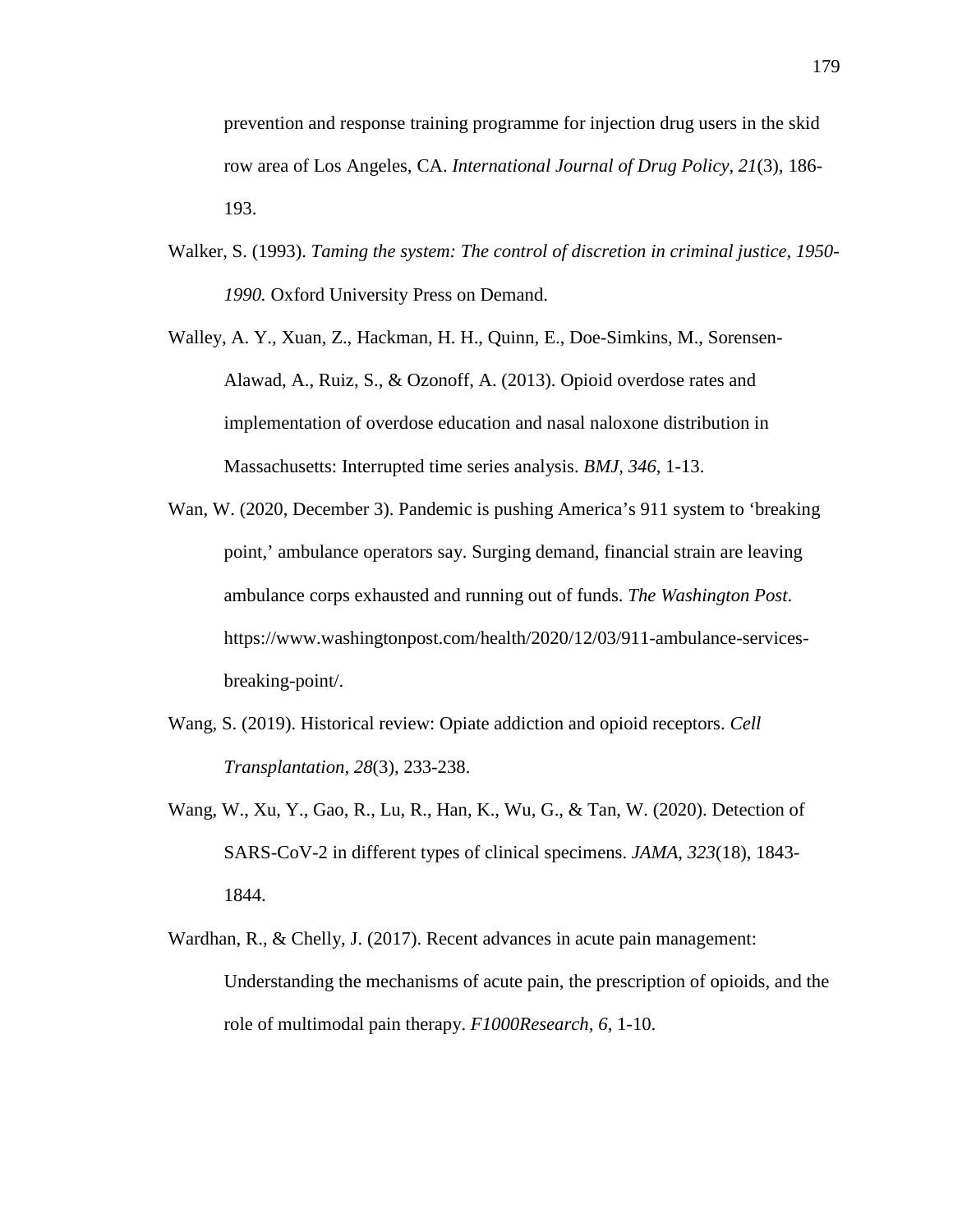prevention and response training programme for injection drug users in the skid row area of Los Angeles, CA. *International Journal of Drug Policy, 21*(3), 186-193.

Walker, S. (1993). *Taming the system: The control of discretion in criminal justice, 1950-1990.* Oxford University Press on Demand.

Walley, A. Y., Xuan, Z., Hackman, H. H., Quinn, E., Doe-Simkins, M., Sorensen-Alawad, A., Ruiz, S., & Ozonoff, A. (2013). Opioid overdose rates and implementation of overdose education and nasal naloxone distribution in Massachusetts: Interrupted time series analysis. *BMJ, 346*, 1-13.

Wan, W. (2020, December 3). Pandemic is pushing America's 911 system to 'breaking point,' ambulance operators say. Surging demand, financial strain are leaving ambulance corps exhausted and running out of funds. *The Washington Post*. https://www.washingtonpost.com/health/2020/12/03/911-ambulance-services-breaking-point/.

Wang, S. (2019). Historical review: Opiate addiction and opioid receptors. *Cell Transplantation*, *28*(3), 233-238.

Wang, W., Xu, Y., Gao, R., Lu, R., Han, K., Wu, G., & Tan, W. (2020). Detection of SARS-CoV-2 in different types of clinical specimens. *JAMA*, *323*(18), 1843-1844.

Wardhan, R., & Chelly, J. (2017). Recent advances in acute pain management: Understanding the mechanisms of acute pain, the prescription of opioids, and the role of multimodal pain therapy. *F1000Research, 6*, 1-10.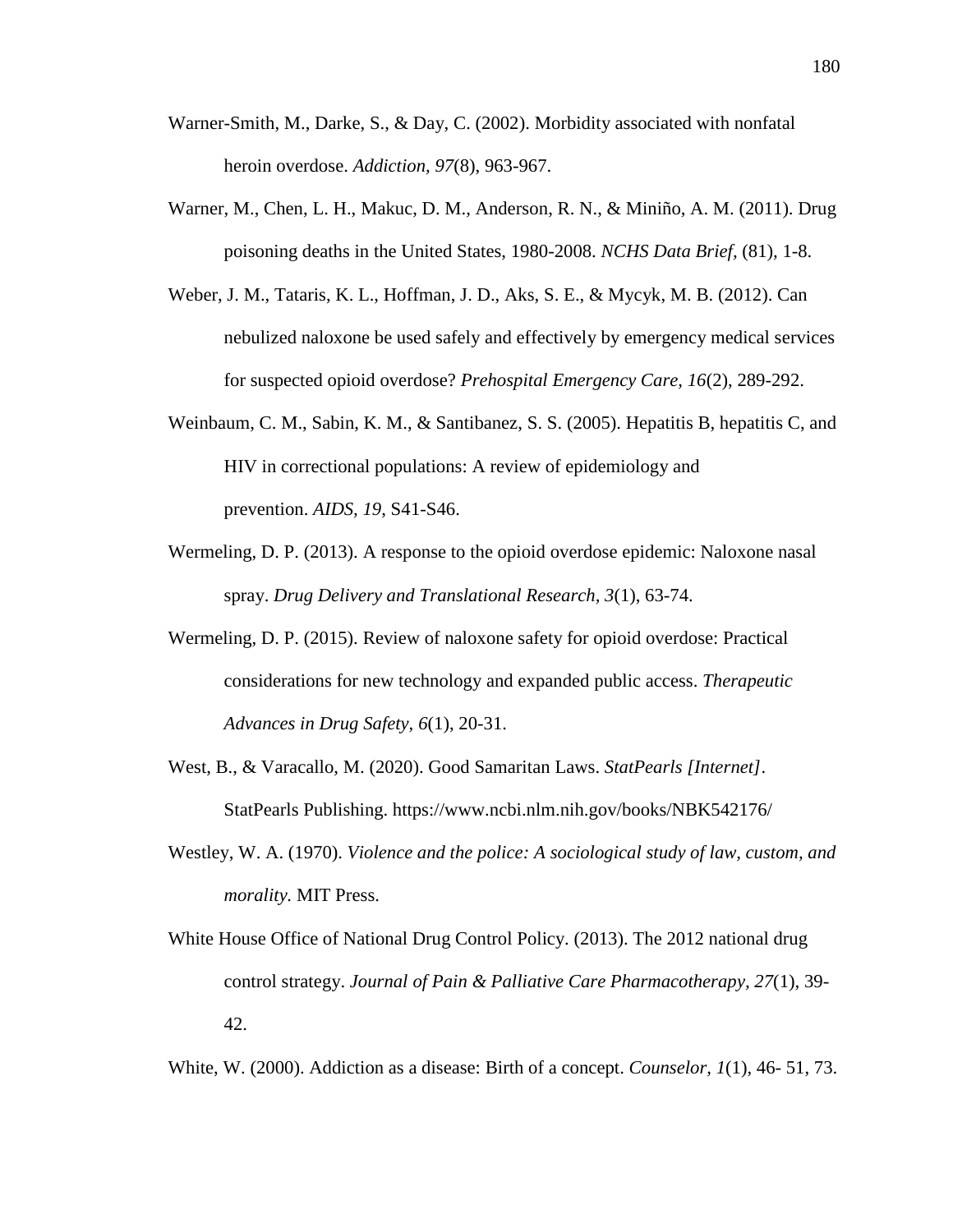Warner-Smith, M., Darke, S., & Day, C. (2002). Morbidity associated with nonfatal heroin overdose. *Addiction, 97*(8), 963-967.

Warner, M., Chen, L. H., Makuc, D. M., Anderson, R. N., & Miniño, A. M. (2011). Drug poisoning deaths in the United States, 1980-2008. *NCHS Data Brief*, (81), 1-8.

Weber, J. M., Tataris, K. L., Hoffman, J. D., Aks, S. E., & Mycyk, M. B. (2012). Can nebulized naloxone be used safely and effectively by emergency medical services for suspected opioid overdose? *Prehospital Emergency Care, 16*(2), 289-292.

Weinbaum, C. M., Sabin, K. M., & Santibanez, S. S. (2005). Hepatitis B, hepatitis C, and HIV in correctional populations: A review of epidemiology and prevention. *AIDS, 19*, S41-S46.

Wermeling, D. P. (2013). A response to the opioid overdose epidemic: Naloxone nasal spray. *Drug Delivery and Translational Research, 3*(1), 63-74.

Wermeling, D. P. (2015). Review of naloxone safety for opioid overdose: Practical considerations for new technology and expanded public access. *Therapeutic Advances in Drug Safety, 6*(1), 20-31.

West, B., & Varacallo, M. (2020). Good Samaritan Laws. *StatPearls [Internet]*. StatPearls Publishing. https://www.ncbi.nlm.nih.gov/books/NBK542176/

Westley, W. A. (1970). *Violence and the police: A sociological study of law, custom, and morality.* MIT Press.

White House Office of National Drug Control Policy. (2013). The 2012 national drug control strategy. *Journal of Pain & Palliative Care Pharmacotherapy, 27*(1), 39-42.

White, W. (2000). Addiction as a disease: Birth of a concept. *Counselor, 1*(1), 46- 51, 73.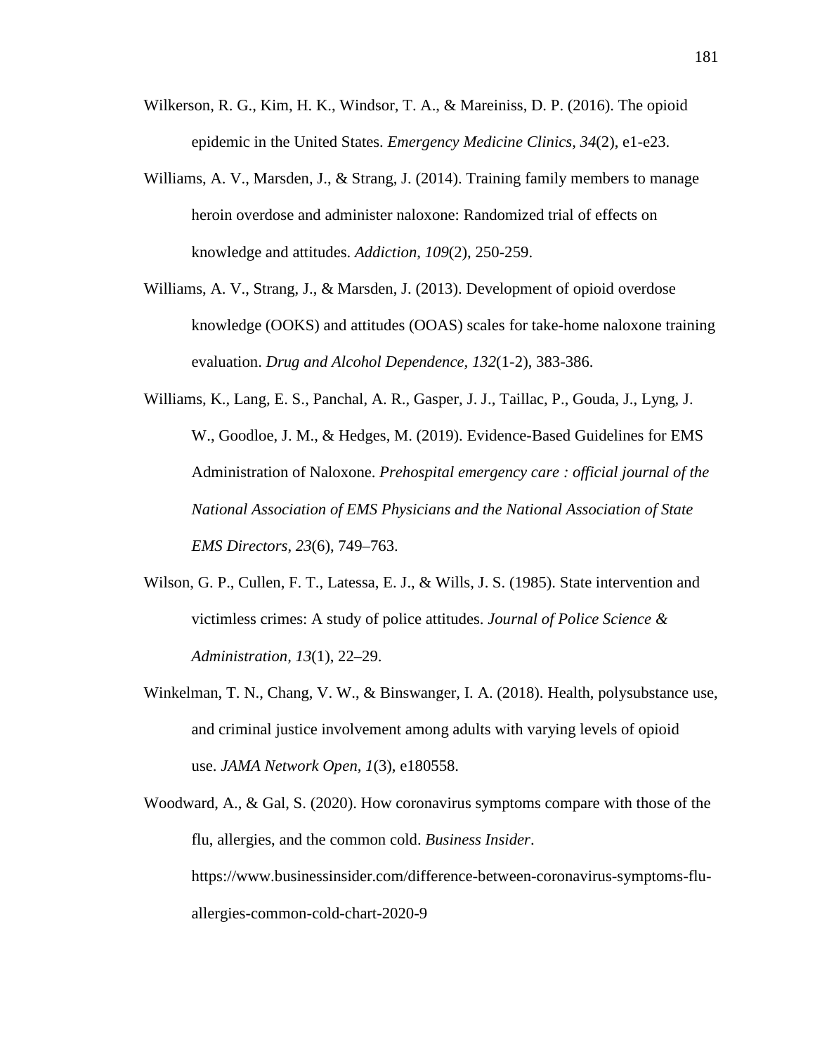Wilkerson, R. G., Kim, H. K., Windsor, T. A., & Mareiniss, D. P. (2016). The opioid epidemic in the United States. *Emergency Medicine Clinics, 34*(2), e1-e23.

Williams, A. V., Marsden, J., & Strang, J. (2014). Training family members to manage heroin overdose and administer naloxone: Randomized trial of effects on knowledge and attitudes. *Addiction*, *109*(2), 250-259.

Williams, A. V., Strang, J., & Marsden, J. (2013). Development of opioid overdose knowledge (OOKS) and attitudes (OOAS) scales for take-home naloxone training evaluation. *Drug and Alcohol Dependence, 132*(1-2), 383-386.

Williams, K., Lang, E. S., Panchal, A. R., Gasper, J. J., Taillac, P., Gouda, J., Lyng, J. W., Goodloe, J. M., & Hedges, M. (2019). Evidence-Based Guidelines for EMS Administration of Naloxone. *Prehospital emergency care : official journal of the National Association of EMS Physicians and the National Association of State EMS Directors*, *23*(6), 749–763.

Wilson, G. P., Cullen, F. T., Latessa, E. J., & Wills, J. S. (1985). State intervention and victimless crimes: A study of police attitudes. *Journal of Police Science & Administration, 13*(1), 22–29.

Winkelman, T. N., Chang, V. W., & Binswanger, I. A. (2018). Health, polysubstance use, and criminal justice involvement among adults with varying levels of opioid use. *JAMA Network Open, 1*(3), e180558.

Woodward, A., & Gal, S. (2020). How coronavirus symptoms compare with those of the flu, allergies, and the common cold. *Business Insider*. https://www.businessinsider.com/difference-between-coronavirus-symptoms-flu-allergies-common-cold-chart-2020-9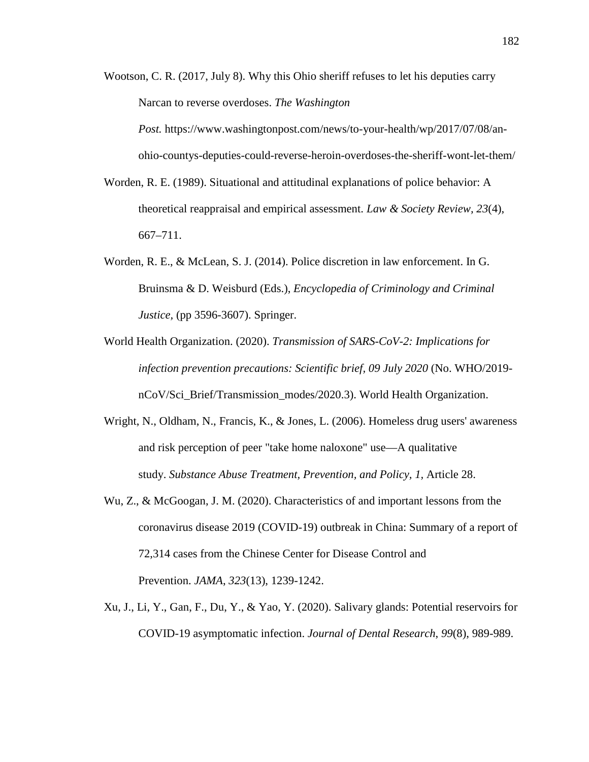Wootson, C. R. (2017, July 8). Why this Ohio sheriff refuses to let his deputies carry Narcan to reverse overdoses. *The Washington Post.* https://www.washingtonpost.com/news/to-your-health/wp/2017/07/08/an-ohio-countys-deputies-could-reverse-heroin-overdoses-the-sheriff-wont-let-them/

Worden, R. E. (1989). Situational and attitudinal explanations of police behavior: A theoretical reappraisal and empirical assessment. *Law & Society Review, 23*(4), 667–711.

Worden, R. E., & McLean, S. J. (2014). Police discretion in law enforcement. In G. Bruinsma & D. Weisburd (Eds.), *Encyclopedia of Criminology and Criminal Justice*, (pp 3596-3607). Springer.

World Health Organization. (2020). *Transmission of SARS-CoV-2: Implications for infection prevention precautions: Scientific brief, 09 July 2020* (No. WHO/2019-nCoV/Sci_Brief/Transmission_modes/2020.3). World Health Organization.

Wright, N., Oldham, N., Francis, K., & Jones, L. (2006). Homeless drug users' awareness and risk perception of peer "take home naloxone" use—A qualitative study. *Substance Abuse Treatment, Prevention, and Policy, 1,* Article 28.

Wu, Z., & McGoogan, J. M. (2020). Characteristics of and important lessons from the coronavirus disease 2019 (COVID-19) outbreak in China: Summary of a report of 72,314 cases from the Chinese Center for Disease Control and Prevention. *JAMA*, *323*(13), 1239-1242.

Xu, J., Li, Y., Gan, F., Du, Y., & Yao, Y. (2020). Salivary glands: Potential reservoirs for COVID-19 asymptomatic infection. *Journal of Dental Research*, *99*(8), 989-989.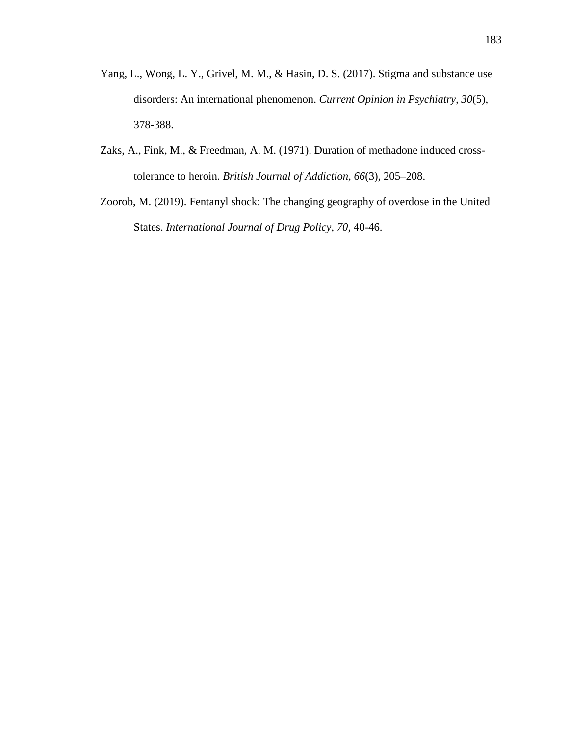Yang, L., Wong, L. Y., Grivel, M. M., & Hasin, D. S. (2017). Stigma and substance use disorders: An international phenomenon. *Current Opinion in Psychiatry, 30*(5), 378-388.

Zaks, A., Fink, M., & Freedman, A. M. (1971). Duration of methadone induced cross-tolerance to heroin. *British Journal of Addiction, 66*(3), 205–208.

Zoorob, M. (2019). Fentanyl shock: The changing geography of overdose in the United States. *International Journal of Drug Policy, 70*, 40-46.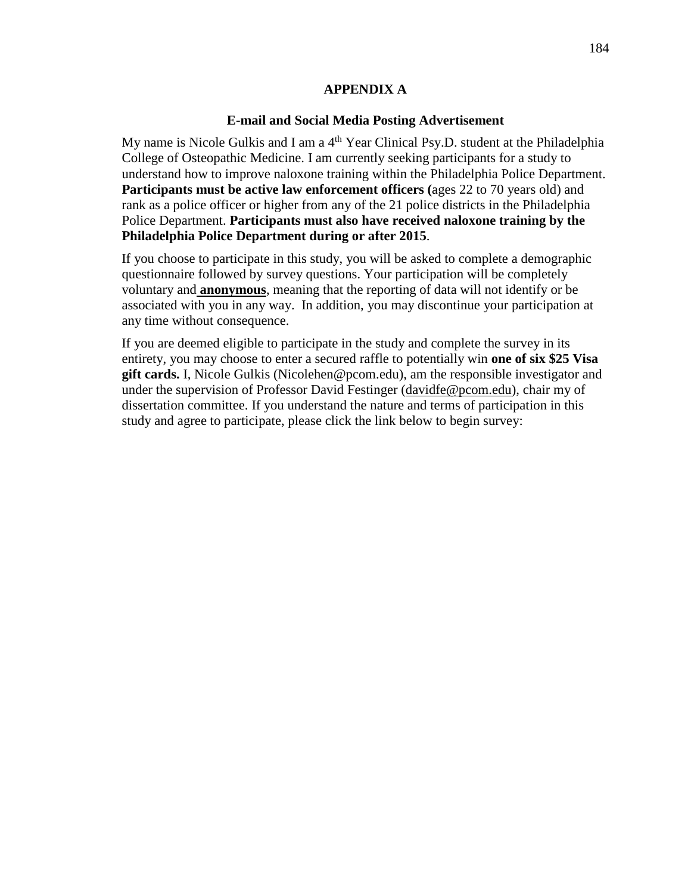# APPENDIX A

## E-mail and Social Media Posting Advertisement

My name is Nicole Gulkis and I am a 4th Year Clinical Psy.D. student at the Philadelphia College of Osteopathic Medicine. I am currently seeking participants for a study to understand how to improve naloxone training within the Philadelphia Police Department. **Participants must be active law enforcement officers (**ages 22 to 70 years old) and rank as a police officer or higher from any of the 21 police districts in the Philadelphia Police Department. **Participants must also have received naloxone training by the Philadelphia Police Department during or after 2015**.

If you choose to participate in this study, you will be asked to complete a demographic questionnaire followed by survey questions. Your participation will be completely voluntary and **anonymous**, meaning that the reporting of data will not identify or be associated with you in any way. In addition, you may discontinue your participation at any time without consequence.

If you are deemed eligible to participate in the study and complete the survey in its entirety, you may choose to enter a secured raffle to potentially win **one of six $25 Visa gift cards.** I, Nicole Gulkis (Nicolehen@pcom.edu), am the responsible investigator and under the supervision of Professor David Festinger (davidfe@pcom.edu), chair my of dissertation committee. If you understand the nature and terms of participation in this study and agree to participate, please click the link below to begin survey: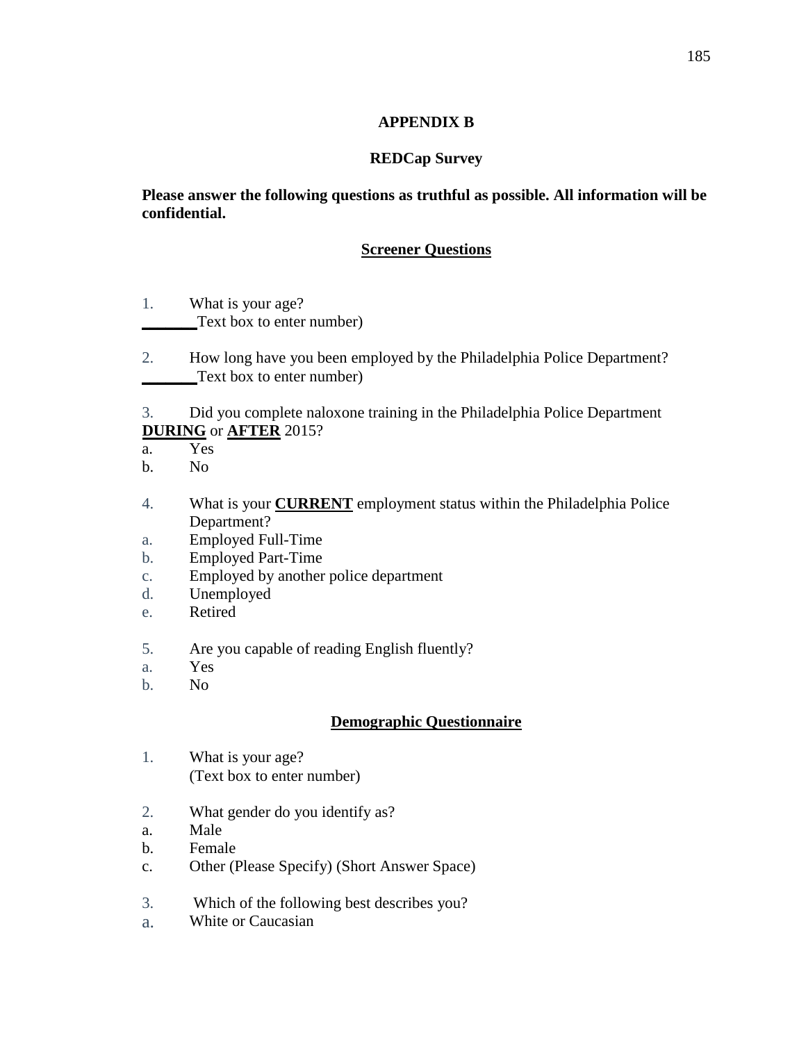**APPENDIX B**

**REDCap Survey**

**Please answer the following questions as truthful as possible. All information will be confidential.**

**<u>Screener Questions</u>**

1. What is your age?
_______Text box to enter number)

2. How long have you been employed by the Philadelphia Police Department?
_______Text box to enter number)

3. Did you complete naloxone training in the Philadelphia Police Department **<u>DURING</u>** or **<u>AFTER</u>** 2015?
a. Yes
b. No

4. What is your **<u>CURRENT</u>** employment status within the Philadelphia Police Department?
a. Employed Full-Time
b. Employed Part-Time
c. Employed by another police department
d. Unemployed
e. Retired

5. Are you capable of reading English fluently?
a. Yes
b. No

**<u>Demographic Questionnaire</u>**

1. What is your age?
(Text box to enter number)

2. What gender do you identify as?
a. Male
b. Female
c. Other (Please Specify) (Short Answer Space)

3. Which of the following best describes you?
a. White or Caucasian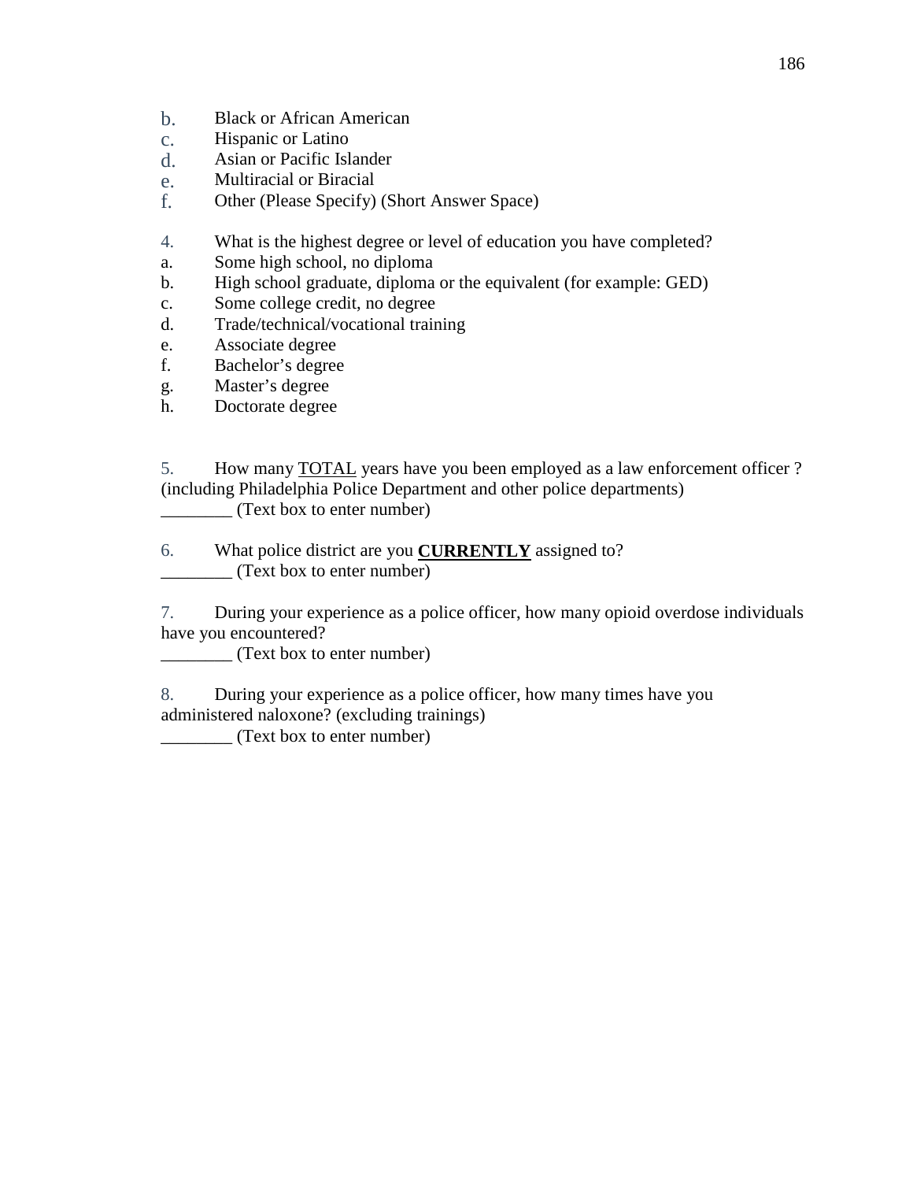b. Black or African American
c. Hispanic or Latino
d. Asian or Pacific Islander
e. Multiracial or Biracial
f. Other (Please Specify) (Short Answer Space)

4. What is the highest degree or level of education you have completed?
a. Some high school, no diploma
b. High school graduate, diploma or the equivalent (for example: GED)
c. Some college credit, no degree
d. Trade/technical/vocational training
e. Associate degree
f. Bachelor's degree
g. Master's degree
h. Doctorate degree

5. How many <u>TOTAL</u> years have you been employed as a law enforcement officer ? (including Philadelphia Police Department and other police departments)
________ (Text box to enter number)

6. What police district are you **<u>CURRENTLY</u>** assigned to?
________ (Text box to enter number)

7. During your experience as a police officer, how many opioid overdose individuals have you encountered?
________ (Text box to enter number)

8. During your experience as a police officer, how many times have you administered naloxone? (excluding trainings)
________ (Text box to enter number)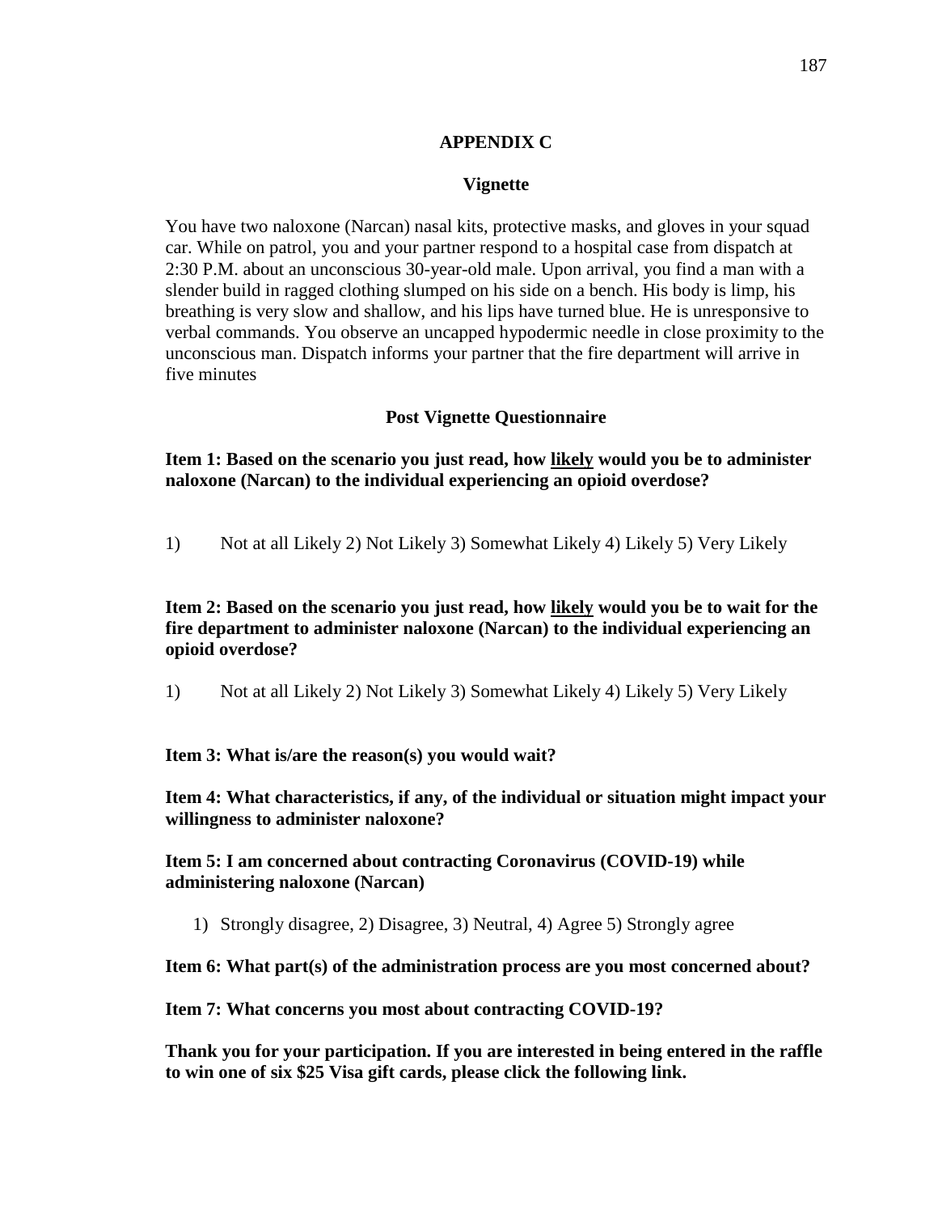## APPENDIX C

### Vignette

You have two naloxone (Narcan) nasal kits, protective masks, and gloves in your squad car. While on patrol, you and your partner respond to a hospital case from dispatch at 2:30 P.M. about an unconscious 30-year-old male. Upon arrival, you find a man with a slender build in ragged clothing slumped on his side on a bench. His body is limp, his breathing is very slow and shallow, and his lips have turned blue. He is unresponsive to verbal commands. You observe an uncapped hypodermic needle in close proximity to the unconscious man. Dispatch informs your partner that the fire department will arrive in five minutes

### Post Vignette Questionnaire

**Item 1: Based on the scenario you just read, how <u>likely</u> would you be to administer naloxone (Narcan) to the individual experiencing an opioid overdose?**

1) Not at all Likely 2) Not Likely 3) Somewhat Likely 4) Likely 5) Very Likely

**Item 2: Based on the scenario you just read, how <u>likely</u> would you be to wait for the fire department to administer naloxone (Narcan) to the individual experiencing an opioid overdose?**

1) Not at all Likely 2) Not Likely 3) Somewhat Likely 4) Likely 5) Very Likely

**Item 3: What is/are the reason(s) you would wait?**

**Item 4: What characteristics, if any, of the individual or situation might impact your willingness to administer naloxone?**

**Item 5: I am concerned about contracting Coronavirus (COVID-19) while administering naloxone (Narcan)**

1) Strongly disagree, 2) Disagree, 3) Neutral, 4) Agree 5) Strongly agree

**Item 6: What part(s) of the administration process are you most concerned about?**

**Item 7: What concerns you most about contracting COVID-19?**

**Thank you for your participation. If you are interested in being entered in the raffle to win one of six $25 Visa gift cards, please click the following link.**